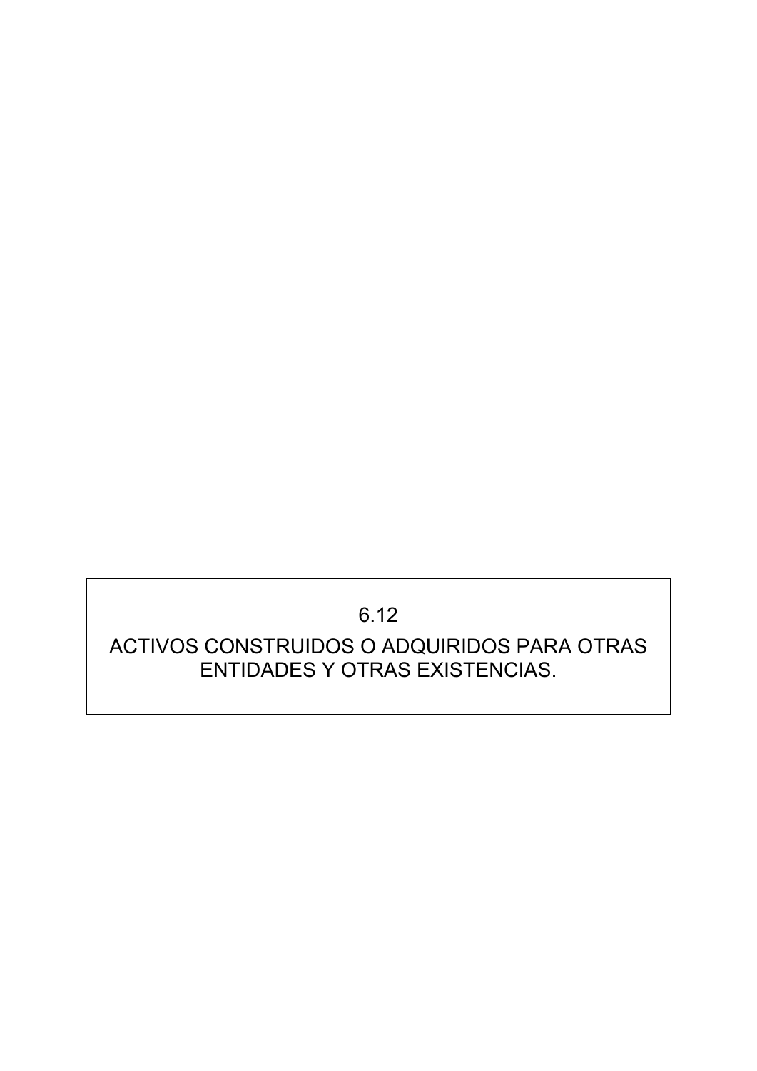# 6.12

# ACTIVOS CONSTRUIDOS O ADQUIRIDOS PARA OTRAS ENTIDADES Y OTRAS EXISTENCIAS.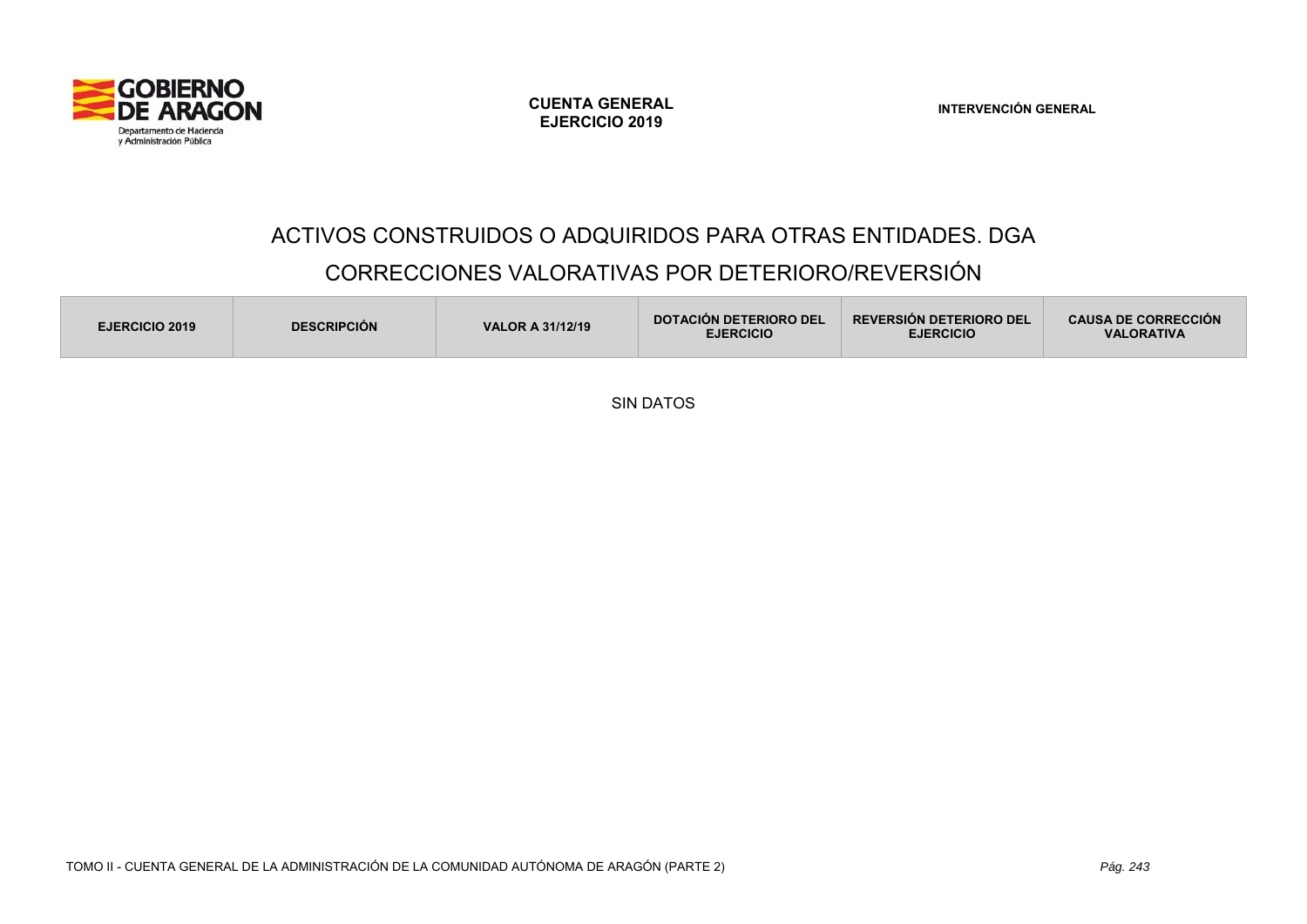# ACTIVOS CONSTRUIDOS O ADQUIRIDOS PARA OTRAS ENTIDADES. DGA

## CORRECCIONES VALORATIVAS POR DETERIORO/REVERSIÓN

| EJERCICIO 2019 | DESCRIPCIÓN | VALOR A 31/12/19 | DOTACIÓN DETERIORO DEL EJERCICIO | REVERSIÓN DETERIORO DEL EJERCICIO | CAUSA DE CORRECCIÓN VALORATIVA |
|---|---|---|---|---|---|

SIN DATOS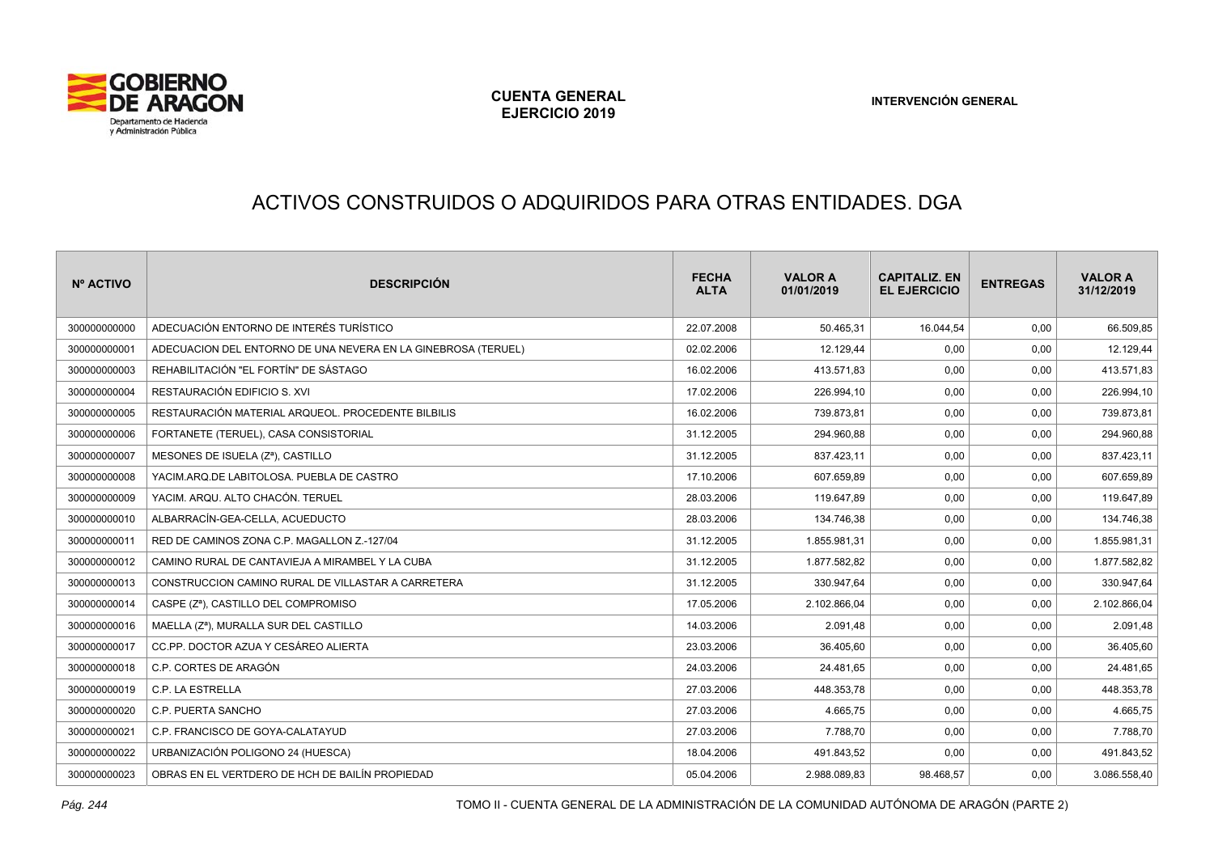# ACTIVOS CONSTRUIDOS O ADQUIRIDOS PARA OTRAS ENTIDADES. DGA

| Nº ACTIVO | DESCRIPCIÓN | FECHA ALTA | VALOR A 01/01/2019 | CAPITALIZ. EN EL EJERCICIO | ENTREGAS | VALOR A 31/12/2019 |
|---|---|---|---|---|---|---|
| 300000000000 | ADECUACIÓN ENTORNO DE INTERÉS TURÍSTICO | 22.07.2008 | 50.465,31 | 16.044,54 | 0,00 | 66.509,85 |
| 300000000001 | ADECUACION DEL ENTORNO DE UNA NEVERA EN LA GINEBROSA (TERUEL) | 02.02.2006 | 12.129,44 | 0,00 | 0,00 | 12.129,44 |
| 300000000003 | REHABILITACIÓN "EL FORTÍN" DE SÁSTAGO | 16.02.2006 | 413.571,83 | 0,00 | 0,00 | 413.571,83 |
| 300000000004 | RESTAURACIÓN EDIFICIO S. XVI | 17.02.2006 | 226.994,10 | 0,00 | 0,00 | 226.994,10 |
| 300000000005 | RESTAURACIÓN MATERIAL ARQUEOL. PROCEDENTE BILBILIS | 16.02.2006 | 739.873,81 | 0,00 | 0,00 | 739.873,81 |
| 300000000006 | FORTANETE (TERUEL), CASA CONSISTORIAL | 31.12.2005 | 294.960,88 | 0,00 | 0,00 | 294.960,88 |
| 300000000007 | MESONES DE ISUELA (Zª), CASTILLO | 31.12.2005 | 837.423,11 | 0,00 | 0,00 | 837.423,11 |
| 300000000008 | YACIM.ARQ.DE LABITOLOSA. PUEBLA DE CASTRO | 17.10.2006 | 607.659,89 | 0,00 | 0,00 | 607.659,89 |
| 300000000009 | YACIM. ARQU. ALTO CHACÓN. TERUEL | 28.03.2006 | 119.647,89 | 0,00 | 0,00 | 119.647,89 |
| 300000000010 | ALBARRACÍN-GEA-CELLA, ACUEDUCTO | 28.03.2006 | 134.746,38 | 0,00 | 0,00 | 134.746,38 |
| 300000000011 | RED DE CAMINOS ZONA C.P. MAGALLON Z.-127/04 | 31.12.2005 | 1.855.981,31 | 0,00 | 0,00 | 1.855.981,31 |
| 300000000012 | CAMINO RURAL DE CANTAVIEJA A MIRAMBEL Y LA CUBA | 31.12.2005 | 1.877.582,82 | 0,00 | 0,00 | 1.877.582,82 |
| 300000000013 | CONSTRUCCION CAMINO RURAL DE VILLASTAR A CARRETERA | 31.12.2005 | 330.947,64 | 0,00 | 0,00 | 330.947,64 |
| 300000000014 | CASPE (Zª), CASTILLO DEL COMPROMISO | 17.05.2006 | 2.102.866,04 | 0,00 | 0,00 | 2.102.866,04 |
| 300000000016 | MAELLA (Zª), MURALLA SUR DEL CASTILLO | 14.03.2006 | 2.091,48 | 0,00 | 0,00 | 2.091,48 |
| 300000000017 | CC.PP. DOCTOR AZUA Y CESÁREO ALIERTA | 23.03.2006 | 36.405,60 | 0,00 | 0,00 | 36.405,60 |
| 300000000018 | C.P. CORTES DE ARAGÓN | 24.03.2006 | 24.481,65 | 0,00 | 0,00 | 24.481,65 |
| 300000000019 | C.P. LA ESTRELLA | 27.03.2006 | 448.353,78 | 0,00 | 0,00 | 448.353,78 |
| 300000000020 | C.P. PUERTA SANCHO | 27.03.2006 | 4.665,75 | 0,00 | 0,00 | 4.665,75 |
| 300000000021 | C.P. FRANCISCO DE GOYA-CALATAYUD | 27.03.2006 | 7.788,70 | 0,00 | 0,00 | 7.788,70 |
| 300000000022 | URBANIZACIÓN POLIGONO 24 (HUESCA) | 18.04.2006 | 491.843,52 | 0,00 | 0,00 | 491.843,52 |
| 300000000023 | OBRAS EN EL VERTDERO DE HCH DE BAILÍN PROPIEDAD | 05.04.2006 | 2.988.089,83 | 98.468,57 | 0,00 | 3.086.558,40 |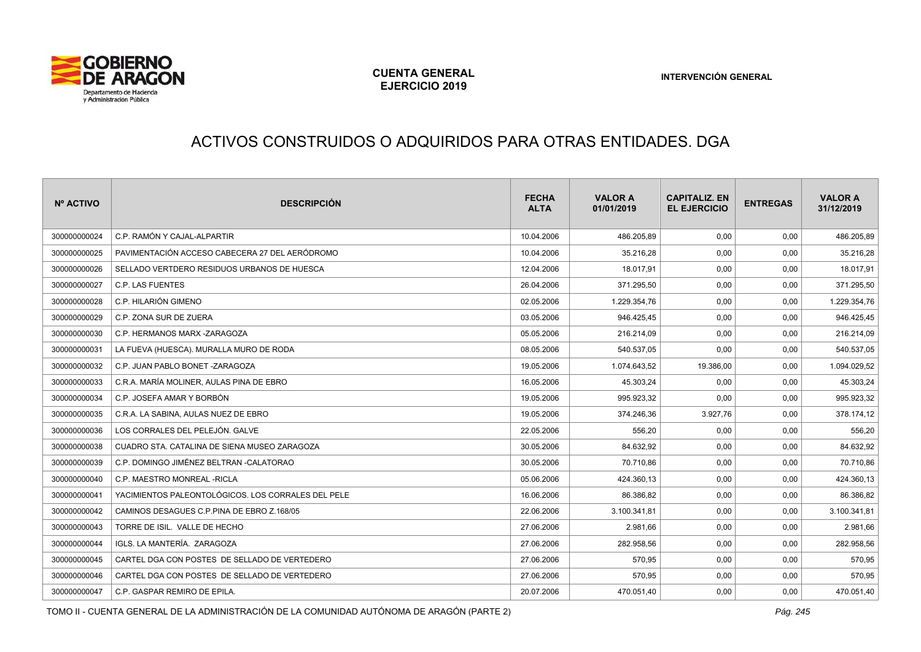# ACTIVOS CONSTRUIDOS O ADQUIRIDOS PARA OTRAS ENTIDADES. DGA

| Nº ACTIVO | DESCRIPCIÓN | FECHA ALTA | VALOR A 01/01/2019 | CAPITALIZ. EN EL EJERCICIO | ENTREGAS | VALOR A 31/12/2019 |
|---|---|---|---|---|---|---|
| 300000000024 | C.P. RAMÓN Y CAJAL-ALPARTIR | 10.04.2006 | 486.205,89 | 0,00 | 0,00 | 486.205,89 |
| 300000000025 | PAVIMENTACIÓN ACCESO CABECERA 27 DEL AERÓDROMO | 10.04.2006 | 35.216,28 | 0,00 | 0,00 | 35.216,28 |
| 300000000026 | SELLADO VERTDERO RESIDUOS URBANOS DE HUESCA | 12.04.2006 | 18.017,91 | 0,00 | 0,00 | 18.017,91 |
| 300000000027 | C.P. LAS FUENTES | 26.04.2006 | 371.295,50 | 0,00 | 0,00 | 371.295,50 |
| 300000000028 | C.P. HILARIÓN GIMENO | 02.05.2006 | 1.229.354,76 | 0,00 | 0,00 | 1.229.354,76 |
| 300000000029 | C.P. ZONA SUR DE ZUERA | 03.05.2006 | 946.425,45 | 0,00 | 0,00 | 946.425,45 |
| 300000000030 | C.P. HERMANOS MARX -ZARAGOZA | 05.05.2006 | 216.214,09 | 0,00 | 0,00 | 216.214,09 |
| 300000000031 | LA FUEVA (HUESCA). MURALLA MURO DE RODA | 08.05.2006 | 540.537,05 | 0,00 | 0,00 | 540.537,05 |
| 300000000032 | C.P. JUAN PABLO BONET -ZARAGOZA | 19.05.2006 | 1.074.643,52 | 19.386,00 | 0,00 | 1.094.029,52 |
| 300000000033 | C.R.A. MARÍA MOLINER, AULAS PINA DE EBRO | 16.05.2006 | 45.303,24 | 0,00 | 0,00 | 45.303,24 |
| 300000000034 | C.P. JOSEFA AMAR Y BORBÓN | 19.05.2006 | 995.923,32 | 0,00 | 0,00 | 995.923,32 |
| 300000000035 | C.R.A. LA SABINA, AULAS NUEZ DE EBRO | 19.05.2006 | 374.246,36 | 3.927,76 | 0,00 | 378.174,12 |
| 300000000036 | LOS CORRALES DEL PELEJÓN. GALVE | 22.05.2006 | 556,20 | 0,00 | 0,00 | 556,20 |
| 300000000038 | CUADRO STA. CATALINA DE SIENA MUSEO ZARAGOZA | 30.05.2006 | 84.632,92 | 0,00 | 0,00 | 84.632,92 |
| 300000000039 | C.P. DOMINGO JIMÉNEZ BELTRAN -CALATORAO | 30.05.2006 | 70.710,86 | 0,00 | 0,00 | 70.710,86 |
| 300000000040 | C.P. MAESTRO MONREAL -RICLA | 05.06.2006 | 424.360,13 | 0,00 | 0,00 | 424.360,13 |
| 300000000041 | YACIMIENTOS PALEONTOLÓGICOS. LOS CORRALES DEL PELE | 16.06.2006 | 86.386,82 | 0,00 | 0,00 | 86.386,82 |
| 300000000042 | CAMINOS DESAGUES C.P.PINA DE EBRO Z.168/05 | 22.06.2006 | 3.100.341,81 | 0,00 | 0,00 | 3.100.341,81 |
| 300000000043 | TORRE DE ISIL. VALLE DE HECHO | 27.06.2006 | 2.981,66 | 0,00 | 0,00 | 2.981,66 |
| 300000000044 | IGLS. LA MANTERÍA. ZARAGOZA | 27.06.2006 | 282.958,56 | 0,00 | 0,00 | 282.958,56 |
| 300000000045 | CARTEL DGA CON POSTES DE SELLADO DE VERTEDERO | 27.06.2006 | 570,95 | 0,00 | 0,00 | 570,95 |
| 300000000046 | CARTEL DGA CON POSTES DE SELLADO DE VERTEDERO | 27.06.2006 | 570,95 | 0,00 | 0,00 | 570,95 |
| 300000000047 | C.P. GASPAR REMIRO DE EPILA. | 20.07.2006 | 470.051,40 | 0,00 | 0,00 | 470.051,40 |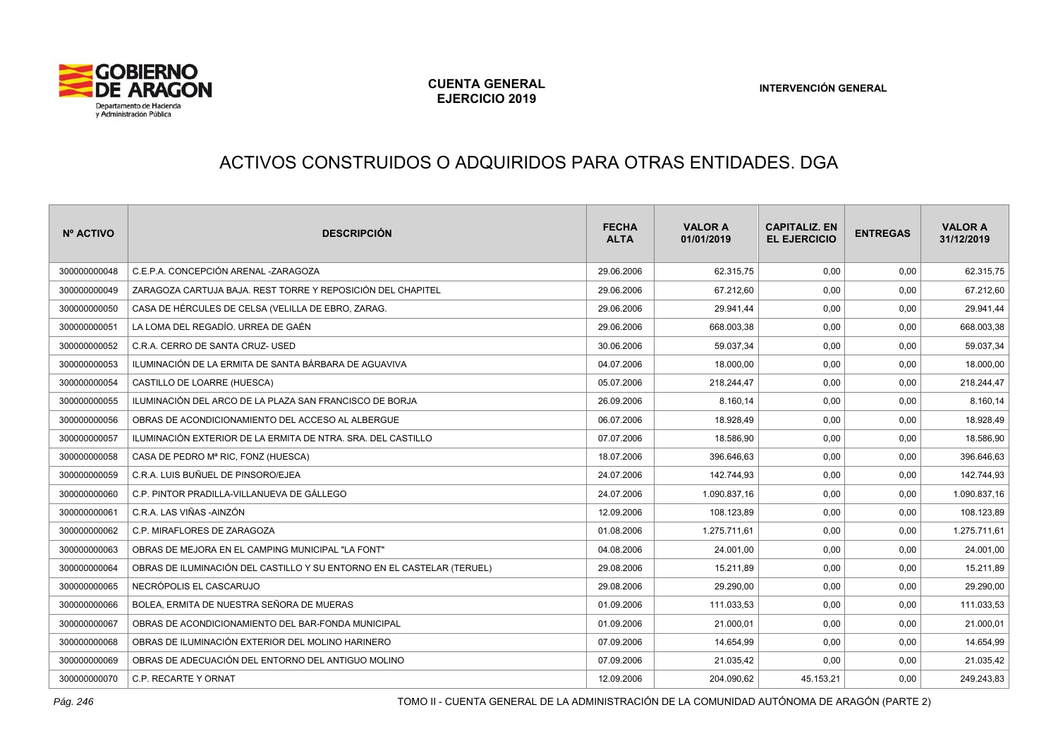# ACTIVOS CONSTRUIDOS O ADQUIRIDOS PARA OTRAS ENTIDADES. DGA

| Nº ACTIVO | DESCRIPCIÓN | FECHA ALTA | VALOR A 01/01/2019 | CAPITALIZ. EN EL EJERCICIO | ENTREGAS | VALOR A 31/12/2019 |
|---|---|---|---|---|---|---|
| 300000000048 | C.E.P.A. CONCEPCIÓN ARENAL -ZARAGOZA | 29.06.2006 | 62.315,75 | 0,00 | 0,00 | 62.315,75 |
| 300000000049 | ZARAGOZA CARTUJA BAJA. REST TORRE Y REPOSICIÓN DEL CHAPITEL | 29.06.2006 | 67.212,60 | 0,00 | 0,00 | 67.212,60 |
| 300000000050 | CASA DE HÉRCULES DE CELSA (VELILLA DE EBRO, ZARAG. | 29.06.2006 | 29.941,44 | 0,00 | 0,00 | 29.941,44 |
| 300000000051 | LA LOMA DEL REGADÍO. URREA DE GAÉN | 29.06.2006 | 668.003,38 | 0,00 | 0,00 | 668.003,38 |
| 300000000052 | C.R.A. CERRO DE SANTA CRUZ- USED | 30.06.2006 | 59.037,34 | 0,00 | 0,00 | 59.037,34 |
| 300000000053 | ILUMINACIÓN DE LA ERMITA DE SANTA BÁRBARA DE AGUAVIVA | 04.07.2006 | 18.000,00 | 0,00 | 0,00 | 18.000,00 |
| 300000000054 | CASTILLO DE LOARRE (HUESCA) | 05.07.2006 | 218.244,47 | 0,00 | 0,00 | 218.244,47 |
| 300000000055 | ILUMINACIÓN DEL ARCO DE LA PLAZA SAN FRANCISCO DE BORJA | 26.09.2006 | 8.160,14 | 0,00 | 0,00 | 8.160,14 |
| 300000000056 | OBRAS DE ACONDICIONAMIENTO DEL ACCESO AL ALBERGUE | 06.07.2006 | 18.928,49 | 0,00 | 0,00 | 18.928,49 |
| 300000000057 | ILUMINACIÓN EXTERIOR DE LA ERMITA DE NTRA. SRA. DEL CASTILLO | 07.07.2006 | 18.586,90 | 0,00 | 0,00 | 18.586,90 |
| 300000000058 | CASA DE PEDRO Mª RIC, FONZ (HUESCA) | 18.07.2006 | 396.646,63 | 0,00 | 0,00 | 396.646,63 |
| 300000000059 | C.R.A. LUIS BUÑUEL DE PINSORO/EJEA | 24.07.2006 | 142.744,93 | 0,00 | 0,00 | 142.744,93 |
| 300000000060 | C.P. PINTOR PRADILLA-VILLANUEVA DE GÁLLEGO | 24.07.2006 | 1.090.837,16 | 0,00 | 0,00 | 1.090.837,16 |
| 300000000061 | C.R.A. LAS VIÑAS -AINZÓN | 12.09.2006 | 108.123,89 | 0,00 | 0,00 | 108.123,89 |
| 300000000062 | C.P. MIRAFLORES DE ZARAGOZA | 01.08.2006 | 1.275.711,61 | 0,00 | 0,00 | 1.275.711,61 |
| 300000000063 | OBRAS DE MEJORA EN EL CAMPING MUNICIPAL "LA FONT" | 04.08.2006 | 24.001,00 | 0,00 | 0,00 | 24.001,00 |
| 300000000064 | OBRAS DE ILUMINACIÓN DEL CASTILLO Y SU ENTORNO EN EL CASTELAR (TERUEL) | 29.08.2006 | 15.211,89 | 0,00 | 0,00 | 15.211,89 |
| 300000000065 | NECRÓPOLIS EL CASCARUJO | 29.08.2006 | 29.290,00 | 0,00 | 0,00 | 29.290,00 |
| 300000000066 | BOLEA, ERMITA DE NUESTRA SEÑORA DE MUERAS | 01.09.2006 | 111.033,53 | 0,00 | 0,00 | 111.033,53 |
| 300000000067 | OBRAS DE ACONDICIONAMIENTO DEL BAR-FONDA MUNICIPAL | 01.09.2006 | 21.000,01 | 0,00 | 0,00 | 21.000,01 |
| 300000000068 | OBRAS DE ILUMINACIÓN EXTERIOR DEL MOLINO HARINERO | 07.09.2006 | 14.654,99 | 0,00 | 0,00 | 14.654,99 |
| 300000000069 | OBRAS DE ADECUACIÓN DEL ENTORNO DEL ANTIGUO MOLINO | 07.09.2006 | 21.035,42 | 0,00 | 0,00 | 21.035,42 |
| 300000000070 | C.P. RECARTE Y ORNAT | 12.09.2006 | 204.090,62 | 45.153,21 | 0,00 | 249.243,83 |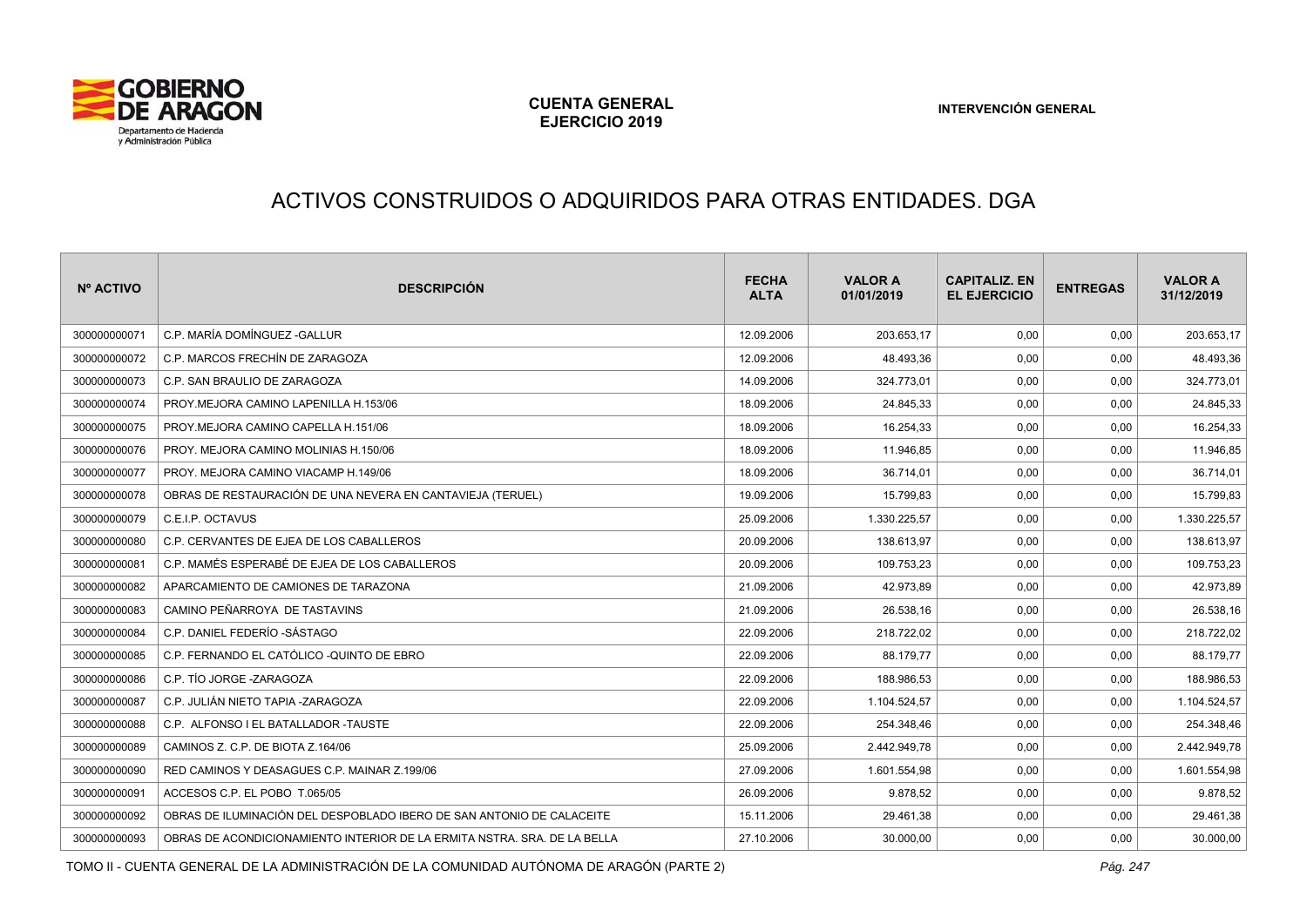# ACTIVOS CONSTRUIDOS O ADQUIRIDOS PARA OTRAS ENTIDADES. DGA

| Nº ACTIVO | DESCRIPCIÓN | FECHA ALTA | VALOR A 01/01/2019 | CAPITALIZ. EN EL EJERCICIO | ENTREGAS | VALOR A 31/12/2019 |
|---|---|---|---|---|---|---|
| 300000000071 | C.P. MARÍA DOMÍNGUEZ -GALLUR | 12.09.2006 | 203.653,17 | 0,00 | 0,00 | 203.653,17 |
| 300000000072 | C.P. MARCOS FRECHÍN DE ZARAGOZA | 12.09.2006 | 48.493,36 | 0,00 | 0,00 | 48.493,36 |
| 300000000073 | C.P. SAN BRAULIO DE ZARAGOZA | 14.09.2006 | 324.773,01 | 0,00 | 0,00 | 324.773,01 |
| 300000000074 | PROY.MEJORA CAMINO LAPENILLA H.153/06 | 18.09.2006 | 24.845,33 | 0,00 | 0,00 | 24.845,33 |
| 300000000075 | PROY.MEJORA CAMINO CAPELLA H.151/06 | 18.09.2006 | 16.254,33 | 0,00 | 0,00 | 16.254,33 |
| 300000000076 | PROY. MEJORA CAMINO MOLINIAS H.150/06 | 18.09.2006 | 11.946,85 | 0,00 | 0,00 | 11.946,85 |
| 300000000077 | PROY. MEJORA CAMINO VIACAMP H.149/06 | 18.09.2006 | 36.714,01 | 0,00 | 0,00 | 36.714,01 |
| 300000000078 | OBRAS DE RESTAURACIÓN DE UNA NEVERA EN CANTAVIEJA (TERUEL) | 19.09.2006 | 15.799,83 | 0,00 | 0,00 | 15.799,83 |
| 300000000079 | C.E.I.P. OCTAVUS | 25.09.2006 | 1.330.225,57 | 0,00 | 0,00 | 1.330.225,57 |
| 300000000080 | C.P. CERVANTES DE EJEA DE LOS CABALLEROS | 20.09.2006 | 138.613,97 | 0,00 | 0,00 | 138.613,97 |
| 300000000081 | C.P. MAMÉS ESPERABÉ DE EJEA DE LOS CABALLEROS | 20.09.2006 | 109.753,23 | 0,00 | 0,00 | 109.753,23 |
| 300000000082 | APARCAMIENTO DE CAMIONES DE TARAZONA | 21.09.2006 | 42.973,89 | 0,00 | 0,00 | 42.973,89 |
| 300000000083 | CAMINO PEÑARROYA DE TASTAVINS | 21.09.2006 | 26.538,16 | 0,00 | 0,00 | 26.538,16 |
| 300000000084 | C.P. DANIEL FEDERÍO -SÁSTAGO | 22.09.2006 | 218.722,02 | 0,00 | 0,00 | 218.722,02 |
| 300000000085 | C.P. FERNANDO EL CATÓLICO -QUINTO DE EBRO | 22.09.2006 | 88.179,77 | 0,00 | 0,00 | 88.179,77 |
| 300000000086 | C.P. TÍO JORGE -ZARAGOZA | 22.09.2006 | 188.986,53 | 0,00 | 0,00 | 188.986,53 |
| 300000000087 | C.P. JULIÁN NIETO TAPIA -ZARAGOZA | 22.09.2006 | 1.104.524,57 | 0,00 | 0,00 | 1.104.524,57 |
| 300000000088 | C.P. ALFONSO I EL BATALLADOR -TAUSTE | 22.09.2006 | 254.348,46 | 0,00 | 0,00 | 254.348,46 |
| 300000000089 | CAMINOS Z. C.P. DE BIOTA Z.164/06 | 25.09.2006 | 2.442.949,78 | 0,00 | 0,00 | 2.442.949,78 |
| 300000000090 | RED CAMINOS Y DEASAGUES C.P. MAINAR Z.199/06 | 27.09.2006 | 1.601.554,98 | 0,00 | 0,00 | 1.601.554,98 |
| 300000000091 | ACCESOS C.P. EL POBO T.065/05 | 26.09.2006 | 9.878,52 | 0,00 | 0,00 | 9.878,52 |
| 300000000092 | OBRAS DE ILUMINACIÓN DEL DESPOBLADO IBERO DE SAN ANTONIO DE CALACEITE | 15.11.2006 | 29.461,38 | 0,00 | 0,00 | 29.461,38 |
| 300000000093 | OBRAS DE ACONDICIONAMIENTO INTERIOR DE LA ERMITA NSTRA. SRA. DE LA BELLA | 27.10.2006 | 30.000,00 | 0,00 | 0,00 | 30.000,00 |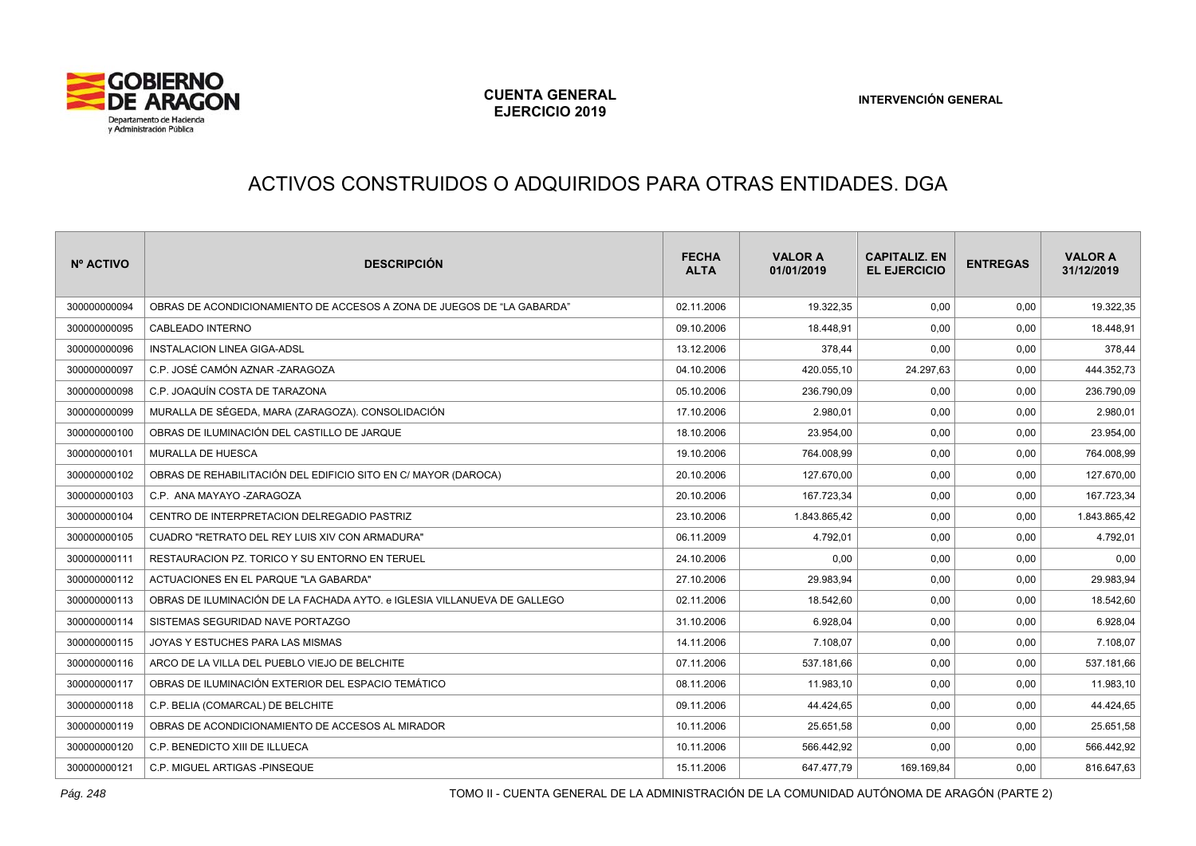# ACTIVOS CONSTRUIDOS O ADQUIRIDOS PARA OTRAS ENTIDADES. DGA

| Nº ACTIVO | DESCRIPCIÓN | FECHA ALTA | VALOR A 01/01/2019 | CAPITALIZ. EN EL EJERCICIO | ENTREGAS | VALOR A 31/12/2019 |
|---|---|---|---|---|---|---|
| 300000000094 | OBRAS DE ACONDICIONAMIENTO DE ACCESOS A ZONA DE JUEGOS DE "LA GABARDA" | 02.11.2006 | 19.322,35 | 0,00 | 0,00 | 19.322,35 |
| 300000000095 | CABLEADO INTERNO | 09.10.2006 | 18.448,91 | 0,00 | 0,00 | 18.448,91 |
| 300000000096 | INSTALACION LINEA GIGA-ADSL | 13.12.2006 | 378,44 | 0,00 | 0,00 | 378,44 |
| 300000000097 | C.P. JOSÉ CAMÓN AZNAR -ZARAGOZA | 04.10.2006 | 420.055,10 | 24.297,63 | 0,00 | 444.352,73 |
| 300000000098 | C.P. JOAQUÍN COSTA DE TARAZONA | 05.10.2006 | 236.790,09 | 0,00 | 0,00 | 236.790,09 |
| 300000000099 | MURALLA DE SÉGEDA, MARA (ZARAGOZA). CONSOLIDACIÓN | 17.10.2006 | 2.980,01 | 0,00 | 0,00 | 2.980,01 |
| 300000000100 | OBRAS DE ILUMINACIÓN DEL CASTILLO DE JARQUE | 18.10.2006 | 23.954,00 | 0,00 | 0,00 | 23.954,00 |
| 300000000101 | MURALLA DE HUESCA | 19.10.2006 | 764.008,99 | 0,00 | 0,00 | 764.008,99 |
| 300000000102 | OBRAS DE REHABILITACIÓN DEL EDIFICIO SITO EN C/ MAYOR (DAROCA) | 20.10.2006 | 127.670,00 | 0,00 | 0,00 | 127.670,00 |
| 300000000103 | C.P. ANA MAYAYO -ZARAGOZA | 20.10.2006 | 167.723,34 | 0,00 | 0,00 | 167.723,34 |
| 300000000104 | CENTRO DE INTERPRETACION DELREGADIO PASTRIZ | 23.10.2006 | 1.843.865,42 | 0,00 | 0,00 | 1.843.865,42 |
| 300000000105 | CUADRO "RETRATO DEL REY LUIS XIV CON ARMADURA" | 06.11.2009 | 4.792,01 | 0,00 | 0,00 | 4.792,01 |
| 300000000111 | RESTAURACION PZ. TORICO Y SU ENTORNO EN TERUEL | 24.10.2006 | 0,00 | 0,00 | 0,00 | 0,00 |
| 300000000112 | ACTUACIONES EN EL PARQUE "LA GABARDA" | 27.10.2006 | 29.983,94 | 0,00 | 0,00 | 29.983,94 |
| 300000000113 | OBRAS DE ILUMINACIÓN DE LA FACHADA AYTO. e IGLESIA VILLANUEVA DE GALLEGO | 02.11.2006 | 18.542,60 | 0,00 | 0,00 | 18.542,60 |
| 300000000114 | SISTEMAS SEGURIDAD NAVE PORTAZGO | 31.10.2006 | 6.928,04 | 0,00 | 0,00 | 6.928,04 |
| 300000000115 | JOYAS Y ESTUCHES PARA LAS MISMAS | 14.11.2006 | 7.108,07 | 0,00 | 0,00 | 7.108,07 |
| 300000000116 | ARCO DE LA VILLA DEL PUEBLO VIEJO DE BELCHITE | 07.11.2006 | 537.181,66 | 0,00 | 0,00 | 537.181,66 |
| 300000000117 | OBRAS DE ILUMINACIÓN EXTERIOR DEL ESPACIO TEMÁTICO | 08.11.2006 | 11.983,10 | 0,00 | 0,00 | 11.983,10 |
| 300000000118 | C.P. BELIA (COMARCAL) DE BELCHITE | 09.11.2006 | 44.424,65 | 0,00 | 0,00 | 44.424,65 |
| 300000000119 | OBRAS DE ACONDICIONAMIENTO DE ACCESOS AL MIRADOR | 10.11.2006 | 25.651,58 | 0,00 | 0,00 | 25.651,58 |
| 300000000120 | C.P. BENEDICTO XIII DE ILLUECA | 10.11.2006 | 566.442,92 | 0,00 | 0,00 | 566.442,92 |
| 300000000121 | C.P. MIGUEL ARTIGAS -PINSEQUE | 15.11.2006 | 647.477,79 | 169.169,84 | 0,00 | 816.647,63 |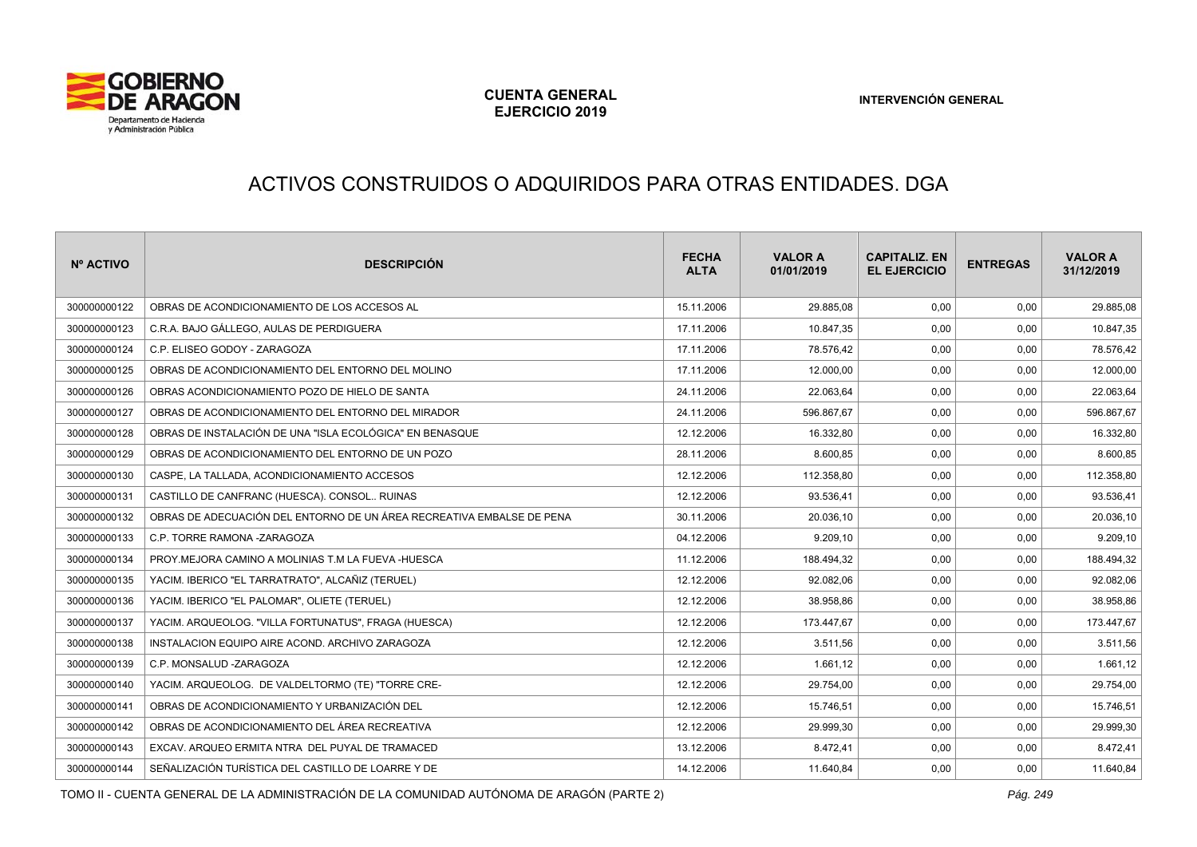# ACTIVOS CONSTRUIDOS O ADQUIRIDOS PARA OTRAS ENTIDADES. DGA

| Nº ACTIVO | DESCRIPCIÓN | FECHA ALTA | VALOR A 01/01/2019 | CAPITALIZ. EN EL EJERCICIO | ENTREGAS | VALOR A 31/12/2019 |
|---|---|---|---|---|---|---|
| 300000000122 | OBRAS DE ACONDICIONAMIENTO DE LOS ACCESOS AL | 15.11.2006 | 29.885,08 | 0,00 | 0,00 | 29.885,08 |
| 300000000123 | C.R.A. BAJO GÁLLEGO, AULAS DE PERDIGUERA | 17.11.2006 | 10.847,35 | 0,00 | 0,00 | 10.847,35 |
| 300000000124 | C.P. ELISEO GODOY - ZARAGOZA | 17.11.2006 | 78.576,42 | 0,00 | 0,00 | 78.576,42 |
| 300000000125 | OBRAS DE ACONDICIONAMIENTO DEL ENTORNO DEL MOLINO | 17.11.2006 | 12.000,00 | 0,00 | 0,00 | 12.000,00 |
| 300000000126 | OBRAS ACONDICIONAMIENTO POZO DE HIELO DE SANTA | 24.11.2006 | 22.063,64 | 0,00 | 0,00 | 22.063,64 |
| 300000000127 | OBRAS DE ACONDICIONAMIENTO DEL ENTORNO DEL MIRADOR | 24.11.2006 | 596.867,67 | 0,00 | 0,00 | 596.867,67 |
| 300000000128 | OBRAS DE INSTALACIÓN DE UNA "ISLA ECOLÓGICA" EN BENASQUE | 12.12.2006 | 16.332,80 | 0,00 | 0,00 | 16.332,80 |
| 300000000129 | OBRAS DE ACONDICIONAMIENTO DEL ENTORNO DE UN POZO | 28.11.2006 | 8.600,85 | 0,00 | 0,00 | 8.600,85 |
| 300000000130 | CASPE, LA TALLADA, ACONDICIONAMIENTO ACCESOS | 12.12.2006 | 112.358,80 | 0,00 | 0,00 | 112.358,80 |
| 300000000131 | CASTILLO DE CANFRANC (HUESCA). CONSOL.. RUINAS | 12.12.2006 | 93.536,41 | 0,00 | 0,00 | 93.536,41 |
| 300000000132 | OBRAS DE ADECUACIÓN DEL ENTORNO DE UN ÁREA RECREATIVA EMBALSE DE PENA | 30.11.2006 | 20.036,10 | 0,00 | 0,00 | 20.036,10 |
| 300000000133 | C.P. TORRE RAMONA -ZARAGOZA | 04.12.2006 | 9.209,10 | 0,00 | 0,00 | 9.209,10 |
| 300000000134 | PROY.MEJORA CAMINO A MOLINIAS T.M LA FUEVA -HUESCA | 11.12.2006 | 188.494,32 | 0,00 | 0,00 | 188.494,32 |
| 300000000135 | YACIM. IBERICO "EL TARRATRATO", ALCAÑIZ (TERUEL) | 12.12.2006 | 92.082,06 | 0,00 | 0,00 | 92.082,06 |
| 300000000136 | YACIM. IBERICO "EL PALOMAR", OLIETE (TERUEL) | 12.12.2006 | 38.958,86 | 0,00 | 0,00 | 38.958,86 |
| 300000000137 | YACIM. ARQUEOLOG. "VILLA FORTUNATUS", FRAGA (HUESCA) | 12.12.2006 | 173.447,67 | 0,00 | 0,00 | 173.447,67 |
| 300000000138 | INSTALACION EQUIPO AIRE ACOND. ARCHIVO ZARAGOZA | 12.12.2006 | 3.511,56 | 0,00 | 0,00 | 3.511,56 |
| 300000000139 | C.P. MONSALUD -ZARAGOZA | 12.12.2006 | 1.661,12 | 0,00 | 0,00 | 1.661,12 |
| 300000000140 | YACIM. ARQUEOLOG. DE VALDELTORMO (TE) "TORRE CRE- | 12.12.2006 | 29.754,00 | 0,00 | 0,00 | 29.754,00 |
| 300000000141 | OBRAS DE ACONDICIONAMIENTO Y URBANIZACIÓN DEL | 12.12.2006 | 15.746,51 | 0,00 | 0,00 | 15.746,51 |
| 300000000142 | OBRAS DE ACONDICIONAMIENTO DEL ÁREA RECREATIVA | 12.12.2006 | 29.999,30 | 0,00 | 0,00 | 29.999,30 |
| 300000000143 | EXCAV. ARQUEO ERMITA NTRA DEL PUYAL DE TRAMACED | 13.12.2006 | 8.472,41 | 0,00 | 0,00 | 8.472,41 |
| 300000000144 | SEÑALIZACIÓN TURÍSTICA DEL CASTILLO DE LOARRE Y DE | 14.12.2006 | 11.640,84 | 0,00 | 0,00 | 11.640,84 |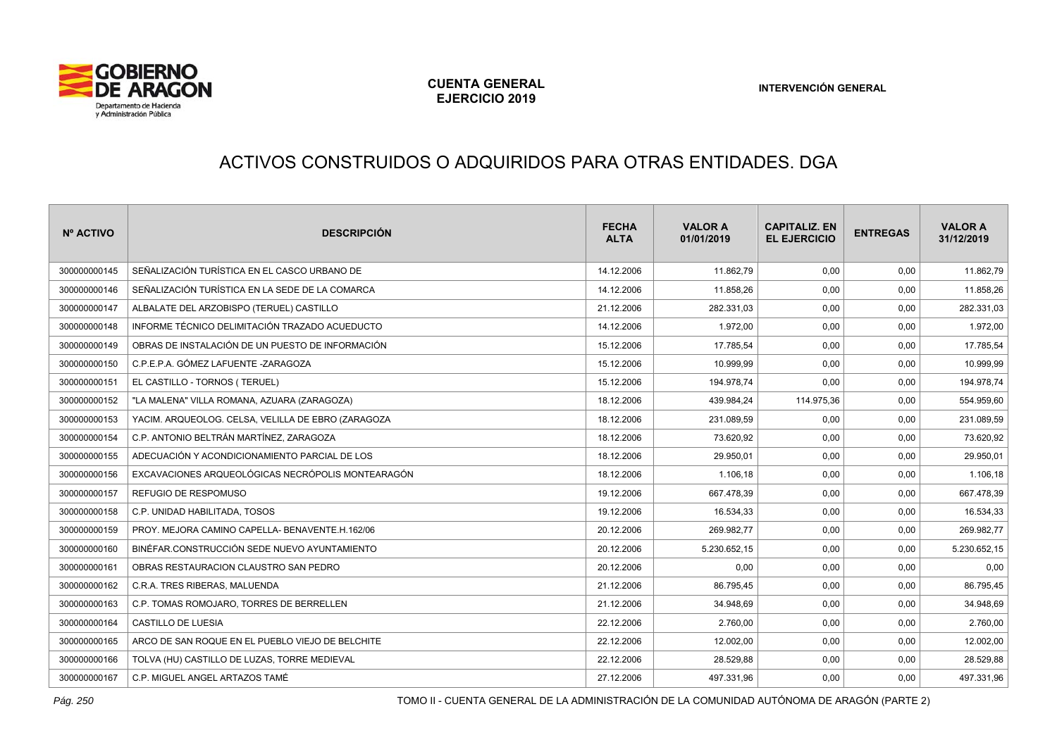# ACTIVOS CONSTRUIDOS O ADQUIRIDOS PARA OTRAS ENTIDADES. DGA

| Nº ACTIVO | DESCRIPCIÓN | FECHA ALTA | VALOR A 01/01/2019 | CAPITALIZ. EN EL EJERCICIO | ENTREGAS | VALOR A 31/12/2019 |
|---|---|---|---|---|---|---|
| 300000000145 | SEÑALIZACIÓN TURÍSTICA EN EL CASCO URBANO DE | 14.12.2006 | 11.862,79 | 0,00 | 0,00 | 11.862,79 |
| 300000000146 | SEÑALIZACIÓN TURÍSTICA EN LA SEDE DE LA COMARCA | 14.12.2006 | 11.858,26 | 0,00 | 0,00 | 11.858,26 |
| 300000000147 | ALBALATE DEL ARZOBISPO (TERUEL) CASTILLO | 21.12.2006 | 282.331,03 | 0,00 | 0,00 | 282.331,03 |
| 300000000148 | INFORME TÉCNICO DELIMITACIÓN TRAZADO ACUEDUCTO | 14.12.2006 | 1.972,00 | 0,00 | 0,00 | 1.972,00 |
| 300000000149 | OBRAS DE INSTALACIÓN DE UN PUESTO DE INFORMACIÓN | 15.12.2006 | 17.785,54 | 0,00 | 0,00 | 17.785,54 |
| 300000000150 | C.P.E.P.A. GÓMEZ LAFUENTE -ZARAGOZA | 15.12.2006 | 10.999,99 | 0,00 | 0,00 | 10.999,99 |
| 300000000151 | EL CASTILLO - TORNOS ( TERUEL) | 15.12.2006 | 194.978,74 | 0,00 | 0,00 | 194.978,74 |
| 300000000152 | "LA MALENA" VILLA ROMANA, AZUARA (ZARAGOZA) | 18.12.2006 | 439.984,24 | 114.975,36 | 0,00 | 554.959,60 |
| 300000000153 | YACIM. ARQUEOLOG. CELSA, VELILLA DE EBRO (ZARAGOZA | 18.12.2006 | 231.089,59 | 0,00 | 0,00 | 231.089,59 |
| 300000000154 | C.P. ANTONIO BELTRÁN MARTÍNEZ, ZARAGOZA | 18.12.2006 | 73.620,92 | 0,00 | 0,00 | 73.620,92 |
| 300000000155 | ADECUACIÓN Y ACONDICIONAMIENTO PARCIAL DE LOS | 18.12.2006 | 29.950,01 | 0,00 | 0,00 | 29.950,01 |
| 300000000156 | EXCAVACIONES ARQUEOLÓGICAS NECRÓPOLIS MONTEARAGÓN | 18.12.2006 | 1.106,18 | 0,00 | 0,00 | 1.106,18 |
| 300000000157 | REFUGIO DE RESPOMUSO | 19.12.2006 | 667.478,39 | 0,00 | 0,00 | 667.478,39 |
| 300000000158 | C.P. UNIDAD HABILITADA, TOSOS | 19.12.2006 | 16.534,33 | 0,00 | 0,00 | 16.534,33 |
| 300000000159 | PROY. MEJORA CAMINO CAPELLA- BENAVENTE.H.162/06 | 20.12.2006 | 269.982,77 | 0,00 | 0,00 | 269.982,77 |
| 300000000160 | BINÉFAR.CONSTRUCCIÓN SEDE NUEVO AYUNTAMIENTO | 20.12.2006 | 5.230.652,15 | 0,00 | 0,00 | 5.230.652,15 |
| 300000000161 | OBRAS RESTAURACION CLAUSTRO SAN PEDRO | 20.12.2006 | 0,00 | 0,00 | 0,00 | 0,00 |
| 300000000162 | C.R.A. TRES RIBERAS, MALUENDA | 21.12.2006 | 86.795,45 | 0,00 | 0,00 | 86.795,45 |
| 300000000163 | C.P. TOMAS ROMOJARO, TORRES DE BERRELLEN | 21.12.2006 | 34.948,69 | 0,00 | 0,00 | 34.948,69 |
| 300000000164 | CASTILLO DE LUESIA | 22.12.2006 | 2.760,00 | 0,00 | 0,00 | 2.760,00 |
| 300000000165 | ARCO DE SAN ROQUE EN EL PUEBLO VIEJO DE BELCHITE | 22.12.2006 | 12.002,00 | 0,00 | 0,00 | 12.002,00 |
| 300000000166 | TOLVA (HU) CASTILLO DE LUZAS, TORRE MEDIEVAL | 22.12.2006 | 28.529,88 | 0,00 | 0,00 | 28.529,88 |
| 300000000167 | C.P. MIGUEL ANGEL ARTAZOS TAMÉ | 27.12.2006 | 497.331,96 | 0,00 | 0,00 | 497.331,96 |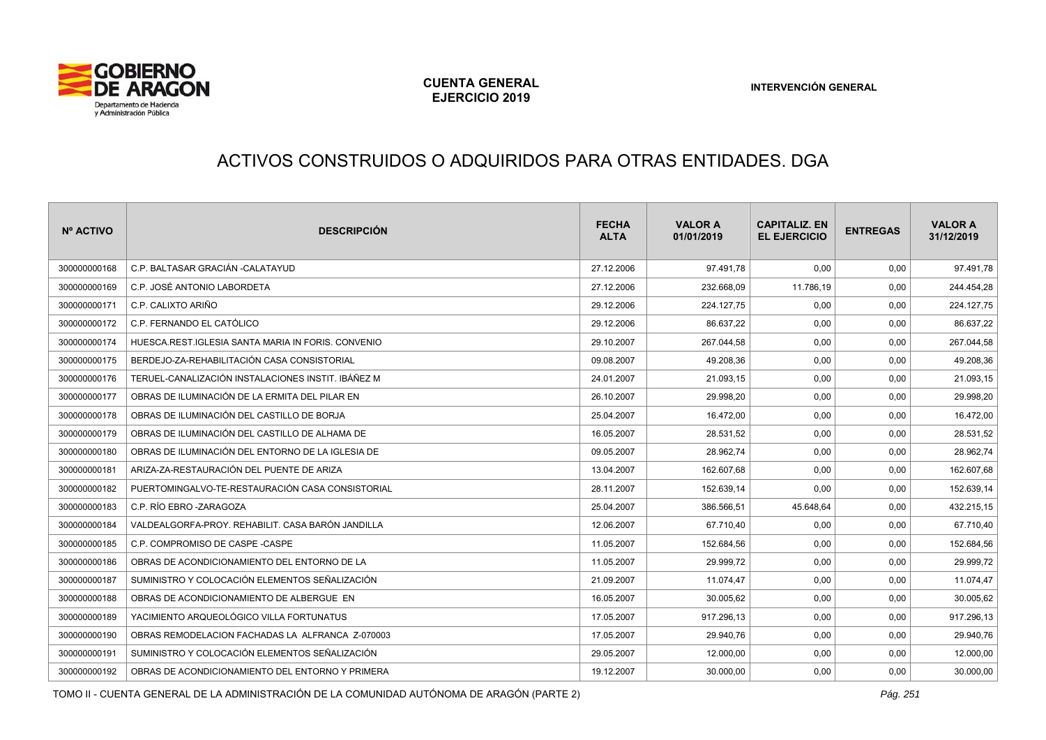# ACTIVOS CONSTRUIDOS O ADQUIRIDOS PARA OTRAS ENTIDADES. DGA

| Nº ACTIVO | DESCRIPCIÓN | FECHA ALTA | VALOR A 01/01/2019 | CAPITALIZ. EN EL EJERCICIO | ENTREGAS | VALOR A 31/12/2019 |
|---|---|---|---|---|---|---|
| 300000000168 | C.P. BALTASAR GRACIÁN -CALATAYUD | 27.12.2006 | 97.491,78 | 0,00 | 0,00 | 97.491,78 |
| 300000000169 | C.P. JOSÉ ANTONIO LABORDETA | 27.12.2006 | 232.668,09 | 11.786,19 | 0,00 | 244.454,28 |
| 300000000171 | C.P. CALIXTO ARIÑO | 29.12.2006 | 224.127,75 | 0,00 | 0,00 | 224.127,75 |
| 300000000172 | C.P. FERNANDO EL CATÓLICO | 29.12.2006 | 86.637,22 | 0,00 | 0,00 | 86.637,22 |
| 300000000174 | HUESCA.REST.IGLESIA SANTA MARIA IN FORIS. CONVENIO | 29.10.2007 | 267.044,58 | 0,00 | 0,00 | 267.044,58 |
| 300000000175 | BERDEJO-ZA-REHABILITACIÓN CASA CONSISTORIAL | 09.08.2007 | 49.208,36 | 0,00 | 0,00 | 49.208,36 |
| 300000000176 | TERUEL-CANALIZACIÓN INSTALACIONES INSTIT. IBÁÑEZ M | 24.01.2007 | 21.093,15 | 0,00 | 0,00 | 21.093,15 |
| 300000000177 | OBRAS DE ILUMINACIÓN DE LA ERMITA DEL PILAR EN | 26.10.2007 | 29.998,20 | 0,00 | 0,00 | 29.998,20 |
| 300000000178 | OBRAS DE ILUMINACIÓN DEL CASTILLO DE BORJA | 25.04.2007 | 16.472,00 | 0,00 | 0,00 | 16.472,00 |
| 300000000179 | OBRAS DE ILUMINACIÓN DEL CASTILLO DE ALHAMA DE | 16.05.2007 | 28.531,52 | 0,00 | 0,00 | 28.531,52 |
| 300000000180 | OBRAS DE ILUMINACIÓN DEL ENTORNO DE LA IGLESIA DE | 09.05.2007 | 28.962,74 | 0,00 | 0,00 | 28.962,74 |
| 300000000181 | ARIZA-ZA-RESTAURACIÓN DEL PUENTE DE ARIZA | 13.04.2007 | 162.607,68 | 0,00 | 0,00 | 162.607,68 |
| 300000000182 | PUERTOMINGALVO-TE-RESTAURACIÓN CASA CONSISTORIAL | 28.11.2007 | 152.639,14 | 0,00 | 0,00 | 152.639,14 |
| 300000000183 | C.P. RÍO EBRO -ZARAGOZA | 25.04.2007 | 386.566,51 | 45.648,64 | 0,00 | 432.215,15 |
| 300000000184 | VALDEALGORFA-PROY. REHABILIT. CASA BARÓN JANDILLA | 12.06.2007 | 67.710,40 | 0,00 | 0,00 | 67.710,40 |
| 300000000185 | C.P. COMPROMISO DE CASPE -CASPE | 11.05.2007 | 152.684,56 | 0,00 | 0,00 | 152.684,56 |
| 300000000186 | OBRAS DE ACONDICIONAMIENTO DEL ENTORNO DE LA | 11.05.2007 | 29.999,72 | 0,00 | 0,00 | 29.999,72 |
| 300000000187 | SUMINISTRO Y COLOCACIÓN ELEMENTOS SEÑALIZACIÓN | 21.09.2007 | 11.074,47 | 0,00 | 0,00 | 11.074,47 |
| 300000000188 | OBRAS DE ACONDICIONAMIENTO DE ALBERGUE EN | 16.05.2007 | 30.005,62 | 0,00 | 0,00 | 30.005,62 |
| 300000000189 | YACIMIENTO ARQUEOLÓGICO VILLA FORTUNATUS | 17.05.2007 | 917.296,13 | 0,00 | 0,00 | 917.296,13 |
| 300000000190 | OBRAS REMODELACION FACHADAS LA ALFRANCA Z-070003 | 17.05.2007 | 29.940,76 | 0,00 | 0,00 | 29.940,76 |
| 300000000191 | SUMINISTRO Y COLOCACIÓN ELEMENTOS SEÑALIZACIÓN | 29.05.2007 | 12.000,00 | 0,00 | 0,00 | 12.000,00 |
| 300000000192 | OBRAS DE ACONDICIONAMIENTO DEL ENTORNO Y PRIMERA | 19.12.2007 | 30.000,00 | 0,00 | 0,00 | 30.000,00 |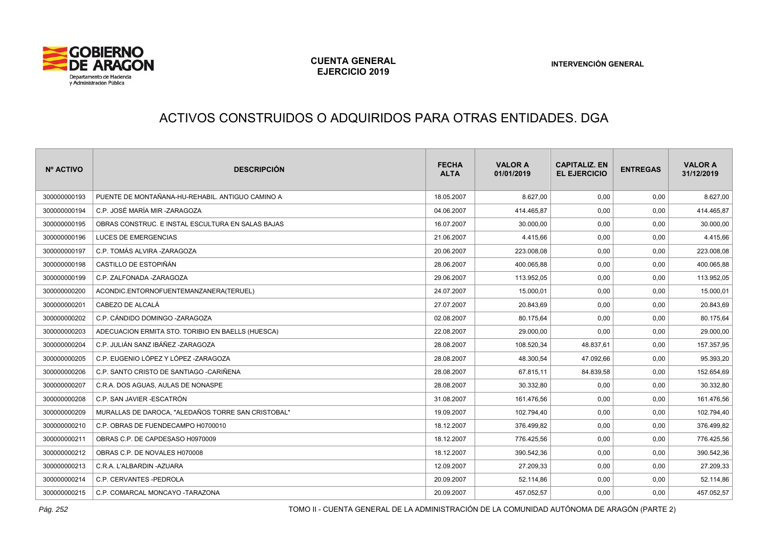# ACTIVOS CONSTRUIDOS O ADQUIRIDOS PARA OTRAS ENTIDADES. DGA

| Nº ACTIVO | DESCRIPCIÓN | FECHA ALTA | VALOR A 01/01/2019 | CAPITALIZ. EN EL EJERCICIO | ENTREGAS | VALOR A 31/12/2019 |
|---|---|---|---|---|---|---|
| 300000000193 | PUENTE DE MONTAÑANA-HU-REHABIL. ANTIGUO CAMINO A | 18.05.2007 | 8.627,00 | 0,00 | 0,00 | 8.627,00 |
| 300000000194 | C.P. JOSÉ MARÍA MIR -ZARAGOZA | 04.06.2007 | 414.465,87 | 0,00 | 0,00 | 414.465,87 |
| 300000000195 | OBRAS CONSTRUC. E INSTAL ESCULTURA EN SALAS BAJAS | 16.07.2007 | 30.000,00 | 0,00 | 0,00 | 30.000,00 |
| 300000000196 | LUCES DE EMERGENCIAS | 21.06.2007 | 4.415,66 | 0,00 | 0,00 | 4.415,66 |
| 300000000197 | C.P. TOMÁS ALVIRA -ZARAGOZA | 20.06.2007 | 223.008,08 | 0,00 | 0,00 | 223.008,08 |
| 300000000198 | CASTILLO DE ESTOPIÑÁN | 28.06.2007 | 400.065,88 | 0,00 | 0,00 | 400.065,88 |
| 300000000199 | C.P. ZALFONADA -ZARAGOZA | 29.06.2007 | 113.952,05 | 0,00 | 0,00 | 113.952,05 |
| 300000000200 | ACONDIC.ENTORNOFUENTEMANZANERA(TERUEL) | 24.07.2007 | 15.000,01 | 0,00 | 0,00 | 15.000,01 |
| 300000000201 | CABEZO DE ALCALÁ | 27.07.2007 | 20.843,69 | 0,00 | 0,00 | 20.843,69 |
| 300000000202 | C.P. CÁNDIDO DOMINGO -ZARAGOZA | 02.08.2007 | 80.175,64 | 0,00 | 0,00 | 80.175,64 |
| 300000000203 | ADECUACION ERMITA STO. TORIBIO EN BAELLS (HUESCA) | 22.08.2007 | 29.000,00 | 0,00 | 0,00 | 29.000,00 |
| 300000000204 | C.P. JULIÁN SANZ IBÁÑEZ -ZARAGOZA | 28.08.2007 | 108.520,34 | 48.837,61 | 0,00 | 157.357,95 |
| 300000000205 | C.P. EUGENIO LÓPEZ Y LÓPEZ -ZARAGOZA | 28.08.2007 | 48.300,54 | 47.092,66 | 0,00 | 95.393,20 |
| 300000000206 | C.P. SANTO CRISTO DE SANTIAGO -CARIÑENA | 28.08.2007 | 67.815,11 | 84.839,58 | 0,00 | 152.654,69 |
| 300000000207 | C.R.A. DOS AGUAS, AULAS DE NONASPE | 28.08.2007 | 30.332,80 | 0,00 | 0,00 | 30.332,80 |
| 300000000208 | C.P. SAN JAVIER -ESCATRÓN | 31.08.2007 | 161.476,56 | 0,00 | 0,00 | 161.476,56 |
| 300000000209 | MURALLAS DE DAROCA, "ALEDAÑOS TORRE SAN CRISTOBAL" | 19.09.2007 | 102.794,40 | 0,00 | 0,00 | 102.794,40 |
| 300000000210 | C.P. OBRAS DE FUENDECAMPO H0700010 | 18.12.2007 | 376.499,82 | 0,00 | 0,00 | 376.499,82 |
| 300000000211 | OBRAS C.P. DE CAPDESASO H0970009 | 18.12.2007 | 776.425,56 | 0,00 | 0,00 | 776.425,56 |
| 300000000212 | OBRAS C.P. DE NOVALES H070008 | 18.12.2007 | 390.542,36 | 0,00 | 0,00 | 390.542,36 |
| 300000000213 | C.R.A. L'ALBARDIN -AZUARA | 12.09.2007 | 27.209,33 | 0,00 | 0,00 | 27.209,33 |
| 300000000214 | C.P. CERVANTES -PEDROLA | 20.09.2007 | 52.114,86 | 0,00 | 0,00 | 52.114,86 |
| 300000000215 | C.P. COMARCAL MONCAYO -TARAZONA | 20.09.2007 | 457.052,57 | 0,00 | 0,00 | 457.052,57 |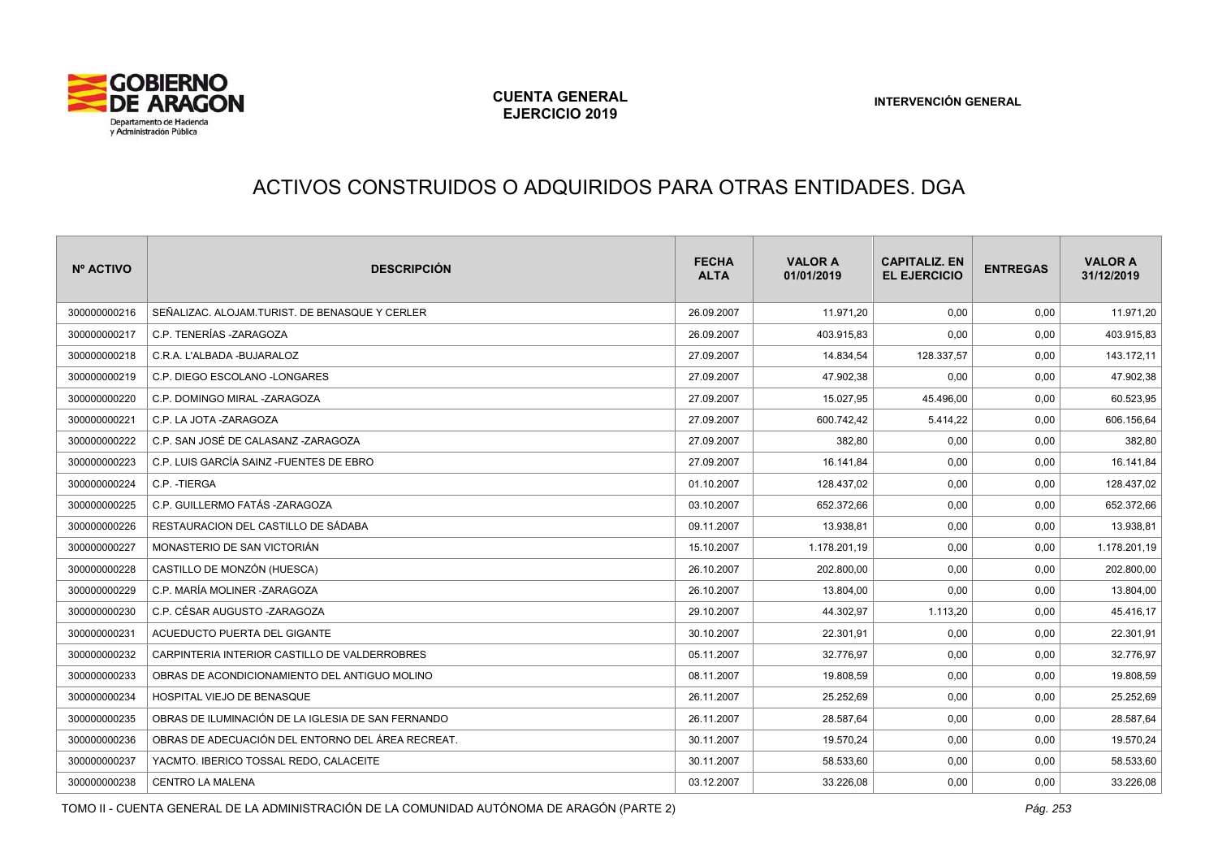# ACTIVOS CONSTRUIDOS O ADQUIRIDOS PARA OTRAS ENTIDADES. DGA

| Nº ACTIVO | DESCRIPCIÓN | FECHA ALTA | VALOR A 01/01/2019 | CAPITALIZ. EN EL EJERCICIO | ENTREGAS | VALOR A 31/12/2019 |
|---|---|---|---|---|---|---|
| 300000000216 | SEÑALIZAC. ALOJAM.TURIST. DE BENASQUE Y CERLER | 26.09.2007 | 11.971,20 | 0,00 | 0,00 | 11.971,20 |
| 300000000217 | C.P. TENERÍAS -ZARAGOZA | 26.09.2007 | 403.915,83 | 0,00 | 0,00 | 403.915,83 |
| 300000000218 | C.R.A. L'ALBADA -BUJARALOZ | 27.09.2007 | 14.834,54 | 128.337,57 | 0,00 | 143.172,11 |
| 300000000219 | C.P. DIEGO ESCOLANO -LONGARES | 27.09.2007 | 47.902,38 | 0,00 | 0,00 | 47.902,38 |
| 300000000220 | C.P. DOMINGO MIRAL -ZARAGOZA | 27.09.2007 | 15.027,95 | 45.496,00 | 0,00 | 60.523,95 |
| 300000000221 | C.P. LA JOTA -ZARAGOZA | 27.09.2007 | 600.742,42 | 5.414,22 | 0,00 | 606.156,64 |
| 300000000222 | C.P. SAN JOSÉ DE CALASANZ -ZARAGOZA | 27.09.2007 | 382,80 | 0,00 | 0,00 | 382,80 |
| 300000000223 | C.P. LUIS GARCÍA SAINZ -FUENTES DE EBRO | 27.09.2007 | 16.141,84 | 0,00 | 0,00 | 16.141,84 |
| 300000000224 | C.P. -TIERGA | 01.10.2007 | 128.437,02 | 0,00 | 0,00 | 128.437,02 |
| 300000000225 | C.P. GUILLERMO FATÁS -ZARAGOZA | 03.10.2007 | 652.372,66 | 0,00 | 0,00 | 652.372,66 |
| 300000000226 | RESTAURACION DEL CASTILLO DE SÁDABA | 09.11.2007 | 13.938,81 | 0,00 | 0,00 | 13.938,81 |
| 300000000227 | MONASTERIO DE SAN VICTORIÁN | 15.10.2007 | 1.178.201,19 | 0,00 | 0,00 | 1.178.201,19 |
| 300000000228 | CASTILLO DE MONZÓN (HUESCA) | 26.10.2007 | 202.800,00 | 0,00 | 0,00 | 202.800,00 |
| 300000000229 | C.P. MARÍA MOLINER -ZARAGOZA | 26.10.2007 | 13.804,00 | 0,00 | 0,00 | 13.804,00 |
| 300000000230 | C.P. CÉSAR AUGUSTO -ZARAGOZA | 29.10.2007 | 44.302,97 | 1.113,20 | 0,00 | 45.416,17 |
| 300000000231 | ACUEDUCTO PUERTA DEL GIGANTE | 30.10.2007 | 22.301,91 | 0,00 | 0,00 | 22.301,91 |
| 300000000232 | CARPINTERIA INTERIOR CASTILLO DE VALDERROBRES | 05.11.2007 | 32.776,97 | 0,00 | 0,00 | 32.776,97 |
| 300000000233 | OBRAS DE ACONDICIONAMIENTO DEL ANTIGUO MOLINO | 08.11.2007 | 19.808,59 | 0,00 | 0,00 | 19.808,59 |
| 300000000234 | HOSPITAL VIEJO DE BENASQUE | 26.11.2007 | 25.252,69 | 0,00 | 0,00 | 25.252,69 |
| 300000000235 | OBRAS DE ILUMINACIÓN DE LA IGLESIA DE SAN FERNANDO | 26.11.2007 | 28.587,64 | 0,00 | 0,00 | 28.587,64 |
| 300000000236 | OBRAS DE ADECUACIÓN DEL ENTORNO DEL ÁREA RECREAT. | 30.11.2007 | 19.570,24 | 0,00 | 0,00 | 19.570,24 |
| 300000000237 | YACMTO. IBERICO TOSSAL REDO, CALACEITE | 30.11.2007 | 58.533,60 | 0,00 | 0,00 | 58.533,60 |
| 300000000238 | CENTRO LA MALENA | 03.12.2007 | 33.226,08 | 0,00 | 0,00 | 33.226,08 |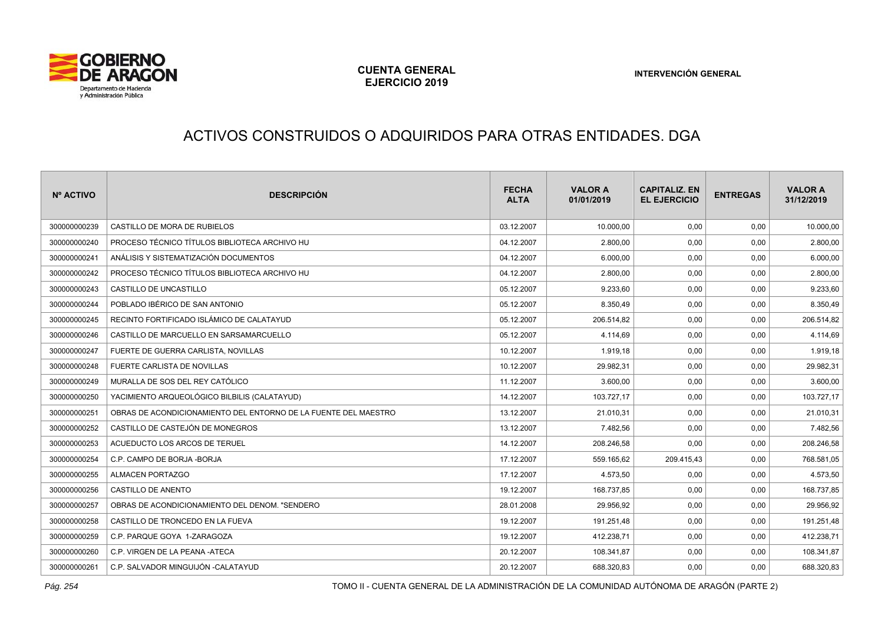# ACTIVOS CONSTRUIDOS O ADQUIRIDOS PARA OTRAS ENTIDADES. DGA

| Nº ACTIVO | DESCRIPCIÓN | FECHA ALTA | VALOR A 01/01/2019 | CAPITALIZ. EN EL EJERCICIO | ENTREGAS | VALOR A 31/12/2019 |
|---|---|---|---|---|---|---|
| 300000000239 | CASTILLO DE MORA DE RUBIELOS | 03.12.2007 | 10.000,00 | 0,00 | 0,00 | 10.000,00 |
| 300000000240 | PROCESO TÉCNICO TÍTULOS BIBLIOTECA ARCHIVO HU | 04.12.2007 | 2.800,00 | 0,00 | 0,00 | 2.800,00 |
| 300000000241 | ANÁLISIS Y SISTEMATIZACIÓN DOCUMENTOS | 04.12.2007 | 6.000,00 | 0,00 | 0,00 | 6.000,00 |
| 300000000242 | PROCESO TÉCNICO TÍTULOS BIBLIOTECA ARCHIVO HU | 04.12.2007 | 2.800,00 | 0,00 | 0,00 | 2.800,00 |
| 300000000243 | CASTILLO DE UNCASTILLO | 05.12.2007 | 9.233,60 | 0,00 | 0,00 | 9.233,60 |
| 300000000244 | POBLADO IBÉRICO DE SAN ANTONIO | 05.12.2007 | 8.350,49 | 0,00 | 0,00 | 8.350,49 |
| 300000000245 | RECINTO FORTIFICADO ISLÁMICO DE CALATAYUD | 05.12.2007 | 206.514,82 | 0,00 | 0,00 | 206.514,82 |
| 300000000246 | CASTILLO DE MARCUELLO EN SARSAMARCUELLO | 05.12.2007 | 4.114,69 | 0,00 | 0,00 | 4.114,69 |
| 300000000247 | FUERTE DE GUERRA CARLISTA, NOVILLAS | 10.12.2007 | 1.919,18 | 0,00 | 0,00 | 1.919,18 |
| 300000000248 | FUERTE CARLISTA DE NOVILLAS | 10.12.2007 | 29.982,31 | 0,00 | 0,00 | 29.982,31 |
| 300000000249 | MURALLA DE SOS DEL REY CATÓLICO | 11.12.2007 | 3.600,00 | 0,00 | 0,00 | 3.600,00 |
| 300000000250 | YACIMIENTO ARQUEOLÓGICO BILBILIS (CALATAYUD) | 14.12.2007 | 103.727,17 | 0,00 | 0,00 | 103.727,17 |
| 300000000251 | OBRAS DE ACONDICIONAMIENTO DEL ENTORNO DE LA FUENTE DEL MAESTRO | 13.12.2007 | 21.010,31 | 0,00 | 0,00 | 21.010,31 |
| 300000000252 | CASTILLO DE CASTEJÓN DE MONEGROS | 13.12.2007 | 7.482,56 | 0,00 | 0,00 | 7.482,56 |
| 300000000253 | ACUEDUCTO LOS ARCOS DE TERUEL | 14.12.2007 | 208.246,58 | 0,00 | 0,00 | 208.246,58 |
| 300000000254 | C.P. CAMPO DE BORJA -BORJA | 17.12.2007 | 559.165,62 | 209.415,43 | 0,00 | 768.581,05 |
| 300000000255 | ALMACEN PORTAZGO | 17.12.2007 | 4.573,50 | 0,00 | 0,00 | 4.573,50 |
| 300000000256 | CASTILLO DE ANENTO | 19.12.2007 | 168.737,85 | 0,00 | 0,00 | 168.737,85 |
| 300000000257 | OBRAS DE ACONDICIONAMIENTO DEL DENOM. "SENDERO | 28.01.2008 | 29.956,92 | 0,00 | 0,00 | 29.956,92 |
| 300000000258 | CASTILLO DE TRONCEDO EN LA FUEVA | 19.12.2007 | 191.251,48 | 0,00 | 0,00 | 191.251,48 |
| 300000000259 | C.P. PARQUE GOYA 1-ZARAGOZA | 19.12.2007 | 412.238,71 | 0,00 | 0,00 | 412.238,71 |
| 300000000260 | C.P. VIRGEN DE LA PEANA -ATECA | 20.12.2007 | 108.341,87 | 0,00 | 0,00 | 108.341,87 |
| 300000000261 | C.P. SALVADOR MINGUIJÓN -CALATAYUD | 20.12.2007 | 688.320,83 | 0,00 | 0,00 | 688.320,83 |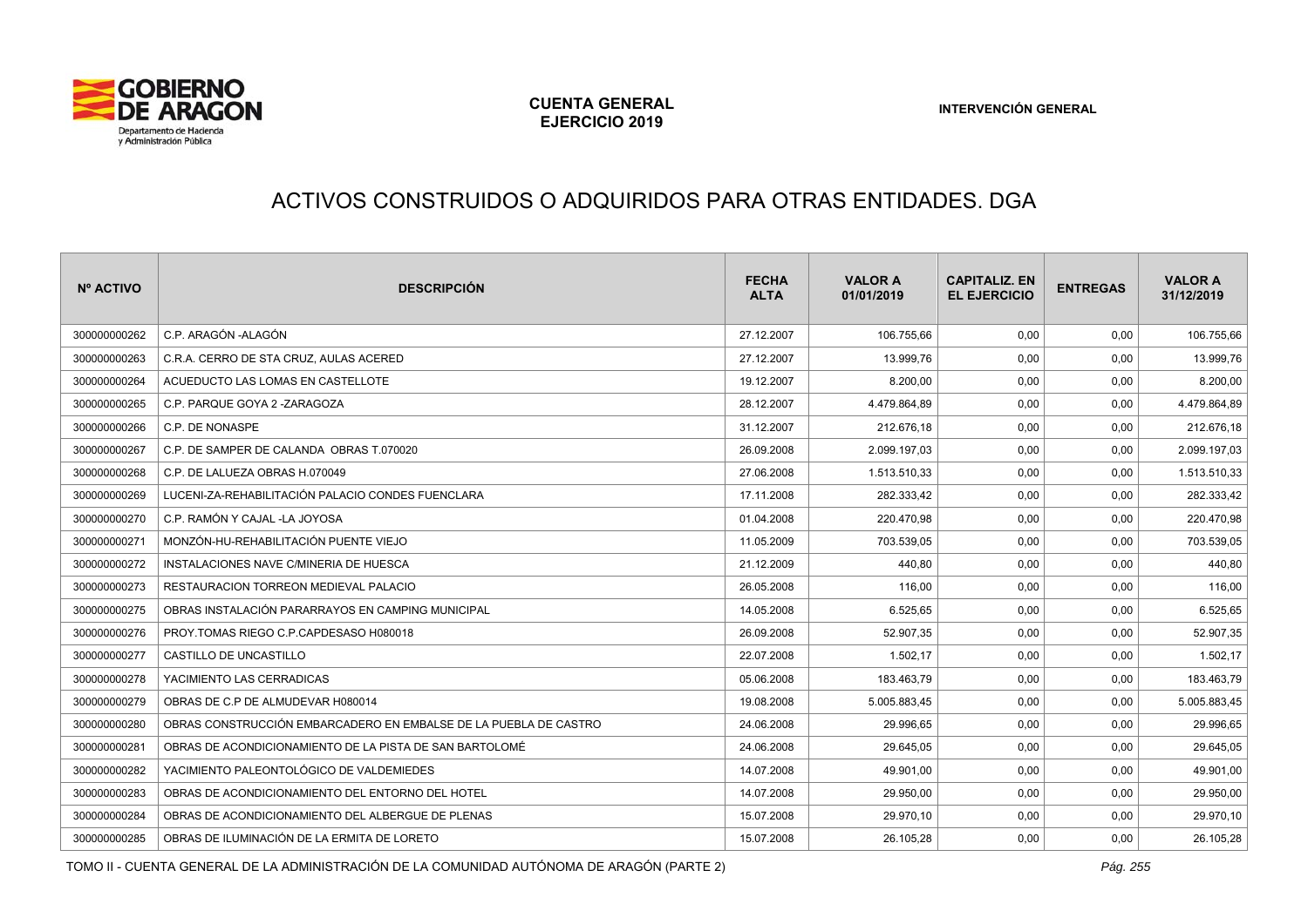# ACTIVOS CONSTRUIDOS O ADQUIRIDOS PARA OTRAS ENTIDADES. DGA

| Nº ACTIVO | DESCRIPCIÓN | FECHA ALTA | VALOR A 01/01/2019 | CAPITALIZ. EN EL EJERCICIO | ENTREGAS | VALOR A 31/12/2019 |
|---|---|---|---|---|---|---|
| 300000000262 | C.P. ARAGÓN -ALAGÓN | 27.12.2007 | 106.755,66 | 0,00 | 0,00 | 106.755,66 |
| 300000000263 | C.R.A. CERRO DE STA CRUZ, AULAS ACERED | 27.12.2007 | 13.999,76 | 0,00 | 0,00 | 13.999,76 |
| 300000000264 | ACUEDUCTO LAS LOMAS EN CASTELLOTE | 19.12.2007 | 8.200,00 | 0,00 | 0,00 | 8.200,00 |
| 300000000265 | C.P. PARQUE GOYA 2 -ZARAGOZA | 28.12.2007 | 4.479.864,89 | 0,00 | 0,00 | 4.479.864,89 |
| 300000000266 | C.P. DE NONASPE | 31.12.2007 | 212.676,18 | 0,00 | 0,00 | 212.676,18 |
| 300000000267 | C.P. DE SAMPER DE CALANDA OBRAS T.070020 | 26.09.2008 | 2.099.197,03 | 0,00 | 0,00 | 2.099.197,03 |
| 300000000268 | C.P. DE LALUEZA OBRAS H.070049 | 27.06.2008 | 1.513.510,33 | 0,00 | 0,00 | 1.513.510,33 |
| 300000000269 | LUCENI-ZA-REHABILITACIÓN PALACIO CONDES FUENCLARA | 17.11.2008 | 282.333,42 | 0,00 | 0,00 | 282.333,42 |
| 300000000270 | C.P. RAMÓN Y CAJAL -LA JOYOSA | 01.04.2008 | 220.470,98 | 0,00 | 0,00 | 220.470,98 |
| 300000000271 | MONZÓN-HU-REHABILITACIÓN PUENTE VIEJO | 11.05.2009 | 703.539,05 | 0,00 | 0,00 | 703.539,05 |
| 300000000272 | INSTALACIONES NAVE C/MINERIA DE HUESCA | 21.12.2009 | 440,80 | 0,00 | 0,00 | 440,80 |
| 300000000273 | RESTAURACION TORREON MEDIEVAL PALACIO | 26.05.2008 | 116,00 | 0,00 | 0,00 | 116,00 |
| 300000000275 | OBRAS INSTALACIÓN PARARRAYOS EN CAMPING MUNICIPAL | 14.05.2008 | 6.525,65 | 0,00 | 0,00 | 6.525,65 |
| 300000000276 | PROY.TOMAS RIEGO C.P.CAPDESASO H080018 | 26.09.2008 | 52.907,35 | 0,00 | 0,00 | 52.907,35 |
| 300000000277 | CASTILLO DE UNCASTILLO | 22.07.2008 | 1.502,17 | 0,00 | 0,00 | 1.502,17 |
| 300000000278 | YACIMIENTO LAS CERRADICAS | 05.06.2008 | 183.463,79 | 0,00 | 0,00 | 183.463,79 |
| 300000000279 | OBRAS DE C.P DE ALMUDEVAR H080014 | 19.08.2008 | 5.005.883,45 | 0,00 | 0,00 | 5.005.883,45 |
| 300000000280 | OBRAS CONSTRUCCIÓN EMBARCADERO EN EMBALSE DE LA PUEBLA DE CASTRO | 24.06.2008 | 29.996,65 | 0,00 | 0,00 | 29.996,65 |
| 300000000281 | OBRAS DE ACONDICIONAMIENTO DE LA PISTA DE SAN BARTOLOMÉ | 24.06.2008 | 29.645,05 | 0,00 | 0,00 | 29.645,05 |
| 300000000282 | YACIMIENTO PALEONTOLÓGICO DE VALDEMIEDES | 14.07.2008 | 49.901,00 | 0,00 | 0,00 | 49.901,00 |
| 300000000283 | OBRAS DE ACONDICIONAMIENTO DEL ENTORNO DEL HOTEL | 14.07.2008 | 29.950,00 | 0,00 | 0,00 | 29.950,00 |
| 300000000284 | OBRAS DE ACONDICIONAMIENTO DEL ALBERGUE DE PLENAS | 15.07.2008 | 29.970,10 | 0,00 | 0,00 | 29.970,10 |
| 300000000285 | OBRAS DE ILUMINACIÓN DE LA ERMITA DE LORETO | 15.07.2008 | 26.105,28 | 0,00 | 0,00 | 26.105,28 |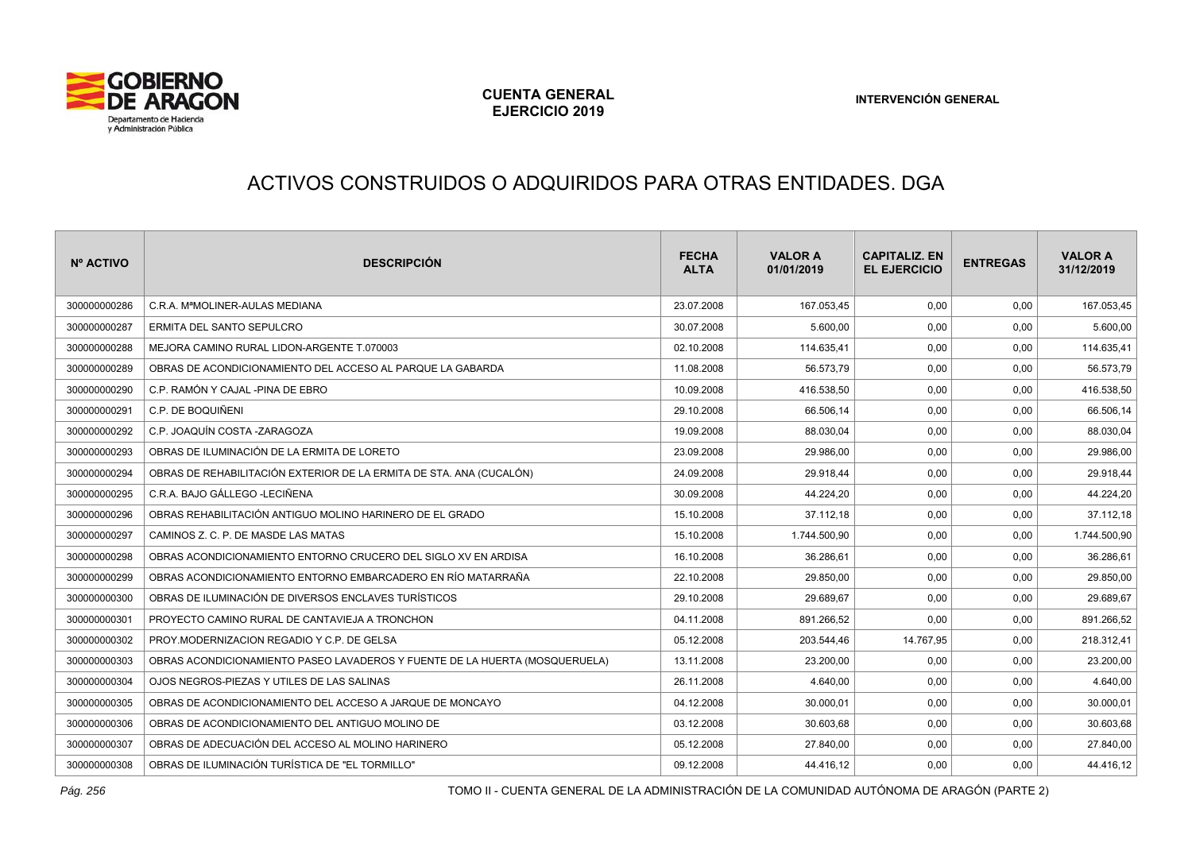# ACTIVOS CONSTRUIDOS O ADQUIRIDOS PARA OTRAS ENTIDADES. DGA

| Nº ACTIVO | DESCRIPCIÓN | FECHA ALTA | VALOR A 01/01/2019 | CAPITALIZ. EN EL EJERCICIO | ENTREGAS | VALOR A 31/12/2019 |
|---|---|---|---|---|---|---|
| 300000000286 | C.R.A. MªMOLINER-AULAS MEDIANA | 23.07.2008 | 167.053,45 | 0,00 | 0,00 | 167.053,45 |
| 300000000287 | ERMITA DEL SANTO SEPULCRO | 30.07.2008 | 5.600,00 | 0,00 | 0,00 | 5.600,00 |
| 300000000288 | MEJORA CAMINO RURAL LIDON-ARGENTE T.070003 | 02.10.2008 | 114.635,41 | 0,00 | 0,00 | 114.635,41 |
| 300000000289 | OBRAS DE ACONDICIONAMIENTO DEL ACCESO AL PARQUE LA GABARDA | 11.08.2008 | 56.573,79 | 0,00 | 0,00 | 56.573,79 |
| 300000000290 | C.P. RAMÓN Y CAJAL -PINA DE EBRO | 10.09.2008 | 416.538,50 | 0,00 | 0,00 | 416.538,50 |
| 300000000291 | C.P. DE BOQUIÑENI | 29.10.2008 | 66.506,14 | 0,00 | 0,00 | 66.506,14 |
| 300000000292 | C.P. JOAQUÍN COSTA -ZARAGOZA | 19.09.2008 | 88.030,04 | 0,00 | 0,00 | 88.030,04 |
| 300000000293 | OBRAS DE ILUMINACIÓN DE LA ERMITA DE LORETO | 23.09.2008 | 29.986,00 | 0,00 | 0,00 | 29.986,00 |
| 300000000294 | OBRAS DE REHABILITACIÓN EXTERIOR DE LA ERMITA DE STA. ANA (CUCALÓN) | 24.09.2008 | 29.918,44 | 0,00 | 0,00 | 29.918,44 |
| 300000000295 | C.R.A. BAJO GÁLLEGO -LECIÑENA | 30.09.2008 | 44.224,20 | 0,00 | 0,00 | 44.224,20 |
| 300000000296 | OBRAS REHABILITACIÓN ANTIGUO MOLINO HARINERO DE EL GRADO | 15.10.2008 | 37.112,18 | 0,00 | 0,00 | 37.112,18 |
| 300000000297 | CAMINOS Z. C. P. DE MASDE LAS MATAS | 15.10.2008 | 1.744.500,90 | 0,00 | 0,00 | 1.744.500,90 |
| 300000000298 | OBRAS ACONDICIONAMIENTO ENTORNO CRUCERO DEL SIGLO XV EN ARDISA | 16.10.2008 | 36.286,61 | 0,00 | 0,00 | 36.286,61 |
| 300000000299 | OBRAS ACONDICIONAMIENTO ENTORNO EMBARCADERO EN RÍO MATARRAÑA | 22.10.2008 | 29.850,00 | 0,00 | 0,00 | 29.850,00 |
| 300000000300 | OBRAS DE ILUMINACIÓN DE DIVERSOS ENCLAVES TURÍSTICOS | 29.10.2008 | 29.689,67 | 0,00 | 0,00 | 29.689,67 |
| 300000000301 | PROYECTO CAMINO RURAL DE CANTAVIEJA A TRONCHON | 04.11.2008 | 891.266,52 | 0,00 | 0,00 | 891.266,52 |
| 300000000302 | PROY.MODERNIZACION REGADIO Y C.P. DE GELSA | 05.12.2008 | 203.544,46 | 14.767,95 | 0,00 | 218.312,41 |
| 300000000303 | OBRAS ACONDICIONAMIENTO PASEO LAVADEROS Y FUENTE DE LA HUERTA (MOSQUERUELA) | 13.11.2008 | 23.200,00 | 0,00 | 0,00 | 23.200,00 |
| 300000000304 | OJOS NEGROS-PIEZAS Y UTILES DE LAS SALINAS | 26.11.2008 | 4.640,00 | 0,00 | 0,00 | 4.640,00 |
| 300000000305 | OBRAS DE ACONDICIONAMIENTO DEL ACCESO A JARQUE DE MONCAYO | 04.12.2008 | 30.000,01 | 0,00 | 0,00 | 30.000,01 |
| 300000000306 | OBRAS DE ACONDICIONAMIENTO DEL ANTIGUO MOLINO DE | 03.12.2008 | 30.603,68 | 0,00 | 0,00 | 30.603,68 |
| 300000000307 | OBRAS DE ADECUACIÓN DEL ACCESO AL MOLINO HARINERO | 05.12.2008 | 27.840,00 | 0,00 | 0,00 | 27.840,00 |
| 300000000308 | OBRAS DE ILUMINACIÓN TURÍSTICA DE "EL TORMILLO" | 09.12.2008 | 44.416,12 | 0,00 | 0,00 | 44.416,12 |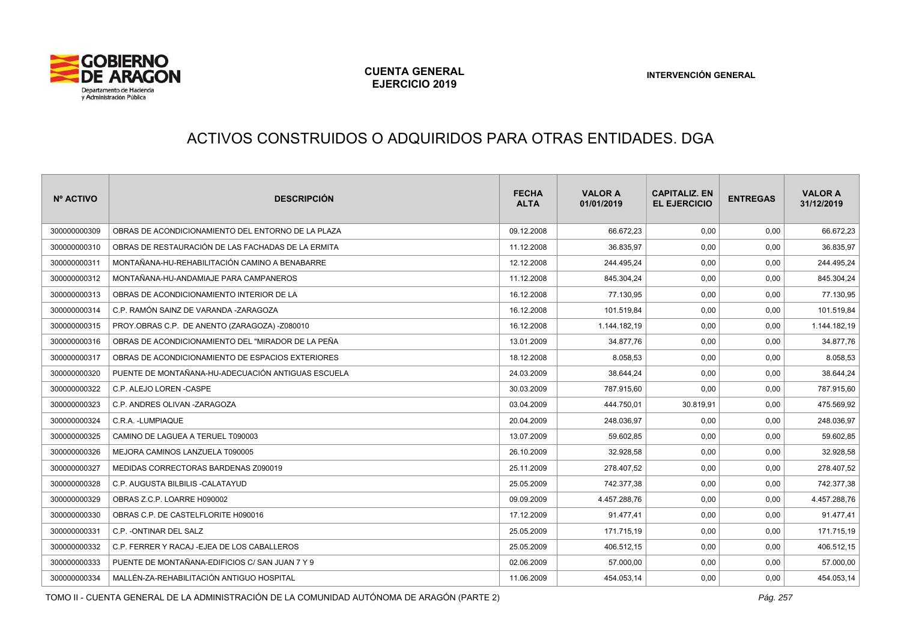# ACTIVOS CONSTRUIDOS O ADQUIRIDOS PARA OTRAS ENTIDADES. DGA

| Nº ACTIVO | DESCRIPCIÓN | FECHA ALTA | VALOR A 01/01/2019 | CAPITALIZ. EN EL EJERCICIO | ENTREGAS | VALOR A 31/12/2019 |
|---|---|---|---|---|---|---|
| 300000000309 | OBRAS DE ACONDICIONAMIENTO DEL ENTORNO DE LA PLAZA | 09.12.2008 | 66.672,23 | 0,00 | 0,00 | 66.672,23 |
| 300000000310 | OBRAS DE RESTAURACIÓN DE LAS FACHADAS DE LA ERMITA | 11.12.2008 | 36.835,97 | 0,00 | 0,00 | 36.835,97 |
| 300000000311 | MONTAÑANA-HU-REHABILITACIÓN CAMINO A BENABARRE | 12.12.2008 | 244.495,24 | 0,00 | 0,00 | 244.495,24 |
| 300000000312 | MONTAÑANA-HU-ANDAMIAJE PARA CAMPANEROS | 11.12.2008 | 845.304,24 | 0,00 | 0,00 | 845.304,24 |
| 300000000313 | OBRAS DE ACONDICIONAMIENTO INTERIOR DE LA | 16.12.2008 | 77.130,95 | 0,00 | 0,00 | 77.130,95 |
| 300000000314 | C.P. RAMÓN SAINZ DE VARANDA -ZARAGOZA | 16.12.2008 | 101.519,84 | 0,00 | 0,00 | 101.519,84 |
| 300000000315 | PROY.OBRAS C.P. DE ANENTO (ZARAGOZA) -Z080010 | 16.12.2008 | 1.144.182,19 | 0,00 | 0,00 | 1.144.182,19 |
| 300000000316 | OBRAS DE ACONDICIONAMIENTO DEL "MIRADOR DE LA PEÑA | 13.01.2009 | 34.877,76 | 0,00 | 0,00 | 34.877,76 |
| 300000000317 | OBRAS DE ACONDICIONAMIENTO DE ESPACIOS EXTERIORES | 18.12.2008 | 8.058,53 | 0,00 | 0,00 | 8.058,53 |
| 300000000320 | PUENTE DE MONTAÑANA-HU-ADECUACIÓN ANTIGUAS ESCUELA | 24.03.2009 | 38.644,24 | 0,00 | 0,00 | 38.644,24 |
| 300000000322 | C.P. ALEJO LOREN -CASPE | 30.03.2009 | 787.915,60 | 0,00 | 0,00 | 787.915,60 |
| 300000000323 | C.P. ANDRES OLIVAN -ZARAGOZA | 03.04.2009 | 444.750,01 | 30.819,91 | 0,00 | 475.569,92 |
| 300000000324 | C.R.A. -LUMPIAQUE | 20.04.2009 | 248.036,97 | 0,00 | 0,00 | 248.036,97 |
| 300000000325 | CAMINO DE LAGUEA A TERUEL T090003 | 13.07.2009 | 59.602,85 | 0,00 | 0,00 | 59.602,85 |
| 300000000326 | MEJORA CAMINOS LANZUELA T090005 | 26.10.2009 | 32.928,58 | 0,00 | 0,00 | 32.928,58 |
| 300000000327 | MEDIDAS CORRECTORAS BARDENAS Z090019 | 25.11.2009 | 278.407,52 | 0,00 | 0,00 | 278.407,52 |
| 300000000328 | C.P. AUGUSTA BILBILIS -CALATAYUD | 25.05.2009 | 742.377,38 | 0,00 | 0,00 | 742.377,38 |
| 300000000329 | OBRAS Z.C.P. LOARRE H090002 | 09.09.2009 | 4.457.288,76 | 0,00 | 0,00 | 4.457.288,76 |
| 300000000330 | OBRAS C.P. DE CASTELFLORITE H090016 | 17.12.2009 | 91.477,41 | 0,00 | 0,00 | 91.477,41 |
| 300000000331 | C.P. -ONTINAR DEL SALZ | 25.05.2009 | 171.715,19 | 0,00 | 0,00 | 171.715,19 |
| 300000000332 | C.P. FERRER Y RACAJ -EJEA DE LOS CABALLEROS | 25.05.2009 | 406.512,15 | 0,00 | 0,00 | 406.512,15 |
| 300000000333 | PUENTE DE MONTAÑANA-EDIFICIOS C/ SAN JUAN 7 Y 9 | 02.06.2009 | 57.000,00 | 0,00 | 0,00 | 57.000,00 |
| 300000000334 | MALLÉN-ZA-REHABILITACIÓN ANTIGUO HOSPITAL | 11.06.2009 | 454.053,14 | 0,00 | 0,00 | 454.053,14 |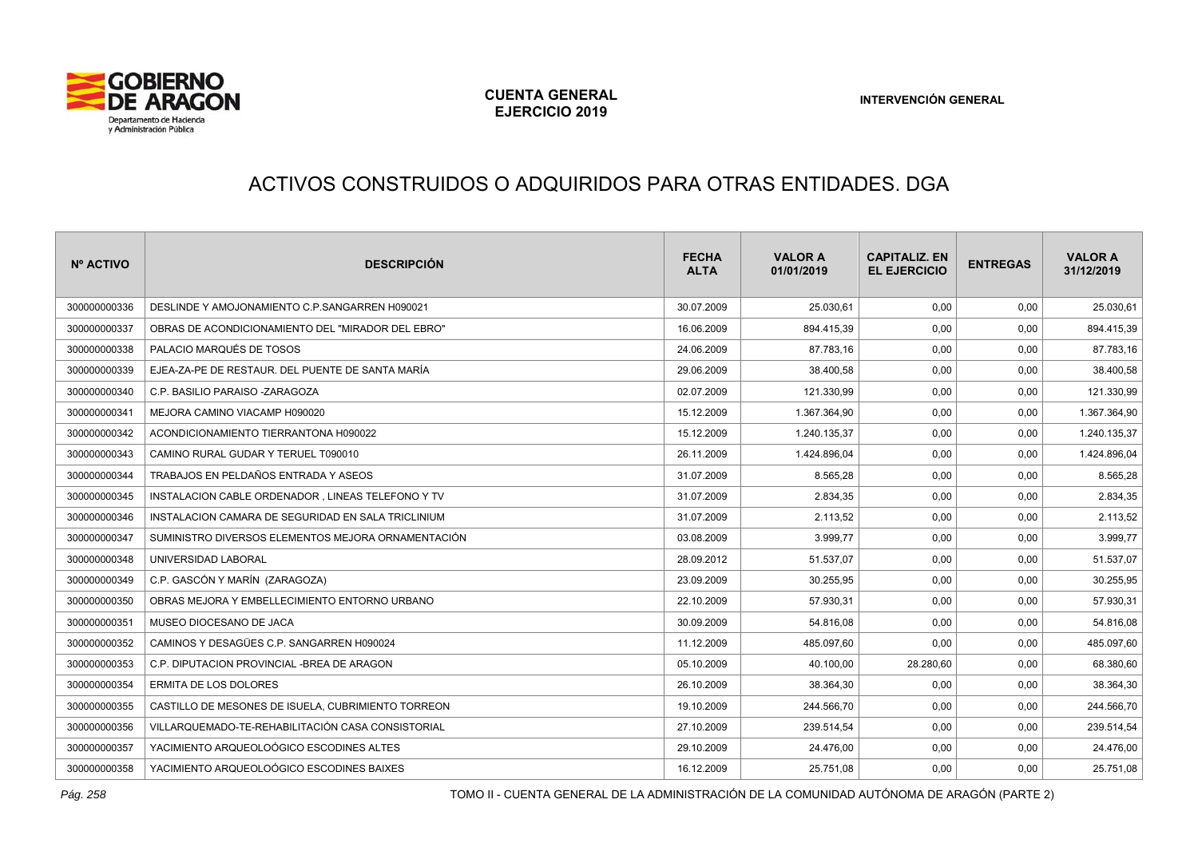# ACTIVOS CONSTRUIDOS O ADQUIRIDOS PARA OTRAS ENTIDADES. DGA

| Nº ACTIVO | DESCRIPCIÓN | FECHA ALTA | VALOR A 01/01/2019 | CAPITALIZ. EN EL EJERCICIO | ENTREGAS | VALOR A 31/12/2019 |
|---|---|---|---|---|---|---|
| 300000000336 | DESLINDE Y AMOJONAMIENTO C.P.SANGARREN H090021 | 30.07.2009 | 25.030,61 | 0,00 | 0,00 | 25.030,61 |
| 300000000337 | OBRAS DE ACONDICIONAMIENTO DEL "MIRADOR DEL EBRO" | 16.06.2009 | 894.415,39 | 0,00 | 0,00 | 894.415,39 |
| 300000000338 | PALACIO MARQUÉS DE TOSOS | 24.06.2009 | 87.783,16 | 0,00 | 0,00 | 87.783,16 |
| 300000000339 | EJEA-ZA-PE DE RESTAUR. DEL PUENTE DE SANTA MARÍA | 29.06.2009 | 38.400,58 | 0,00 | 0,00 | 38.400,58 |
| 300000000340 | C.P. BASILIO PARAISO -ZARAGOZA | 02.07.2009 | 121.330,99 | 0,00 | 0,00 | 121.330,99 |
| 300000000341 | MEJORA CAMINO VIACAMP H090020 | 15.12.2009 | 1.367.364,90 | 0,00 | 0,00 | 1.367.364,90 |
| 300000000342 | ACONDICIONAMIENTO TIERRANTONA H090022 | 15.12.2009 | 1.240.135,37 | 0,00 | 0,00 | 1.240.135,37 |
| 300000000343 | CAMINO RURAL GUDAR Y TERUEL T090010 | 26.11.2009 | 1.424.896,04 | 0,00 | 0,00 | 1.424.896,04 |
| 300000000344 | TRABAJOS EN PELDAÑOS ENTRADA Y ASEOS | 31.07.2009 | 8.565,28 | 0,00 | 0,00 | 8.565,28 |
| 300000000345 | INSTALACION CABLE ORDENADOR , LINEAS TELEFONO Y TV | 31.07.2009 | 2.834,35 | 0,00 | 0,00 | 2.834,35 |
| 300000000346 | INSTALACION CAMARA DE SEGURIDAD EN SALA TRICLINIUM | 31.07.2009 | 2.113,52 | 0,00 | 0,00 | 2.113,52 |
| 300000000347 | SUMINISTRO DIVERSOS ELEMENTOS MEJORA ORNAMENTACIÓN | 03.08.2009 | 3.999,77 | 0,00 | 0,00 | 3.999,77 |
| 300000000348 | UNIVERSIDAD LABORAL | 28.09.2012 | 51.537,07 | 0,00 | 0,00 | 51.537,07 |
| 300000000349 | C.P. GASCÓN Y MARÍN (ZARAGOZA) | 23.09.2009 | 30.255,95 | 0,00 | 0,00 | 30.255,95 |
| 300000000350 | OBRAS MEJORA Y EMBELLECIMIENTO ENTORNO URBANO | 22.10.2009 | 57.930,31 | 0,00 | 0,00 | 57.930,31 |
| 300000000351 | MUSEO DIOCESANO DE JACA | 30.09.2009 | 54.816,08 | 0,00 | 0,00 | 54.816,08 |
| 300000000352 | CAMINOS Y DESAGÜES C.P. SANGARREN H090024 | 11.12.2009 | 485.097,60 | 0,00 | 0,00 | 485.097,60 |
| 300000000353 | C.P. DIPUTACION PROVINCIAL -BREA DE ARAGON | 05.10.2009 | 40.100,00 | 28.280,60 | 0,00 | 68.380,60 |
| 300000000354 | ERMITA DE LOS DOLORES | 26.10.2009 | 38.364,30 | 0,00 | 0,00 | 38.364,30 |
| 300000000355 | CASTILLO DE MESONES DE ISUELA, CUBRIMIENTO TORREON | 19.10.2009 | 244.566,70 | 0,00 | 0,00 | 244.566,70 |
| 300000000356 | VILLARQUEMADO-TE-REHABILITACIÓN CASA CONSISTORIAL | 27.10.2009 | 239.514,54 | 0,00 | 0,00 | 239.514,54 |
| 300000000357 | YACIMIENTO ARQUEOLOÓGICO ESCODINES ALTES | 29.10.2009 | 24.476,00 | 0,00 | 0,00 | 24.476,00 |
| 300000000358 | YACIMIENTO ARQUEOLOÓGICO ESCODINES BAIXES | 16.12.2009 | 25.751,08 | 0,00 | 0,00 | 25.751,08 |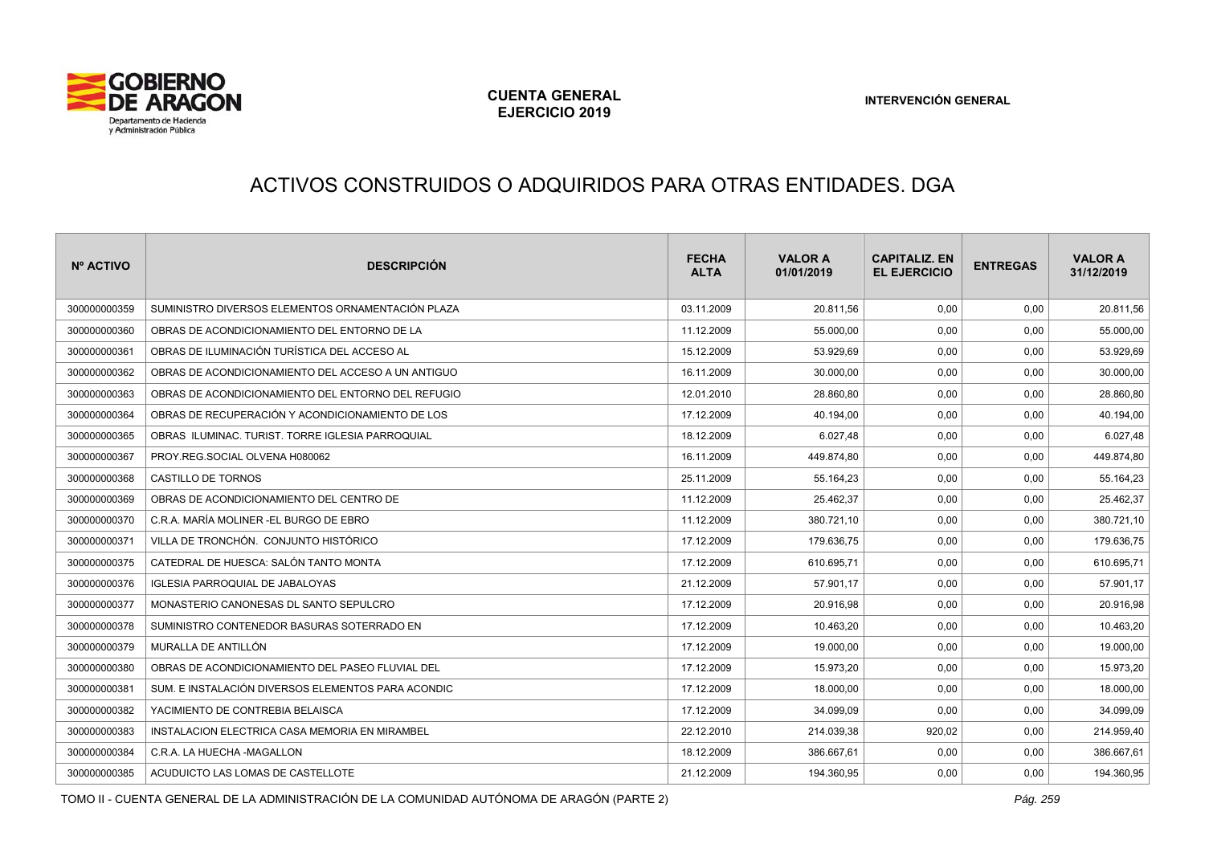# ACTIVOS CONSTRUIDOS O ADQUIRIDOS PARA OTRAS ENTIDADES. DGA

| Nº ACTIVO | DESCRIPCIÓN | FECHA ALTA | VALOR A 01/01/2019 | CAPITALIZ. EN EL EJERCICIO | ENTREGAS | VALOR A 31/12/2019 |
|---|---|---|---|---|---|---|
| 300000000359 | SUMINISTRO DIVERSOS ELEMENTOS ORNAMENTACIÓN PLAZA | 03.11.2009 | 20.811,56 | 0,00 | 0,00 | 20.811,56 |
| 300000000360 | OBRAS DE ACONDICIONAMIENTO DEL ENTORNO DE LA | 11.12.2009 | 55.000,00 | 0,00 | 0,00 | 55.000,00 |
| 300000000361 | OBRAS DE ILUMINACIÓN TURÍSTICA DEL ACCESO AL | 15.12.2009 | 53.929,69 | 0,00 | 0,00 | 53.929,69 |
| 300000000362 | OBRAS DE ACONDICIONAMIENTO DEL ACCESO A UN ANTIGUO | 16.11.2009 | 30.000,00 | 0,00 | 0,00 | 30.000,00 |
| 300000000363 | OBRAS DE ACONDICIONAMIENTO DEL ENTORNO DEL REFUGIO | 12.01.2010 | 28.860,80 | 0,00 | 0,00 | 28.860,80 |
| 300000000364 | OBRAS DE RECUPERACIÓN Y ACONDICIONAMIENTO DE LOS | 17.12.2009 | 40.194,00 | 0,00 | 0,00 | 40.194,00 |
| 300000000365 | OBRAS ILUMINAC. TURIST. TORRE IGLESIA PARROQUIAL | 18.12.2009 | 6.027,48 | 0,00 | 0,00 | 6.027,48 |
| 300000000367 | PROY.REG.SOCIAL OLVENA H080062 | 16.11.2009 | 449.874,80 | 0,00 | 0,00 | 449.874,80 |
| 300000000368 | CASTILLO DE TORNOS | 25.11.2009 | 55.164,23 | 0,00 | 0,00 | 55.164,23 |
| 300000000369 | OBRAS DE ACONDICIONAMIENTO DEL CENTRO DE | 11.12.2009 | 25.462,37 | 0,00 | 0,00 | 25.462,37 |
| 300000000370 | C.R.A. MARÍA MOLINER -EL BURGO DE EBRO | 11.12.2009 | 380.721,10 | 0,00 | 0,00 | 380.721,10 |
| 300000000371 | VILLA DE TRONCHÓN. CONJUNTO HISTÓRICO | 17.12.2009 | 179.636,75 | 0,00 | 0,00 | 179.636,75 |
| 300000000375 | CATEDRAL DE HUESCA: SALÓN TANTO MONTA | 17.12.2009 | 610.695,71 | 0,00 | 0,00 | 610.695,71 |
| 300000000376 | IGLESIA PARROQUIAL DE JABALOYAS | 21.12.2009 | 57.901,17 | 0,00 | 0,00 | 57.901,17 |
| 300000000377 | MONASTERIO CANONESAS DL SANTO SEPULCRO | 17.12.2009 | 20.916,98 | 0,00 | 0,00 | 20.916,98 |
| 300000000378 | SUMINISTRO CONTENEDOR BASURAS SOTERRADO EN | 17.12.2009 | 10.463,20 | 0,00 | 0,00 | 10.463,20 |
| 300000000379 | MURALLA DE ANTILLÓN | 17.12.2009 | 19.000,00 | 0,00 | 0,00 | 19.000,00 |
| 300000000380 | OBRAS DE ACONDICIONAMIENTO DEL PASEO FLUVIAL DEL | 17.12.2009 | 15.973,20 | 0,00 | 0,00 | 15.973,20 |
| 300000000381 | SUM. E INSTALACIÓN DIVERSOS ELEMENTOS PARA ACONDIC | 17.12.2009 | 18.000,00 | 0,00 | 0,00 | 18.000,00 |
| 300000000382 | YACIMIENTO DE CONTREBIA BELAISCA | 17.12.2009 | 34.099,09 | 0,00 | 0,00 | 34.099,09 |
| 300000000383 | INSTALACION ELECTRICA CASA MEMORIA EN MIRAMBEL | 22.12.2010 | 214.039,38 | 920,02 | 0,00 | 214.959,40 |
| 300000000384 | C.R.A. LA HUECHA -MAGALLON | 18.12.2009 | 386.667,61 | 0,00 | 0,00 | 386.667,61 |
| 300000000385 | ACUDUICTO LAS LOMAS DE CASTELLOTE | 21.12.2009 | 194.360,95 | 0,00 | 0,00 | 194.360,95 |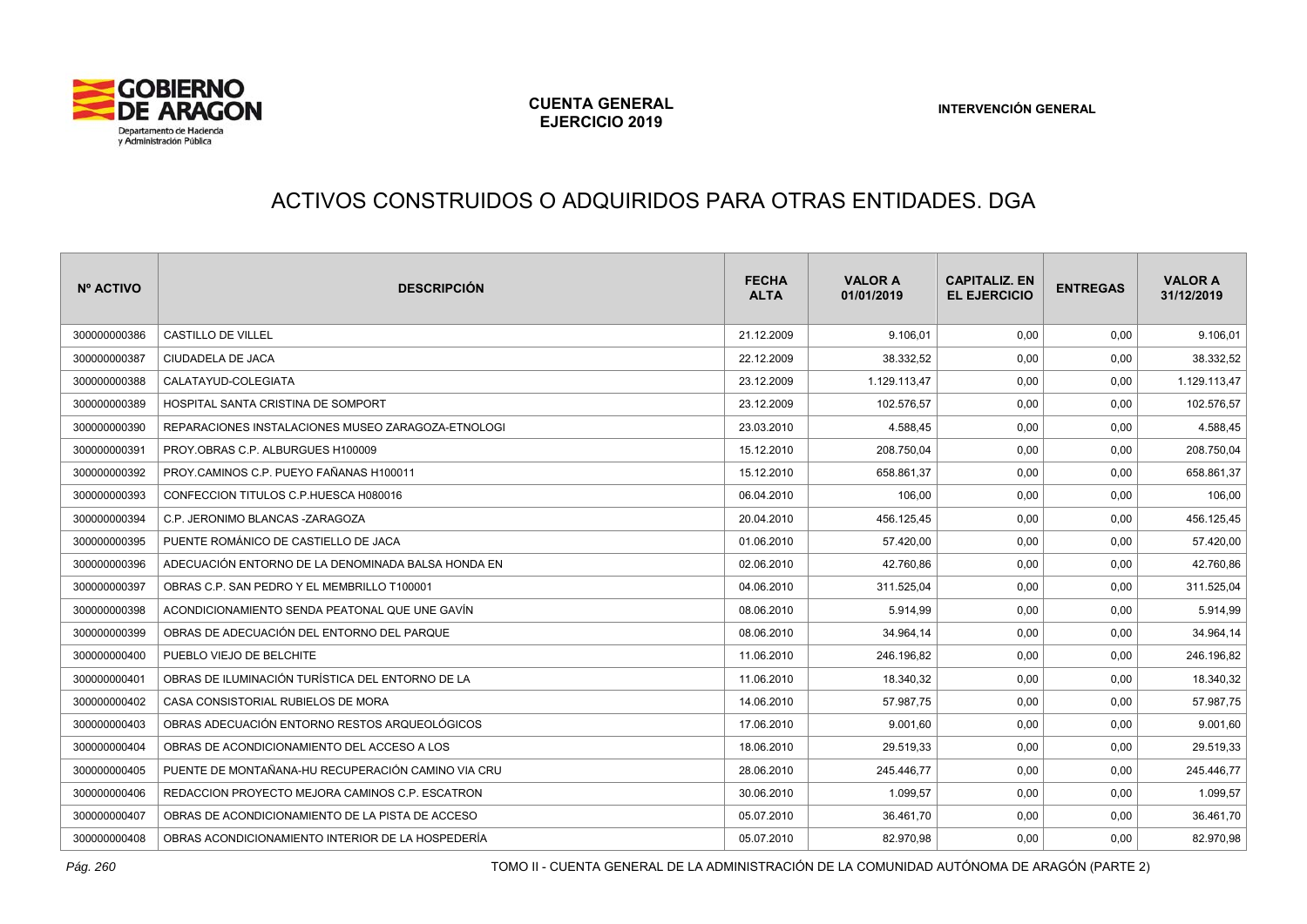# ACTIVOS CONSTRUIDOS O ADQUIRIDOS PARA OTRAS ENTIDADES. DGA

| Nº ACTIVO | DESCRIPCIÓN | FECHA ALTA | VALOR A 01/01/2019 | CAPITALIZ. EN EL EJERCICIO | ENTREGAS | VALOR A 31/12/2019 |
|---|---|---|---|---|---|---|
| 300000000386 | CASTILLO DE VILLEL | 21.12.2009 | 9.106,01 | 0,00 | 0,00 | 9.106,01 |
| 300000000387 | CIUDADELA DE JACA | 22.12.2009 | 38.332,52 | 0,00 | 0,00 | 38.332,52 |
| 300000000388 | CALATAYUD-COLEGIATA | 23.12.2009 | 1.129.113,47 | 0,00 | 0,00 | 1.129.113,47 |
| 300000000389 | HOSPITAL SANTA CRISTINA DE SOMPORT | 23.12.2009 | 102.576,57 | 0,00 | 0,00 | 102.576,57 |
| 300000000390 | REPARACIONES INSTALACIONES MUSEO ZARAGOZA-ETNOLOGI | 23.03.2010 | 4.588,45 | 0,00 | 0,00 | 4.588,45 |
| 300000000391 | PROY.OBRAS C.P. ALBURGUES H100009 | 15.12.2010 | 208.750,04 | 0,00 | 0,00 | 208.750,04 |
| 300000000392 | PROY.CAMINOS C.P. PUEYO FAÑANAS H100011 | 15.12.2010 | 658.861,37 | 0,00 | 0,00 | 658.861,37 |
| 300000000393 | CONFECCION TITULOS C.P.HUESCA H080016 | 06.04.2010 | 106,00 | 0,00 | 0,00 | 106,00 |
| 300000000394 | C.P. JERONIMO BLANCAS -ZARAGOZA | 20.04.2010 | 456.125,45 | 0,00 | 0,00 | 456.125,45 |
| 300000000395 | PUENTE ROMÁNICO DE CASTIELLO DE JACA | 01.06.2010 | 57.420,00 | 0,00 | 0,00 | 57.420,00 |
| 300000000396 | ADECUACIÓN ENTORNO DE LA DENOMINADA BALSA HONDA EN | 02.06.2010 | 42.760,86 | 0,00 | 0,00 | 42.760,86 |
| 300000000397 | OBRAS C.P. SAN PEDRO Y EL MEMBRILLO T100001 | 04.06.2010 | 311.525,04 | 0,00 | 0,00 | 311.525,04 |
| 300000000398 | ACONDICIONAMIENTO SENDA PEATONAL QUE UNE GAVÍN | 08.06.2010 | 5.914,99 | 0,00 | 0,00 | 5.914,99 |
| 300000000399 | OBRAS DE ADECUACIÓN DEL ENTORNO DEL PARQUE | 08.06.2010 | 34.964,14 | 0,00 | 0,00 | 34.964,14 |
| 300000000400 | PUEBLO VIEJO DE BELCHITE | 11.06.2010 | 246.196,82 | 0,00 | 0,00 | 246.196,82 |
| 300000000401 | OBRAS DE ILUMINACIÓN TURÍSTICA DEL ENTORNO DE LA | 11.06.2010 | 18.340,32 | 0,00 | 0,00 | 18.340,32 |
| 300000000402 | CASA CONSISTORIAL RUBIELOS DE MORA | 14.06.2010 | 57.987,75 | 0,00 | 0,00 | 57.987,75 |
| 300000000403 | OBRAS ADECUACIÓN ENTORNO RESTOS ARQUEOLÓGICOS | 17.06.2010 | 9.001,60 | 0,00 | 0,00 | 9.001,60 |
| 300000000404 | OBRAS DE ACONDICIONAMIENTO DEL ACCESO A LOS | 18.06.2010 | 29.519,33 | 0,00 | 0,00 | 29.519,33 |
| 300000000405 | PUENTE DE MONTAÑANA-HU RECUPERACIÓN CAMINO VIA CRU | 28.06.2010 | 245.446,77 | 0,00 | 0,00 | 245.446,77 |
| 300000000406 | REDACCION PROYECTO MEJORA CAMINOS C.P. ESCATRON | 30.06.2010 | 1.099,57 | 0,00 | 0,00 | 1.099,57 |
| 300000000407 | OBRAS DE ACONDICIONAMIENTO DE LA PISTA DE ACCESO | 05.07.2010 | 36.461,70 | 0,00 | 0,00 | 36.461,70 |
| 300000000408 | OBRAS ACONDICIONAMIENTO INTERIOR DE LA HOSPEDERÍA | 05.07.2010 | 82.970,98 | 0,00 | 0,00 | 82.970,98 |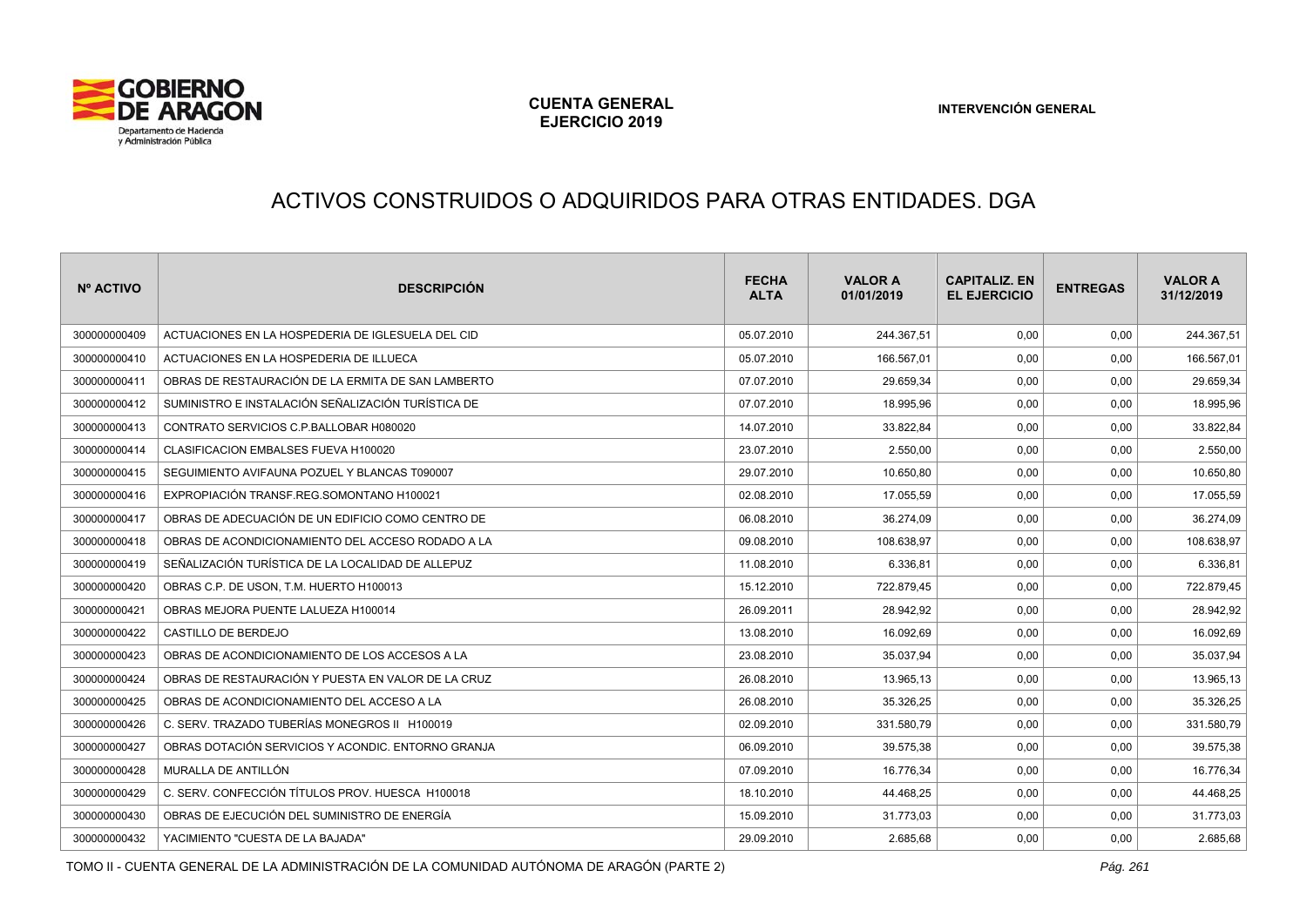# ACTIVOS CONSTRUIDOS O ADQUIRIDOS PARA OTRAS ENTIDADES. DGA

| Nº ACTIVO | DESCRIPCIÓN | FECHA ALTA | VALOR A 01/01/2019 | CAPITALIZ. EN EL EJERCICIO | ENTREGAS | VALOR A 31/12/2019 |
|---|---|---|---|---|---|---|
| 300000000409 | ACTUACIONES EN LA HOSPEDERIA DE IGLESUELA DEL CID | 05.07.2010 | 244.367,51 | 0,00 | 0,00 | 244.367,51 |
| 300000000410 | ACTUACIONES EN LA HOSPEDERIA DE ILLUECA | 05.07.2010 | 166.567,01 | 0,00 | 0,00 | 166.567,01 |
| 300000000411 | OBRAS DE RESTAURACIÓN DE LA ERMITA DE SAN LAMBERTO | 07.07.2010 | 29.659,34 | 0,00 | 0,00 | 29.659,34 |
| 300000000412 | SUMINISTRO E INSTALACIÓN SEÑALIZACIÓN TURÍSTICA DE | 07.07.2010 | 18.995,96 | 0,00 | 0,00 | 18.995,96 |
| 300000000413 | CONTRATO SERVICIOS C.P.BALLOBAR H080020 | 14.07.2010 | 33.822,84 | 0,00 | 0,00 | 33.822,84 |
| 300000000414 | CLASIFICACION EMBALSES FUEVA H100020 | 23.07.2010 | 2.550,00 | 0,00 | 0,00 | 2.550,00 |
| 300000000415 | SEGUIMIENTO AVIFAUNA POZUEL Y BLANCAS T090007 | 29.07.2010 | 10.650,80 | 0,00 | 0,00 | 10.650,80 |
| 300000000416 | EXPROPIACIÓN TRANSF.REG.SOMONTANO H100021 | 02.08.2010 | 17.055,59 | 0,00 | 0,00 | 17.055,59 |
| 300000000417 | OBRAS DE ADECUACIÓN DE UN EDIFICIO COMO CENTRO DE | 06.08.2010 | 36.274,09 | 0,00 | 0,00 | 36.274,09 |
| 300000000418 | OBRAS DE ACONDICIONAMIENTO DEL ACCESO RODADO A LA | 09.08.2010 | 108.638,97 | 0,00 | 0,00 | 108.638,97 |
| 300000000419 | SEÑALIZACIÓN TURÍSTICA DE LA LOCALIDAD DE ALLEPUZ | 11.08.2010 | 6.336,81 | 0,00 | 0,00 | 6.336,81 |
| 300000000420 | OBRAS C.P. DE USON, T.M. HUERTO H100013 | 15.12.2010 | 722.879,45 | 0,00 | 0,00 | 722.879,45 |
| 300000000421 | OBRAS MEJORA PUENTE LALUEZA H100014 | 26.09.2011 | 28.942,92 | 0,00 | 0,00 | 28.942,92 |
| 300000000422 | CASTILLO DE BERDEJO | 13.08.2010 | 16.092,69 | 0,00 | 0,00 | 16.092,69 |
| 300000000423 | OBRAS DE ACONDICIONAMIENTO DE LOS ACCESOS A LA | 23.08.2010 | 35.037,94 | 0,00 | 0,00 | 35.037,94 |
| 300000000424 | OBRAS DE RESTAURACIÓN Y PUESTA EN VALOR DE LA CRUZ | 26.08.2010 | 13.965,13 | 0,00 | 0,00 | 13.965,13 |
| 300000000425 | OBRAS DE ACONDICIONAMIENTO DEL ACCESO A LA | 26.08.2010 | 35.326,25 | 0,00 | 0,00 | 35.326,25 |
| 300000000426 | C. SERV. TRAZADO TUBERÍAS MONEGROS II H100019 | 02.09.2010 | 331.580,79 | 0,00 | 0,00 | 331.580,79 |
| 300000000427 | OBRAS DOTACIÓN SERVICIOS Y ACONDIC. ENTORNO GRANJA | 06.09.2010 | 39.575,38 | 0,00 | 0,00 | 39.575,38 |
| 300000000428 | MURALLA DE ANTILLÓN | 07.09.2010 | 16.776,34 | 0,00 | 0,00 | 16.776,34 |
| 300000000429 | C. SERV. CONFECCIÓN TÍTULOS PROV. HUESCA H100018 | 18.10.2010 | 44.468,25 | 0,00 | 0,00 | 44.468,25 |
| 300000000430 | OBRAS DE EJECUCIÓN DEL SUMINISTRO DE ENERGÍA | 15.09.2010 | 31.773,03 | 0,00 | 0,00 | 31.773,03 |
| 300000000432 | YACIMIENTO "CUESTA DE LA BAJADA" | 29.09.2010 | 2.685,68 | 0,00 | 0,00 | 2.685,68 |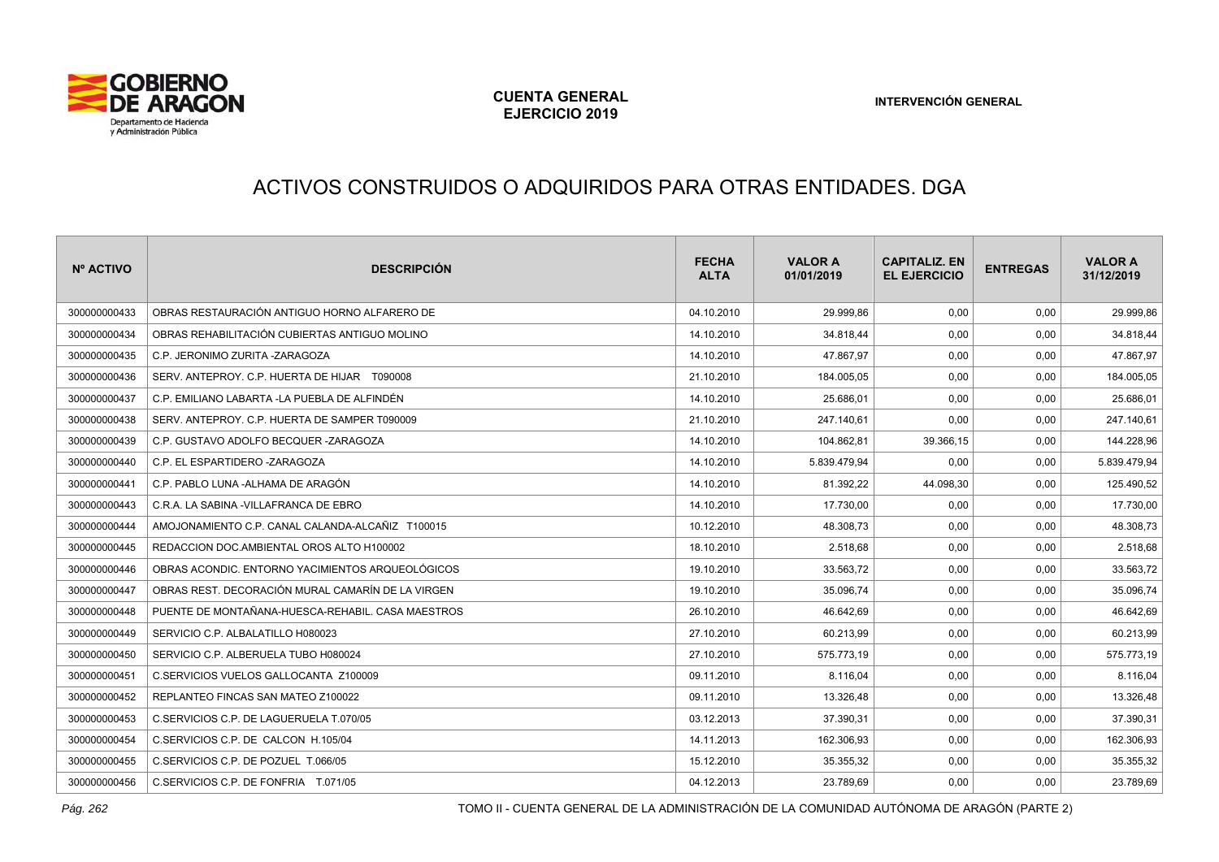# ACTIVOS CONSTRUIDOS O ADQUIRIDOS PARA OTRAS ENTIDADES. DGA

| Nº ACTIVO | DESCRIPCIÓN | FECHA ALTA | VALOR A 01/01/2019 | CAPITALIZ. EN EL EJERCICIO | ENTREGAS | VALOR A 31/12/2019 |
|---|---|---|---|---|---|---|
| 300000000433 | OBRAS RESTAURACIÓN ANTIGUO HORNO ALFARERO DE | 04.10.2010 | 29.999,86 | 0,00 | 0,00 | 29.999,86 |
| 300000000434 | OBRAS REHABILITACIÓN CUBIERTAS ANTIGUO MOLINO | 14.10.2010 | 34.818,44 | 0,00 | 0,00 | 34.818,44 |
| 300000000435 | C.P. JERONIMO ZURITA -ZARAGOZA | 14.10.2010 | 47.867,97 | 0,00 | 0,00 | 47.867,97 |
| 300000000436 | SERV. ANTEPROY. C.P. HUERTA DE HIJAR T090008 | 21.10.2010 | 184.005,05 | 0,00 | 0,00 | 184.005,05 |
| 300000000437 | C.P. EMILIANO LABARTA -LA PUEBLA DE ALFINDÉN | 14.10.2010 | 25.686,01 | 0,00 | 0,00 | 25.686,01 |
| 300000000438 | SERV. ANTEPROY. C.P. HUERTA DE SAMPER T090009 | 21.10.2010 | 247.140,61 | 0,00 | 0,00 | 247.140,61 |
| 300000000439 | C.P. GUSTAVO ADOLFO BECQUER -ZARAGOZA | 14.10.2010 | 104.862,81 | 39.366,15 | 0,00 | 144.228,96 |
| 300000000440 | C.P. EL ESPARTIDERO -ZARAGOZA | 14.10.2010 | 5.839.479,94 | 0,00 | 0,00 | 5.839.479,94 |
| 300000000441 | C.P. PABLO LUNA -ALHAMA DE ARAGÓN | 14.10.2010 | 81.392,22 | 44.098,30 | 0,00 | 125.490,52 |
| 300000000443 | C.R.A. LA SABINA -VILLAFRANCA DE EBRO | 14.10.2010 | 17.730,00 | 0,00 | 0,00 | 17.730,00 |
| 300000000444 | AMOJONAMIENTO C.P. CANAL CALANDA-ALCAÑIZ T100015 | 10.12.2010 | 48.308,73 | 0,00 | 0,00 | 48.308,73 |
| 300000000445 | REDACCION DOC.AMBIENTAL OROS ALTO H100002 | 18.10.2010 | 2.518,68 | 0,00 | 0,00 | 2.518,68 |
| 300000000446 | OBRAS ACONDIC. ENTORNO YACIMIENTOS ARQUEOLÓGICOS | 19.10.2010 | 33.563,72 | 0,00 | 0,00 | 33.563,72 |
| 300000000447 | OBRAS REST. DECORACIÓN MURAL CAMARÍN DE LA VIRGEN | 19.10.2010 | 35.096,74 | 0,00 | 0,00 | 35.096,74 |
| 300000000448 | PUENTE DE MONTAÑANA-HUESCA-REHABIL. CASA MAESTROS | 26.10.2010 | 46.642,69 | 0,00 | 0,00 | 46.642,69 |
| 300000000449 | SERVICIO C.P. ALBALATILLO H080023 | 27.10.2010 | 60.213,99 | 0,00 | 0,00 | 60.213,99 |
| 300000000450 | SERVICIO C.P. ALBERUELA TUBO H080024 | 27.10.2010 | 575.773,19 | 0,00 | 0,00 | 575.773,19 |
| 300000000451 | C.SERVICIOS VUELOS GALLOCANTA Z100009 | 09.11.2010 | 8.116,04 | 0,00 | 0,00 | 8.116,04 |
| 300000000452 | REPLANTEO FINCAS SAN MATEO Z100022 | 09.11.2010 | 13.326,48 | 0,00 | 0,00 | 13.326,48 |
| 300000000453 | C.SERVICIOS C.P. DE LAGUERUELA T.070/05 | 03.12.2013 | 37.390,31 | 0,00 | 0,00 | 37.390,31 |
| 300000000454 | C.SERVICIOS C.P. DE CALCON H.105/04 | 14.11.2013 | 162.306,93 | 0,00 | 0,00 | 162.306,93 |
| 300000000455 | C.SERVICIOS C.P. DE POZUEL T.066/05 | 15.12.2010 | 35.355,32 | 0,00 | 0,00 | 35.355,32 |
| 300000000456 | C.SERVICIOS C.P. DE FONFRIA T.071/05 | 04.12.2013 | 23.789,69 | 0,00 | 0,00 | 23.789,69 |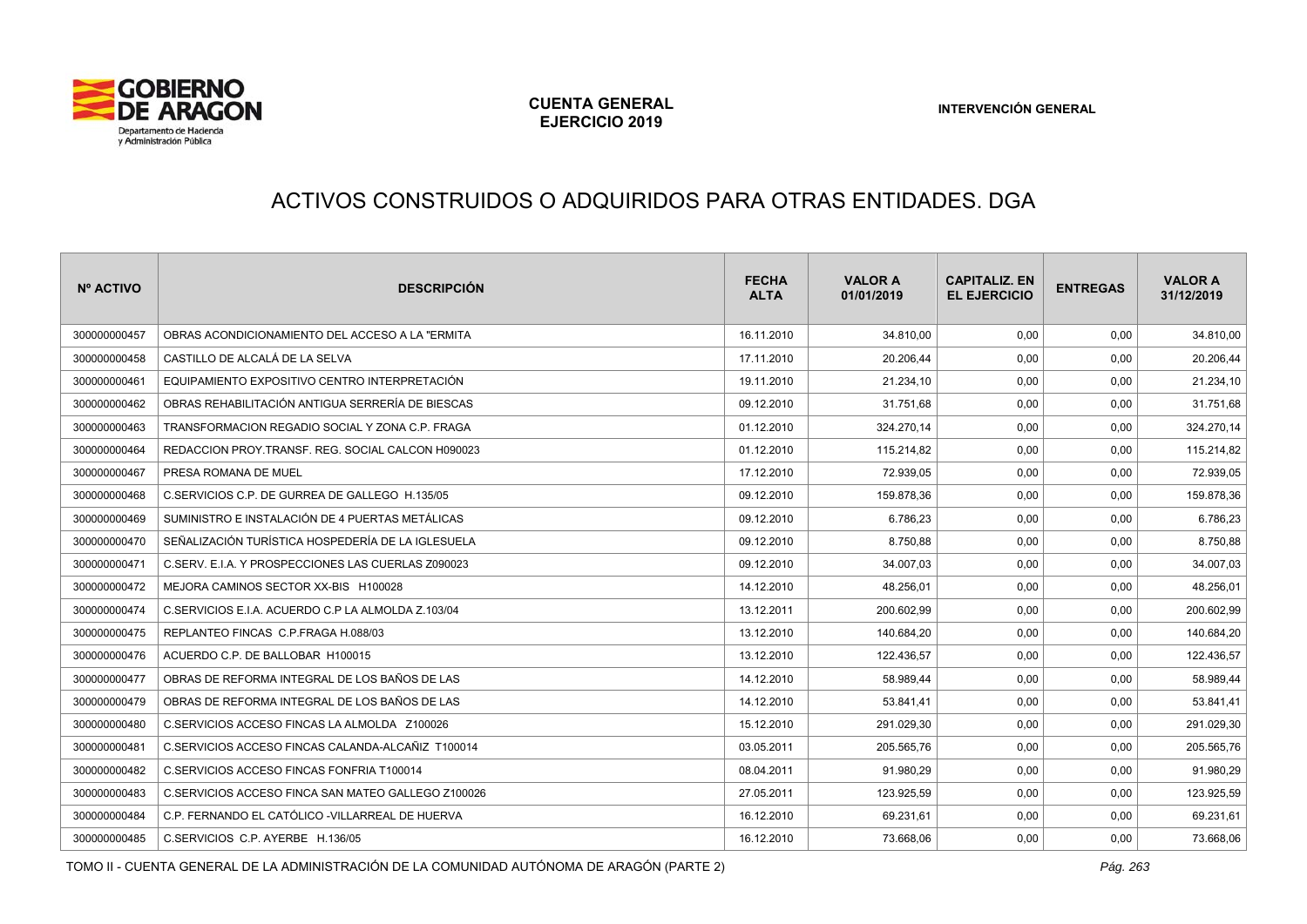# ACTIVOS CONSTRUIDOS O ADQUIRIDOS PARA OTRAS ENTIDADES. DGA

| Nº ACTIVO | DESCRIPCIÓN | FECHA ALTA | VALOR A 01/01/2019 | CAPITALIZ. EN EL EJERCICIO | ENTREGAS | VALOR A 31/12/2019 |
|---|---|---|---|---|---|---|
| 300000000457 | OBRAS ACONDICIONAMIENTO DEL ACCESO A LA "ERMITA | 16.11.2010 | 34.810,00 | 0,00 | 0,00 | 34.810,00 |
| 300000000458 | CASTILLO DE ALCALÁ DE LA SELVA | 17.11.2010 | 20.206,44 | 0,00 | 0,00 | 20.206,44 |
| 300000000461 | EQUIPAMIENTO EXPOSITIVO CENTRO INTERPRETACIÓN | 19.11.2010 | 21.234,10 | 0,00 | 0,00 | 21.234,10 |
| 300000000462 | OBRAS REHABILITACIÓN ANTIGUA SERRERÍA DE BIESCAS | 09.12.2010 | 31.751,68 | 0,00 | 0,00 | 31.751,68 |
| 300000000463 | TRANSFORMACION REGADIO SOCIAL Y ZONA C.P. FRAGA | 01.12.2010 | 324.270,14 | 0,00 | 0,00 | 324.270,14 |
| 300000000464 | REDACCION PROY.TRANSF. REG. SOCIAL CALCON H090023 | 01.12.2010 | 115.214,82 | 0,00 | 0,00 | 115.214,82 |
| 300000000467 | PRESA ROMANA DE MUEL | 17.12.2010 | 72.939,05 | 0,00 | 0,00 | 72.939,05 |
| 300000000468 | C.SERVICIOS C.P. DE GURREA DE GALLEGO H.135/05 | 09.12.2010 | 159.878,36 | 0,00 | 0,00 | 159.878,36 |
| 300000000469 | SUMINISTRO E INSTALACIÓN DE 4 PUERTAS METÁLICAS | 09.12.2010 | 6.786,23 | 0,00 | 0,00 | 6.786,23 |
| 300000000470 | SEÑALIZACIÓN TURÍSTICA HOSPEDERÍA DE LA IGLESUELA | 09.12.2010 | 8.750,88 | 0,00 | 0,00 | 8.750,88 |
| 300000000471 | C.SERV. E.I.A. Y PROSPECCIONES LAS CUERLAS Z090023 | 09.12.2010 | 34.007,03 | 0,00 | 0,00 | 34.007,03 |
| 300000000472 | MEJORA CAMINOS SECTOR XX-BIS H100028 | 14.12.2010 | 48.256,01 | 0,00 | 0,00 | 48.256,01 |
| 300000000474 | C.SERVICIOS E.I.A. ACUERDO C.P LA ALMOLDA Z.103/04 | 13.12.2011 | 200.602,99 | 0,00 | 0,00 | 200.602,99 |
| 300000000475 | REPLANTEO FINCAS C.P.FRAGA H.088/03 | 13.12.2010 | 140.684,20 | 0,00 | 0,00 | 140.684,20 |
| 300000000476 | ACUERDO C.P. DE BALLOBAR H100015 | 13.12.2010 | 122.436,57 | 0,00 | 0,00 | 122.436,57 |
| 300000000477 | OBRAS DE REFORMA INTEGRAL DE LOS BAÑOS DE LAS | 14.12.2010 | 58.989,44 | 0,00 | 0,00 | 58.989,44 |
| 300000000479 | OBRAS DE REFORMA INTEGRAL DE LOS BAÑOS DE LAS | 14.12.2010 | 53.841,41 | 0,00 | 0,00 | 53.841,41 |
| 300000000480 | C.SERVICIOS ACCESO FINCAS LA ALMOLDA Z100026 | 15.12.2010 | 291.029,30 | 0,00 | 0,00 | 291.029,30 |
| 300000000481 | C.SERVICIOS ACCESO FINCAS CALANDA-ALCAÑIZ T100014 | 03.05.2011 | 205.565,76 | 0,00 | 0,00 | 205.565,76 |
| 300000000482 | C.SERVICIOS ACCESO FINCAS FONFRIA T100014 | 08.04.2011 | 91.980,29 | 0,00 | 0,00 | 91.980,29 |
| 300000000483 | C.SERVICIOS ACCESO FINCA SAN MATEO GALLEGO Z100026 | 27.05.2011 | 123.925,59 | 0,00 | 0,00 | 123.925,59 |
| 300000000484 | C.P. FERNANDO EL CATÓLICO -VILLARREAL DE HUERVA | 16.12.2010 | 69.231,61 | 0,00 | 0,00 | 69.231,61 |
| 300000000485 | C.SERVICIOS C.P. AYERBE H.136/05 | 16.12.2010 | 73.668,06 | 0,00 | 0,00 | 73.668,06 |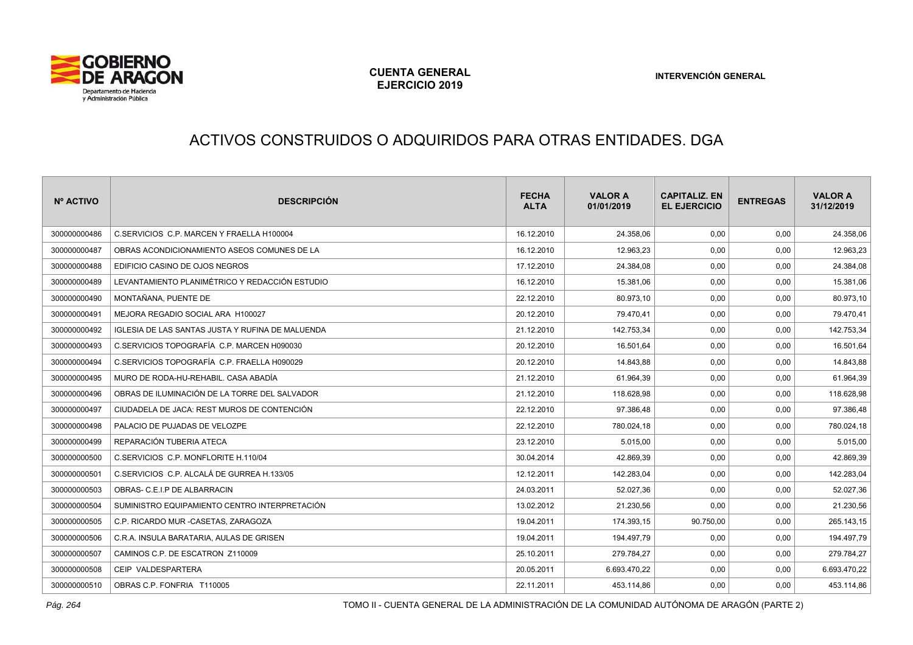# ACTIVOS CONSTRUIDOS O ADQUIRIDOS PARA OTRAS ENTIDADES. DGA

| Nº ACTIVO | DESCRIPCIÓN | FECHA ALTA | VALOR A 01/01/2019 | CAPITALIZ. EN EL EJERCICIO | ENTREGAS | VALOR A 31/12/2019 |
|---|---|---|---|---|---|---|
| 300000000486 | C.SERVICIOS C.P. MARCEN Y FRAELLA H100004 | 16.12.2010 | 24.358,06 | 0,00 | 0,00 | 24.358,06 |
| 300000000487 | OBRAS ACONDICIONAMIENTO ASEOS COMUNES DE LA | 16.12.2010 | 12.963,23 | 0,00 | 0,00 | 12.963,23 |
| 300000000488 | EDIFICIO CASINO DE OJOS NEGROS | 17.12.2010 | 24.384,08 | 0,00 | 0,00 | 24.384,08 |
| 300000000489 | LEVANTAMIENTO PLANIMÉTRICO Y REDACCIÓN ESTUDIO | 16.12.2010 | 15.381,06 | 0,00 | 0,00 | 15.381,06 |
| 300000000490 | MONTAÑANA, PUENTE DE | 22.12.2010 | 80.973,10 | 0,00 | 0,00 | 80.973,10 |
| 300000000491 | MEJORA REGADIO SOCIAL ARA H100027 | 20.12.2010 | 79.470,41 | 0,00 | 0,00 | 79.470,41 |
| 300000000492 | IGLESIA DE LAS SANTAS JUSTA Y RUFINA DE MALUENDA | 21.12.2010 | 142.753,34 | 0,00 | 0,00 | 142.753,34 |
| 300000000493 | C.SERVICIOS TOPOGRAFÍA C.P. MARCEN H090030 | 20.12.2010 | 16.501,64 | 0,00 | 0,00 | 16.501,64 |
| 300000000494 | C.SERVICIOS TOPOGRAFÍA C.P. FRAELLA H090029 | 20.12.2010 | 14.843,88 | 0,00 | 0,00 | 14.843,88 |
| 300000000495 | MURO DE RODA-HU-REHABIL. CASA ABADÍA | 21.12.2010 | 61.964,39 | 0,00 | 0,00 | 61.964,39 |
| 300000000496 | OBRAS DE ILUMINACIÓN DE LA TORRE DEL SALVADOR | 21.12.2010 | 118.628,98 | 0,00 | 0,00 | 118.628,98 |
| 300000000497 | CIUDADELA DE JACA: REST MUROS DE CONTENCIÓN | 22.12.2010 | 97.386,48 | 0,00 | 0,00 | 97.386,48 |
| 300000000498 | PALACIO DE PUJADAS DE VELOZPE | 22.12.2010 | 780.024,18 | 0,00 | 0,00 | 780.024,18 |
| 300000000499 | REPARACIÓN TUBERIA ATECA | 23.12.2010 | 5.015,00 | 0,00 | 0,00 | 5.015,00 |
| 300000000500 | C.SERVICIOS C.P. MONFLORITE H.110/04 | 30.04.2014 | 42.869,39 | 0,00 | 0,00 | 42.869,39 |
| 300000000501 | C.SERVICIOS C.P. ALCALÁ DE GURREA H.133/05 | 12.12.2011 | 142.283,04 | 0,00 | 0,00 | 142.283,04 |
| 300000000503 | OBRAS- C.E.I.P DE ALBARRACIN | 24.03.2011 | 52.027,36 | 0,00 | 0,00 | 52.027,36 |
| 300000000504 | SUMINISTRO EQUIPAMIENTO CENTRO INTERPRETACIÓN | 13.02.2012 | 21.230,56 | 0,00 | 0,00 | 21.230,56 |
| 300000000505 | C.P. RICARDO MUR -CASETAS, ZARAGOZA | 19.04.2011 | 174.393,15 | 90.750,00 | 0,00 | 265.143,15 |
| 300000000506 | C.R.A. INSULA BARATARIA, AULAS DE GRISEN | 19.04.2011 | 194.497,79 | 0,00 | 0,00 | 194.497,79 |
| 300000000507 | CAMINOS C.P. DE ESCATRON Z110009 | 25.10.2011 | 279.784,27 | 0,00 | 0,00 | 279.784,27 |
| 300000000508 | CEIP VALDESPARTERA | 20.05.2011 | 6.693.470,22 | 0,00 | 0,00 | 6.693.470,22 |
| 300000000510 | OBRAS C.P. FONFRIA T110005 | 22.11.2011 | 453.114,86 | 0,00 | 0,00 | 453.114,86 |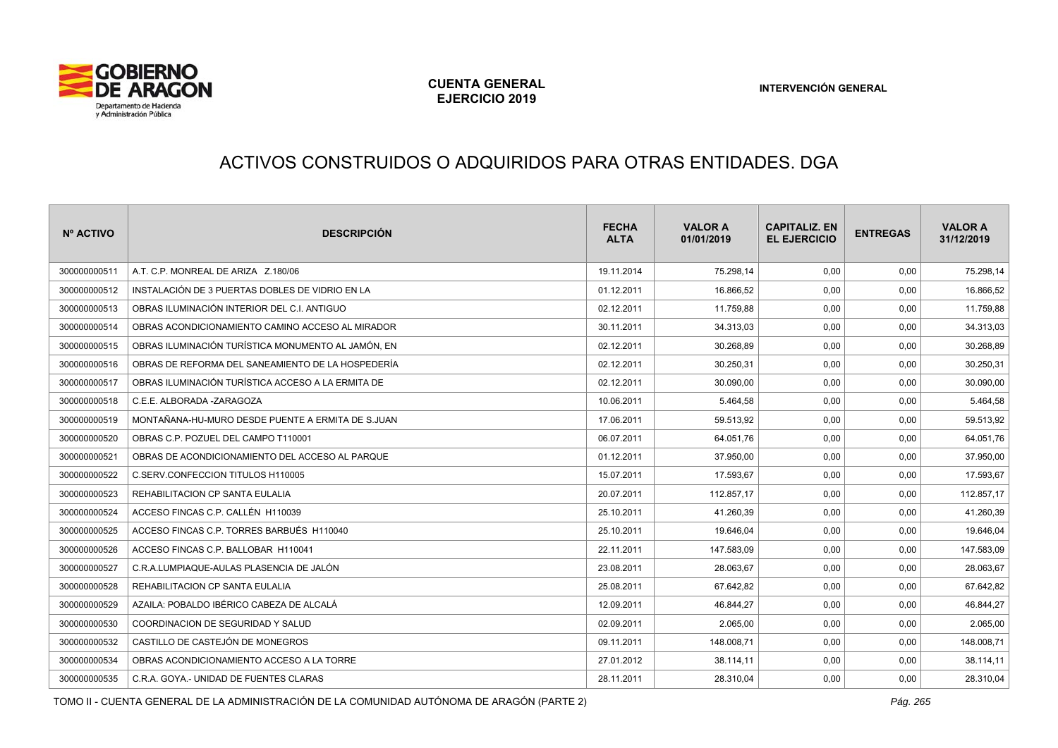# ACTIVOS CONSTRUIDOS O ADQUIRIDOS PARA OTRAS ENTIDADES. DGA

| Nº ACTIVO | DESCRIPCIÓN | FECHA ALTA | VALOR A 01/01/2019 | CAPITALIZ. EN EL EJERCICIO | ENTREGAS | VALOR A 31/12/2019 |
|---|---|---|---|---|---|---|
| 300000000511 | A.T. C.P. MONREAL DE ARIZA Z.180/06 | 19.11.2014 | 75.298,14 | 0,00 | 0,00 | 75.298,14 |
| 300000000512 | INSTALACIÓN DE 3 PUERTAS DOBLES DE VIDRIO EN LA | 01.12.2011 | 16.866,52 | 0,00 | 0,00 | 16.866,52 |
| 300000000513 | OBRAS ILUMINACIÓN INTERIOR DEL C.I. ANTIGUO | 02.12.2011 | 11.759,88 | 0,00 | 0,00 | 11.759,88 |
| 300000000514 | OBRAS ACONDICIONAMIENTO CAMINO ACCESO AL MIRADOR | 30.11.2011 | 34.313,03 | 0,00 | 0,00 | 34.313,03 |
| 300000000515 | OBRAS ILUMINACIÓN TURÍSTICA MONUMENTO AL JAMÓN, EN | 02.12.2011 | 30.268,89 | 0,00 | 0,00 | 30.268,89 |
| 300000000516 | OBRAS DE REFORMA DEL SANEAMIENTO DE LA HOSPEDERÍA | 02.12.2011 | 30.250,31 | 0,00 | 0,00 | 30.250,31 |
| 300000000517 | OBRAS ILUMINACIÓN TURÍSTICA ACCESO A LA ERMITA DE | 02.12.2011 | 30.090,00 | 0,00 | 0,00 | 30.090,00 |
| 300000000518 | C.E.E. ALBORADA -ZARAGOZA | 10.06.2011 | 5.464,58 | 0,00 | 0,00 | 5.464,58 |
| 300000000519 | MONTAÑANA-HU-MURO DESDE PUENTE A ERMITA DE S.JUAN | 17.06.2011 | 59.513,92 | 0,00 | 0,00 | 59.513,92 |
| 300000000520 | OBRAS C.P. POZUEL DEL CAMPO T110001 | 06.07.2011 | 64.051,76 | 0,00 | 0,00 | 64.051,76 |
| 300000000521 | OBRAS DE ACONDICIONAMIENTO DEL ACCESO AL PARQUE | 01.12.2011 | 37.950,00 | 0,00 | 0,00 | 37.950,00 |
| 300000000522 | C.SERV.CONFECCION TITULOS H110005 | 15.07.2011 | 17.593,67 | 0,00 | 0,00 | 17.593,67 |
| 300000000523 | REHABILITACION CP SANTA EULALIA | 20.07.2011 | 112.857,17 | 0,00 | 0,00 | 112.857,17 |
| 300000000524 | ACCESO FINCAS C.P. CALLÉN H110039 | 25.10.2011 | 41.260,39 | 0,00 | 0,00 | 41.260,39 |
| 300000000525 | ACCESO FINCAS C.P. TORRES BARBUÉS H110040 | 25.10.2011 | 19.646,04 | 0,00 | 0,00 | 19.646,04 |
| 300000000526 | ACCESO FINCAS C.P. BALLOBAR H110041 | 22.11.2011 | 147.583,09 | 0,00 | 0,00 | 147.583,09 |
| 300000000527 | C.R.A.LUMPIAQUE-AULAS PLASENCIA DE JALÓN | 23.08.2011 | 28.063,67 | 0,00 | 0,00 | 28.063,67 |
| 300000000528 | REHABILITACION CP SANTA EULALIA | 25.08.2011 | 67.642,82 | 0,00 | 0,00 | 67.642,82 |
| 300000000529 | AZAILA: POBALDO IBÉRICO CABEZA DE ALCALÁ | 12.09.2011 | 46.844,27 | 0,00 | 0,00 | 46.844,27 |
| 300000000530 | COORDINACION DE SEGURIDAD Y SALUD | 02.09.2011 | 2.065,00 | 0,00 | 0,00 | 2.065,00 |
| 300000000532 | CASTILLO DE CASTEJÓN DE MONEGROS | 09.11.2011 | 148.008,71 | 0,00 | 0,00 | 148.008,71 |
| 300000000534 | OBRAS ACONDICIONAMIENTO ACCESO A LA TORRE | 27.01.2012 | 38.114,11 | 0,00 | 0,00 | 38.114,11 |
| 300000000535 | C.R.A. GOYA.- UNIDAD DE FUENTES CLARAS | 28.11.2011 | 28.310,04 | 0,00 | 0,00 | 28.310,04 |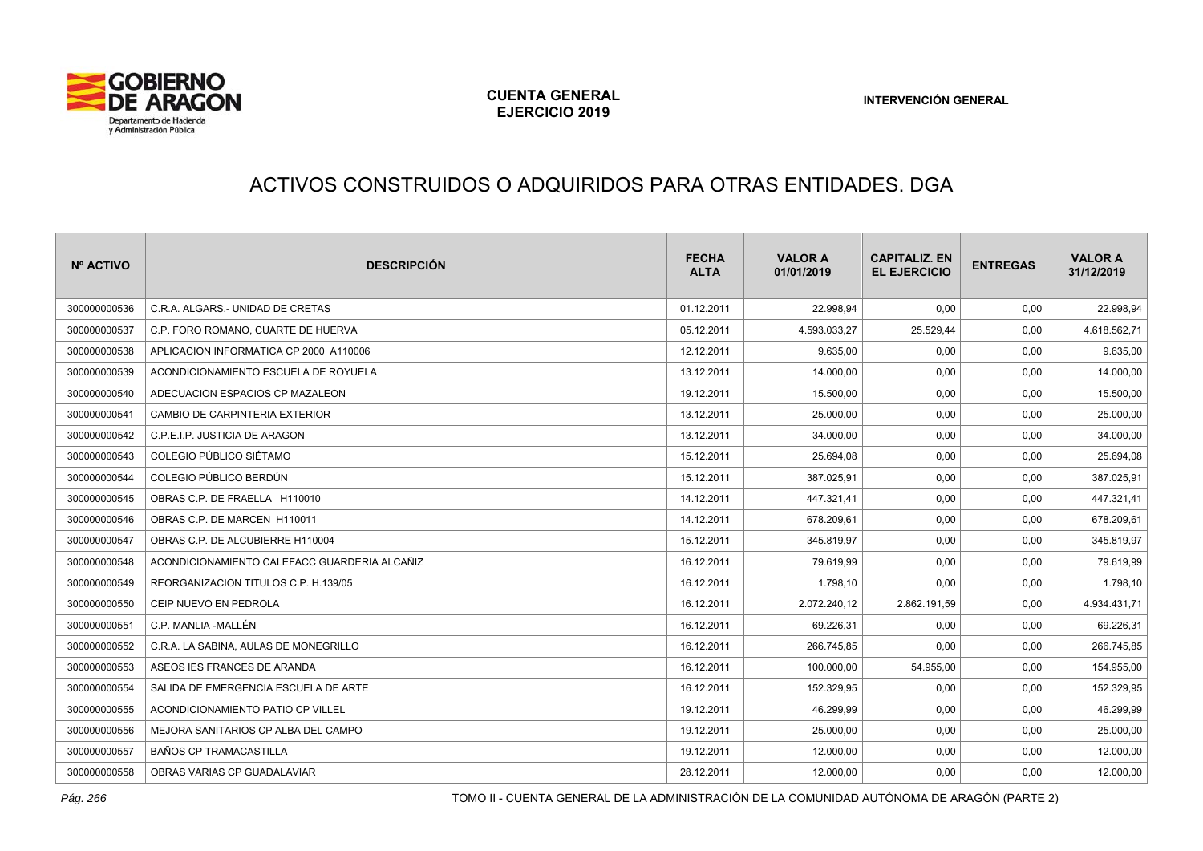# ACTIVOS CONSTRUIDOS O ADQUIRIDOS PARA OTRAS ENTIDADES. DGA

| Nº ACTIVO | DESCRIPCIÓN | FECHA ALTA | VALOR A 01/01/2019 | CAPITALIZ. EN EL EJERCICIO | ENTREGAS | VALOR A 31/12/2019 |
|---|---|---|---|---|---|---|
| 300000000536 | C.R.A. ALGARS.- UNIDAD DE CRETAS | 01.12.2011 | 22.998,94 | 0,00 | 0,00 | 22.998,94 |
| 300000000537 | C.P. FORO ROMANO, CUARTE DE HUERVA | 05.12.2011 | 4.593.033,27 | 25.529,44 | 0,00 | 4.618.562,71 |
| 300000000538 | APLICACION INFORMATICA CP 2000 A110006 | 12.12.2011 | 9.635,00 | 0,00 | 0,00 | 9.635,00 |
| 300000000539 | ACONDICIONAMIENTO ESCUELA DE ROYUELA | 13.12.2011 | 14.000,00 | 0,00 | 0,00 | 14.000,00 |
| 300000000540 | ADECUACION ESPACIOS CP MAZALEON | 19.12.2011 | 15.500,00 | 0,00 | 0,00 | 15.500,00 |
| 300000000541 | CAMBIO DE CARPINTERIA EXTERIOR | 13.12.2011 | 25.000,00 | 0,00 | 0,00 | 25.000,00 |
| 300000000542 | C.P.E.I.P. JUSTICIA DE ARAGON | 13.12.2011 | 34.000,00 | 0,00 | 0,00 | 34.000,00 |
| 300000000543 | COLEGIO PÚBLICO SIÉTAMO | 15.12.2011 | 25.694,08 | 0,00 | 0,00 | 25.694,08 |
| 300000000544 | COLEGIO PÚBLICO BERDÚN | 15.12.2011 | 387.025,91 | 0,00 | 0,00 | 387.025,91 |
| 300000000545 | OBRAS C.P. DE FRAELLA H110010 | 14.12.2011 | 447.321,41 | 0,00 | 0,00 | 447.321,41 |
| 300000000546 | OBRAS C.P. DE MARCEN H110011 | 14.12.2011 | 678.209,61 | 0,00 | 0,00 | 678.209,61 |
| 300000000547 | OBRAS C.P. DE ALCUBIERRE H110004 | 15.12.2011 | 345.819,97 | 0,00 | 0,00 | 345.819,97 |
| 300000000548 | ACONDICIONAMIENTO CALEFACC GUARDERIA ALCAÑIZ | 16.12.2011 | 79.619,99 | 0,00 | 0,00 | 79.619,99 |
| 300000000549 | REORGANIZACION TITULOS C.P. H.139/05 | 16.12.2011 | 1.798,10 | 0,00 | 0,00 | 1.798,10 |
| 300000000550 | CEIP NUEVO EN PEDROLA | 16.12.2011 | 2.072.240,12 | 2.862.191,59 | 0,00 | 4.934.431,71 |
| 300000000551 | C.P. MANLIA -MALLÉN | 16.12.2011 | 69.226,31 | 0,00 | 0,00 | 69.226,31 |
| 300000000552 | C.R.A. LA SABINA, AULAS DE MONEGRILLO | 16.12.2011 | 266.745,85 | 0,00 | 0,00 | 266.745,85 |
| 300000000553 | ASEOS IES FRANCES DE ARANDA | 16.12.2011 | 100.000,00 | 54.955,00 | 0,00 | 154.955,00 |
| 300000000554 | SALIDA DE EMERGENCIA ESCUELA DE ARTE | 16.12.2011 | 152.329,95 | 0,00 | 0,00 | 152.329,95 |
| 300000000555 | ACONDICIONAMIENTO PATIO CP VILLEL | 19.12.2011 | 46.299,99 | 0,00 | 0,00 | 46.299,99 |
| 300000000556 | MEJORA SANITARIOS CP ALBA DEL CAMPO | 19.12.2011 | 25.000,00 | 0,00 | 0,00 | 25.000,00 |
| 300000000557 | BAÑOS CP TRAMACASTILLA | 19.12.2011 | 12.000,00 | 0,00 | 0,00 | 12.000,00 |
| 300000000558 | OBRAS VARIAS CP GUADALAVIAR | 28.12.2011 | 12.000,00 | 0,00 | 0,00 | 12.000,00 |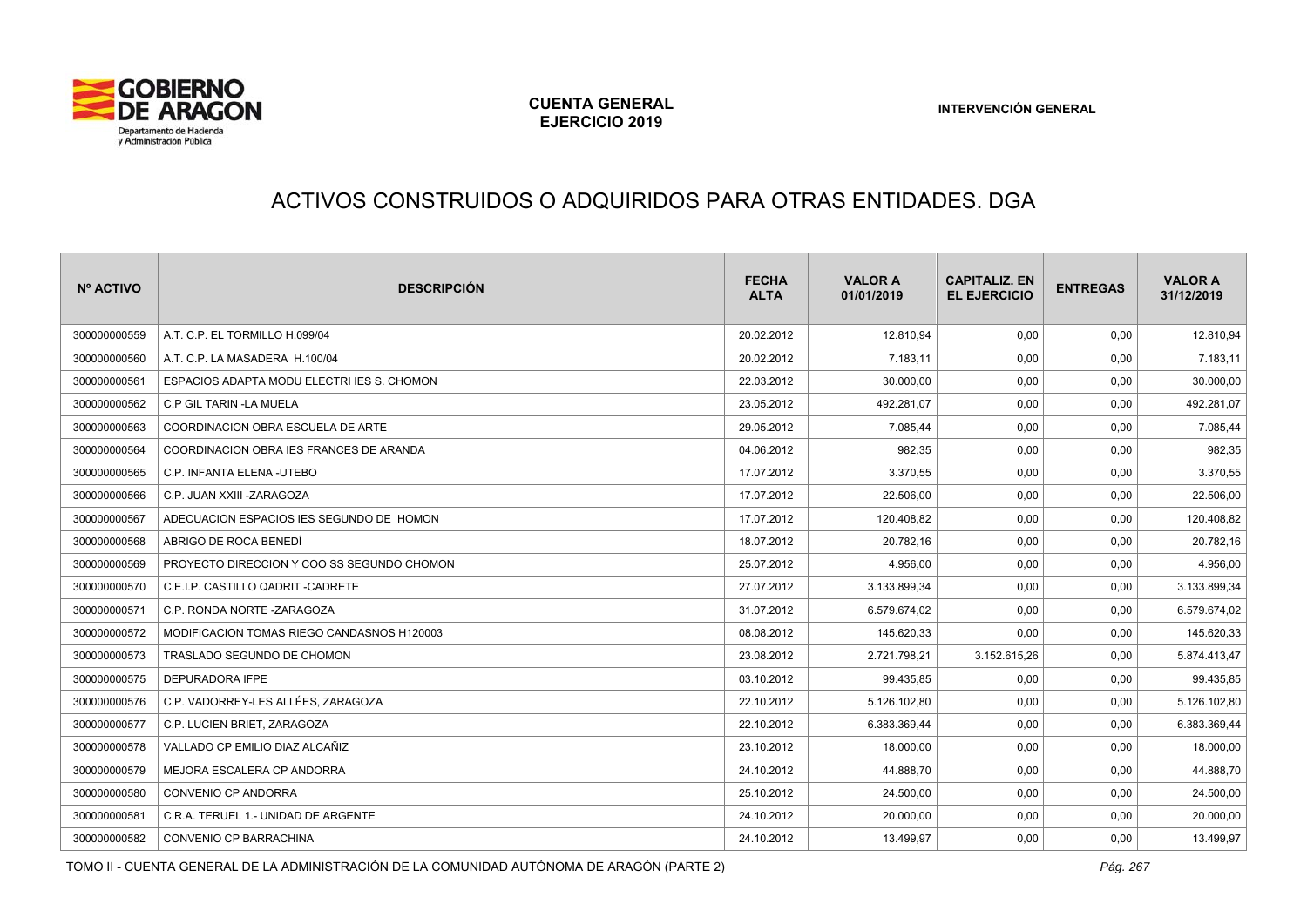# ACTIVOS CONSTRUIDOS O ADQUIRIDOS PARA OTRAS ENTIDADES. DGA

| Nº ACTIVO | DESCRIPCIÓN | FECHA ALTA | VALOR A 01/01/2019 | CAPITALIZ. EN EL EJERCICIO | ENTREGAS | VALOR A 31/12/2019 |
|---|---|---|---|---|---|---|
| 300000000559 | A.T. C.P. EL TORMILLO H.099/04 | 20.02.2012 | 12.810,94 | 0,00 | 0,00 | 12.810,94 |
| 300000000560 | A.T. C.P. LA MASADERA H.100/04 | 20.02.2012 | 7.183,11 | 0,00 | 0,00 | 7.183,11 |
| 300000000561 | ESPACIOS ADAPTA MODU ELECTRI IES S. CHOMON | 22.03.2012 | 30.000,00 | 0,00 | 0,00 | 30.000,00 |
| 300000000562 | C.P GIL TARIN -LA MUELA | 23.05.2012 | 492.281,07 | 0,00 | 0,00 | 492.281,07 |
| 300000000563 | COORDINACION OBRA ESCUELA DE ARTE | 29.05.2012 | 7.085,44 | 0,00 | 0,00 | 7.085,44 |
| 300000000564 | COORDINACION OBRA IES FRANCES DE ARANDA | 04.06.2012 | 982,35 | 0,00 | 0,00 | 982,35 |
| 300000000565 | C.P. INFANTA ELENA -UTEBO | 17.07.2012 | 3.370,55 | 0,00 | 0,00 | 3.370,55 |
| 300000000566 | C.P. JUAN XXIII -ZARAGOZA | 17.07.2012 | 22.506,00 | 0,00 | 0,00 | 22.506,00 |
| 300000000567 | ADECUACION ESPACIOS IES SEGUNDO DE HOMON | 17.07.2012 | 120.408,82 | 0,00 | 0,00 | 120.408,82 |
| 300000000568 | ABRIGO DE ROCA BENEDÍ | 18.07.2012 | 20.782,16 | 0,00 | 0,00 | 20.782,16 |
| 300000000569 | PROYECTO DIRECCION Y COO SS SEGUNDO CHOMON | 25.07.2012 | 4.956,00 | 0,00 | 0,00 | 4.956,00 |
| 300000000570 | C.E.I.P. CASTILLO QADRIT -CADRETE | 27.07.2012 | 3.133.899,34 | 0,00 | 0,00 | 3.133.899,34 |
| 300000000571 | C.P. RONDA NORTE -ZARAGOZA | 31.07.2012 | 6.579.674,02 | 0,00 | 0,00 | 6.579.674,02 |
| 300000000572 | MODIFICACION TOMAS RIEGO CANDASNOS H120003 | 08.08.2012 | 145.620,33 | 0,00 | 0,00 | 145.620,33 |
| 300000000573 | TRASLADO SEGUNDO DE CHOMON | 23.08.2012 | 2.721.798,21 | 3.152.615,26 | 0,00 | 5.874.413,47 |
| 300000000575 | DEPURADORA IFPE | 03.10.2012 | 99.435,85 | 0,00 | 0,00 | 99.435,85 |
| 300000000576 | C.P. VADORREY-LES ALLÉES, ZARAGOZA | 22.10.2012 | 5.126.102,80 | 0,00 | 0,00 | 5.126.102,80 |
| 300000000577 | C.P. LUCIEN BRIET, ZARAGOZA | 22.10.2012 | 6.383.369,44 | 0,00 | 0,00 | 6.383.369,44 |
| 300000000578 | VALLADO CP EMILIO DIAZ ALCAÑIZ | 23.10.2012 | 18.000,00 | 0,00 | 0,00 | 18.000,00 |
| 300000000579 | MEJORA ESCALERA CP ANDORRA | 24.10.2012 | 44.888,70 | 0,00 | 0,00 | 44.888,70 |
| 300000000580 | CONVENIO CP ANDORRA | 25.10.2012 | 24.500,00 | 0,00 | 0,00 | 24.500,00 |
| 300000000581 | C.R.A. TERUEL 1.- UNIDAD DE ARGENTE | 24.10.2012 | 20.000,00 | 0,00 | 0,00 | 20.000,00 |
| 300000000582 | CONVENIO CP BARRACHINA | 24.10.2012 | 13.499,97 | 0,00 | 0,00 | 13.499,97 |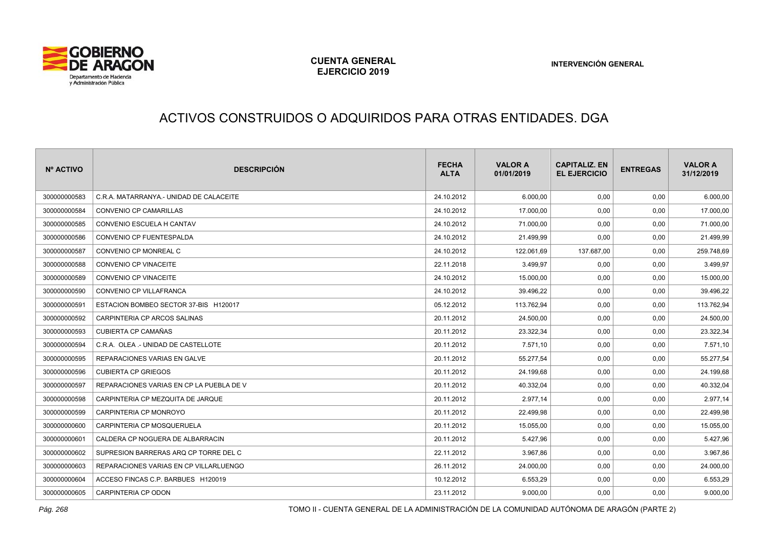# ACTIVOS CONSTRUIDOS O ADQUIRIDOS PARA OTRAS ENTIDADES. DGA

| Nº ACTIVO | DESCRIPCIÓN | FECHA ALTA | VALOR A 01/01/2019 | CAPITALIZ. EN EL EJERCICIO | ENTREGAS | VALOR A 31/12/2019 |
|---|---|---|---|---|---|---|
| 300000000583 | C.R.A. MATARRANYA.- UNIDAD DE CALACEITE | 24.10.2012 | 6.000,00 | 0,00 | 0,00 | 6.000,00 |
| 300000000584 | CONVENIO CP CAMARILLAS | 24.10.2012 | 17.000,00 | 0,00 | 0,00 | 17.000,00 |
| 300000000585 | CONVENIO ESCUELA H CANTAV | 24.10.2012 | 71.000,00 | 0,00 | 0,00 | 71.000,00 |
| 300000000586 | CONVENIO CP FUENTESPALDA | 24.10.2012 | 21.499,99 | 0,00 | 0,00 | 21.499,99 |
| 300000000587 | CONVENIO CP MONREAL C | 24.10.2012 | 122.061,69 | 137.687,00 | 0,00 | 259.748,69 |
| 300000000588 | CONVENIO CP VINACEITE | 22.11.2018 | 3.499,97 | 0,00 | 0,00 | 3.499,97 |
| 300000000589 | CONVENIO CP VINACEITE | 24.10.2012 | 15.000,00 | 0,00 | 0,00 | 15.000,00 |
| 300000000590 | CONVENIO CP VILLAFRANCA | 24.10.2012 | 39.496,22 | 0,00 | 0,00 | 39.496,22 |
| 300000000591 | ESTACION BOMBEO SECTOR 37-BIS H120017 | 05.12.2012 | 113.762,94 | 0,00 | 0,00 | 113.762,94 |
| 300000000592 | CARPINTERIA CP ARCOS SALINAS | 20.11.2012 | 24.500,00 | 0,00 | 0,00 | 24.500,00 |
| 300000000593 | CUBIERTA CP CAMAÑAS | 20.11.2012 | 23.322,34 | 0,00 | 0,00 | 23.322,34 |
| 300000000594 | C.R.A. OLEA .- UNIDAD DE CASTELLOTE | 20.11.2012 | 7.571,10 | 0,00 | 0,00 | 7.571,10 |
| 300000000595 | REPARACIONES VARIAS EN GALVE | 20.11.2012 | 55.277,54 | 0,00 | 0,00 | 55.277,54 |
| 300000000596 | CUBIERTA CP GRIEGOS | 20.11.2012 | 24.199,68 | 0,00 | 0,00 | 24.199,68 |
| 300000000597 | REPARACIONES VARIAS EN CP LA PUEBLA DE V | 20.11.2012 | 40.332,04 | 0,00 | 0,00 | 40.332,04 |
| 300000000598 | CARPINTERIA CP MEZQUITA DE JARQUE | 20.11.2012 | 2.977,14 | 0,00 | 0,00 | 2.977,14 |
| 300000000599 | CARPINTERIA CP MONROYO | 20.11.2012 | 22.499,98 | 0,00 | 0,00 | 22.499,98 |
| 300000000600 | CARPINTERIA CP MOSQUERUELA | 20.11.2012 | 15.055,00 | 0,00 | 0,00 | 15.055,00 |
| 300000000601 | CALDERA CP NOGUERA DE ALBARRACIN | 20.11.2012 | 5.427,96 | 0,00 | 0,00 | 5.427,96 |
| 300000000602 | SUPRESION BARRERAS ARQ CP TORRE DEL C | 22.11.2012 | 3.967,86 | 0,00 | 0,00 | 3.967,86 |
| 300000000603 | REPARACIONES VARIAS EN CP VILLARLUENGO | 26.11.2012 | 24.000,00 | 0,00 | 0,00 | 24.000,00 |
| 300000000604 | ACCESO FINCAS C.P. BARBUES H120019 | 10.12.2012 | 6.553,29 | 0,00 | 0,00 | 6.553,29 |
| 300000000605 | CARPINTERIA CP ODON | 23.11.2012 | 9.000,00 | 0,00 | 0,00 | 9.000,00 |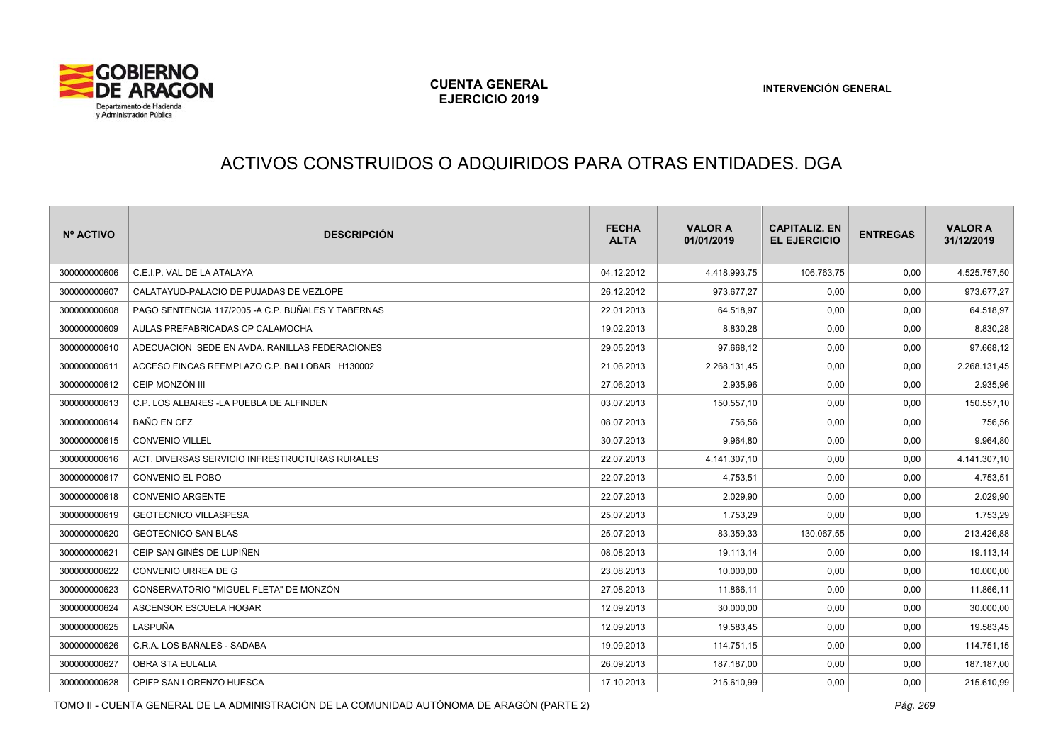# ACTIVOS CONSTRUIDOS O ADQUIRIDOS PARA OTRAS ENTIDADES. DGA

| Nº ACTIVO | DESCRIPCIÓN | FECHA ALTA | VALOR A 01/01/2019 | CAPITALIZ. EN EL EJERCICIO | ENTREGAS | VALOR A 31/12/2019 |
|---|---|---|---|---|---|---|
| 300000000606 | C.E.I.P. VAL DE LA ATALAYA | 04.12.2012 | 4.418.993,75 | 106.763,75 | 0,00 | 4.525.757,50 |
| 300000000607 | CALATAYUD-PALACIO DE PUJADAS DE VEZLOPE | 26.12.2012 | 973.677,27 | 0,00 | 0,00 | 973.677,27 |
| 300000000608 | PAGO SENTENCIA 117/2005 -A C.P. BUÑALES Y TABERNAS | 22.01.2013 | 64.518,97 | 0,00 | 0,00 | 64.518,97 |
| 300000000609 | AULAS PREFABRICADAS CP CALAMOCHA | 19.02.2013 | 8.830,28 | 0,00 | 0,00 | 8.830,28 |
| 300000000610 | ADECUACION SEDE EN AVDA. RANILLAS FEDERACIONES | 29.05.2013 | 97.668,12 | 0,00 | 0,00 | 97.668,12 |
| 300000000611 | ACCESO FINCAS REEMPLAZO C.P. BALLOBAR H130002 | 21.06.2013 | 2.268.131,45 | 0,00 | 0,00 | 2.268.131,45 |
| 300000000612 | CEIP MONZÓN III | 27.06.2013 | 2.935,96 | 0,00 | 0,00 | 2.935,96 |
| 300000000613 | C.P. LOS ALBARES -LA PUEBLA DE ALFINDEN | 03.07.2013 | 150.557,10 | 0,00 | 0,00 | 150.557,10 |
| 300000000614 | BAÑO EN CFZ | 08.07.2013 | 756,56 | 0,00 | 0,00 | 756,56 |
| 300000000615 | CONVENIO VILLEL | 30.07.2013 | 9.964,80 | 0,00 | 0,00 | 9.964,80 |
| 300000000616 | ACT. DIVERSAS SERVICIO INFRESTRUCTURAS RURALES | 22.07.2013 | 4.141.307,10 | 0,00 | 0,00 | 4.141.307,10 |
| 300000000617 | CONVENIO EL POBO | 22.07.2013 | 4.753,51 | 0,00 | 0,00 | 4.753,51 |
| 300000000618 | CONVENIO ARGENTE | 22.07.2013 | 2.029,90 | 0,00 | 0,00 | 2.029,90 |
| 300000000619 | GEOTECNICO VILLASPESA | 25.07.2013 | 1.753,29 | 0,00 | 0,00 | 1.753,29 |
| 300000000620 | GEOTECNICO SAN BLAS | 25.07.2013 | 83.359,33 | 130.067,55 | 0,00 | 213.426,88 |
| 300000000621 | CEIP SAN GINÉS DE LUPIÑEN | 08.08.2013 | 19.113,14 | 0,00 | 0,00 | 19.113,14 |
| 300000000622 | CONVENIO URREA DE G | 23.08.2013 | 10.000,00 | 0,00 | 0,00 | 10.000,00 |
| 300000000623 | CONSERVATORIO "MIGUEL FLETA" DE MONZÓN | 27.08.2013 | 11.866,11 | 0,00 | 0,00 | 11.866,11 |
| 300000000624 | ASCENSOR ESCUELA HOGAR | 12.09.2013 | 30.000,00 | 0,00 | 0,00 | 30.000,00 |
| 300000000625 | LASPUÑA | 12.09.2013 | 19.583,45 | 0,00 | 0,00 | 19.583,45 |
| 300000000626 | C.R.A. LOS BAÑALES - SADABA | 19.09.2013 | 114.751,15 | 0,00 | 0,00 | 114.751,15 |
| 300000000627 | OBRA STA EULALIA | 26.09.2013 | 187.187,00 | 0,00 | 0,00 | 187.187,00 |
| 300000000628 | CPIFP SAN LORENZO HUESCA | 17.10.2013 | 215.610,99 | 0,00 | 0,00 | 215.610,99 |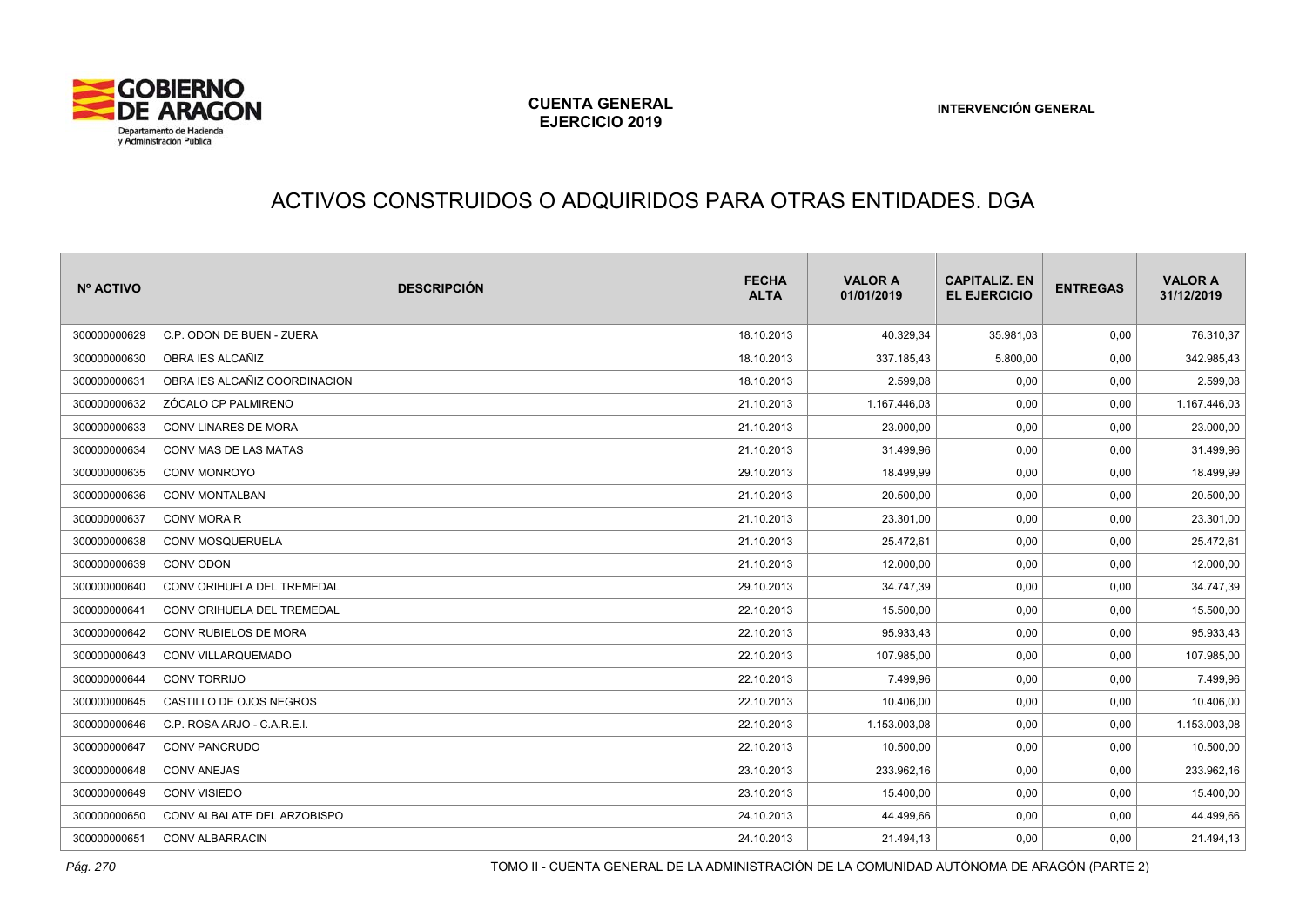# ACTIVOS CONSTRUIDOS O ADQUIRIDOS PARA OTRAS ENTIDADES. DGA

| Nº ACTIVO | DESCRIPCIÓN | FECHA ALTA | VALOR A 01/01/2019 | CAPITALIZ. EN EL EJERCICIO | ENTREGAS | VALOR A 31/12/2019 |
|---|---|---|---|---|---|---|
| 300000000629 | C.P. ODON DE BUEN - ZUERA | 18.10.2013 | 40.329,34 | 35.981,03 | 0,00 | 76.310,37 |
| 300000000630 | OBRA IES ALCAÑIZ | 18.10.2013 | 337.185,43 | 5.800,00 | 0,00 | 342.985,43 |
| 300000000631 | OBRA IES ALCAÑIZ COORDINACION | 18.10.2013 | 2.599,08 | 0,00 | 0,00 | 2.599,08 |
| 300000000632 | ZÓCALO CP PALMIRENO | 21.10.2013 | 1.167.446,03 | 0,00 | 0,00 | 1.167.446,03 |
| 300000000633 | CONV LINARES DE MORA | 21.10.2013 | 23.000,00 | 0,00 | 0,00 | 23.000,00 |
| 300000000634 | CONV MAS DE LAS MATAS | 21.10.2013 | 31.499,96 | 0,00 | 0,00 | 31.499,96 |
| 300000000635 | CONV MONROYO | 29.10.2013 | 18.499,99 | 0,00 | 0,00 | 18.499,99 |
| 300000000636 | CONV MONTALBAN | 21.10.2013 | 20.500,00 | 0,00 | 0,00 | 20.500,00 |
| 300000000637 | CONV MORA R | 21.10.2013 | 23.301,00 | 0,00 | 0,00 | 23.301,00 |
| 300000000638 | CONV MOSQUERUELA | 21.10.2013 | 25.472,61 | 0,00 | 0,00 | 25.472,61 |
| 300000000639 | CONV ODON | 21.10.2013 | 12.000,00 | 0,00 | 0,00 | 12.000,00 |
| 300000000640 | CONV ORIHUELA DEL TREMEDAL | 29.10.2013 | 34.747,39 | 0,00 | 0,00 | 34.747,39 |
| 300000000641 | CONV ORIHUELA DEL TREMEDAL | 22.10.2013 | 15.500,00 | 0,00 | 0,00 | 15.500,00 |
| 300000000642 | CONV RUBIELOS DE MORA | 22.10.2013 | 95.933,43 | 0,00 | 0,00 | 95.933,43 |
| 300000000643 | CONV VILLARQUEMADO | 22.10.2013 | 107.985,00 | 0,00 | 0,00 | 107.985,00 |
| 300000000644 | CONV TORRIJO | 22.10.2013 | 7.499,96 | 0,00 | 0,00 | 7.499,96 |
| 300000000645 | CASTILLO DE OJOS NEGROS | 22.10.2013 | 10.406,00 | 0,00 | 0,00 | 10.406,00 |
| 300000000646 | C.P. ROSA ARJO - C.A.R.E.I. | 22.10.2013 | 1.153.003,08 | 0,00 | 0,00 | 1.153.003,08 |
| 300000000647 | CONV PANCRUDO | 22.10.2013 | 10.500,00 | 0,00 | 0,00 | 10.500,00 |
| 300000000648 | CONV ANEJAS | 23.10.2013 | 233.962,16 | 0,00 | 0,00 | 233.962,16 |
| 300000000649 | CONV VISIEDO | 23.10.2013 | 15.400,00 | 0,00 | 0,00 | 15.400,00 |
| 300000000650 | CONV ALBALATE DEL ARZOBISPO | 24.10.2013 | 44.499,66 | 0,00 | 0,00 | 44.499,66 |
| 300000000651 | CONV ALBARRACIN | 24.10.2013 | 21.494,13 | 0,00 | 0,00 | 21.494,13 |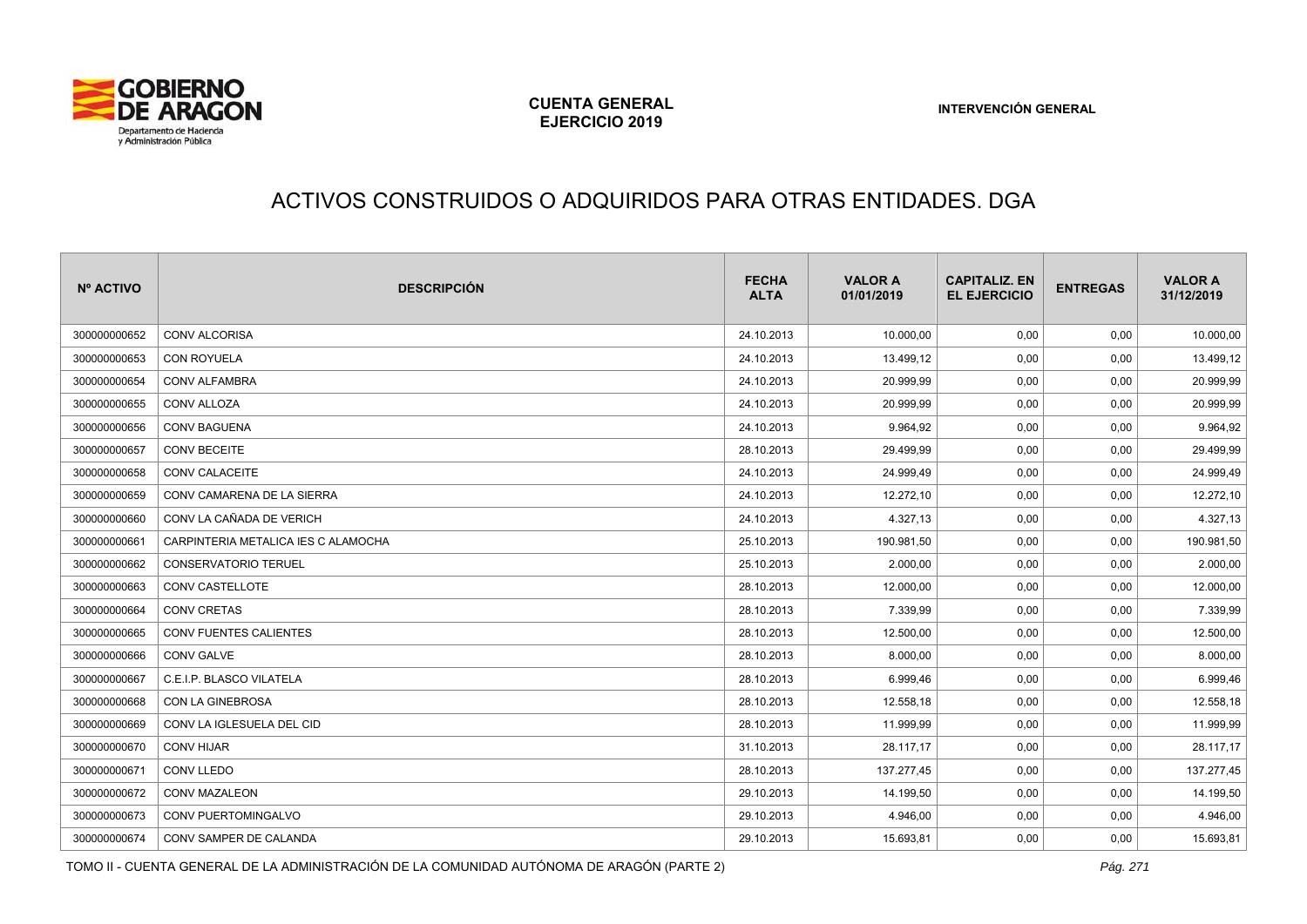# ACTIVOS CONSTRUIDOS O ADQUIRIDOS PARA OTRAS ENTIDADES. DGA

| Nº ACTIVO | DESCRIPCIÓN | FECHA ALTA | VALOR A 01/01/2019 | CAPITALIZ. EN EL EJERCICIO | ENTREGAS | VALOR A 31/12/2019 |
|---|---|---|---|---|---|---|
| 300000000652 | CONV ALCORISA | 24.10.2013 | 10.000,00 | 0,00 | 0,00 | 10.000,00 |
| 300000000653 | CON ROYUELA | 24.10.2013 | 13.499,12 | 0,00 | 0,00 | 13.499,12 |
| 300000000654 | CONV ALFAMBRA | 24.10.2013 | 20.999,99 | 0,00 | 0,00 | 20.999,99 |
| 300000000655 | CONV ALLOZA | 24.10.2013 | 20.999,99 | 0,00 | 0,00 | 20.999,99 |
| 300000000656 | CONV BAGUENA | 24.10.2013 | 9.964,92 | 0,00 | 0,00 | 9.964,92 |
| 300000000657 | CONV BECEITE | 28.10.2013 | 29.499,99 | 0,00 | 0,00 | 29.499,99 |
| 300000000658 | CONV CALACEITE | 24.10.2013 | 24.999,49 | 0,00 | 0,00 | 24.999,49 |
| 300000000659 | CONV CAMARENA DE LA SIERRA | 24.10.2013 | 12.272,10 | 0,00 | 0,00 | 12.272,10 |
| 300000000660 | CONV LA CAÑADA DE VERICH | 24.10.2013 | 4.327,13 | 0,00 | 0,00 | 4.327,13 |
| 300000000661 | CARPINTERIA METALICA IES C ALAMOCHA | 25.10.2013 | 190.981,50 | 0,00 | 0,00 | 190.981,50 |
| 300000000662 | CONSERVATORIO TERUEL | 25.10.2013 | 2.000,00 | 0,00 | 0,00 | 2.000,00 |
| 300000000663 | CONV CASTELLOTE | 28.10.2013 | 12.000,00 | 0,00 | 0,00 | 12.000,00 |
| 300000000664 | CONV CRETAS | 28.10.2013 | 7.339,99 | 0,00 | 0,00 | 7.339,99 |
| 300000000665 | CONV FUENTES CALIENTES | 28.10.2013 | 12.500,00 | 0,00 | 0,00 | 12.500,00 |
| 300000000666 | CONV GALVE | 28.10.2013 | 8.000,00 | 0,00 | 0,00 | 8.000,00 |
| 300000000667 | C.E.I.P. BLASCO VILATELA | 28.10.2013 | 6.999,46 | 0,00 | 0,00 | 6.999,46 |
| 300000000668 | CON LA GINEBROSA | 28.10.2013 | 12.558,18 | 0,00 | 0,00 | 12.558,18 |
| 300000000669 | CONV LA IGLESUELA DEL CID | 28.10.2013 | 11.999,99 | 0,00 | 0,00 | 11.999,99 |
| 300000000670 | CONV HIJAR | 31.10.2013 | 28.117,17 | 0,00 | 0,00 | 28.117,17 |
| 300000000671 | CONV LLEDO | 28.10.2013 | 137.277,45 | 0,00 | 0,00 | 137.277,45 |
| 300000000672 | CONV MAZALEON | 29.10.2013 | 14.199,50 | 0,00 | 0,00 | 14.199,50 |
| 300000000673 | CONV PUERTOMINGALVO | 29.10.2013 | 4.946,00 | 0,00 | 0,00 | 4.946,00 |
| 300000000674 | CONV SAMPER DE CALANDA | 29.10.2013 | 15.693,81 | 0,00 | 0,00 | 15.693,81 |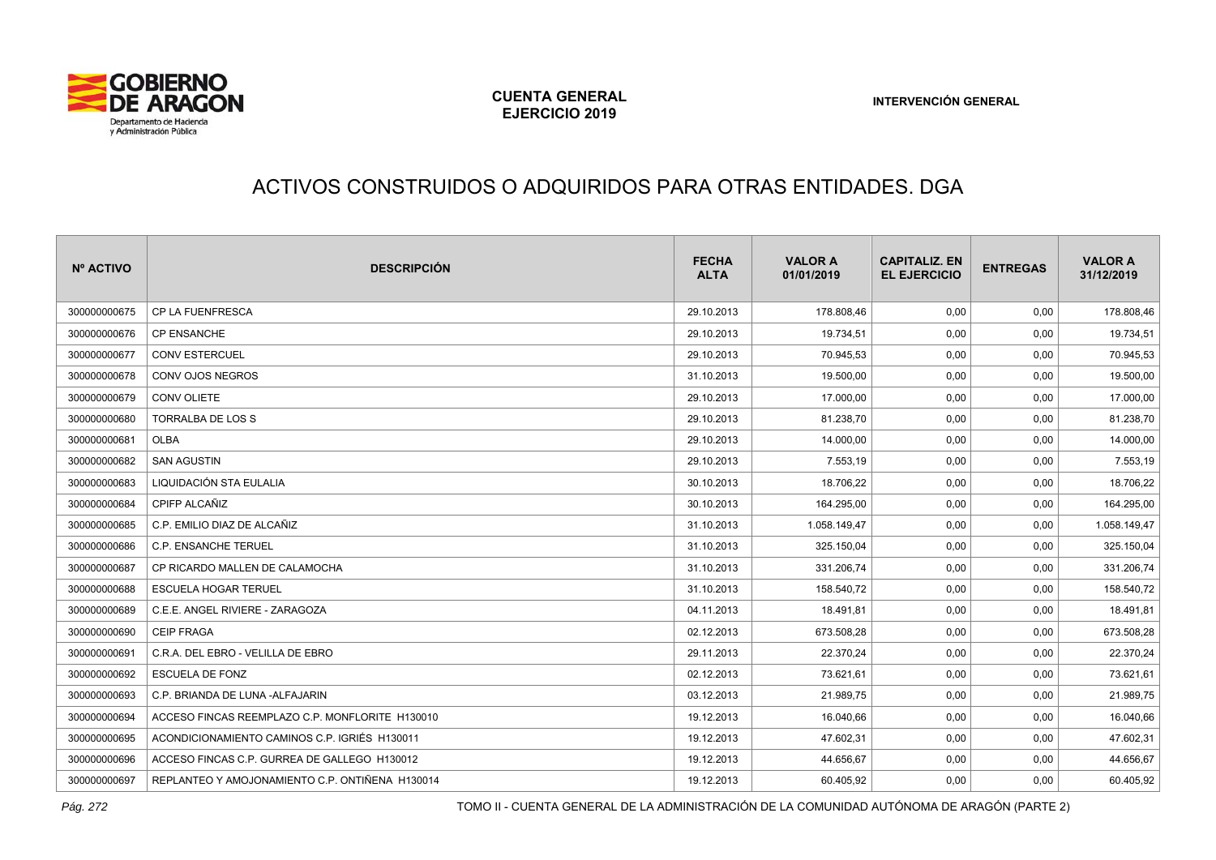# ACTIVOS CONSTRUIDOS O ADQUIRIDOS PARA OTRAS ENTIDADES. DGA

| Nº ACTIVO | DESCRIPCIÓN | FECHA ALTA | VALOR A 01/01/2019 | CAPITALIZ. EN EL EJERCICIO | ENTREGAS | VALOR A 31/12/2019 |
|---|---|---|---|---|---|---|
| 300000000675 | CP LA FUENFRESCA | 29.10.2013 | 178.808,46 | 0,00 | 0,00 | 178.808,46 |
| 300000000676 | CP ENSANCHE | 29.10.2013 | 19.734,51 | 0,00 | 0,00 | 19.734,51 |
| 300000000677 | CONV ESTERCUEL | 29.10.2013 | 70.945,53 | 0,00 | 0,00 | 70.945,53 |
| 300000000678 | CONV OJOS NEGROS | 31.10.2013 | 19.500,00 | 0,00 | 0,00 | 19.500,00 |
| 300000000679 | CONV OLIETE | 29.10.2013 | 17.000,00 | 0,00 | 0,00 | 17.000,00 |
| 300000000680 | TORRALBA DE LOS S | 29.10.2013 | 81.238,70 | 0,00 | 0,00 | 81.238,70 |
| 300000000681 | OLBA | 29.10.2013 | 14.000,00 | 0,00 | 0,00 | 14.000,00 |
| 300000000682 | SAN AGUSTIN | 29.10.2013 | 7.553,19 | 0,00 | 0,00 | 7.553,19 |
| 300000000683 | LIQUIDACIÓN STA EULALIA | 30.10.2013 | 18.706,22 | 0,00 | 0,00 | 18.706,22 |
| 300000000684 | CPIFP ALCAÑIZ | 30.10.2013 | 164.295,00 | 0,00 | 0,00 | 164.295,00 |
| 300000000685 | C.P. EMILIO DIAZ DE ALCAÑIZ | 31.10.2013 | 1.058.149,47 | 0,00 | 0,00 | 1.058.149,47 |
| 300000000686 | C.P. ENSANCHE TERUEL | 31.10.2013 | 325.150,04 | 0,00 | 0,00 | 325.150,04 |
| 300000000687 | CP RICARDO MALLEN DE CALAMOCHA | 31.10.2013 | 331.206,74 | 0,00 | 0,00 | 331.206,74 |
| 300000000688 | ESCUELA HOGAR TERUEL | 31.10.2013 | 158.540,72 | 0,00 | 0,00 | 158.540,72 |
| 300000000689 | C.E.E. ANGEL RIVIERE - ZARAGOZA | 04.11.2013 | 18.491,81 | 0,00 | 0,00 | 18.491,81 |
| 300000000690 | CEIP FRAGA | 02.12.2013 | 673.508,28 | 0,00 | 0,00 | 673.508,28 |
| 300000000691 | C.R.A. DEL EBRO - VELILLA DE EBRO | 29.11.2013 | 22.370,24 | 0,00 | 0,00 | 22.370,24 |
| 300000000692 | ESCUELA DE FONZ | 02.12.2013 | 73.621,61 | 0,00 | 0,00 | 73.621,61 |
| 300000000693 | C.P. BRIANDA DE LUNA -ALFAJARIN | 03.12.2013 | 21.989,75 | 0,00 | 0,00 | 21.989,75 |
| 300000000694 | ACCESO FINCAS REEMPLAZO C.P. MONFLORITE H130010 | 19.12.2013 | 16.040,66 | 0,00 | 0,00 | 16.040,66 |
| 300000000695 | ACONDICIONAMIENTO CAMINOS C.P. IGRIÉS H130011 | 19.12.2013 | 47.602,31 | 0,00 | 0,00 | 47.602,31 |
| 300000000696 | ACCESO FINCAS C.P. GURREA DE GALLEGO H130012 | 19.12.2013 | 44.656,67 | 0,00 | 0,00 | 44.656,67 |
| 300000000697 | REPLANTEO Y AMOJONAMIENTO C.P. ONTIÑENA H130014 | 19.12.2013 | 60.405,92 | 0,00 | 0,00 | 60.405,92 |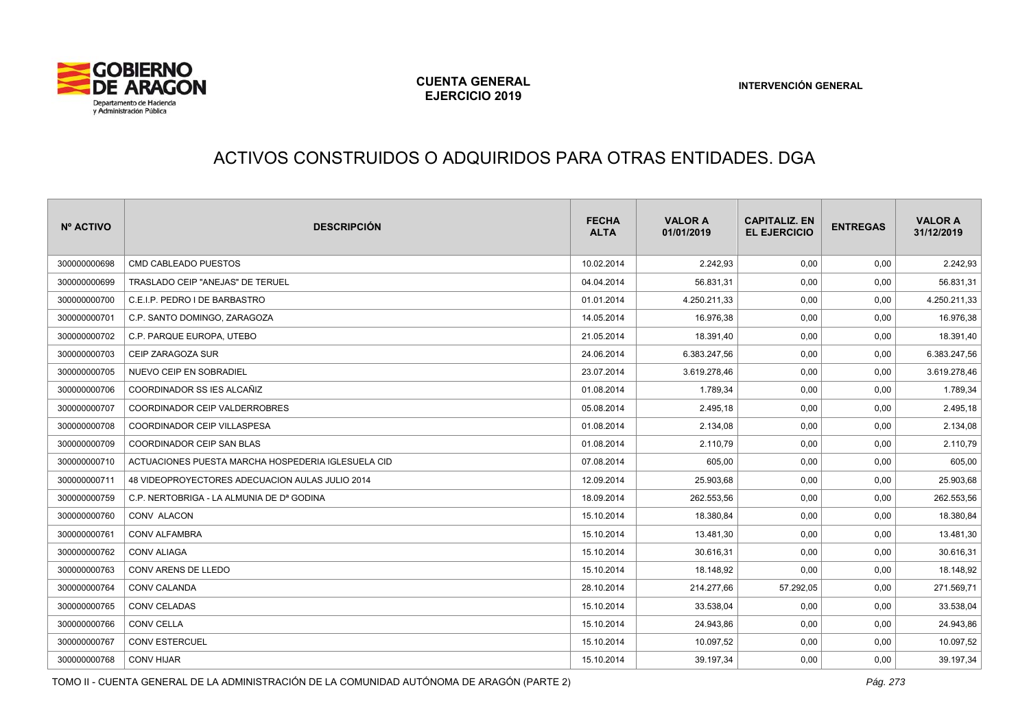# ACTIVOS CONSTRUIDOS O ADQUIRIDOS PARA OTRAS ENTIDADES. DGA

| Nº ACTIVO | DESCRIPCIÓN | FECHA ALTA | VALOR A 01/01/2019 | CAPITALIZ. EN EL EJERCICIO | ENTREGAS | VALOR A 31/12/2019 |
|---|---|---|---|---|---|---|
| 300000000698 | CMD CABLEADO PUESTOS | 10.02.2014 | 2.242,93 | 0,00 | 0,00 | 2.242,93 |
| 300000000699 | TRASLADO CEIP "ANEJAS" DE TERUEL | 04.04.2014 | 56.831,31 | 0,00 | 0,00 | 56.831,31 |
| 300000000700 | C.E.I.P. PEDRO I DE BARBASTRO | 01.01.2014 | 4.250.211,33 | 0,00 | 0,00 | 4.250.211,33 |
| 300000000701 | C.P. SANTO DOMINGO, ZARAGOZA | 14.05.2014 | 16.976,38 | 0,00 | 0,00 | 16.976,38 |
| 300000000702 | C.P. PARQUE EUROPA, UTEBO | 21.05.2014 | 18.391,40 | 0,00 | 0,00 | 18.391,40 |
| 300000000703 | CEIP ZARAGOZA SUR | 24.06.2014 | 6.383.247,56 | 0,00 | 0,00 | 6.383.247,56 |
| 300000000705 | NUEVO CEIP EN SOBRADIEL | 23.07.2014 | 3.619.278,46 | 0,00 | 0,00 | 3.619.278,46 |
| 300000000706 | COORDINADOR SS IES ALCAÑIZ | 01.08.2014 | 1.789,34 | 0,00 | 0,00 | 1.789,34 |
| 300000000707 | COORDINADOR CEIP VALDERROBRES | 05.08.2014 | 2.495,18 | 0,00 | 0,00 | 2.495,18 |
| 300000000708 | COORDINADOR CEIP VILLASPESA | 01.08.2014 | 2.134,08 | 0,00 | 0,00 | 2.134,08 |
| 300000000709 | COORDINADOR CEIP SAN BLAS | 01.08.2014 | 2.110,79 | 0,00 | 0,00 | 2.110,79 |
| 300000000710 | ACTUACIONES PUESTA MARCHA HOSPEDERIA IGLESUELA CID | 07.08.2014 | 605,00 | 0,00 | 0,00 | 605,00 |
| 300000000711 | 48 VIDEOPROYECTORES ADECUACION AULAS JULIO 2014 | 12.09.2014 | 25.903,68 | 0,00 | 0,00 | 25.903,68 |
| 300000000759 | C.P. NERTOBRIGA - LA ALMUNIA DE Dª GODINA | 18.09.2014 | 262.553,56 | 0,00 | 0,00 | 262.553,56 |
| 300000000760 | CONV ALACON | 15.10.2014 | 18.380,84 | 0,00 | 0,00 | 18.380,84 |
| 300000000761 | CONV ALFAMBRA | 15.10.2014 | 13.481,30 | 0,00 | 0,00 | 13.481,30 |
| 300000000762 | CONV ALIAGA | 15.10.2014 | 30.616,31 | 0,00 | 0,00 | 30.616,31 |
| 300000000763 | CONV ARENS DE LLEDO | 15.10.2014 | 18.148,92 | 0,00 | 0,00 | 18.148,92 |
| 300000000764 | CONV CALANDA | 28.10.2014 | 214.277,66 | 57.292,05 | 0,00 | 271.569,71 |
| 300000000765 | CONV CELADAS | 15.10.2014 | 33.538,04 | 0,00 | 0,00 | 33.538,04 |
| 300000000766 | CONV CELLA | 15.10.2014 | 24.943,86 | 0,00 | 0,00 | 24.943,86 |
| 300000000767 | CONV ESTERCUEL | 15.10.2014 | 10.097,52 | 0,00 | 0,00 | 10.097,52 |
| 300000000768 | CONV HIJAR | 15.10.2014 | 39.197,34 | 0,00 | 0,00 | 39.197,34 |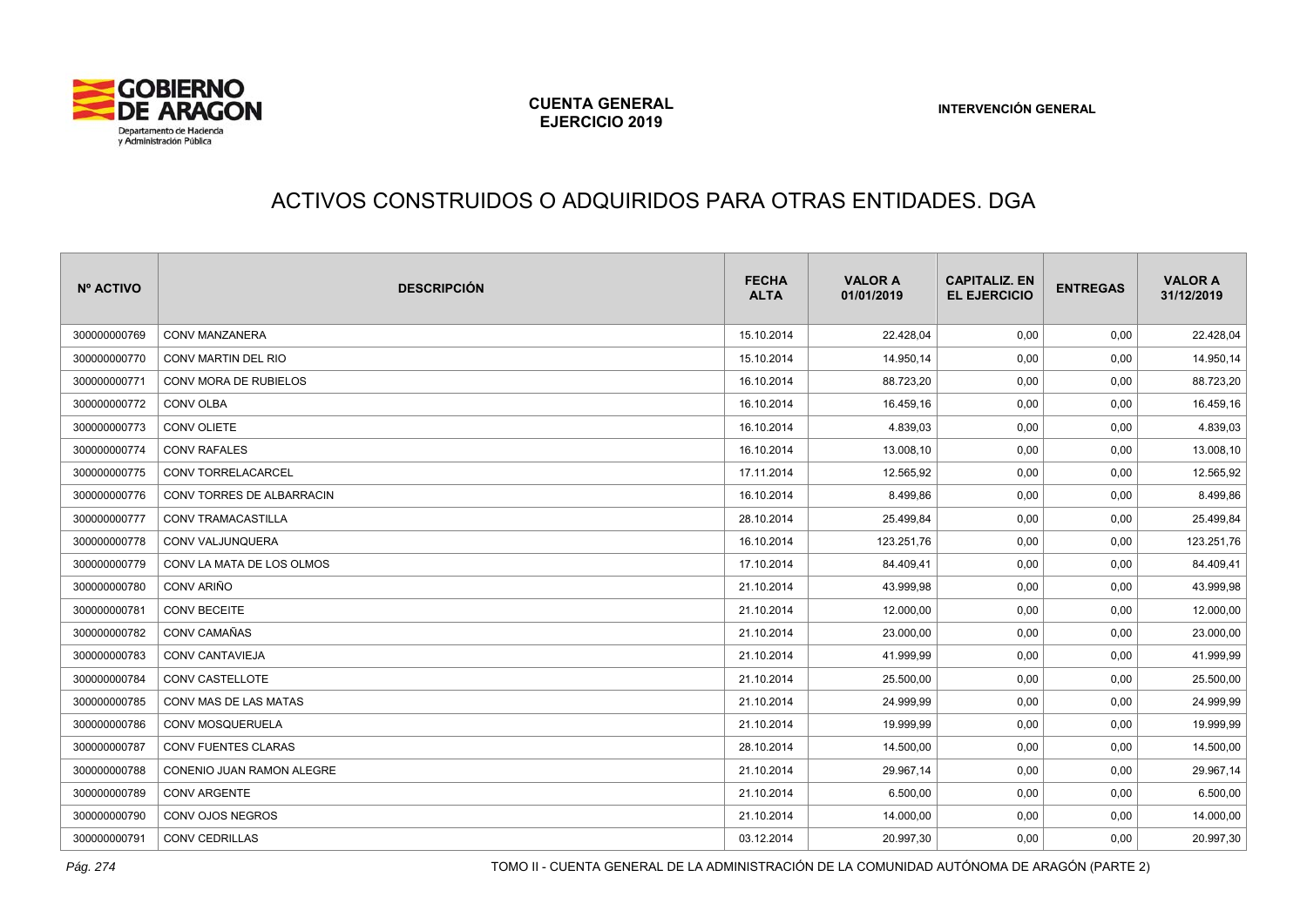# ACTIVOS CONSTRUIDOS O ADQUIRIDOS PARA OTRAS ENTIDADES. DGA

| Nº ACTIVO | DESCRIPCIÓN | FECHA ALTA | VALOR A 01/01/2019 | CAPITALIZ. EN EL EJERCICIO | ENTREGAS | VALOR A 31/12/2019 |
|---|---|---|---|---|---|---|
| 300000000769 | CONV MANZANERA | 15.10.2014 | 22.428,04 | 0,00 | 0,00 | 22.428,04 |
| 300000000770 | CONV MARTIN DEL RIO | 15.10.2014 | 14.950,14 | 0,00 | 0,00 | 14.950,14 |
| 300000000771 | CONV MORA DE RUBIELOS | 16.10.2014 | 88.723,20 | 0,00 | 0,00 | 88.723,20 |
| 300000000772 | CONV OLBA | 16.10.2014 | 16.459,16 | 0,00 | 0,00 | 16.459,16 |
| 300000000773 | CONV OLIETE | 16.10.2014 | 4.839,03 | 0,00 | 0,00 | 4.839,03 |
| 300000000774 | CONV RAFALES | 16.10.2014 | 13.008,10 | 0,00 | 0,00 | 13.008,10 |
| 300000000775 | CONV TORRELACARCEL | 17.11.2014 | 12.565,92 | 0,00 | 0,00 | 12.565,92 |
| 300000000776 | CONV TORRES DE ALBARRACIN | 16.10.2014 | 8.499,86 | 0,00 | 0,00 | 8.499,86 |
| 300000000777 | CONV TRAMACASTILLA | 28.10.2014 | 25.499,84 | 0,00 | 0,00 | 25.499,84 |
| 300000000778 | CONV VALJUNQUERA | 16.10.2014 | 123.251,76 | 0,00 | 0,00 | 123.251,76 |
| 300000000779 | CONV LA MATA DE LOS OLMOS | 17.10.2014 | 84.409,41 | 0,00 | 0,00 | 84.409,41 |
| 300000000780 | CONV ARIÑO | 21.10.2014 | 43.999,98 | 0,00 | 0,00 | 43.999,98 |
| 300000000781 | CONV BECEITE | 21.10.2014 | 12.000,00 | 0,00 | 0,00 | 12.000,00 |
| 300000000782 | CONV CAMAÑAS | 21.10.2014 | 23.000,00 | 0,00 | 0,00 | 23.000,00 |
| 300000000783 | CONV CANTAVIEJA | 21.10.2014 | 41.999,99 | 0,00 | 0,00 | 41.999,99 |
| 300000000784 | CONV CASTELLOTE | 21.10.2014 | 25.500,00 | 0,00 | 0,00 | 25.500,00 |
| 300000000785 | CONV MAS DE LAS MATAS | 21.10.2014 | 24.999,99 | 0,00 | 0,00 | 24.999,99 |
| 300000000786 | CONV MOSQUERUELA | 21.10.2014 | 19.999,99 | 0,00 | 0,00 | 19.999,99 |
| 300000000787 | CONV FUENTES CLARAS | 28.10.2014 | 14.500,00 | 0,00 | 0,00 | 14.500,00 |
| 300000000788 | CONENIO JUAN RAMON ALEGRE | 21.10.2014 | 29.967,14 | 0,00 | 0,00 | 29.967,14 |
| 300000000789 | CONV ARGENTE | 21.10.2014 | 6.500,00 | 0,00 | 0,00 | 6.500,00 |
| 300000000790 | CONV OJOS NEGROS | 21.10.2014 | 14.000,00 | 0,00 | 0,00 | 14.000,00 |
| 300000000791 | CONV CEDRILLAS | 03.12.2014 | 20.997,30 | 0,00 | 0,00 | 20.997,30 |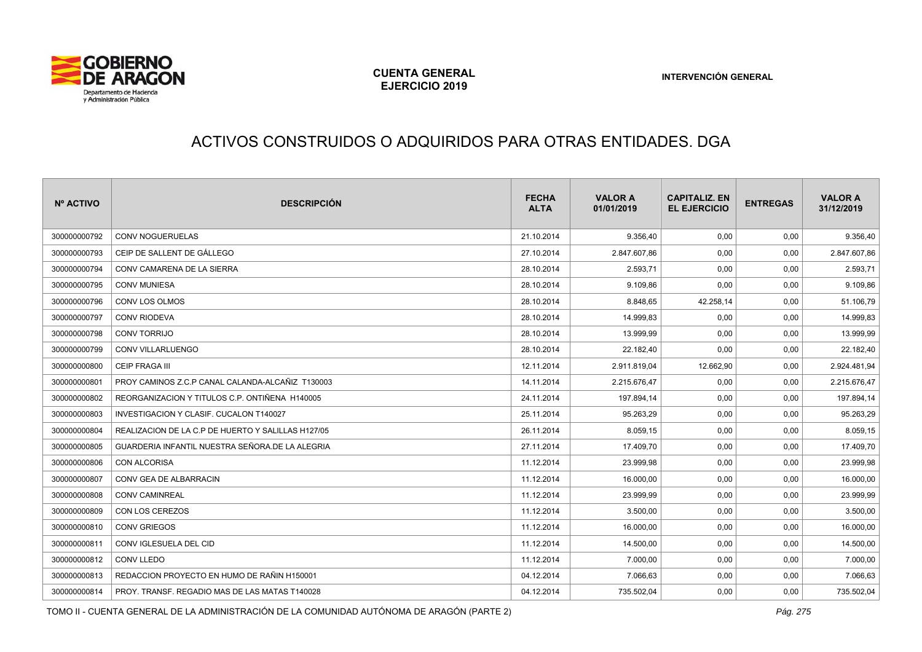# ACTIVOS CONSTRUIDOS O ADQUIRIDOS PARA OTRAS ENTIDADES. DGA

| Nº ACTIVO | DESCRIPCIÓN | FECHA ALTA | VALOR A 01/01/2019 | CAPITALIZ. EN EL EJERCICIO | ENTREGAS | VALOR A 31/12/2019 |
|---|---|---|---|---|---|---|
| 300000000792 | CONV NOGUERUELAS | 21.10.2014 | 9.356,40 | 0,00 | 0,00 | 9.356,40 |
| 300000000793 | CEIP DE SALLENT DE GÁLLEGO | 27.10.2014 | 2.847.607,86 | 0,00 | 0,00 | 2.847.607,86 |
| 300000000794 | CONV CAMARENA DE LA SIERRA | 28.10.2014 | 2.593,71 | 0,00 | 0,00 | 2.593,71 |
| 300000000795 | CONV MUNIESA | 28.10.2014 | 9.109,86 | 0,00 | 0,00 | 9.109,86 |
| 300000000796 | CONV LOS OLMOS | 28.10.2014 | 8.848,65 | 42.258,14 | 0,00 | 51.106,79 |
| 300000000797 | CONV RIODEVA | 28.10.2014 | 14.999,83 | 0,00 | 0,00 | 14.999,83 |
| 300000000798 | CONV TORRIJO | 28.10.2014 | 13.999,99 | 0,00 | 0,00 | 13.999,99 |
| 300000000799 | CONV VILLARLUENGO | 28.10.2014 | 22.182,40 | 0,00 | 0,00 | 22.182,40 |
| 300000000800 | CEIP FRAGA III | 12.11.2014 | 2.911.819,04 | 12.662,90 | 0,00 | 2.924.481,94 |
| 300000000801 | PROY CAMINOS Z.C.P CANAL CALANDA-ALCAÑIZ T130003 | 14.11.2014 | 2.215.676,47 | 0,00 | 0,00 | 2.215.676,47 |
| 300000000802 | REORGANIZACION Y TITULOS C.P. ONTIÑENA H140005 | 24.11.2014 | 197.894,14 | 0,00 | 0,00 | 197.894,14 |
| 300000000803 | INVESTIGACION Y CLASIF. CUCALON T140027 | 25.11.2014 | 95.263,29 | 0,00 | 0,00 | 95.263,29 |
| 300000000804 | REALIZACION DE LA C.P DE HUERTO Y SALILLAS H127/05 | 26.11.2014 | 8.059,15 | 0,00 | 0,00 | 8.059,15 |
| 300000000805 | GUARDERIA INFANTIL NUESTRA SEÑORA.DE LA ALEGRIA | 27.11.2014 | 17.409,70 | 0,00 | 0,00 | 17.409,70 |
| 300000000806 | CON ALCORISA | 11.12.2014 | 23.999,98 | 0,00 | 0,00 | 23.999,98 |
| 300000000807 | CONV GEA DE ALBARRACIN | 11.12.2014 | 16.000,00 | 0,00 | 0,00 | 16.000,00 |
| 300000000808 | CONV CAMINREAL | 11.12.2014 | 23.999,99 | 0,00 | 0,00 | 23.999,99 |
| 300000000809 | CON LOS CEREZOS | 11.12.2014 | 3.500,00 | 0,00 | 0,00 | 3.500,00 |
| 300000000810 | CONV GRIEGOS | 11.12.2014 | 16.000,00 | 0,00 | 0,00 | 16.000,00 |
| 300000000811 | CONV IGLESUELA DEL CID | 11.12.2014 | 14.500,00 | 0,00 | 0,00 | 14.500,00 |
| 300000000812 | CONV LLEDO | 11.12.2014 | 7.000,00 | 0,00 | 0,00 | 7.000,00 |
| 300000000813 | REDACCION PROYECTO EN HUMO DE RAÑIN H150001 | 04.12.2014 | 7.066,63 | 0,00 | 0,00 | 7.066,63 |
| 300000000814 | PROY. TRANSF. REGADIO MAS DE LAS MATAS T140028 | 04.12.2014 | 735.502,04 | 0,00 | 0,00 | 735.502,04 |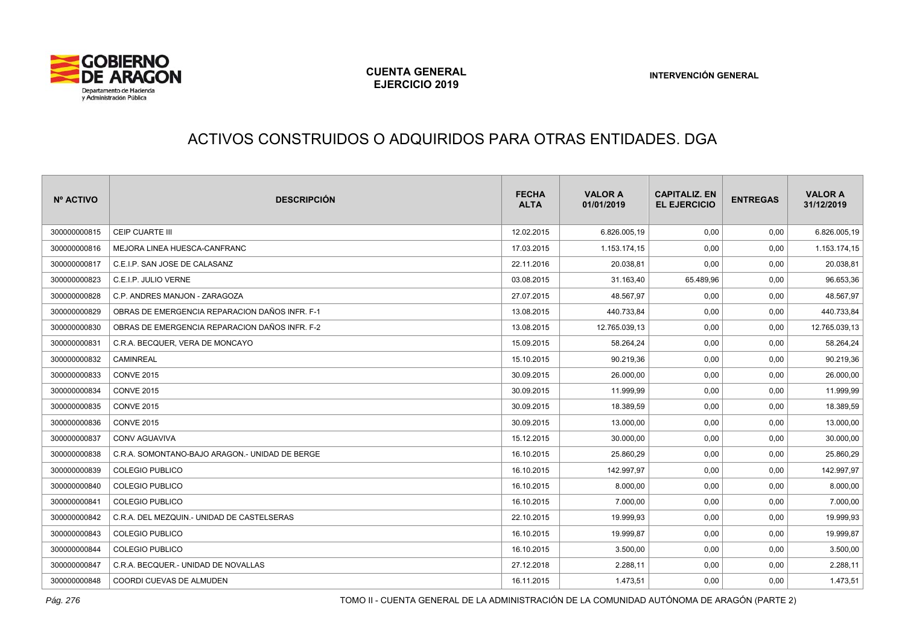# ACTIVOS CONSTRUIDOS O ADQUIRIDOS PARA OTRAS ENTIDADES. DGA

| Nº ACTIVO | DESCRIPCIÓN | FECHA ALTA | VALOR A 01/01/2019 | CAPITALIZ. EN EL EJERCICIO | ENTREGAS | VALOR A 31/12/2019 |
|---|---|---|---|---|---|---|
| 300000000815 | CEIP CUARTE III | 12.02.2015 | 6.826.005,19 | 0,00 | 0,00 | 6.826.005,19 |
| 300000000816 | MEJORA LINEA HUESCA-CANFRANC | 17.03.2015 | 1.153.174,15 | 0,00 | 0,00 | 1.153.174,15 |
| 300000000817 | C.E.I.P. SAN JOSE DE CALASANZ | 22.11.2016 | 20.038,81 | 0,00 | 0,00 | 20.038,81 |
| 300000000823 | C.E.I.P. JULIO VERNE | 03.08.2015 | 31.163,40 | 65.489,96 | 0,00 | 96.653,36 |
| 300000000828 | C.P. ANDRES MANJON - ZARAGOZA | 27.07.2015 | 48.567,97 | 0,00 | 0,00 | 48.567,97 |
| 300000000829 | OBRAS DE EMERGENCIA REPARACION DAÑOS INFR. F-1 | 13.08.2015 | 440.733,84 | 0,00 | 0,00 | 440.733,84 |
| 300000000830 | OBRAS DE EMERGENCIA REPARACION DAÑOS INFR. F-2 | 13.08.2015 | 12.765.039,13 | 0,00 | 0,00 | 12.765.039,13 |
| 300000000831 | C.R.A. BECQUER, VERA DE MONCAYO | 15.09.2015 | 58.264,24 | 0,00 | 0,00 | 58.264,24 |
| 300000000832 | CAMINREAL | 15.10.2015 | 90.219,36 | 0,00 | 0,00 | 90.219,36 |
| 300000000833 | CONVE 2015 | 30.09.2015 | 26.000,00 | 0,00 | 0,00 | 26.000,00 |
| 300000000834 | CONVE 2015 | 30.09.2015 | 11.999,99 | 0,00 | 0,00 | 11.999,99 |
| 300000000835 | CONVE 2015 | 30.09.2015 | 18.389,59 | 0,00 | 0,00 | 18.389,59 |
| 300000000836 | CONVE 2015 | 30.09.2015 | 13.000,00 | 0,00 | 0,00 | 13.000,00 |
| 300000000837 | CONV AGUAVIVA | 15.12.2015 | 30.000,00 | 0,00 | 0,00 | 30.000,00 |
| 300000000838 | C.R.A. SOMONTANO-BAJO ARAGON.- UNIDAD DE BERGE | 16.10.2015 | 25.860,29 | 0,00 | 0,00 | 25.860,29 |
| 300000000839 | COLEGIO PUBLICO | 16.10.2015 | 142.997,97 | 0,00 | 0,00 | 142.997,97 |
| 300000000840 | COLEGIO PUBLICO | 16.10.2015 | 8.000,00 | 0,00 | 0,00 | 8.000,00 |
| 300000000841 | COLEGIO PUBLICO | 16.10.2015 | 7.000,00 | 0,00 | 0,00 | 7.000,00 |
| 300000000842 | C.R.A. DEL MEZQUIN.- UNIDAD DE CASTELSERAS | 22.10.2015 | 19.999,93 | 0,00 | 0,00 | 19.999,93 |
| 300000000843 | COLEGIO PUBLICO | 16.10.2015 | 19.999,87 | 0,00 | 0,00 | 19.999,87 |
| 300000000844 | COLEGIO PUBLICO | 16.10.2015 | 3.500,00 | 0,00 | 0,00 | 3.500,00 |
| 300000000847 | C.R.A. BECQUER.- UNIDAD DE NOVALLAS | 27.12.2018 | 2.288,11 | 0,00 | 0,00 | 2.288,11 |
| 300000000848 | COORDI CUEVAS DE ALMUDEN | 16.11.2015 | 1.473,51 | 0,00 | 0,00 | 1.473,51 |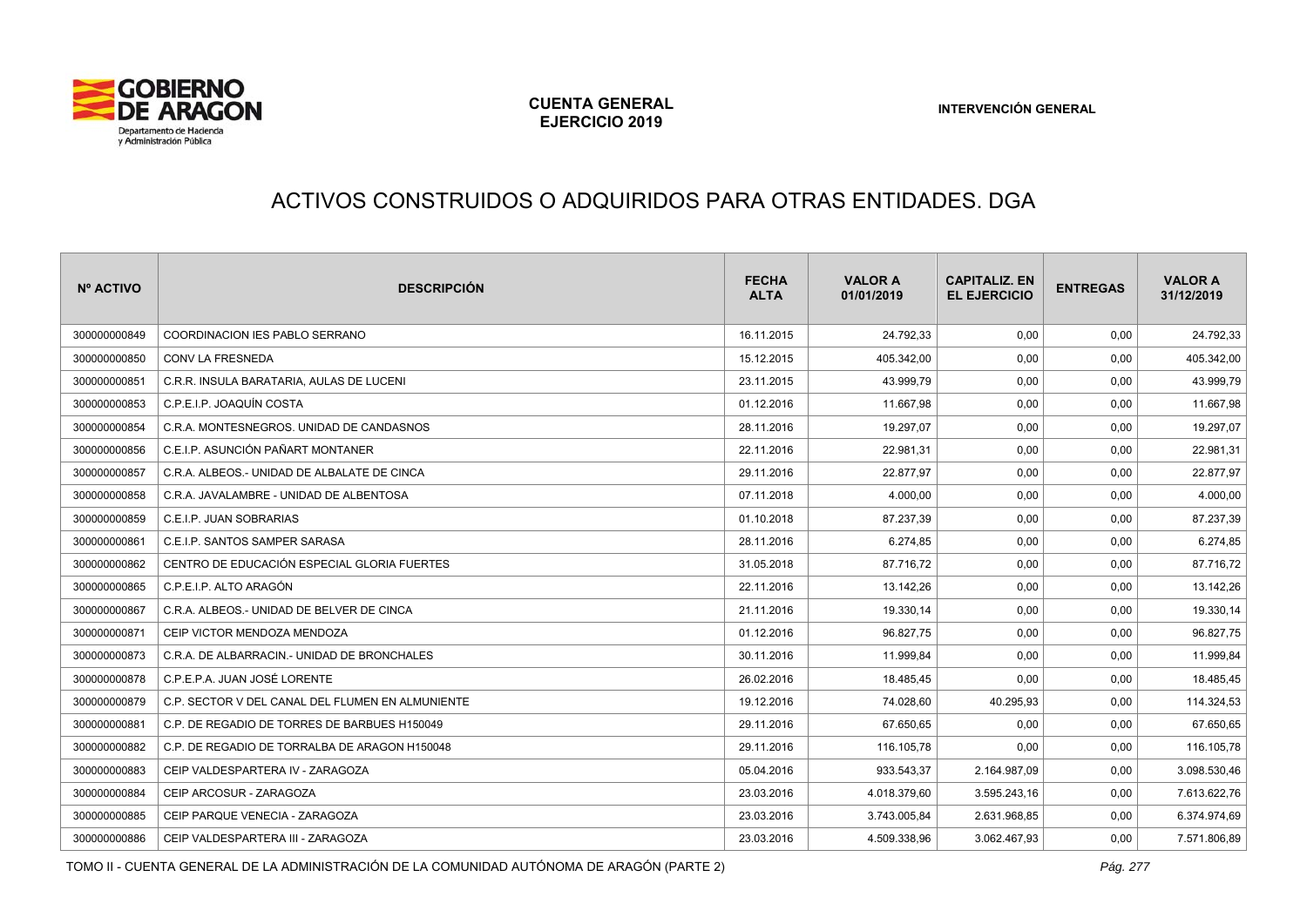# ACTIVOS CONSTRUIDOS O ADQUIRIDOS PARA OTRAS ENTIDADES. DGA

| Nº ACTIVO | DESCRIPCIÓN | FECHA ALTA | VALOR A 01/01/2019 | CAPITALIZ. EN EL EJERCICIO | ENTREGAS | VALOR A 31/12/2019 |
|---|---|---|---|---|---|---|
| 300000000849 | COORDINACION IES PABLO SERRANO | 16.11.2015 | 24.792,33 | 0,00 | 0,00 | 24.792,33 |
| 300000000850 | CONV LA FRESNEDA | 15.12.2015 | 405.342,00 | 0,00 | 0,00 | 405.342,00 |
| 300000000851 | C.R.R. INSULA BARATARIA, AULAS DE LUCENI | 23.11.2015 | 43.999,79 | 0,00 | 0,00 | 43.999,79 |
| 300000000853 | C.P.E.I.P. JOAQUÍN COSTA | 01.12.2016 | 11.667,98 | 0,00 | 0,00 | 11.667,98 |
| 300000000854 | C.R.A. MONTESNEGROS. UNIDAD DE CANDASNOS | 28.11.2016 | 19.297,07 | 0,00 | 0,00 | 19.297,07 |
| 300000000856 | C.E.I.P. ASUNCIÓN PAÑART MONTANER | 22.11.2016 | 22.981,31 | 0,00 | 0,00 | 22.981,31 |
| 300000000857 | C.R.A. ALBEOS.- UNIDAD DE ALBALATE DE CINCA | 29.11.2016 | 22.877,97 | 0,00 | 0,00 | 22.877,97 |
| 300000000858 | C.R.A. JAVALAMBRE - UNIDAD DE ALBENTOSA | 07.11.2018 | 4.000,00 | 0,00 | 0,00 | 4.000,00 |
| 300000000859 | C.E.I.P. JUAN SOBRARIAS | 01.10.2018 | 87.237,39 | 0,00 | 0,00 | 87.237,39 |
| 300000000861 | C.E.I.P. SANTOS SAMPER SARASA | 28.11.2016 | 6.274,85 | 0,00 | 0,00 | 6.274,85 |
| 300000000862 | CENTRO DE EDUCACIÓN ESPECIAL GLORIA FUERTES | 31.05.2018 | 87.716,72 | 0,00 | 0,00 | 87.716,72 |
| 300000000865 | C.P.E.I.P. ALTO ARAGÓN | 22.11.2016 | 13.142,26 | 0,00 | 0,00 | 13.142,26 |
| 300000000867 | C.R.A. ALBEOS.- UNIDAD DE BELVER DE CINCA | 21.11.2016 | 19.330,14 | 0,00 | 0,00 | 19.330,14 |
| 300000000871 | CEIP VICTOR MENDOZA MENDOZA | 01.12.2016 | 96.827,75 | 0,00 | 0,00 | 96.827,75 |
| 300000000873 | C.R.A. DE ALBARRACIN.- UNIDAD DE BRONCHALES | 30.11.2016 | 11.999,84 | 0,00 | 0,00 | 11.999,84 |
| 300000000878 | C.P.E.P.A. JUAN JOSÉ LORENTE | 26.02.2016 | 18.485,45 | 0,00 | 0,00 | 18.485,45 |
| 300000000879 | C.P. SECTOR V DEL CANAL DEL FLUMEN EN ALMUNIENTE | 19.12.2016 | 74.028,60 | 40.295,93 | 0,00 | 114.324,53 |
| 300000000881 | C.P. DE REGADIO DE TORRES DE BARBUES H150049 | 29.11.2016 | 67.650,65 | 0,00 | 0,00 | 67.650,65 |
| 300000000882 | C.P. DE REGADIO DE TORRALBA DE ARAGON H150048 | 29.11.2016 | 116.105,78 | 0,00 | 0,00 | 116.105,78 |
| 300000000883 | CEIP VALDESPARTERA IV - ZARAGOZA | 05.04.2016 | 933.543,37 | 2.164.987,09 | 0,00 | 3.098.530,46 |
| 300000000884 | CEIP ARCOSUR - ZARAGOZA | 23.03.2016 | 4.018.379,60 | 3.595.243,16 | 0,00 | 7.613.622,76 |
| 300000000885 | CEIP PARQUE VENECIA - ZARAGOZA | 23.03.2016 | 3.743.005,84 | 2.631.968,85 | 0,00 | 6.374.974,69 |
| 300000000886 | CEIP VALDESPARTERA III - ZARAGOZA | 23.03.2016 | 4.509.338,96 | 3.062.467,93 | 0,00 | 7.571.806,89 |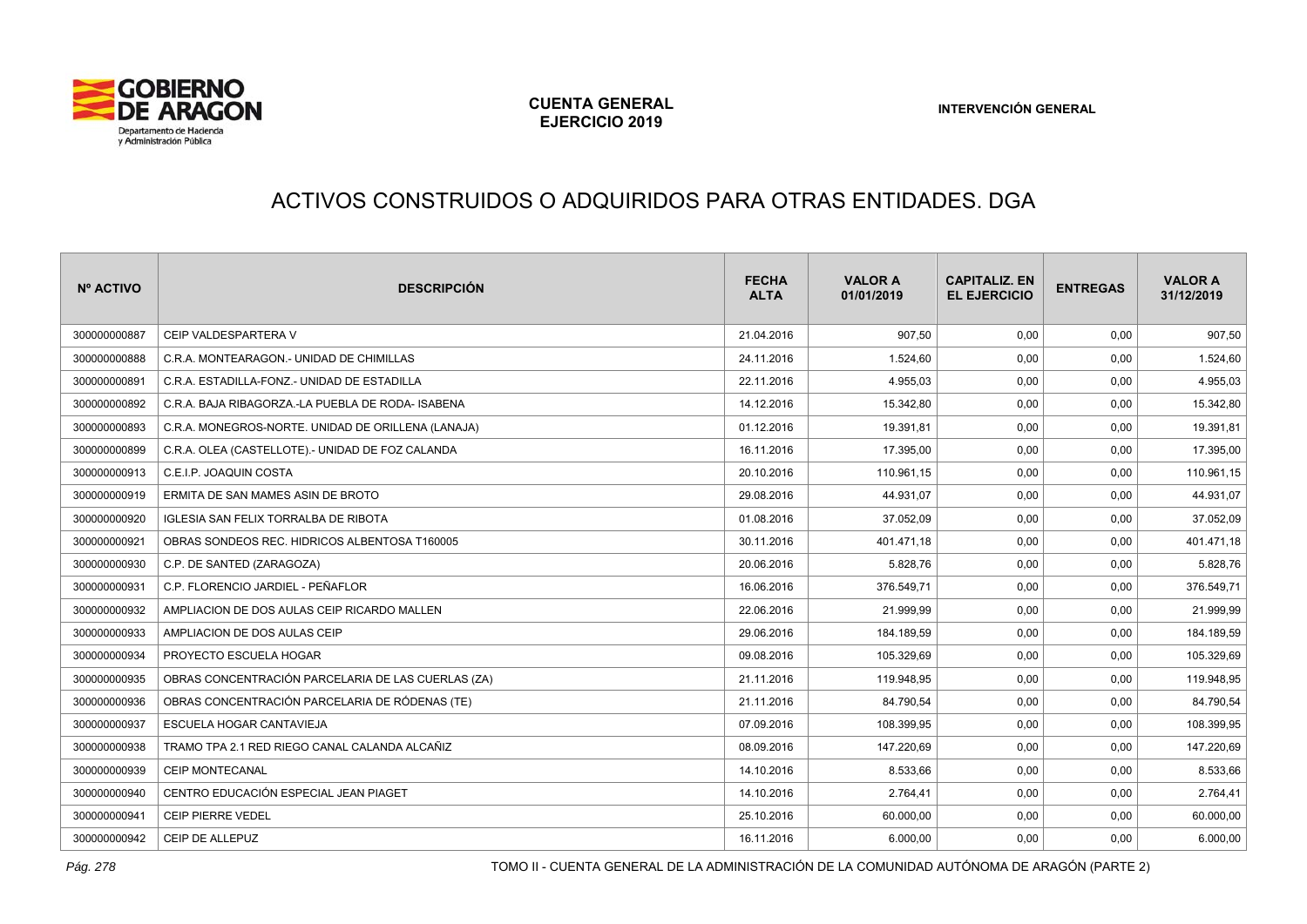# ACTIVOS CONSTRUIDOS O ADQUIRIDOS PARA OTRAS ENTIDADES. DGA

| Nº ACTIVO | DESCRIPCIÓN | FECHA ALTA | VALOR A 01/01/2019 | CAPITALIZ. EN EL EJERCICIO | ENTREGAS | VALOR A 31/12/2019 |
|---|---|---|---|---|---|---|
| 300000000887 | CEIP VALDESPARTERA V | 21.04.2016 | 907,50 | 0,00 | 0,00 | 907,50 |
| 300000000888 | C.R.A. MONTEARAGON.- UNIDAD DE CHIMILLAS | 24.11.2016 | 1.524,60 | 0,00 | 0,00 | 1.524,60 |
| 300000000891 | C.R.A. ESTADILLA-FONZ.- UNIDAD DE ESTADILLA | 22.11.2016 | 4.955,03 | 0,00 | 0,00 | 4.955,03 |
| 300000000892 | C.R.A. BAJA RIBAGORZA.-LA PUEBLA DE RODA- ISABENA | 14.12.2016 | 15.342,80 | 0,00 | 0,00 | 15.342,80 |
| 300000000893 | C.R.A. MONEGROS-NORTE. UNIDAD DE ORILLENA (LANAJA) | 01.12.2016 | 19.391,81 | 0,00 | 0,00 | 19.391,81 |
| 300000000899 | C.R.A. OLEA (CASTELLOTE).- UNIDAD DE FOZ CALANDA | 16.11.2016 | 17.395,00 | 0,00 | 0,00 | 17.395,00 |
| 300000000913 | C.E.I.P. JOAQUIN COSTA | 20.10.2016 | 110.961,15 | 0,00 | 0,00 | 110.961,15 |
| 300000000919 | ERMITA DE SAN MAMES ASIN DE BROTO | 29.08.2016 | 44.931,07 | 0,00 | 0,00 | 44.931,07 |
| 300000000920 | IGLESIA SAN FELIX TORRALBA DE RIBOTA | 01.08.2016 | 37.052,09 | 0,00 | 0,00 | 37.052,09 |
| 300000000921 | OBRAS SONDEOS REC. HIDRICOS ALBENTOSA T160005 | 30.11.2016 | 401.471,18 | 0,00 | 0,00 | 401.471,18 |
| 300000000930 | C.P. DE SANTED (ZARAGOZA) | 20.06.2016 | 5.828,76 | 0,00 | 0,00 | 5.828,76 |
| 300000000931 | C.P. FLORENCIO JARDIEL - PEÑAFLOR | 16.06.2016 | 376.549,71 | 0,00 | 0,00 | 376.549,71 |
| 300000000932 | AMPLIACION DE DOS AULAS CEIP RICARDO MALLEN | 22.06.2016 | 21.999,99 | 0,00 | 0,00 | 21.999,99 |
| 300000000933 | AMPLIACION DE DOS AULAS CEIP | 29.06.2016 | 184.189,59 | 0,00 | 0,00 | 184.189,59 |
| 300000000934 | PROYECTO ESCUELA HOGAR | 09.08.2016 | 105.329,69 | 0,00 | 0,00 | 105.329,69 |
| 300000000935 | OBRAS CONCENTRACIÓN PARCELARIA DE LAS CUERLAS (ZA) | 21.11.2016 | 119.948,95 | 0,00 | 0,00 | 119.948,95 |
| 300000000936 | OBRAS CONCENTRACIÓN PARCELARIA DE RÓDENAS (TE) | 21.11.2016 | 84.790,54 | 0,00 | 0,00 | 84.790,54 |
| 300000000937 | ESCUELA HOGAR CANTAVIEJA | 07.09.2016 | 108.399,95 | 0,00 | 0,00 | 108.399,95 |
| 300000000938 | TRAMO TPA 2.1 RED RIEGO CANAL CALANDA ALCAÑIZ | 08.09.2016 | 147.220,69 | 0,00 | 0,00 | 147.220,69 |
| 300000000939 | CEIP MONTECANAL | 14.10.2016 | 8.533,66 | 0,00 | 0,00 | 8.533,66 |
| 300000000940 | CENTRO EDUCACIÓN ESPECIAL JEAN PIAGET | 14.10.2016 | 2.764,41 | 0,00 | 0,00 | 2.764,41 |
| 300000000941 | CEIP PIERRE VEDEL | 25.10.2016 | 60.000,00 | 0,00 | 0,00 | 60.000,00 |
| 300000000942 | CEIP DE ALLEPUZ | 16.11.2016 | 6.000,00 | 0,00 | 0,00 | 6.000,00 |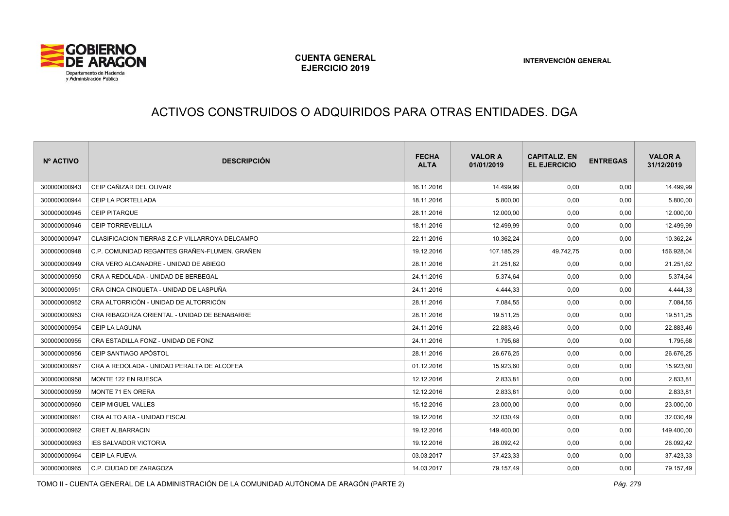# ACTIVOS CONSTRUIDOS O ADQUIRIDOS PARA OTRAS ENTIDADES. DGA

| Nº ACTIVO | DESCRIPCIÓN | FECHA ALTA | VALOR A 01/01/2019 | CAPITALIZ. EN EL EJERCICIO | ENTREGAS | VALOR A 31/12/2019 |
|---|---|---|---|---|---|---|
| 300000000943 | CEIP CAÑIZAR DEL OLIVAR | 16.11.2016 | 14.499,99 | 0,00 | 0,00 | 14.499,99 |
| 300000000944 | CEIP LA PORTELLADA | 18.11.2016 | 5.800,00 | 0,00 | 0,00 | 5.800,00 |
| 300000000945 | CEIP PITARQUE | 28.11.2016 | 12.000,00 | 0,00 | 0,00 | 12.000,00 |
| 300000000946 | CEIP TORREVELILLA | 18.11.2016 | 12.499,99 | 0,00 | 0,00 | 12.499,99 |
| 300000000947 | CLASIFICACION TIERRAS Z.C.P VILLARROYA DELCAMPO | 22.11.2016 | 10.362,24 | 0,00 | 0,00 | 10.362,24 |
| 300000000948 | C.P. COMUNIDAD REGANTES GRAÑEN-FLUMEN. GRAÑEN | 19.12.2016 | 107.185,29 | 49.742,75 | 0,00 | 156.928,04 |
| 300000000949 | CRA VERO ALCANADRE - UNIDAD DE ABIEGO | 28.11.2016 | 21.251,62 | 0,00 | 0,00 | 21.251,62 |
| 300000000950 | CRA A REDOLADA - UNIDAD DE BERBEGAL | 24.11.2016 | 5.374,64 | 0,00 | 0,00 | 5.374,64 |
| 300000000951 | CRA CINCA CINQUETA - UNIDAD DE LASPUÑA | 24.11.2016 | 4.444,33 | 0,00 | 0,00 | 4.444,33 |
| 300000000952 | CRA ALTORRICÓN - UNIDAD DE ALTORRICÓN | 28.11.2016 | 7.084,55 | 0,00 | 0,00 | 7.084,55 |
| 300000000953 | CRA RIBAGORZA ORIENTAL - UNIDAD DE BENABARRE | 28.11.2016 | 19.511,25 | 0,00 | 0,00 | 19.511,25 |
| 300000000954 | CEIP LA LAGUNA | 24.11.2016 | 22.883,46 | 0,00 | 0,00 | 22.883,46 |
| 300000000955 | CRA ESTADILLA FONZ - UNIDAD DE FONZ | 24.11.2016 | 1.795,68 | 0,00 | 0,00 | 1.795,68 |
| 300000000956 | CEIP SANTIAGO APÓSTOL | 28.11.2016 | 26.676,25 | 0,00 | 0,00 | 26.676,25 |
| 300000000957 | CRA A REDOLADA - UNIDAD PERALTA DE ALCOFEA | 01.12.2016 | 15.923,60 | 0,00 | 0,00 | 15.923,60 |
| 300000000958 | MONTE 122 EN RUESCA | 12.12.2016 | 2.833,81 | 0,00 | 0,00 | 2.833,81 |
| 300000000959 | MONTE 71 EN ORERA | 12.12.2016 | 2.833,81 | 0,00 | 0,00 | 2.833,81 |
| 300000000960 | CEIP MIGUEL VALLES | 15.12.2016 | 23.000,00 | 0,00 | 0,00 | 23.000,00 |
| 300000000961 | CRA ALTO ARA - UNIDAD FISCAL | 19.12.2016 | 32.030,49 | 0,00 | 0,00 | 32.030,49 |
| 300000000962 | CRIET ALBARRACIN | 19.12.2016 | 149.400,00 | 0,00 | 0,00 | 149.400,00 |
| 300000000963 | IES SALVADOR VICTORIA | 19.12.2016 | 26.092,42 | 0,00 | 0,00 | 26.092,42 |
| 300000000964 | CEIP LA FUEVA | 03.03.2017 | 37.423,33 | 0,00 | 0,00 | 37.423,33 |
| 300000000965 | C.P. CIUDAD DE ZARAGOZA | 14.03.2017 | 79.157,49 | 0,00 | 0,00 | 79.157,49 |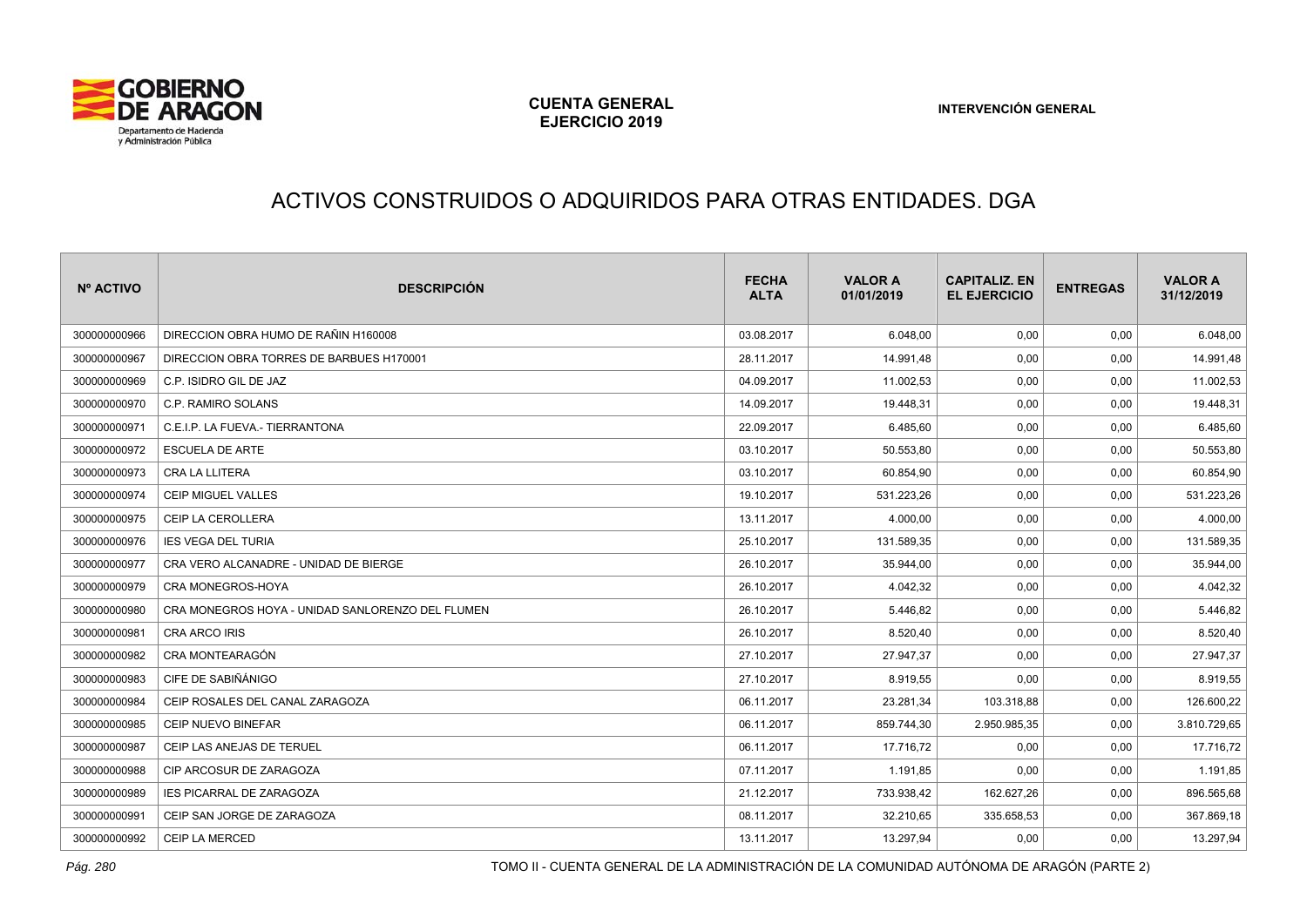# ACTIVOS CONSTRUIDOS O ADQUIRIDOS PARA OTRAS ENTIDADES. DGA

| Nº ACTIVO | DESCRIPCIÓN | FECHA ALTA | VALOR A 01/01/2019 | CAPITALIZ. EN EL EJERCICIO | ENTREGAS | VALOR A 31/12/2019 |
|---|---|---|---|---|---|---|
| 300000000966 | DIRECCION OBRA HUMO DE RAÑIN H160008 | 03.08.2017 | 6.048,00 | 0,00 | 0,00 | 6.048,00 |
| 300000000967 | DIRECCION OBRA TORRES DE BARBUES H170001 | 28.11.2017 | 14.991,48 | 0,00 | 0,00 | 14.991,48 |
| 300000000969 | C.P. ISIDRO GIL DE JAZ | 04.09.2017 | 11.002,53 | 0,00 | 0,00 | 11.002,53 |
| 300000000970 | C.P. RAMIRO SOLANS | 14.09.2017 | 19.448,31 | 0,00 | 0,00 | 19.448,31 |
| 300000000971 | C.E.I.P. LA FUEVA.- TIERRANTONA | 22.09.2017 | 6.485,60 | 0,00 | 0,00 | 6.485,60 |
| 300000000972 | ESCUELA DE ARTE | 03.10.2017 | 50.553,80 | 0,00 | 0,00 | 50.553,80 |
| 300000000973 | CRA LA LLITERA | 03.10.2017 | 60.854,90 | 0,00 | 0,00 | 60.854,90 |
| 300000000974 | CEIP MIGUEL VALLES | 19.10.2017 | 531.223,26 | 0,00 | 0,00 | 531.223,26 |
| 300000000975 | CEIP LA CEROLLERA | 13.11.2017 | 4.000,00 | 0,00 | 0,00 | 4.000,00 |
| 300000000976 | IES VEGA DEL TURIA | 25.10.2017 | 131.589,35 | 0,00 | 0,00 | 131.589,35 |
| 300000000977 | CRA VERO ALCANADRE - UNIDAD DE BIERGE | 26.10.2017 | 35.944,00 | 0,00 | 0,00 | 35.944,00 |
| 300000000979 | CRA MONEGROS-HOYA | 26.10.2017 | 4.042,32 | 0,00 | 0,00 | 4.042,32 |
| 300000000980 | CRA MONEGROS HOYA - UNIDAD SANLORENZO DEL FLUMEN | 26.10.2017 | 5.446,82 | 0,00 | 0,00 | 5.446,82 |
| 300000000981 | CRA ARCO IRIS | 26.10.2017 | 8.520,40 | 0,00 | 0,00 | 8.520,40 |
| 300000000982 | CRA MONTEARAGÓN | 27.10.2017 | 27.947,37 | 0,00 | 0,00 | 27.947,37 |
| 300000000983 | CIFE DE SABIÑÁNIGO | 27.10.2017 | 8.919,55 | 0,00 | 0,00 | 8.919,55 |
| 300000000984 | CEIP ROSALES DEL CANAL ZARAGOZA | 06.11.2017 | 23.281,34 | 103.318,88 | 0,00 | 126.600,22 |
| 300000000985 | CEIP NUEVO BINEFAR | 06.11.2017 | 859.744,30 | 2.950.985,35 | 0,00 | 3.810.729,65 |
| 300000000987 | CEIP LAS ANEJAS DE TERUEL | 06.11.2017 | 17.716,72 | 0,00 | 0,00 | 17.716,72 |
| 300000000988 | CIP ARCOSUR DE ZARAGOZA | 07.11.2017 | 1.191,85 | 0,00 | 0,00 | 1.191,85 |
| 300000000989 | IES PICARRAL DE ZARAGOZA | 21.12.2017 | 733.938,42 | 162.627,26 | 0,00 | 896.565,68 |
| 300000000991 | CEIP SAN JORGE DE ZARAGOZA | 08.11.2017 | 32.210,65 | 335.658,53 | 0,00 | 367.869,18 |
| 300000000992 | CEIP LA MERCED | 13.11.2017 | 13.297,94 | 0,00 | 0,00 | 13.297,94 |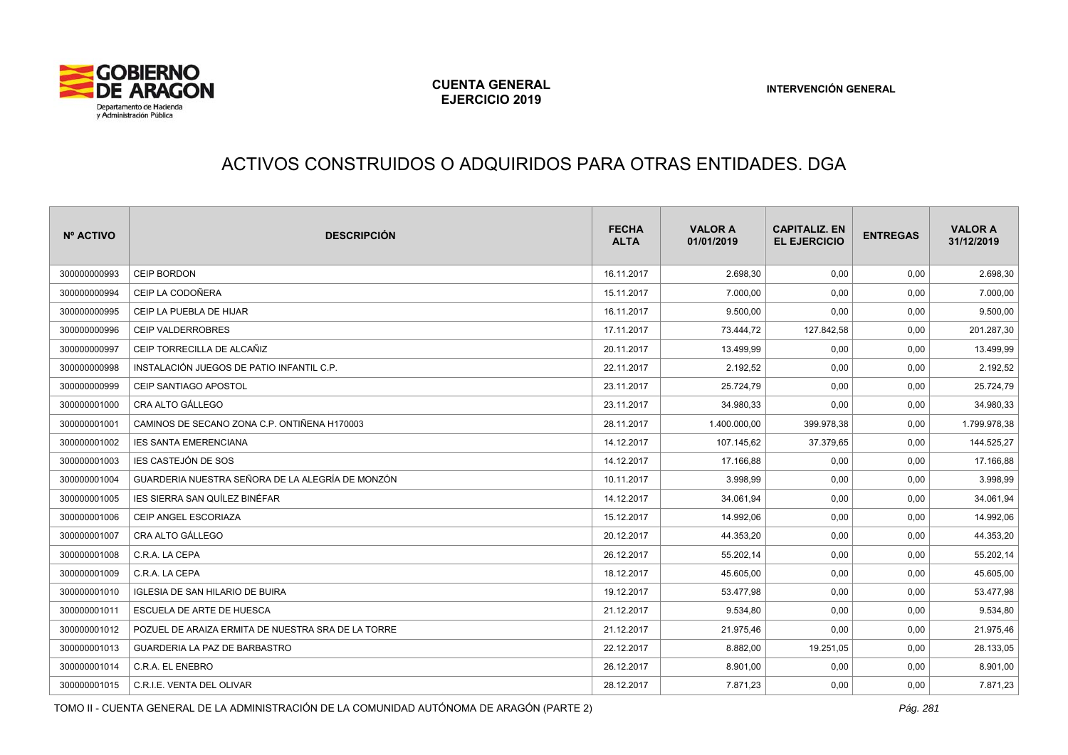# ACTIVOS CONSTRUIDOS O ADQUIRIDOS PARA OTRAS ENTIDADES. DGA

| Nº ACTIVO | DESCRIPCIÓN | FECHA ALTA | VALOR A 01/01/2019 | CAPITALIZ. EN EL EJERCICIO | ENTREGAS | VALOR A 31/12/2019 |
|---|---|---|---|---|---|---|
| 300000000993 | CEIP BORDON | 16.11.2017 | 2.698,30 | 0,00 | 0,00 | 2.698,30 |
| 300000000994 | CEIP LA CODOÑERA | 15.11.2017 | 7.000,00 | 0,00 | 0,00 | 7.000,00 |
| 300000000995 | CEIP LA PUEBLA DE HIJAR | 16.11.2017 | 9.500,00 | 0,00 | 0,00 | 9.500,00 |
| 300000000996 | CEIP VALDERROBRES | 17.11.2017 | 73.444,72 | 127.842,58 | 0,00 | 201.287,30 |
| 300000000997 | CEIP TORRECILLA DE ALCAÑIZ | 20.11.2017 | 13.499,99 | 0,00 | 0,00 | 13.499,99 |
| 300000000998 | INSTALACIÓN JUEGOS DE PATIO INFANTIL C.P. | 22.11.2017 | 2.192,52 | 0,00 | 0,00 | 2.192,52 |
| 300000000999 | CEIP SANTIAGO APOSTOL | 23.11.2017 | 25.724,79 | 0,00 | 0,00 | 25.724,79 |
| 300000001000 | CRA ALTO GÁLLEGO | 23.11.2017 | 34.980,33 | 0,00 | 0,00 | 34.980,33 |
| 300000001001 | CAMINOS DE SECANO ZONA C.P. ONTIÑENA H170003 | 28.11.2017 | 1.400.000,00 | 399.978,38 | 0,00 | 1.799.978,38 |
| 300000001002 | IES SANTA EMERENCIANA | 14.12.2017 | 107.145,62 | 37.379,65 | 0,00 | 144.525,27 |
| 300000001003 | IES CASTEJÓN DE SOS | 14.12.2017 | 17.166,88 | 0,00 | 0,00 | 17.166,88 |
| 300000001004 | GUARDERIA NUESTRA SEÑORA DE LA ALEGRÍA DE MONZÓN | 10.11.2017 | 3.998,99 | 0,00 | 0,00 | 3.998,99 |
| 300000001005 | IES SIERRA SAN QUÍLEZ BINÉFAR | 14.12.2017 | 34.061,94 | 0,00 | 0,00 | 34.061,94 |
| 300000001006 | CEIP ANGEL ESCORIAZA | 15.12.2017 | 14.992,06 | 0,00 | 0,00 | 14.992,06 |
| 300000001007 | CRA ALTO GÁLLEGO | 20.12.2017 | 44.353,20 | 0,00 | 0,00 | 44.353,20 |
| 300000001008 | C.R.A. LA CEPA | 26.12.2017 | 55.202,14 | 0,00 | 0,00 | 55.202,14 |
| 300000001009 | C.R.A. LA CEPA | 18.12.2017 | 45.605,00 | 0,00 | 0,00 | 45.605,00 |
| 300000001010 | IGLESIA DE SAN HILARIO DE BUIRA | 19.12.2017 | 53.477,98 | 0,00 | 0,00 | 53.477,98 |
| 300000001011 | ESCUELA DE ARTE DE HUESCA | 21.12.2017 | 9.534,80 | 0,00 | 0,00 | 9.534,80 |
| 300000001012 | POZUEL DE ARAIZA ERMITA DE NUESTRA SRA DE LA TORRE | 21.12.2017 | 21.975,46 | 0,00 | 0,00 | 21.975,46 |
| 300000001013 | GUARDERIA LA PAZ DE BARBASTRO | 22.12.2017 | 8.882,00 | 19.251,05 | 0,00 | 28.133,05 |
| 300000001014 | C.R.A. EL ENEBRO | 26.12.2017 | 8.901,00 | 0,00 | 0,00 | 8.901,00 |
| 300000001015 | C.R.I.E. VENTA DEL OLIVAR | 28.12.2017 | 7.871,23 | 0,00 | 0,00 | 7.871,23 |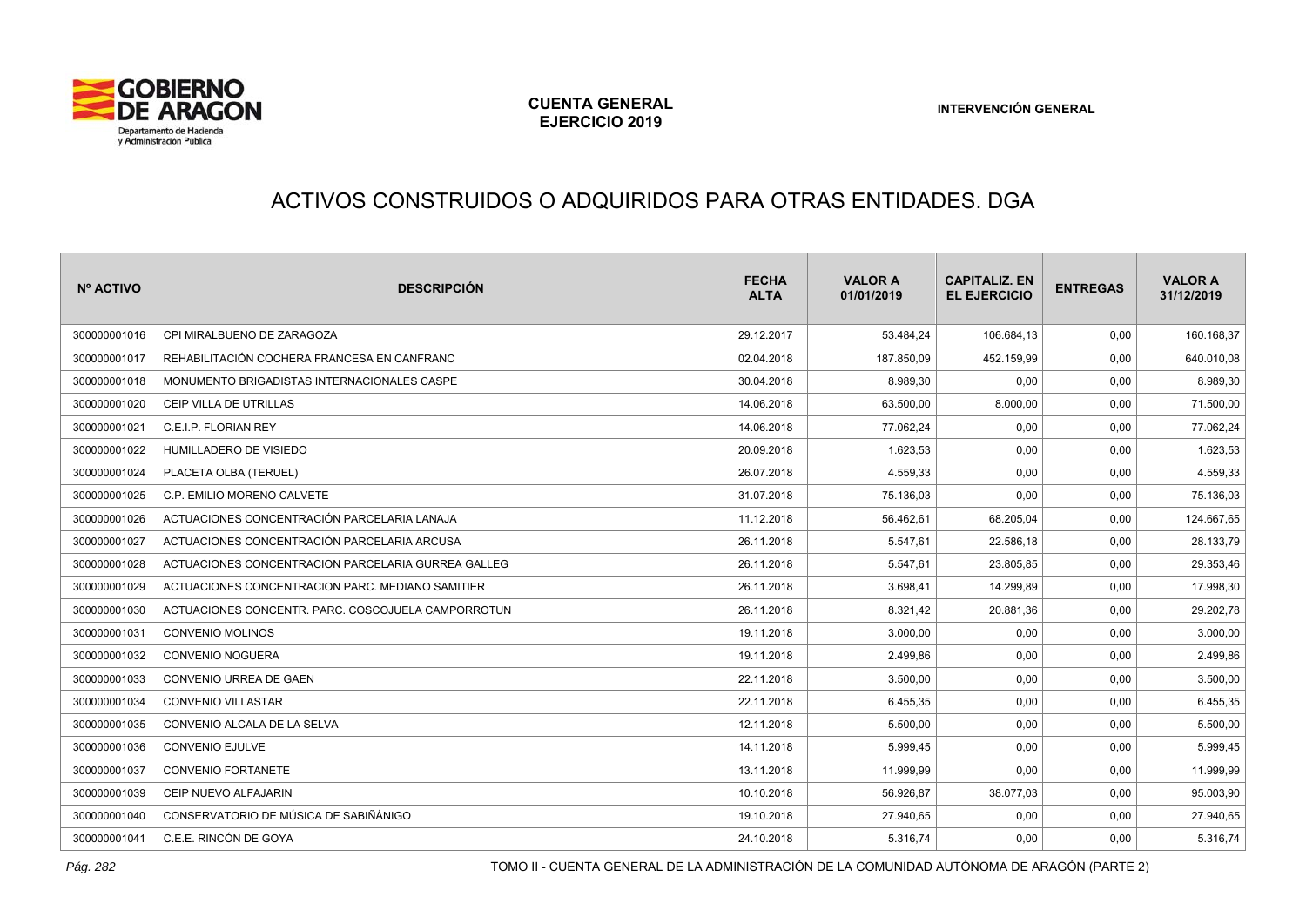# ACTIVOS CONSTRUIDOS O ADQUIRIDOS PARA OTRAS ENTIDADES. DGA

| Nº ACTIVO | DESCRIPCIÓN | FECHA ALTA | VALOR A 01/01/2019 | CAPITALIZ. EN EL EJERCICIO | ENTREGAS | VALOR A 31/12/2019 |
|---|---|---|---|---|---|---|
| 300000001016 | CPI MIRALBUENO DE ZARAGOZA | 29.12.2017 | 53.484,24 | 106.684,13 | 0,00 | 160.168,37 |
| 300000001017 | REHABILITACIÓN COCHERA FRANCESA EN CANFRANC | 02.04.2018 | 187.850,09 | 452.159,99 | 0,00 | 640.010,08 |
| 300000001018 | MONUMENTO BRIGADISTAS INTERNACIONALES CASPE | 30.04.2018 | 8.989,30 | 0,00 | 0,00 | 8.989,30 |
| 300000001020 | CEIP VILLA DE UTRILLAS | 14.06.2018 | 63.500,00 | 8.000,00 | 0,00 | 71.500,00 |
| 300000001021 | C.E.I.P. FLORIAN REY | 14.06.2018 | 77.062,24 | 0,00 | 0,00 | 77.062,24 |
| 300000001022 | HUMILLADERO DE VISIEDO | 20.09.2018 | 1.623,53 | 0,00 | 0,00 | 1.623,53 |
| 300000001024 | PLACETA OLBA (TERUEL) | 26.07.2018 | 4.559,33 | 0,00 | 0,00 | 4.559,33 |
| 300000001025 | C.P. EMILIO MORENO CALVETE | 31.07.2018 | 75.136,03 | 0,00 | 0,00 | 75.136,03 |
| 300000001026 | ACTUACIONES CONCENTRACIÓN PARCELARIA LANAJA | 11.12.2018 | 56.462,61 | 68.205,04 | 0,00 | 124.667,65 |
| 300000001027 | ACTUACIONES CONCENTRACIÓN PARCELARIA ARCUSA | 26.11.2018 | 5.547,61 | 22.586,18 | 0,00 | 28.133,79 |
| 300000001028 | ACTUACIONES CONCENTRACION PARCELARIA GURREA GALLEG | 26.11.2018 | 5.547,61 | 23.805,85 | 0,00 | 29.353,46 |
| 300000001029 | ACTUACIONES CONCENTRACION PARC. MEDIANO SAMITIER | 26.11.2018 | 3.698,41 | 14.299,89 | 0,00 | 17.998,30 |
| 300000001030 | ACTUACIONES CONCENTR. PARC. COSCOJUELA CAMPORROTUN | 26.11.2018 | 8.321,42 | 20.881,36 | 0,00 | 29.202,78 |
| 300000001031 | CONVENIO MOLINOS | 19.11.2018 | 3.000,00 | 0,00 | 0,00 | 3.000,00 |
| 300000001032 | CONVENIO NOGUERA | 19.11.2018 | 2.499,86 | 0,00 | 0,00 | 2.499,86 |
| 300000001033 | CONVENIO URREA DE GAEN | 22.11.2018 | 3.500,00 | 0,00 | 0,00 | 3.500,00 |
| 300000001034 | CONVENIO VILLASTAR | 22.11.2018 | 6.455,35 | 0,00 | 0,00 | 6.455,35 |
| 300000001035 | CONVENIO ALCALA DE LA SELVA | 12.11.2018 | 5.500,00 | 0,00 | 0,00 | 5.500,00 |
| 300000001036 | CONVENIO EJULVE | 14.11.2018 | 5.999,45 | 0,00 | 0,00 | 5.999,45 |
| 300000001037 | CONVENIO FORTANETE | 13.11.2018 | 11.999,99 | 0,00 | 0,00 | 11.999,99 |
| 300000001039 | CEIP NUEVO ALFAJARIN | 10.10.2018 | 56.926,87 | 38.077,03 | 0,00 | 95.003,90 |
| 300000001040 | CONSERVATORIO DE MÚSICA DE SABIÑÁNIGO | 19.10.2018 | 27.940,65 | 0,00 | 0,00 | 27.940,65 |
| 300000001041 | C.E.E. RINCÓN DE GOYA | 24.10.2018 | 5.316,74 | 0,00 | 0,00 | 5.316,74 |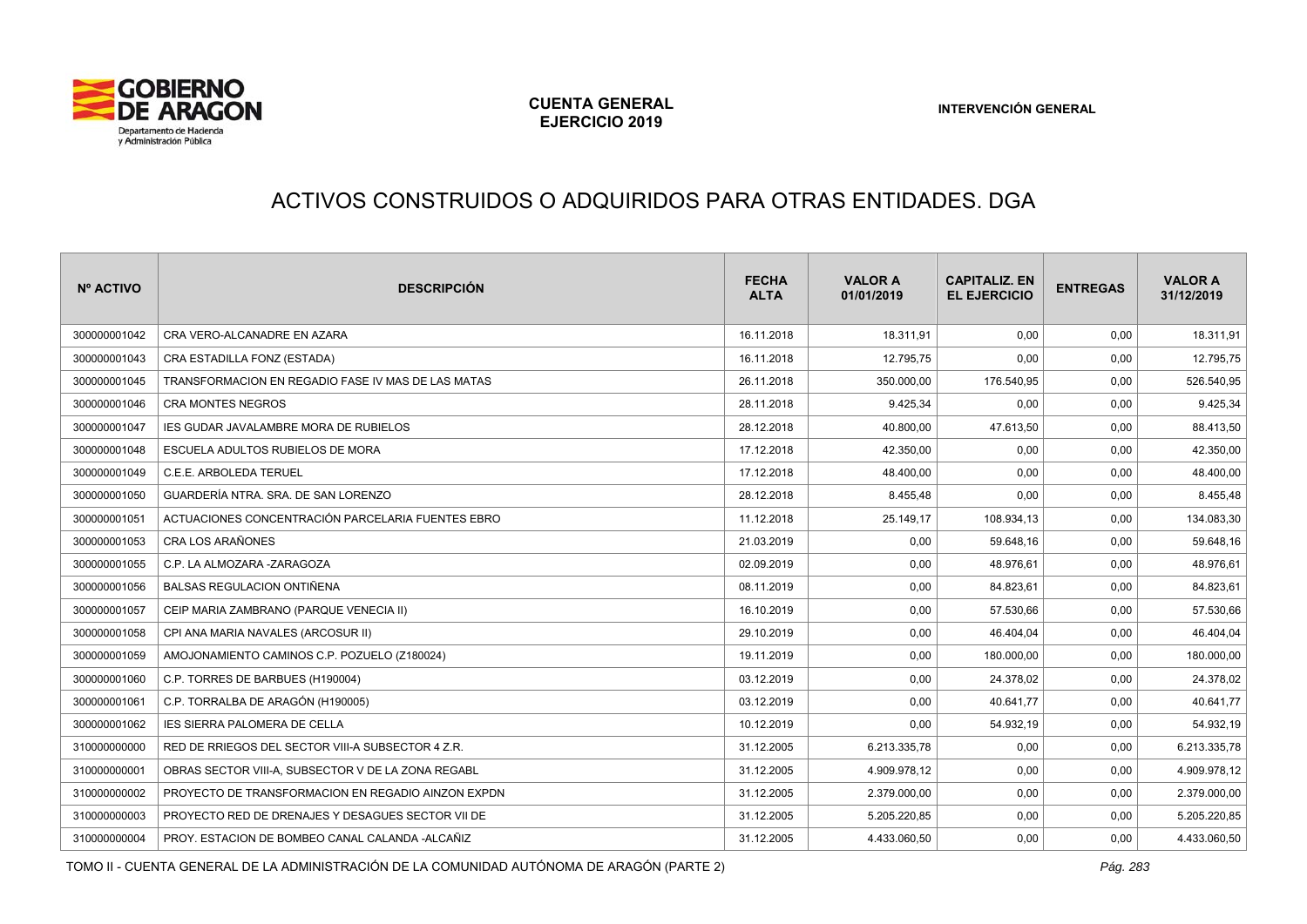# ACTIVOS CONSTRUIDOS O ADQUIRIDOS PARA OTRAS ENTIDADES. DGA

| Nº ACTIVO | DESCRIPCIÓN | FECHA ALTA | VALOR A 01/01/2019 | CAPITALIZ. EN EL EJERCICIO | ENTREGAS | VALOR A 31/12/2019 |
|---|---|---|---|---|---|---|
| 300000001042 | CRA VERO-ALCANADRE EN AZARA | 16.11.2018 | 18.311,91 | 0,00 | 0,00 | 18.311,91 |
| 300000001043 | CRA ESTADILLA FONZ (ESTADA) | 16.11.2018 | 12.795,75 | 0,00 | 0,00 | 12.795,75 |
| 300000001045 | TRANSFORMACION EN REGADIO FASE IV MAS DE LAS MATAS | 26.11.2018 | 350.000,00 | 176.540,95 | 0,00 | 526.540,95 |
| 300000001046 | CRA MONTES NEGROS | 28.11.2018 | 9.425,34 | 0,00 | 0,00 | 9.425,34 |
| 300000001047 | IES GUDAR JAVALAMBRE MORA DE RUBIELOS | 28.12.2018 | 40.800,00 | 47.613,50 | 0,00 | 88.413,50 |
| 300000001048 | ESCUELA ADULTOS RUBIELOS DE MORA | 17.12.2018 | 42.350,00 | 0,00 | 0,00 | 42.350,00 |
| 300000001049 | C.E.E. ARBOLEDA TERUEL | 17.12.2018 | 48.400,00 | 0,00 | 0,00 | 48.400,00 |
| 300000001050 | GUARDERÍA NTRA. SRA. DE SAN LORENZO | 28.12.2018 | 8.455,48 | 0,00 | 0,00 | 8.455,48 |
| 300000001051 | ACTUACIONES CONCENTRACIÓN PARCELARIA FUENTES EBRO | 11.12.2018 | 25.149,17 | 108.934,13 | 0,00 | 134.083,30 |
| 300000001053 | CRA LOS ARAÑONES | 21.03.2019 | 0,00 | 59.648,16 | 0,00 | 59.648,16 |
| 300000001055 | C.P. LA ALMOZARA -ZARAGOZA | 02.09.2019 | 0,00 | 48.976,61 | 0,00 | 48.976,61 |
| 300000001056 | BALSAS REGULACION ONTIÑENA | 08.11.2019 | 0,00 | 84.823,61 | 0,00 | 84.823,61 |
| 300000001057 | CEIP MARIA ZAMBRANO (PARQUE VENECIA II) | 16.10.2019 | 0,00 | 57.530,66 | 0,00 | 57.530,66 |
| 300000001058 | CPI ANA MARIA NAVALES (ARCOSUR II) | 29.10.2019 | 0,00 | 46.404,04 | 0,00 | 46.404,04 |
| 300000001059 | AMOJONAMIENTO CAMINOS C.P. POZUELO (Z180024) | 19.11.2019 | 0,00 | 180.000,00 | 0,00 | 180.000,00 |
| 300000001060 | C.P. TORRES DE BARBUES (H190004) | 03.12.2019 | 0,00 | 24.378,02 | 0,00 | 24.378,02 |
| 300000001061 | C.P. TORRALBA DE ARAGÓN (H190005) | 03.12.2019 | 0,00 | 40.641,77 | 0,00 | 40.641,77 |
| 300000001062 | IES SIERRA PALOMERA DE CELLA | 10.12.2019 | 0,00 | 54.932,19 | 0,00 | 54.932,19 |
| 310000000000 | RED DE RRIEGOS DEL SECTOR VIII-A SUBSECTOR 4 Z.R. | 31.12.2005 | 6.213.335,78 | 0,00 | 0,00 | 6.213.335,78 |
| 310000000001 | OBRAS SECTOR VIII-A, SUBSECTOR V DE LA ZONA REGABL | 31.12.2005 | 4.909.978,12 | 0,00 | 0,00 | 4.909.978,12 |
| 310000000002 | PROYECTO DE TRANSFORMACION EN REGADIO AINZON EXPDN | 31.12.2005 | 2.379.000,00 | 0,00 | 0,00 | 2.379.000,00 |
| 310000000003 | PROYECTO RED DE DRENAJES Y DESAGUES SECTOR VII DE | 31.12.2005 | 5.205.220,85 | 0,00 | 0,00 | 5.205.220,85 |
| 310000000004 | PROY. ESTACION DE BOMBEO CANAL CALANDA -ALCAÑIZ | 31.12.2005 | 4.433.060,50 | 0,00 | 0,00 | 4.433.060,50 |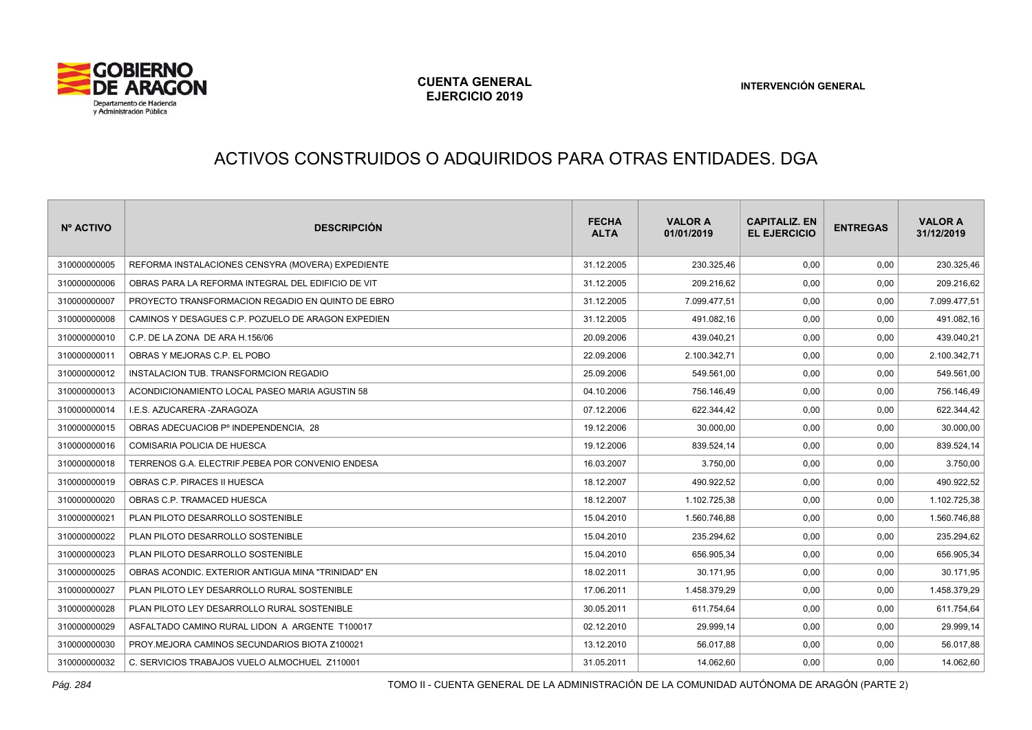# ACTIVOS CONSTRUIDOS O ADQUIRIDOS PARA OTRAS ENTIDADES. DGA

| Nº ACTIVO | DESCRIPCIÓN | FECHA ALTA | VALOR A 01/01/2019 | CAPITALIZ. EN EL EJERCICIO | ENTREGAS | VALOR A 31/12/2019 |
|---|---|---|---|---|---|---|
| 310000000005 | REFORMA INSTALACIONES CENSYRA (MOVERA) EXPEDIENTE | 31.12.2005 | 230.325,46 | 0,00 | 0,00 | 230.325,46 |
| 310000000006 | OBRAS PARA LA REFORMA INTEGRAL DEL EDIFICIO DE VIT | 31.12.2005 | 209.216,62 | 0,00 | 0,00 | 209.216,62 |
| 310000000007 | PROYECTO TRANSFORMACION REGADIO EN QUINTO DE EBRO | 31.12.2005 | 7.099.477,51 | 0,00 | 0,00 | 7.099.477,51 |
| 310000000008 | CAMINOS Y DESAGUES C.P. POZUELO DE ARAGON EXPEDIEN | 31.12.2005 | 491.082,16 | 0,00 | 0,00 | 491.082,16 |
| 310000000010 | C.P. DE LA ZONA DE ARA H.156/06 | 20.09.2006 | 439.040,21 | 0,00 | 0,00 | 439.040,21 |
| 310000000011 | OBRAS Y MEJORAS C.P. EL POBO | 22.09.2006 | 2.100.342,71 | 0,00 | 0,00 | 2.100.342,71 |
| 310000000012 | INSTALACION TUB. TRANSFORMCION REGADIO | 25.09.2006 | 549.561,00 | 0,00 | 0,00 | 549.561,00 |
| 310000000013 | ACONDICIONAMIENTO LOCAL PASEO MARIA AGUSTIN 58 | 04.10.2006 | 756.146,49 | 0,00 | 0,00 | 756.146,49 |
| 310000000014 | I.E.S. AZUCARERA -ZARAGOZA | 07.12.2006 | 622.344,42 | 0,00 | 0,00 | 622.344,42 |
| 310000000015 | OBRAS ADECUACIOB Pº INDEPENDENCIA, 28 | 19.12.2006 | 30.000,00 | 0,00 | 0,00 | 30.000,00 |
| 310000000016 | COMISARIA POLICIA DE HUESCA | 19.12.2006 | 839.524,14 | 0,00 | 0,00 | 839.524,14 |
| 310000000018 | TERRENOS G.A. ELECTRIF.PEBEA POR CONVENIO ENDESA | 16.03.2007 | 3.750,00 | 0,00 | 0,00 | 3.750,00 |
| 310000000019 | OBRAS C.P. PIRACES II HUESCA | 18.12.2007 | 490.922,52 | 0,00 | 0,00 | 490.922,52 |
| 310000000020 | OBRAS C.P. TRAMACED HUESCA | 18.12.2007 | 1.102.725,38 | 0,00 | 0,00 | 1.102.725,38 |
| 310000000021 | PLAN PILOTO DESARROLLO SOSTENIBLE | 15.04.2010 | 1.560.746,88 | 0,00 | 0,00 | 1.560.746,88 |
| 310000000022 | PLAN PILOTO DESARROLLO SOSTENIBLE | 15.04.2010 | 235.294,62 | 0,00 | 0,00 | 235.294,62 |
| 310000000023 | PLAN PILOTO DESARROLLO SOSTENIBLE | 15.04.2010 | 656.905,34 | 0,00 | 0,00 | 656.905,34 |
| 310000000025 | OBRAS ACONDIC. EXTERIOR ANTIGUA MINA "TRINIDAD" EN | 18.02.2011 | 30.171,95 | 0,00 | 0,00 | 30.171,95 |
| 310000000027 | PLAN PILOTO LEY DESARROLLO RURAL SOSTENIBLE | 17.06.2011 | 1.458.379,29 | 0,00 | 0,00 | 1.458.379,29 |
| 310000000028 | PLAN PILOTO LEY DESARROLLO RURAL SOSTENIBLE | 30.05.2011 | 611.754,64 | 0,00 | 0,00 | 611.754,64 |
| 310000000029 | ASFALTADO CAMINO RURAL LIDON A ARGENTE T100017 | 02.12.2010 | 29.999,14 | 0,00 | 0,00 | 29.999,14 |
| 310000000030 | PROY.MEJORA CAMINOS SECUNDARIOS BIOTA Z100021 | 13.12.2010 | 56.017,88 | 0,00 | 0,00 | 56.017,88 |
| 310000000032 | C. SERVICIOS TRABAJOS VUELO ALMOCHUEL Z110001 | 31.05.2011 | 14.062,60 | 0,00 | 0,00 | 14.062,60 |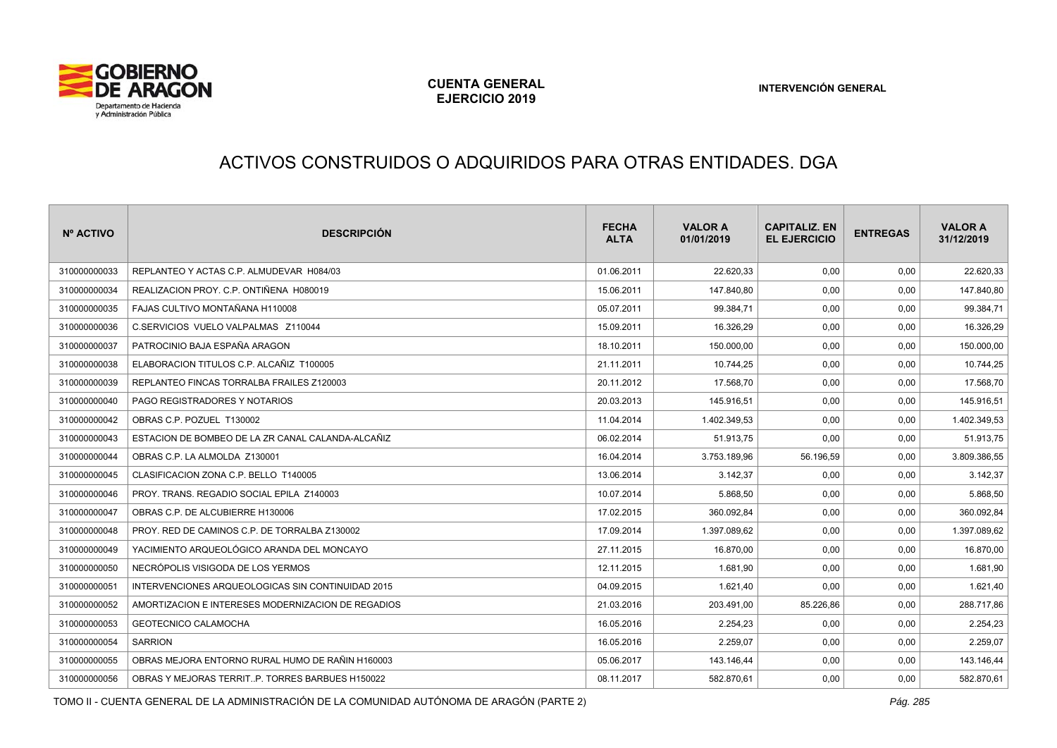# ACTIVOS CONSTRUIDOS O ADQUIRIDOS PARA OTRAS ENTIDADES. DGA

| Nº ACTIVO | DESCRIPCIÓN | FECHA ALTA | VALOR A 01/01/2019 | CAPITALIZ. EN EL EJERCICIO | ENTREGAS | VALOR A 31/12/2019 |
|---|---|---|---|---|---|---|
| 310000000033 | REPLANTEO Y ACTAS C.P. ALMUDEVAR H084/03 | 01.06.2011 | 22.620,33 | 0,00 | 0,00 | 22.620,33 |
| 310000000034 | REALIZACION PROY. C.P. ONTIÑENA H080019 | 15.06.2011 | 147.840,80 | 0,00 | 0,00 | 147.840,80 |
| 310000000035 | FAJAS CULTIVO MONTAÑANA H110008 | 05.07.2011 | 99.384,71 | 0,00 | 0,00 | 99.384,71 |
| 310000000036 | C.SERVICIOS VUELO VALPALMAS Z110044 | 15.09.2011 | 16.326,29 | 0,00 | 0,00 | 16.326,29 |
| 310000000037 | PATROCINIO BAJA ESPAÑA ARAGON | 18.10.2011 | 150.000,00 | 0,00 | 0,00 | 150.000,00 |
| 310000000038 | ELABORACION TITULOS C.P. ALCAÑIZ T100005 | 21.11.2011 | 10.744,25 | 0,00 | 0,00 | 10.744,25 |
| 310000000039 | REPLANTEO FINCAS TORRALBA FRAILES Z120003 | 20.11.2012 | 17.568,70 | 0,00 | 0,00 | 17.568,70 |
| 310000000040 | PAGO REGISTRADORES Y NOTARIOS | 20.03.2013 | 145.916,51 | 0,00 | 0,00 | 145.916,51 |
| 310000000042 | OBRAS C.P. POZUEL T130002 | 11.04.2014 | 1.402.349,53 | 0,00 | 0,00 | 1.402.349,53 |
| 310000000043 | ESTACION DE BOMBEO DE LA ZR CANAL CALANDA-ALCAÑIZ | 06.02.2014 | 51.913,75 | 0,00 | 0,00 | 51.913,75 |
| 310000000044 | OBRAS C.P. LA ALMOLDA Z130001 | 16.04.2014 | 3.753.189,96 | 56.196,59 | 0,00 | 3.809.386,55 |
| 310000000045 | CLASIFICACION ZONA C.P. BELLO T140005 | 13.06.2014 | 3.142,37 | 0,00 | 0,00 | 3.142,37 |
| 310000000046 | PROY. TRANS. REGADIO SOCIAL EPILA Z140003 | 10.07.2014 | 5.868,50 | 0,00 | 0,00 | 5.868,50 |
| 310000000047 | OBRAS C.P. DE ALCUBIERRE H130006 | 17.02.2015 | 360.092,84 | 0,00 | 0,00 | 360.092,84 |
| 310000000048 | PROY. RED DE CAMINOS C.P. DE TORRALBA Z130002 | 17.09.2014 | 1.397.089,62 | 0,00 | 0,00 | 1.397.089,62 |
| 310000000049 | YACIMIENTO ARQUEOLÓGICO ARANDA DEL MONCAYO | 27.11.2015 | 16.870,00 | 0,00 | 0,00 | 16.870,00 |
| 310000000050 | NECRÓPOLIS VISIGODA DE LOS YERMOS | 12.11.2015 | 1.681,90 | 0,00 | 0,00 | 1.681,90 |
| 310000000051 | INTERVENCIONES ARQUEOLOGICAS SIN CONTINUIDAD 2015 | 04.09.2015 | 1.621,40 | 0,00 | 0,00 | 1.621,40 |
| 310000000052 | AMORTIZACION E INTERESES MODERNIZACION DE REGADIOS | 21.03.2016 | 203.491,00 | 85.226,86 | 0,00 | 288.717,86 |
| 310000000053 | GEOTECNICO CALAMOCHA | 16.05.2016 | 2.254,23 | 0,00 | 0,00 | 2.254,23 |
| 310000000054 | SARRION | 16.05.2016 | 2.259,07 | 0,00 | 0,00 | 2.259,07 |
| 310000000055 | OBRAS MEJORA ENTORNO RURAL HUMO DE RAÑIN H160003 | 05.06.2017 | 143.146,44 | 0,00 | 0,00 | 143.146,44 |
| 310000000056 | OBRAS Y MEJORAS TERRIT..P. TORRES BARBUES H150022 | 08.11.2017 | 582.870,61 | 0,00 | 0,00 | 582.870,61 |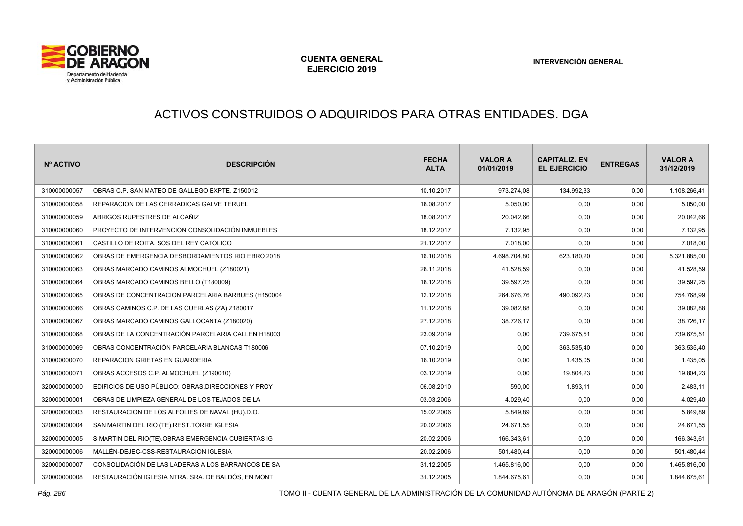# ACTIVOS CONSTRUIDOS O ADQUIRIDOS PARA OTRAS ENTIDADES. DGA

| Nº ACTIVO | DESCRIPCIÓN | FECHA ALTA | VALOR A 01/01/2019 | CAPITALIZ. EN EL EJERCICIO | ENTREGAS | VALOR A 31/12/2019 |
|---|---|---|---|---|---|---|
| 310000000057 | OBRAS C.P. SAN MATEO DE GALLEGO EXPTE. Z150012 | 10.10.2017 | 973.274,08 | 134.992,33 | 0,00 | 1.108.266,41 |
| 310000000058 | REPARACION DE LAS CERRADICAS GALVE TERUEL | 18.08.2017 | 5.050,00 | 0,00 | 0,00 | 5.050,00 |
| 310000000059 | ABRIGOS RUPESTRES DE ALCAÑIZ | 18.08.2017 | 20.042,66 | 0,00 | 0,00 | 20.042,66 |
| 310000000060 | PROYECTO DE INTERVENCION CONSOLIDACIÓN INMUEBLES | 18.12.2017 | 7.132,95 | 0,00 | 0,00 | 7.132,95 |
| 310000000061 | CASTILLO DE ROITA, SOS DEL REY CATOLICO | 21.12.2017 | 7.018,00 | 0,00 | 0,00 | 7.018,00 |
| 310000000062 | OBRAS DE EMERGENCIA DESBORDAMIENTOS RIO EBRO 2018 | 16.10.2018 | 4.698.704,80 | 623.180,20 | 0,00 | 5.321.885,00 |
| 310000000063 | OBRAS MARCADO CAMINOS ALMOCHUEL (Z180021) | 28.11.2018 | 41.528,59 | 0,00 | 0,00 | 41.528,59 |
| 310000000064 | OBRAS MARCADO CAMINOS BELLO (T180009) | 18.12.2018 | 39.597,25 | 0,00 | 0,00 | 39.597,25 |
| 310000000065 | OBRAS DE CONCENTRACION PARCELARIA BARBUES (H150004 | 12.12.2018 | 264.676,76 | 490.092,23 | 0,00 | 754.768,99 |
| 310000000066 | OBRAS CAMINOS C.P. DE LAS CUERLAS (ZA) Z180017 | 11.12.2018 | 39.082,88 | 0,00 | 0,00 | 39.082,88 |
| 310000000067 | OBRAS MARCADO CAMINOS GALLOCANTA (Z180020) | 27.12.2018 | 38.726,17 | 0,00 | 0,00 | 38.726,17 |
| 310000000068 | OBRAS DE LA CONCENTRACIÓN PARCELARIA CALLEN H18003 | 23.09.2019 | 0,00 | 739.675,51 | 0,00 | 739.675,51 |
| 310000000069 | OBRAS CONCENTRACIÓN PARCELARIA BLANCAS T180006 | 07.10.2019 | 0,00 | 363.535,40 | 0,00 | 363.535,40 |
| 310000000070 | REPARACION GRIETAS EN GUARDERIA | 16.10.2019 | 0,00 | 1.435,05 | 0,00 | 1.435,05 |
| 310000000071 | OBRAS ACCESOS C.P. ALMOCHUEL (Z190010) | 03.12.2019 | 0,00 | 19.804,23 | 0,00 | 19.804,23 |
| 320000000000 | EDIFICIOS DE USO PÚBLICO: OBRAS,DIRECCIONES Y PROY | 06.08.2010 | 590,00 | 1.893,11 | 0,00 | 2.483,11 |
| 320000000001 | OBRAS DE LIMPIEZA GENERAL DE LOS TEJADOS DE LA | 03.03.2006 | 4.029,40 | 0,00 | 0,00 | 4.029,40 |
| 320000000003 | RESTAURACION DE LOS ALFOLIES DE NAVAL (HU).D.O. | 15.02.2006 | 5.849,89 | 0,00 | 0,00 | 5.849,89 |
| 320000000004 | SAN MARTIN DEL RIO (TE).REST.TORRE IGLESIA | 20.02.2006 | 24.671,55 | 0,00 | 0,00 | 24.671,55 |
| 320000000005 | S MARTIN DEL RIO(TE).OBRAS EMERGENCIA CUBIERTAS IG | 20.02.2006 | 166.343,61 | 0,00 | 0,00 | 166.343,61 |
| 320000000006 | MALLÉN-DEJEC-CSS-RESTAURACION IGLESIA | 20.02.2006 | 501.480,44 | 0,00 | 0,00 | 501.480,44 |
| 320000000007 | CONSOLIDACIÓN DE LAS LADERAS A LOS BARRANCOS DE SA | 31.12.2005 | 1.465.816,00 | 0,00 | 0,00 | 1.465.816,00 |
| 320000000008 | RESTAURACIÓN IGLESIA NTRA. SRA. DE BALDÓS, EN MONT | 31.12.2005 | 1.844.675,61 | 0,00 | 0,00 | 1.844.675,61 |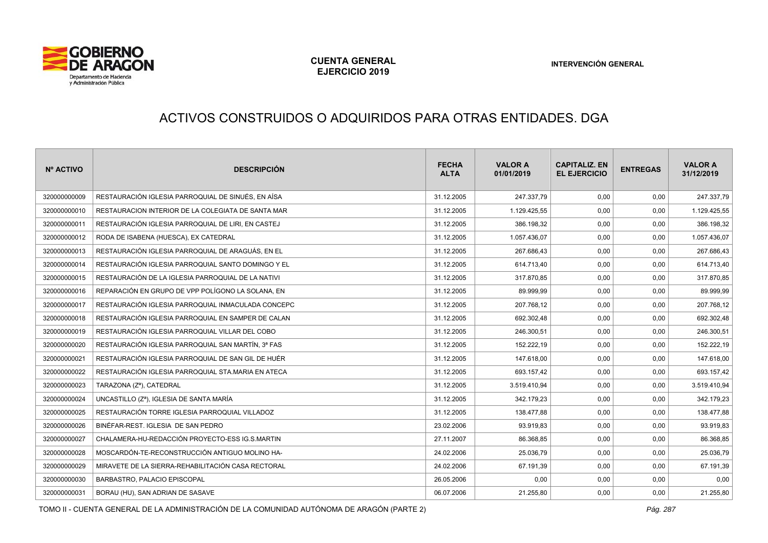# ACTIVOS CONSTRUIDOS O ADQUIRIDOS PARA OTRAS ENTIDADES. DGA

| Nº ACTIVO | DESCRIPCIÓN | FECHA ALTA | VALOR A 01/01/2019 | CAPITALIZ. EN EL EJERCICIO | ENTREGAS | VALOR A 31/12/2019 |
|---|---|---|---|---|---|---|
| 320000000009 | RESTAURACIÓN IGLESIA PARROQUIAL DE SINUÉS, EN AÍSA | 31.12.2005 | 247.337,79 | 0,00 | 0,00 | 247.337,79 |
| 320000000010 | RESTAURACION INTERIOR DE LA COLEGIATA DE SANTA MAR | 31.12.2005 | 1.129.425,55 | 0,00 | 0,00 | 1.129.425,55 |
| 320000000011 | RESTAURACIÓN IGLESIA PARROQUIAL DE LIRI, EN CASTEJ | 31.12.2005 | 386.198,32 | 0,00 | 0,00 | 386.198,32 |
| 320000000012 | RODA DE ISABENA (HUESCA), EX CATEDRAL | 31.12.2005 | 1.057.436,07 | 0,00 | 0,00 | 1.057.436,07 |
| 320000000013 | RESTAURACIÓN IGLESIA PARROQUIAL DE ARAGUÁS, EN EL | 31.12.2005 | 267.686,43 | 0,00 | 0,00 | 267.686,43 |
| 320000000014 | RESTAURACIÓN IGLESIA PARROQUIAL SANTO DOMINGO Y EL | 31.12.2005 | 614.713,40 | 0,00 | 0,00 | 614.713,40 |
| 320000000015 | RESTAURACIÓN DE LA IGLESIA PARROQUIAL DE LA NATIVI | 31.12.2005 | 317.870,85 | 0,00 | 0,00 | 317.870,85 |
| 320000000016 | REPARACIÓN EN GRUPO DE VPP POLÍGONO LA SOLANA, EN | 31.12.2005 | 89.999,99 | 0,00 | 0,00 | 89.999,99 |
| 320000000017 | RESTAURACIÓN IGLESIA PARROQUIAL INMACULADA CONCEPC | 31.12.2005 | 207.768,12 | 0,00 | 0,00 | 207.768,12 |
| 320000000018 | RESTAURACIÓN IGLESIA PARROQUIAL EN SAMPER DE CALAN | 31.12.2005 | 692.302,48 | 0,00 | 0,00 | 692.302,48 |
| 320000000019 | RESTAURACIÓN IGLESIA PARROQUIAL VILLAR DEL COBO | 31.12.2005 | 246.300,51 | 0,00 | 0,00 | 246.300,51 |
| 320000000020 | RESTAURACIÓN IGLESIA PARROQUIAL SAN MARTÍN, 3ª FAS | 31.12.2005 | 152.222,19 | 0,00 | 0,00 | 152.222,19 |
| 320000000021 | RESTAURACIÓN IGLESIA PARROQUIAL DE SAN GIL DE HUÉR | 31.12.2005 | 147.618,00 | 0,00 | 0,00 | 147.618,00 |
| 320000000022 | RESTAURACIÓN IGLESIA PARROQUIAL STA.MARIA EN ATECA | 31.12.2005 | 693.157,42 | 0,00 | 0,00 | 693.157,42 |
| 320000000023 | TARAZONA (Zª), CATEDRAL | 31.12.2005 | 3.519.410,94 | 0,00 | 0,00 | 3.519.410,94 |
| 320000000024 | UNCASTILLO (Zª), IGLESIA DE SANTA MARÍA | 31.12.2005 | 342.179,23 | 0,00 | 0,00 | 342.179,23 |
| 320000000025 | RESTAURACIÓN TORRE IGLESIA PARROQUIAL VILLADOZ | 31.12.2005 | 138.477,88 | 0,00 | 0,00 | 138.477,88 |
| 320000000026 | BINÉFAR-REST. IGLESIA DE SAN PEDRO | 23.02.2006 | 93.919,83 | 0,00 | 0,00 | 93.919,83 |
| 320000000027 | CHALAMERA-HU-REDACCIÓN PROYECTO-ESS IG.S.MARTIN | 27.11.2007 | 86.368,85 | 0,00 | 0,00 | 86.368,85 |
| 320000000028 | MOSCARDÓN-TE-RECONSTRUCCIÓN ANTIGUO MOLINO HA- | 24.02.2006 | 25.036,79 | 0,00 | 0,00 | 25.036,79 |
| 320000000029 | MIRAVETE DE LA SIERRA-REHABILITACIÓN CASA RECTORAL | 24.02.2006 | 67.191,39 | 0,00 | 0,00 | 67.191,39 |
| 320000000030 | BARBASTRO, PALACIO EPISCOPAL | 26.05.2006 | 0,00 | 0,00 | 0,00 | 0,00 |
| 320000000031 | BORAU (HU), SAN ADRIAN DE SASAVE | 06.07.2006 | 21.255,80 | 0,00 | 0,00 | 21.255,80 |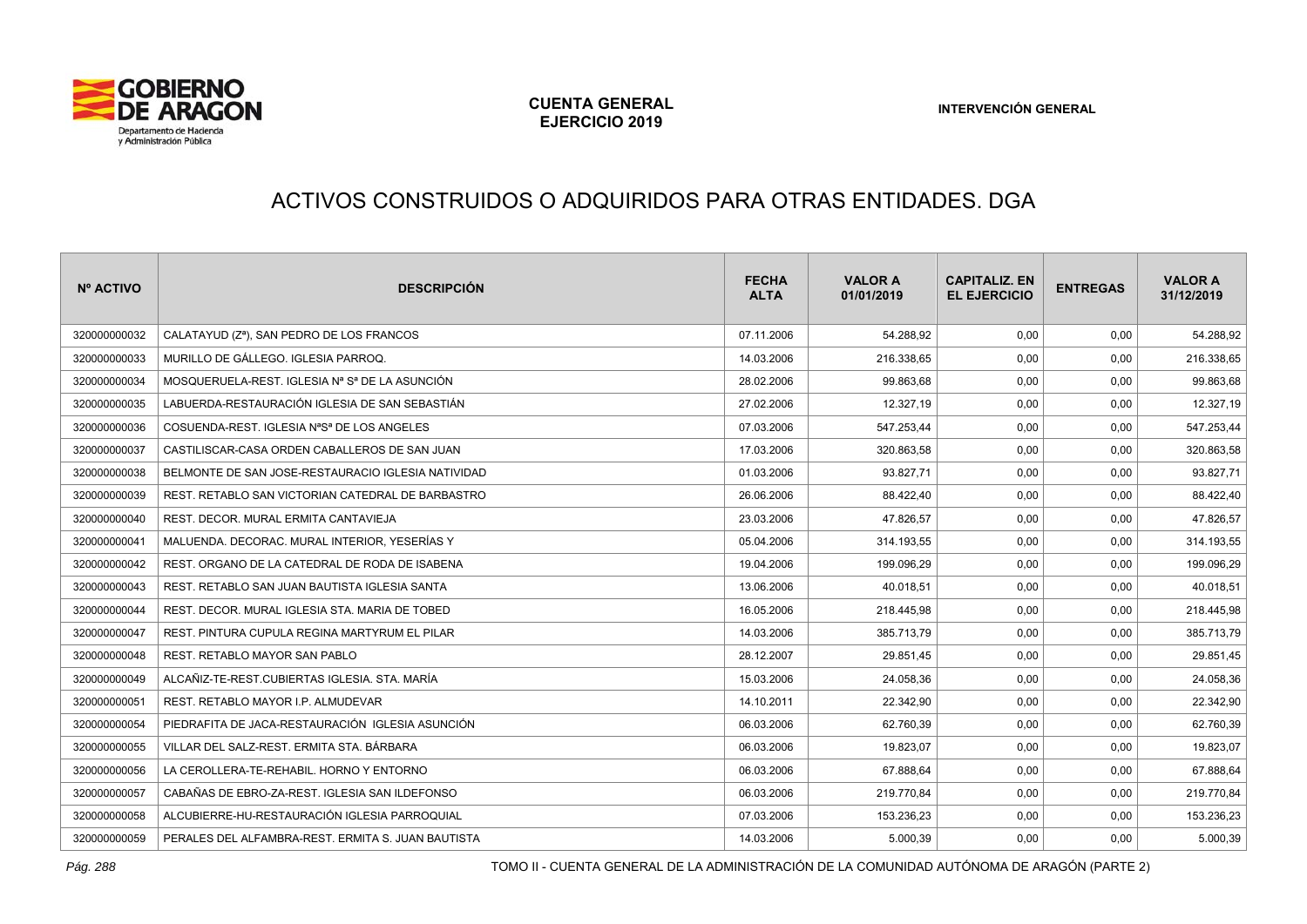# ACTIVOS CONSTRUIDOS O ADQUIRIDOS PARA OTRAS ENTIDADES. DGA

| Nº ACTIVO | DESCRIPCIÓN | FECHA ALTA | VALOR A 01/01/2019 | CAPITALIZ. EN EL EJERCICIO | ENTREGAS | VALOR A 31/12/2019 |
|---|---|---|---|---|---|---|
| 320000000032 | CALATAYUD (Zª), SAN PEDRO DE LOS FRANCOS | 07.11.2006 | 54.288,92 | 0,00 | 0,00 | 54.288,92 |
| 320000000033 | MURILLO DE GÁLLEGO. IGLESIA PARROQ. | 14.03.2006 | 216.338,65 | 0,00 | 0,00 | 216.338,65 |
| 320000000034 | MOSQUERUELA-REST. IGLESIA Nª Sª DE LA ASUNCIÓN | 28.02.2006 | 99.863,68 | 0,00 | 0,00 | 99.863,68 |
| 320000000035 | LABUERDA-RESTAURACIÓN IGLESIA DE SAN SEBASTIÁN | 27.02.2006 | 12.327,19 | 0,00 | 0,00 | 12.327,19 |
| 320000000036 | COSUENDA-REST. IGLESIA NªSª DE LOS ANGELES | 07.03.2006 | 547.253,44 | 0,00 | 0,00 | 547.253,44 |
| 320000000037 | CASTILISCAR-CASA ORDEN CABALLEROS DE SAN JUAN | 17.03.2006 | 320.863,58 | 0,00 | 0,00 | 320.863,58 |
| 320000000038 | BELMONTE DE SAN JOSE-RESTAURACIO IGLESIA NATIVIDAD | 01.03.2006 | 93.827,71 | 0,00 | 0,00 | 93.827,71 |
| 320000000039 | REST. RETABLO SAN VICTORIAN CATEDRAL DE BARBASTRO | 26.06.2006 | 88.422,40 | 0,00 | 0,00 | 88.422,40 |
| 320000000040 | REST. DECOR. MURAL ERMITA CANTAVIEJA | 23.03.2006 | 47.826,57 | 0,00 | 0,00 | 47.826,57 |
| 320000000041 | MALUENDA. DECORAC. MURAL INTERIOR, YESERÍAS Y | 05.04.2006 | 314.193,55 | 0,00 | 0,00 | 314.193,55 |
| 320000000042 | REST. ORGANO DE LA CATEDRAL DE RODA DE ISABENA | 19.04.2006 | 199.096,29 | 0,00 | 0,00 | 199.096,29 |
| 320000000043 | REST. RETABLO SAN JUAN BAUTISTA IGLESIA SANTA | 13.06.2006 | 40.018,51 | 0,00 | 0,00 | 40.018,51 |
| 320000000044 | REST. DECOR. MURAL IGLESIA STA. MARIA DE TOBED | 16.05.2006 | 218.445,98 | 0,00 | 0,00 | 218.445,98 |
| 320000000047 | REST. PINTURA CUPULA REGINA MARTYRUM EL PILAR | 14.03.2006 | 385.713,79 | 0,00 | 0,00 | 385.713,79 |
| 320000000048 | REST. RETABLO MAYOR SAN PABLO | 28.12.2007 | 29.851,45 | 0,00 | 0,00 | 29.851,45 |
| 320000000049 | ALCAÑIZ-TE-REST.CUBIERTAS IGLESIA. STA. MARÍA | 15.03.2006 | 24.058,36 | 0,00 | 0,00 | 24.058,36 |
| 320000000051 | REST. RETABLO MAYOR I.P. ALMUDEVAR | 14.10.2011 | 22.342,90 | 0,00 | 0,00 | 22.342,90 |
| 320000000054 | PIEDRAFITA DE JACA-RESTAURACIÓN IGLESIA ASUNCIÓN | 06.03.2006 | 62.760,39 | 0,00 | 0,00 | 62.760,39 |
| 320000000055 | VILLAR DEL SALZ-REST. ERMITA STA. BÁRBARA | 06.03.2006 | 19.823,07 | 0,00 | 0,00 | 19.823,07 |
| 320000000056 | LA CEROLLERA-TE-REHABIL. HORNO Y ENTORNO | 06.03.2006 | 67.888,64 | 0,00 | 0,00 | 67.888,64 |
| 320000000057 | CABAÑAS DE EBRO-ZA-REST. IGLESIA SAN ILDEFONSO | 06.03.2006 | 219.770,84 | 0,00 | 0,00 | 219.770,84 |
| 320000000058 | ALCUBIERRE-HU-RESTAURACIÓN IGLESIA PARROQUIAL | 07.03.2006 | 153.236,23 | 0,00 | 0,00 | 153.236,23 |
| 320000000059 | PERALES DEL ALFAMBRA-REST. ERMITA S. JUAN BAUTISTA | 14.03.2006 | 5.000,39 | 0,00 | 0,00 | 5.000,39 |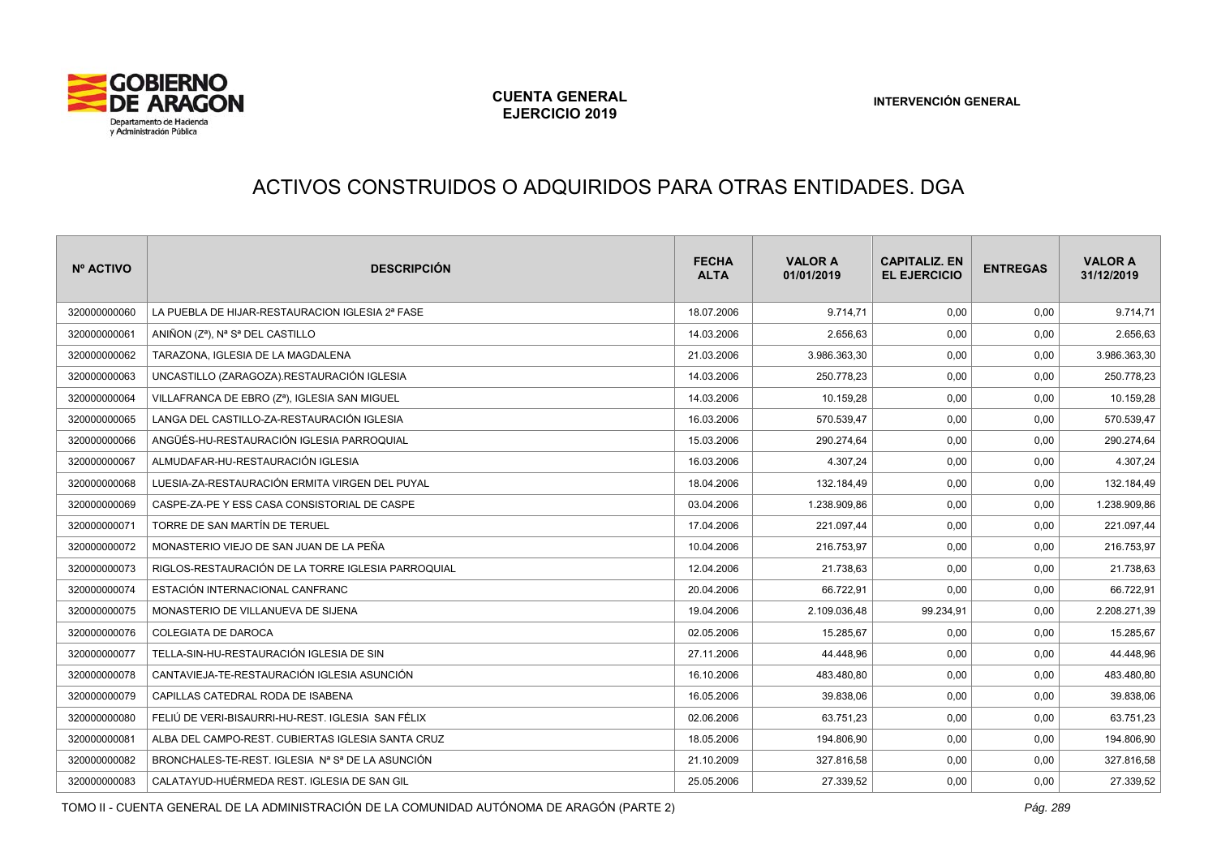# ACTIVOS CONSTRUIDOS O ADQUIRIDOS PARA OTRAS ENTIDADES. DGA

| Nº ACTIVO | DESCRIPCIÓN | FECHA ALTA | VALOR A 01/01/2019 | CAPITALIZ. EN EL EJERCICIO | ENTREGAS | VALOR A 31/12/2019 |
|---|---|---|---|---|---|---|
| 320000000060 | LA PUEBLA DE HIJAR-RESTAURACION IGLESIA 2ª FASE | 18.07.2006 | 9.714,71 | 0,00 | 0,00 | 9.714,71 |
| 320000000061 | ANIÑON (Zª), Nª Sª DEL CASTILLO | 14.03.2006 | 2.656,63 | 0,00 | 0,00 | 2.656,63 |
| 320000000062 | TARAZONA, IGLESIA DE LA MAGDALENA | 21.03.2006 | 3.986.363,30 | 0,00 | 0,00 | 3.986.363,30 |
| 320000000063 | UNCASTILLO (ZARAGOZA).RESTAURACIÓN IGLESIA | 14.03.2006 | 250.778,23 | 0,00 | 0,00 | 250.778,23 |
| 320000000064 | VILLAFRANCA DE EBRO (Zª), IGLESIA SAN MIGUEL | 14.03.2006 | 10.159,28 | 0,00 | 0,00 | 10.159,28 |
| 320000000065 | LANGA DEL CASTILLO-ZA-RESTAURACIÓN IGLESIA | 16.03.2006 | 570.539,47 | 0,00 | 0,00 | 570.539,47 |
| 320000000066 | ANGÜÉS-HU-RESTAURACIÓN IGLESIA PARROQUIAL | 15.03.2006 | 290.274,64 | 0,00 | 0,00 | 290.274,64 |
| 320000000067 | ALMUDAFAR-HU-RESTAURACIÓN IGLESIA | 16.03.2006 | 4.307,24 | 0,00 | 0,00 | 4.307,24 |
| 320000000068 | LUESIA-ZA-RESTAURACIÓN ERMITA VIRGEN DEL PUYAL | 18.04.2006 | 132.184,49 | 0,00 | 0,00 | 132.184,49 |
| 320000000069 | CASPE-ZA-PE Y ESS CASA CONSISTORIAL DE CASPE | 03.04.2006 | 1.238.909,86 | 0,00 | 0,00 | 1.238.909,86 |
| 320000000071 | TORRE DE SAN MARTÍN DE TERUEL | 17.04.2006 | 221.097,44 | 0,00 | 0,00 | 221.097,44 |
| 320000000072 | MONASTERIO VIEJO DE SAN JUAN DE LA PEÑA | 10.04.2006 | 216.753,97 | 0,00 | 0,00 | 216.753,97 |
| 320000000073 | RIGLOS-RESTAURACIÓN DE LA TORRE IGLESIA PARROQUIAL | 12.04.2006 | 21.738,63 | 0,00 | 0,00 | 21.738,63 |
| 320000000074 | ESTACIÓN INTERNACIONAL CANFRANC | 20.04.2006 | 66.722,91 | 0,00 | 0,00 | 66.722,91 |
| 320000000075 | MONASTERIO DE VILLANUEVA DE SIJENA | 19.04.2006 | 2.109.036,48 | 99.234,91 | 0,00 | 2.208.271,39 |
| 320000000076 | COLEGIATA DE DAROCA | 02.05.2006 | 15.285,67 | 0,00 | 0,00 | 15.285,67 |
| 320000000077 | TELLA-SIN-HU-RESTAURACIÓN IGLESIA DE SIN | 27.11.2006 | 44.448,96 | 0,00 | 0,00 | 44.448,96 |
| 320000000078 | CANTAVIEJA-TE-RESTAURACIÓN IGLESIA ASUNCIÓN | 16.10.2006 | 483.480,80 | 0,00 | 0,00 | 483.480,80 |
| 320000000079 | CAPILLAS CATEDRAL RODA DE ISABENA | 16.05.2006 | 39.838,06 | 0,00 | 0,00 | 39.838,06 |
| 320000000080 | FELIÚ DE VERI-BISAURRI-HU-REST. IGLESIA SAN FÉLIX | 02.06.2006 | 63.751,23 | 0,00 | 0,00 | 63.751,23 |
| 320000000081 | ALBA DEL CAMPO-REST. CUBIERTAS IGLESIA SANTA CRUZ | 18.05.2006 | 194.806,90 | 0,00 | 0,00 | 194.806,90 |
| 320000000082 | BRONCHALES-TE-REST. IGLESIA Nª Sª DE LA ASUNCIÓN | 21.10.2009 | 327.816,58 | 0,00 | 0,00 | 327.816,58 |
| 320000000083 | CALATAYUD-HUÉRMEDA REST. IGLESIA DE SAN GIL | 25.05.2006 | 27.339,52 | 0,00 | 0,00 | 27.339,52 |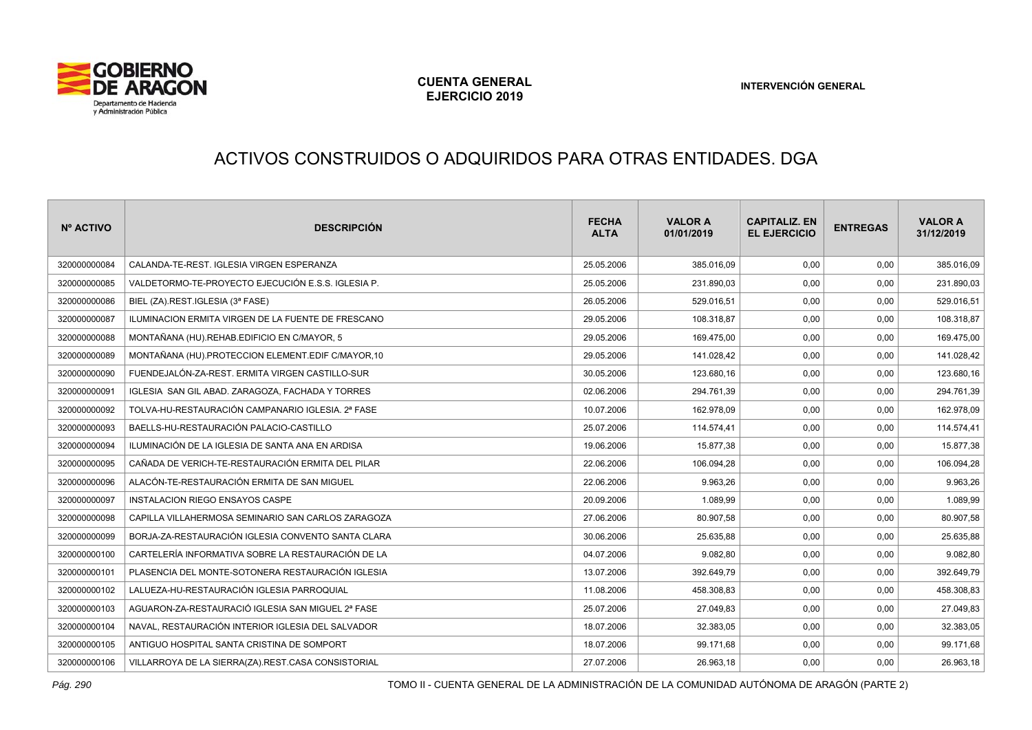# ACTIVOS CONSTRUIDOS O ADQUIRIDOS PARA OTRAS ENTIDADES. DGA

| Nº ACTIVO | DESCRIPCIÓN | FECHA ALTA | VALOR A 01/01/2019 | CAPITALIZ. EN EL EJERCICIO | ENTREGAS | VALOR A 31/12/2019 |
|---|---|---|---|---|---|---|
| 320000000084 | CALANDA-TE-REST. IGLESIA VIRGEN ESPERANZA | 25.05.2006 | 385.016,09 | 0,00 | 0,00 | 385.016,09 |
| 320000000085 | VALDETORMO-TE-PROYECTO EJECUCIÓN E.S.S. IGLESIA P. | 25.05.2006 | 231.890,03 | 0,00 | 0,00 | 231.890,03 |
| 320000000086 | BIEL (ZA).REST.IGLESIA (3ª FASE) | 26.05.2006 | 529.016,51 | 0,00 | 0,00 | 529.016,51 |
| 320000000087 | ILUMINACION ERMITA VIRGEN DE LA FUENTE DE FRESCANO | 29.05.2006 | 108.318,87 | 0,00 | 0,00 | 108.318,87 |
| 320000000088 | MONTAÑANA (HU).REHAB.EDIFICIO EN C/MAYOR, 5 | 29.05.2006 | 169.475,00 | 0,00 | 0,00 | 169.475,00 |
| 320000000089 | MONTAÑANA (HU).PROTECCION ELEMENT.EDIF C/MAYOR,10 | 29.05.2006 | 141.028,42 | 0,00 | 0,00 | 141.028,42 |
| 320000000090 | FUENDEJALÓN-ZA-REST. ERMITA VIRGEN CASTILLO-SUR | 30.05.2006 | 123.680,16 | 0,00 | 0,00 | 123.680,16 |
| 320000000091 | IGLESIA SAN GIL ABAD. ZARAGOZA, FACHADA Y TORRES | 02.06.2006 | 294.761,39 | 0,00 | 0,00 | 294.761,39 |
| 320000000092 | TOLVA-HU-RESTAURACIÓN CAMPANARIO IGLESIA. 2ª FASE | 10.07.2006 | 162.978,09 | 0,00 | 0,00 | 162.978,09 |
| 320000000093 | BAELLS-HU-RESTAURACIÓN PALACIO-CASTILLO | 25.07.2006 | 114.574,41 | 0,00 | 0,00 | 114.574,41 |
| 320000000094 | ILUMINACIÓN DE LA IGLESIA DE SANTA ANA EN ARDISA | 19.06.2006 | 15.877,38 | 0,00 | 0,00 | 15.877,38 |
| 320000000095 | CAÑADA DE VERICH-TE-RESTAURACIÓN ERMITA DEL PILAR | 22.06.2006 | 106.094,28 | 0,00 | 0,00 | 106.094,28 |
| 320000000096 | ALACÓN-TE-RESTAURACIÓN ERMITA DE SAN MIGUEL | 22.06.2006 | 9.963,26 | 0,00 | 0,00 | 9.963,26 |
| 320000000097 | INSTALACION RIEGO ENSAYOS CASPE | 20.09.2006 | 1.089,99 | 0,00 | 0,00 | 1.089,99 |
| 320000000098 | CAPILLA VILLAHERMOSA SEMINARIO SAN CARLOS ZARAGOZA | 27.06.2006 | 80.907,58 | 0,00 | 0,00 | 80.907,58 |
| 320000000099 | BORJA-ZA-RESTAURACIÓN IGLESIA CONVENTO SANTA CLARA | 30.06.2006 | 25.635,88 | 0,00 | 0,00 | 25.635,88 |
| 320000000100 | CARTELERÍA INFORMATIVA SOBRE LA RESTAURACIÓN DE LA | 04.07.2006 | 9.082,80 | 0,00 | 0,00 | 9.082,80 |
| 320000000101 | PLASENCIA DEL MONTE-SOTONERA RESTAURACIÓN IGLESIA | 13.07.2006 | 392.649,79 | 0,00 | 0,00 | 392.649,79 |
| 320000000102 | LALUEZA-HU-RESTAURACIÓN IGLESIA PARROQUIAL | 11.08.2006 | 458.308,83 | 0,00 | 0,00 | 458.308,83 |
| 320000000103 | AGUARON-ZA-RESTAURACIÓ IGLESIA SAN MIGUEL 2ª FASE | 25.07.2006 | 27.049,83 | 0,00 | 0,00 | 27.049,83 |
| 320000000104 | NAVAL, RESTAURACIÓN INTERIOR IGLESIA DEL SALVADOR | 18.07.2006 | 32.383,05 | 0,00 | 0,00 | 32.383,05 |
| 320000000105 | ANTIGUO HOSPITAL SANTA CRISTINA DE SOMPORT | 18.07.2006 | 99.171,68 | 0,00 | 0,00 | 99.171,68 |
| 320000000106 | VILLARROYA DE LA SIERRA(ZA).REST.CASA CONSISTORIAL | 27.07.2006 | 26.963,18 | 0,00 | 0,00 | 26.963,18 |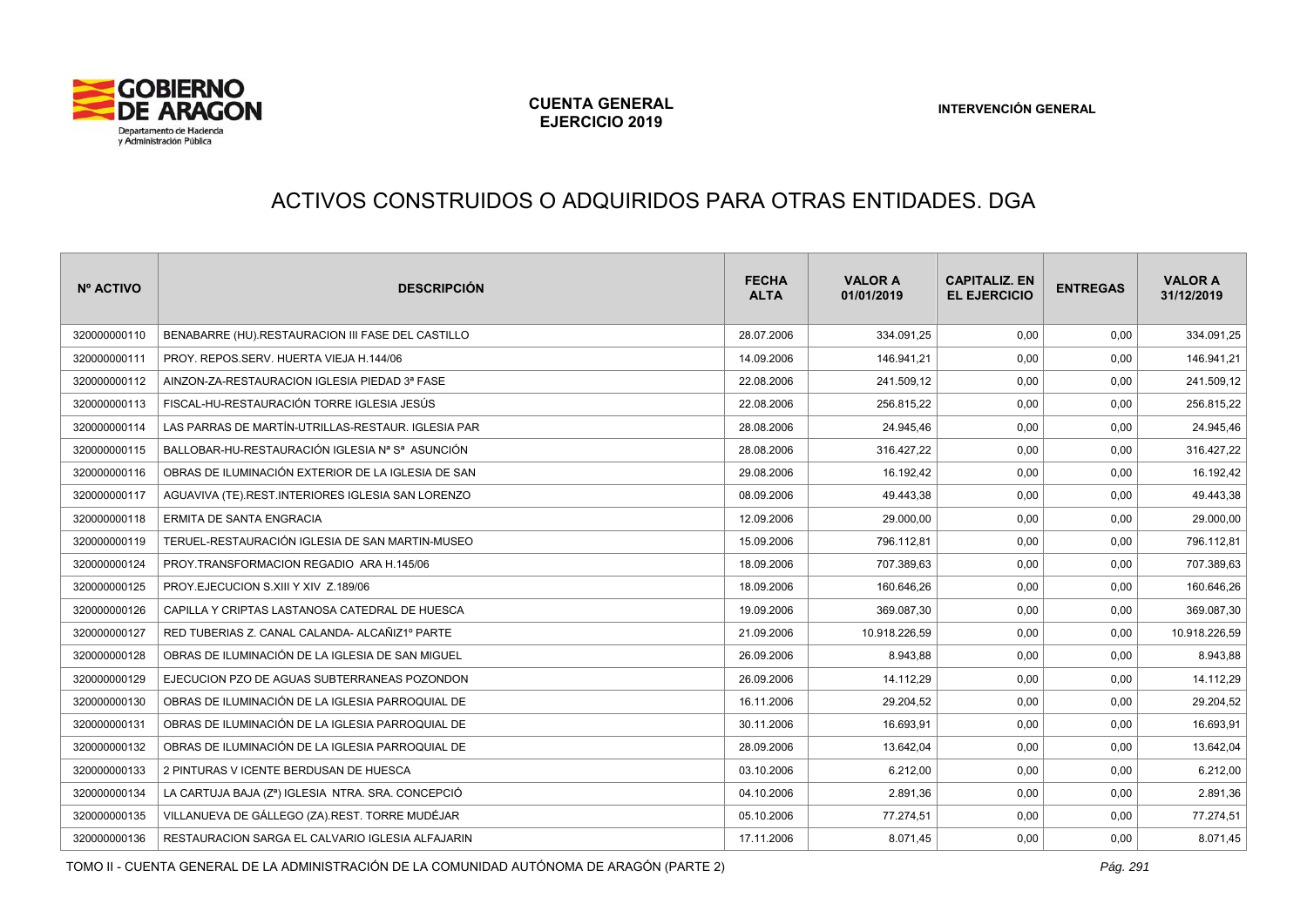# ACTIVOS CONSTRUIDOS O ADQUIRIDOS PARA OTRAS ENTIDADES. DGA

| Nº ACTIVO | DESCRIPCIÓN | FECHA ALTA | VALOR A 01/01/2019 | CAPITALIZ. EN EL EJERCICIO | ENTREGAS | VALOR A 31/12/2019 |
|---|---|---|---|---|---|---|
| 320000000110 | BENABARRE (HU).RESTAURACION III FASE DEL CASTILLO | 28.07.2006 | 334.091,25 | 0,00 | 0,00 | 334.091,25 |
| 320000000111 | PROY. REPOS.SERV. HUERTA VIEJA H.144/06 | 14.09.2006 | 146.941,21 | 0,00 | 0,00 | 146.941,21 |
| 320000000112 | AINZON-ZA-RESTAURACION IGLESIA PIEDAD 3ª FASE | 22.08.2006 | 241.509,12 | 0,00 | 0,00 | 241.509,12 |
| 320000000113 | FISCAL-HU-RESTAURACIÓN TORRE IGLESIA JESÚS | 22.08.2006 | 256.815,22 | 0,00 | 0,00 | 256.815,22 |
| 320000000114 | LAS PARRAS DE MARTÍN-UTRILLAS-RESTAUR. IGLESIA PAR | 28.08.2006 | 24.945,46 | 0,00 | 0,00 | 24.945,46 |
| 320000000115 | BALLOBAR-HU-RESTAURACIÓN IGLESIA Nª Sª ASUNCIÓN | 28.08.2006 | 316.427,22 | 0,00 | 0,00 | 316.427,22 |
| 320000000116 | OBRAS DE ILUMINACIÓN EXTERIOR DE LA IGLESIA DE SAN | 29.08.2006 | 16.192,42 | 0,00 | 0,00 | 16.192,42 |
| 320000000117 | AGUAVIVA (TE).REST.INTERIORES IGLESIA SAN LORENZO | 08.09.2006 | 49.443,38 | 0,00 | 0,00 | 49.443,38 |
| 320000000118 | ERMITA DE SANTA ENGRACIA | 12.09.2006 | 29.000,00 | 0,00 | 0,00 | 29.000,00 |
| 320000000119 | TERUEL-RESTAURACIÓN IGLESIA DE SAN MARTIN-MUSEO | 15.09.2006 | 796.112,81 | 0,00 | 0,00 | 796.112,81 |
| 320000000124 | PROY.TRANSFORMACION REGADIO ARA H.145/06 | 18.09.2006 | 707.389,63 | 0,00 | 0,00 | 707.389,63 |
| 320000000125 | PROY.EJECUCION S.XIII Y XIV Z.189/06 | 18.09.2006 | 160.646,26 | 0,00 | 0,00 | 160.646,26 |
| 320000000126 | CAPILLA Y CRIPTAS LASTANOSA CATEDRAL DE HUESCA | 19.09.2006 | 369.087,30 | 0,00 | 0,00 | 369.087,30 |
| 320000000127 | RED TUBERIAS Z. CANAL CALANDA- ALCAÑIZ1º PARTE | 21.09.2006 | 10.918.226,59 | 0,00 | 0,00 | 10.918.226,59 |
| 320000000128 | OBRAS DE ILUMINACIÓN DE LA IGLESIA DE SAN MIGUEL | 26.09.2006 | 8.943,88 | 0,00 | 0,00 | 8.943,88 |
| 320000000129 | EJECUCION PZO DE AGUAS SUBTERRANEAS POZONDON | 26.09.2006 | 14.112,29 | 0,00 | 0,00 | 14.112,29 |
| 320000000130 | OBRAS DE ILUMINACIÓN DE LA IGLESIA PARROQUIAL DE | 16.11.2006 | 29.204,52 | 0,00 | 0,00 | 29.204,52 |
| 320000000131 | OBRAS DE ILUMINACIÓN DE LA IGLESIA PARROQUIAL DE | 30.11.2006 | 16.693,91 | 0,00 | 0,00 | 16.693,91 |
| 320000000132 | OBRAS DE ILUMINACIÓN DE LA IGLESIA PARROQUIAL DE | 28.09.2006 | 13.642,04 | 0,00 | 0,00 | 13.642,04 |
| 320000000133 | 2 PINTURAS V ICENTE BERDUSAN DE HUESCA | 03.10.2006 | 6.212,00 | 0,00 | 0,00 | 6.212,00 |
| 320000000134 | LA CARTUJA BAJA (Zª) IGLESIA NTRA. SRA. CONCEPCIÓ | 04.10.2006 | 2.891,36 | 0,00 | 0,00 | 2.891,36 |
| 320000000135 | VILLANUEVA DE GÁLLEGO (ZA).REST. TORRE MUDÉJAR | 05.10.2006 | 77.274,51 | 0,00 | 0,00 | 77.274,51 |
| 320000000136 | RESTAURACION SARGA EL CALVARIO IGLESIA ALFAJARIN | 17.11.2006 | 8.071,45 | 0,00 | 0,00 | 8.071,45 |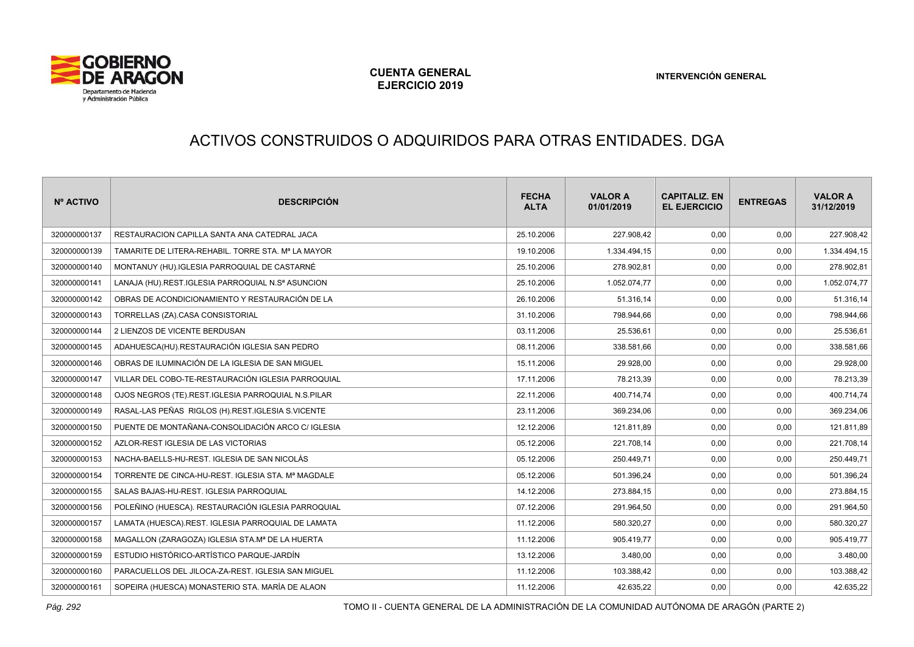# ACTIVOS CONSTRUIDOS O ADQUIRIDOS PARA OTRAS ENTIDADES. DGA

| Nº ACTIVO | DESCRIPCIÓN | FECHA ALTA | VALOR A 01/01/2019 | CAPITALIZ. EN EL EJERCICIO | ENTREGAS | VALOR A 31/12/2019 |
|---|---|---|---|---|---|---|
| 320000000137 | RESTAURACION CAPILLA SANTA ANA CATEDRAL JACA | 25.10.2006 | 227.908,42 | 0,00 | 0,00 | 227.908,42 |
| 320000000139 | TAMARITE DE LITERA-REHABIL. TORRE STA. Mª LA MAYOR | 19.10.2006 | 1.334.494,15 | 0,00 | 0,00 | 1.334.494,15 |
| 320000000140 | MONTANUY (HU).IGLESIA PARROQUIAL DE CASTARNÉ | 25.10.2006 | 278.902,81 | 0,00 | 0,00 | 278.902,81 |
| 320000000141 | LANAJA (HU).REST.IGLESIA PARROQUIAL N.Sª ASUNCION | 25.10.2006 | 1.052.074,77 | 0,00 | 0,00 | 1.052.074,77 |
| 320000000142 | OBRAS DE ACONDICIONAMIENTO Y RESTAURACIÓN DE LA | 26.10.2006 | 51.316,14 | 0,00 | 0,00 | 51.316,14 |
| 320000000143 | TORRELLAS (ZA).CASA CONSISTORIAL | 31.10.2006 | 798.944,66 | 0,00 | 0,00 | 798.944,66 |
| 320000000144 | 2 LIENZOS DE VICENTE BERDUSAN | 03.11.2006 | 25.536,61 | 0,00 | 0,00 | 25.536,61 |
| 320000000145 | ADAHUESCA(HU).RESTAURACIÓN IGLESIA SAN PEDRO | 08.11.2006 | 338.581,66 | 0,00 | 0,00 | 338.581,66 |
| 320000000146 | OBRAS DE ILUMINACIÓN DE LA IGLESIA DE SAN MIGUEL | 15.11.2006 | 29.928,00 | 0,00 | 0,00 | 29.928,00 |
| 320000000147 | VILLAR DEL COBO-TE-RESTAURACIÓN IGLESIA PARROQUIAL | 17.11.2006 | 78.213,39 | 0,00 | 0,00 | 78.213,39 |
| 320000000148 | OJOS NEGROS (TE).REST.IGLESIA PARROQUIAL N.S.PILAR | 22.11.2006 | 400.714,74 | 0,00 | 0,00 | 400.714,74 |
| 320000000149 | RASAL-LAS PEÑAS RIGLOS (H).REST.IGLESIA S.VICENTE | 23.11.2006 | 369.234,06 | 0,00 | 0,00 | 369.234,06 |
| 320000000150 | PUENTE DE MONTAÑANA-CONSOLIDACIÓN ARCO C/ IGLESIA | 12.12.2006 | 121.811,89 | 0,00 | 0,00 | 121.811,89 |
| 320000000152 | AZLOR-REST IGLESIA DE LAS VICTORIAS | 05.12.2006 | 221.708,14 | 0,00 | 0,00 | 221.708,14 |
| 320000000153 | NACHA-BAELLS-HU-REST. IGLESIA DE SAN NICOLÁS | 05.12.2006 | 250.449,71 | 0,00 | 0,00 | 250.449,71 |
| 320000000154 | TORRENTE DE CINCA-HU-REST. IGLESIA STA. Mª MAGDALE | 05.12.2006 | 501.396,24 | 0,00 | 0,00 | 501.396,24 |
| 320000000155 | SALAS BAJAS-HU-REST. IGLESIA PARROQUIAL | 14.12.2006 | 273.884,15 | 0,00 | 0,00 | 273.884,15 |
| 320000000156 | POLEÑINO (HUESCA). RESTAURACIÓN IGLESIA PARROQUIAL | 07.12.2006 | 291.964,50 | 0,00 | 0,00 | 291.964,50 |
| 320000000157 | LAMATA (HUESCA).REST. IGLESIA PARROQUIAL DE LAMATA | 11.12.2006 | 580.320,27 | 0,00 | 0,00 | 580.320,27 |
| 320000000158 | MAGALLON (ZARAGOZA) IGLESIA STA.Mª DE LA HUERTA | 11.12.2006 | 905.419,77 | 0,00 | 0,00 | 905.419,77 |
| 320000000159 | ESTUDIO HISTÓRICO-ARTÍSTICO PARQUE-JARDÍN | 13.12.2006 | 3.480,00 | 0,00 | 0,00 | 3.480,00 |
| 320000000160 | PARACUELLOS DEL JILOCA-ZA-REST. IGLESIA SAN MIGUEL | 11.12.2006 | 103.388,42 | 0,00 | 0,00 | 103.388,42 |
| 320000000161 | SOPEIRA (HUESCA) MONASTERIO STA. MARÍA DE ALAON | 11.12.2006 | 42.635,22 | 0,00 | 0,00 | 42.635,22 |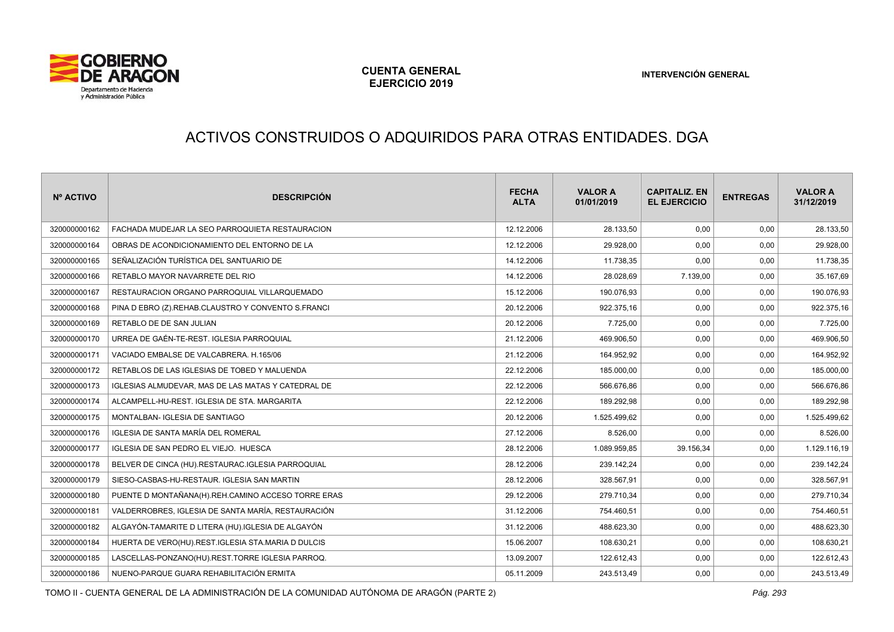# ACTIVOS CONSTRUIDOS O ADQUIRIDOS PARA OTRAS ENTIDADES. DGA

| Nº ACTIVO | DESCRIPCIÓN | FECHA ALTA | VALOR A 01/01/2019 | CAPITALIZ. EN EL EJERCICIO | ENTREGAS | VALOR A 31/12/2019 |
|---|---|---|---|---|---|---|
| 320000000162 | FACHADA MUDEJAR LA SEO PARROQUIETA RESTAURACION | 12.12.2006 | 28.133,50 | 0,00 | 0,00 | 28.133,50 |
| 320000000164 | OBRAS DE ACONDICIONAMIENTO DEL ENTORNO DE LA | 12.12.2006 | 29.928,00 | 0,00 | 0,00 | 29.928,00 |
| 320000000165 | SEÑALIZACIÓN TURÍSTICA DEL SANTUARIO DE | 14.12.2006 | 11.738,35 | 0,00 | 0,00 | 11.738,35 |
| 320000000166 | RETABLO MAYOR NAVARRETE DEL RIO | 14.12.2006 | 28.028,69 | 7.139,00 | 0,00 | 35.167,69 |
| 320000000167 | RESTAURACION ORGANO PARROQUIAL VILLARQUEMADO | 15.12.2006 | 190.076,93 | 0,00 | 0,00 | 190.076,93 |
| 320000000168 | PINA D EBRO (Z).REHAB.CLAUSTRO Y CONVENTO S.FRANCI | 20.12.2006 | 922.375,16 | 0,00 | 0,00 | 922.375,16 |
| 320000000169 | RETABLO DE DE SAN JULIAN | 20.12.2006 | 7.725,00 | 0,00 | 0,00 | 7.725,00 |
| 320000000170 | URREA DE GAÉN-TE-REST. IGLESIA PARROQUIAL | 21.12.2006 | 469.906,50 | 0,00 | 0,00 | 469.906,50 |
| 320000000171 | VACIADO EMBALSE DE VALCABRERA. H.165/06 | 21.12.2006 | 164.952,92 | 0,00 | 0,00 | 164.952,92 |
| 320000000172 | RETABLOS DE LAS IGLESIAS DE TOBED Y MALUENDA | 22.12.2006 | 185.000,00 | 0,00 | 0,00 | 185.000,00 |
| 320000000173 | IGLESIAS ALMUDEVAR, MAS DE LAS MATAS Y CATEDRAL DE | 22.12.2006 | 566.676,86 | 0,00 | 0,00 | 566.676,86 |
| 320000000174 | ALCAMPELL-HU-REST. IGLESIA DE STA. MARGARITA | 22.12.2006 | 189.292,98 | 0,00 | 0,00 | 189.292,98 |
| 320000000175 | MONTALBAN- IGLESIA DE SANTIAGO | 20.12.2006 | 1.525.499,62 | 0,00 | 0,00 | 1.525.499,62 |
| 320000000176 | IGLESIA DE SANTA MARÍA DEL ROMERAL | 27.12.2006 | 8.526,00 | 0,00 | 0,00 | 8.526,00 |
| 320000000177 | IGLESIA DE SAN PEDRO EL VIEJO. HUESCA | 28.12.2006 | 1.089.959,85 | 39.156,34 | 0,00 | 1.129.116,19 |
| 320000000178 | BELVER DE CINCA (HU).RESTAURAC.IGLESIA PARROQUIAL | 28.12.2006 | 239.142,24 | 0,00 | 0,00 | 239.142,24 |
| 320000000179 | SIESO-CASBAS-HU-RESTAUR. IGLESIA SAN MARTIN | 28.12.2006 | 328.567,91 | 0,00 | 0,00 | 328.567,91 |
| 320000000180 | PUENTE D MONTAÑANA(H).REH.CAMINO ACCESO TORRE ERAS | 29.12.2006 | 279.710,34 | 0,00 | 0,00 | 279.710,34 |
| 320000000181 | VALDERROBRES, IGLESIA DE SANTA MARÍA, RESTAURACIÓN | 31.12.2006 | 754.460,51 | 0,00 | 0,00 | 754.460,51 |
| 320000000182 | ALGAYÓN-TAMARITE D LITERA (HU).IGLESIA DE ALGAYÓN | 31.12.2006 | 488.623,30 | 0,00 | 0,00 | 488.623,30 |
| 320000000184 | HUERTA DE VERO(HU).REST.IGLESIA STA.MARIA D DULCIS | 15.06.2007 | 108.630,21 | 0,00 | 0,00 | 108.630,21 |
| 320000000185 | LASCELLAS-PONZANO(HU).REST.TORRE IGLESIA PARROQ. | 13.09.2007 | 122.612,43 | 0,00 | 0,00 | 122.612,43 |
| 320000000186 | NUENO-PARQUE GUARA REHABILITACIÓN ERMITA | 05.11.2009 | 243.513,49 | 0,00 | 0,00 | 243.513,49 |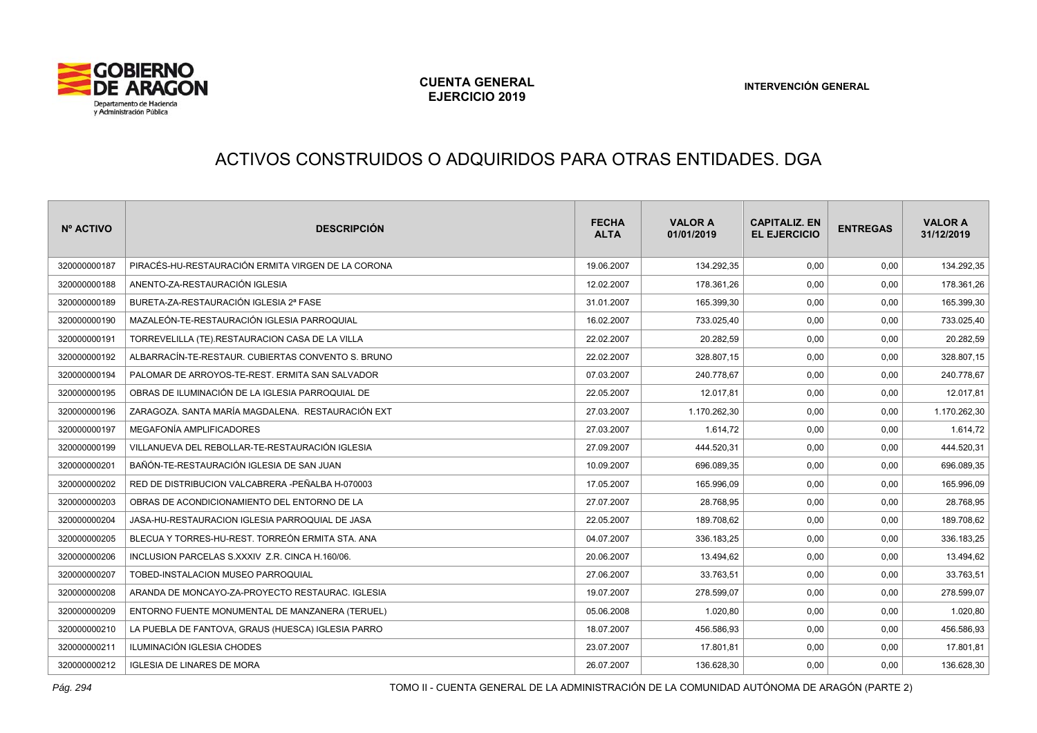# ACTIVOS CONSTRUIDOS O ADQUIRIDOS PARA OTRAS ENTIDADES. DGA

| Nº ACTIVO | DESCRIPCIÓN | FECHA ALTA | VALOR A 01/01/2019 | CAPITALIZ. EN EL EJERCICIO | ENTREGAS | VALOR A 31/12/2019 |
|---|---|---|---|---|---|---|
| 320000000187 | PIRACÉS-HU-RESTAURACIÓN ERMITA VIRGEN DE LA CORONA | 19.06.2007 | 134.292,35 | 0,00 | 0,00 | 134.292,35 |
| 320000000188 | ANENTO-ZA-RESTAURACIÓN IGLESIA | 12.02.2007 | 178.361,26 | 0,00 | 0,00 | 178.361,26 |
| 320000000189 | BURETA-ZA-RESTAURACIÓN IGLESIA 2ª FASE | 31.01.2007 | 165.399,30 | 0,00 | 0,00 | 165.399,30 |
| 320000000190 | MAZALEÓN-TE-RESTAURACIÓN IGLESIA PARROQUIAL | 16.02.2007 | 733.025,40 | 0,00 | 0,00 | 733.025,40 |
| 320000000191 | TORREVELILLA (TE).RESTAURACION CASA DE LA VILLA | 22.02.2007 | 20.282,59 | 0,00 | 0,00 | 20.282,59 |
| 320000000192 | ALBARRACÍN-TE-RESTAUR. CUBIERTAS CONVENTO S. BRUNO | 22.02.2007 | 328.807,15 | 0,00 | 0,00 | 328.807,15 |
| 320000000194 | PALOMAR DE ARROYOS-TE-REST. ERMITA SAN SALVADOR | 07.03.2007 | 240.778,67 | 0,00 | 0,00 | 240.778,67 |
| 320000000195 | OBRAS DE ILUMINACIÓN DE LA IGLESIA PARROQUIAL DE | 22.05.2007 | 12.017,81 | 0,00 | 0,00 | 12.017,81 |
| 320000000196 | ZARAGOZA. SANTA MARÍA MAGDALENA. RESTAURACIÓN EXT | 27.03.2007 | 1.170.262,30 | 0,00 | 0,00 | 1.170.262,30 |
| 320000000197 | MEGAFONÍA AMPLIFICADORES | 27.03.2007 | 1.614,72 | 0,00 | 0,00 | 1.614,72 |
| 320000000199 | VILLANUEVA DEL REBOLLAR-TE-RESTAURACIÓN IGLESIA | 27.09.2007 | 444.520,31 | 0,00 | 0,00 | 444.520,31 |
| 320000000201 | BAÑÓN-TE-RESTAURACIÓN IGLESIA DE SAN JUAN | 10.09.2007 | 696.089,35 | 0,00 | 0,00 | 696.089,35 |
| 320000000202 | RED DE DISTRIBUCION VALCABRERA -PEÑALBA H-070003 | 17.05.2007 | 165.996,09 | 0,00 | 0,00 | 165.996,09 |
| 320000000203 | OBRAS DE ACONDICIONAMIENTO DEL ENTORNO DE LA | 27.07.2007 | 28.768,95 | 0,00 | 0,00 | 28.768,95 |
| 320000000204 | JASA-HU-RESTAURACION IGLESIA PARROQUIAL DE JASA | 22.05.2007 | 189.708,62 | 0,00 | 0,00 | 189.708,62 |
| 320000000205 | BLECUA Y TORRES-HU-REST. TORREÓN ERMITA STA. ANA | 04.07.2007 | 336.183,25 | 0,00 | 0,00 | 336.183,25 |
| 320000000206 | INCLUSION PARCELAS S.XXXIV Z.R. CINCA H.160/06. | 20.06.2007 | 13.494,62 | 0,00 | 0,00 | 13.494,62 |
| 320000000207 | TOBED-INSTALACION MUSEO PARROQUIAL | 27.06.2007 | 33.763,51 | 0,00 | 0,00 | 33.763,51 |
| 320000000208 | ARANDA DE MONCAYO-ZA-PROYECTO RESTAURAC. IGLESIA | 19.07.2007 | 278.599,07 | 0,00 | 0,00 | 278.599,07 |
| 320000000209 | ENTORNO FUENTE MONUMENTAL DE MANZANERA (TERUEL) | 05.06.2008 | 1.020,80 | 0,00 | 0,00 | 1.020,80 |
| 320000000210 | LA PUEBLA DE FANTOVA, GRAUS (HUESCA) IGLESIA PARRO | 18.07.2007 | 456.586,93 | 0,00 | 0,00 | 456.586,93 |
| 320000000211 | ILUMINACIÓN IGLESIA CHODES | 23.07.2007 | 17.801,81 | 0,00 | 0,00 | 17.801,81 |
| 320000000212 | IGLESIA DE LINARES DE MORA | 26.07.2007 | 136.628,30 | 0,00 | 0,00 | 136.628,30 |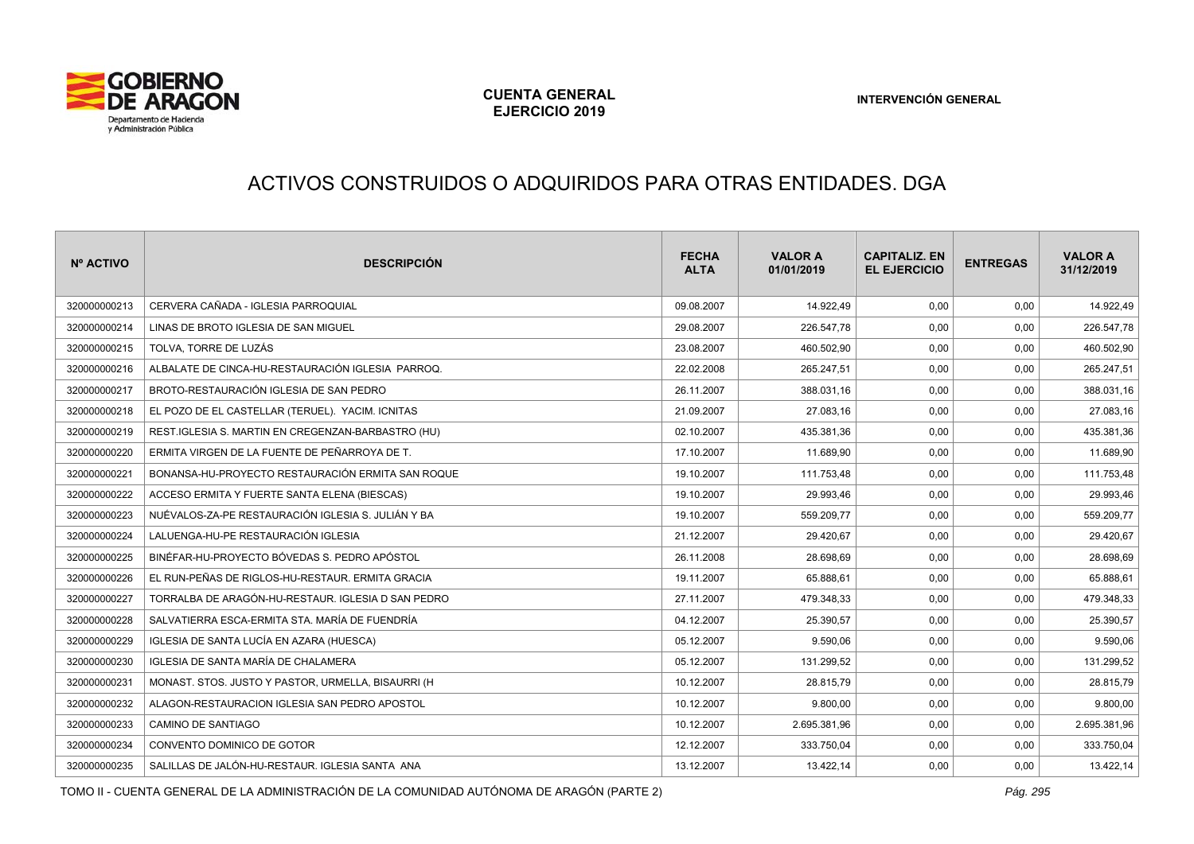# ACTIVOS CONSTRUIDOS O ADQUIRIDOS PARA OTRAS ENTIDADES. DGA

| Nº ACTIVO | DESCRIPCIÓN | FECHA ALTA | VALOR A 01/01/2019 | CAPITALIZ. EN EL EJERCICIO | ENTREGAS | VALOR A 31/12/2019 |
|---|---|---|---|---|---|---|
| 320000000213 | CERVERA CAÑADA - IGLESIA PARROQUIAL | 09.08.2007 | 14.922,49 | 0,00 | 0,00 | 14.922,49 |
| 320000000214 | LINAS DE BROTO IGLESIA DE SAN MIGUEL | 29.08.2007 | 226.547,78 | 0,00 | 0,00 | 226.547,78 |
| 320000000215 | TOLVA, TORRE DE LUZÁS | 23.08.2007 | 460.502,90 | 0,00 | 0,00 | 460.502,90 |
| 320000000216 | ALBALATE DE CINCA-HU-RESTAURACIÓN IGLESIA PARROQ. | 22.02.2008 | 265.247,51 | 0,00 | 0,00 | 265.247,51 |
| 320000000217 | BROTO-RESTAURACIÓN IGLESIA DE SAN PEDRO | 26.11.2007 | 388.031,16 | 0,00 | 0,00 | 388.031,16 |
| 320000000218 | EL POZO DE EL CASTELLAR (TERUEL). YACIM. ICNITAS | 21.09.2007 | 27.083,16 | 0,00 | 0,00 | 27.083,16 |
| 320000000219 | REST.IGLESIA S. MARTIN EN CREGENZAN-BARBASTRO (HU) | 02.10.2007 | 435.381,36 | 0,00 | 0,00 | 435.381,36 |
| 320000000220 | ERMITA VIRGEN DE LA FUENTE DE PEÑARROYA DE T. | 17.10.2007 | 11.689,90 | 0,00 | 0,00 | 11.689,90 |
| 320000000221 | BONANSA-HU-PROYECTO RESTAURACIÓN ERMITA SAN ROQUE | 19.10.2007 | 111.753,48 | 0,00 | 0,00 | 111.753,48 |
| 320000000222 | ACCESO ERMITA Y FUERTE SANTA ELENA (BIESCAS) | 19.10.2007 | 29.993,46 | 0,00 | 0,00 | 29.993,46 |
| 320000000223 | NUÉVALOS-ZA-PE RESTAURACIÓN IGLESIA S. JULIÁN Y BA | 19.10.2007 | 559.209,77 | 0,00 | 0,00 | 559.209,77 |
| 320000000224 | LALUENGA-HU-PE RESTAURACIÓN IGLESIA | 21.12.2007 | 29.420,67 | 0,00 | 0,00 | 29.420,67 |
| 320000000225 | BINÉFAR-HU-PROYECTO BÓVEDAS S. PEDRO APÓSTOL | 26.11.2008 | 28.698,69 | 0,00 | 0,00 | 28.698,69 |
| 320000000226 | EL RUN-PEÑAS DE RIGLOS-HU-RESTAUR. ERMITA GRACIA | 19.11.2007 | 65.888,61 | 0,00 | 0,00 | 65.888,61 |
| 320000000227 | TORRALBA DE ARAGÓN-HU-RESTAUR. IGLESIA D SAN PEDRO | 27.11.2007 | 479.348,33 | 0,00 | 0,00 | 479.348,33 |
| 320000000228 | SALVATIERRA ESCA-ERMITA STA. MARÍA DE FUENDRÍA | 04.12.2007 | 25.390,57 | 0,00 | 0,00 | 25.390,57 |
| 320000000229 | IGLESIA DE SANTA LUCÍA EN AZARA (HUESCA) | 05.12.2007 | 9.590,06 | 0,00 | 0,00 | 9.590,06 |
| 320000000230 | IGLESIA DE SANTA MARÍA DE CHALAMERA | 05.12.2007 | 131.299,52 | 0,00 | 0,00 | 131.299,52 |
| 320000000231 | MONAST. STOS. JUSTO Y PASTOR, URMELLA, BISAURRI (H | 10.12.2007 | 28.815,79 | 0,00 | 0,00 | 28.815,79 |
| 320000000232 | ALAGON-RESTAURACION IGLESIA SAN PEDRO APOSTOL | 10.12.2007 | 9.800,00 | 0,00 | 0,00 | 9.800,00 |
| 320000000233 | CAMINO DE SANTIAGO | 10.12.2007 | 2.695.381,96 | 0,00 | 0,00 | 2.695.381,96 |
| 320000000234 | CONVENTO DOMINICO DE GOTOR | 12.12.2007 | 333.750,04 | 0,00 | 0,00 | 333.750,04 |
| 320000000235 | SALILLAS DE JALÓN-HU-RESTAUR. IGLESIA SANTA ANA | 13.12.2007 | 13.422,14 | 0,00 | 0,00 | 13.422,14 |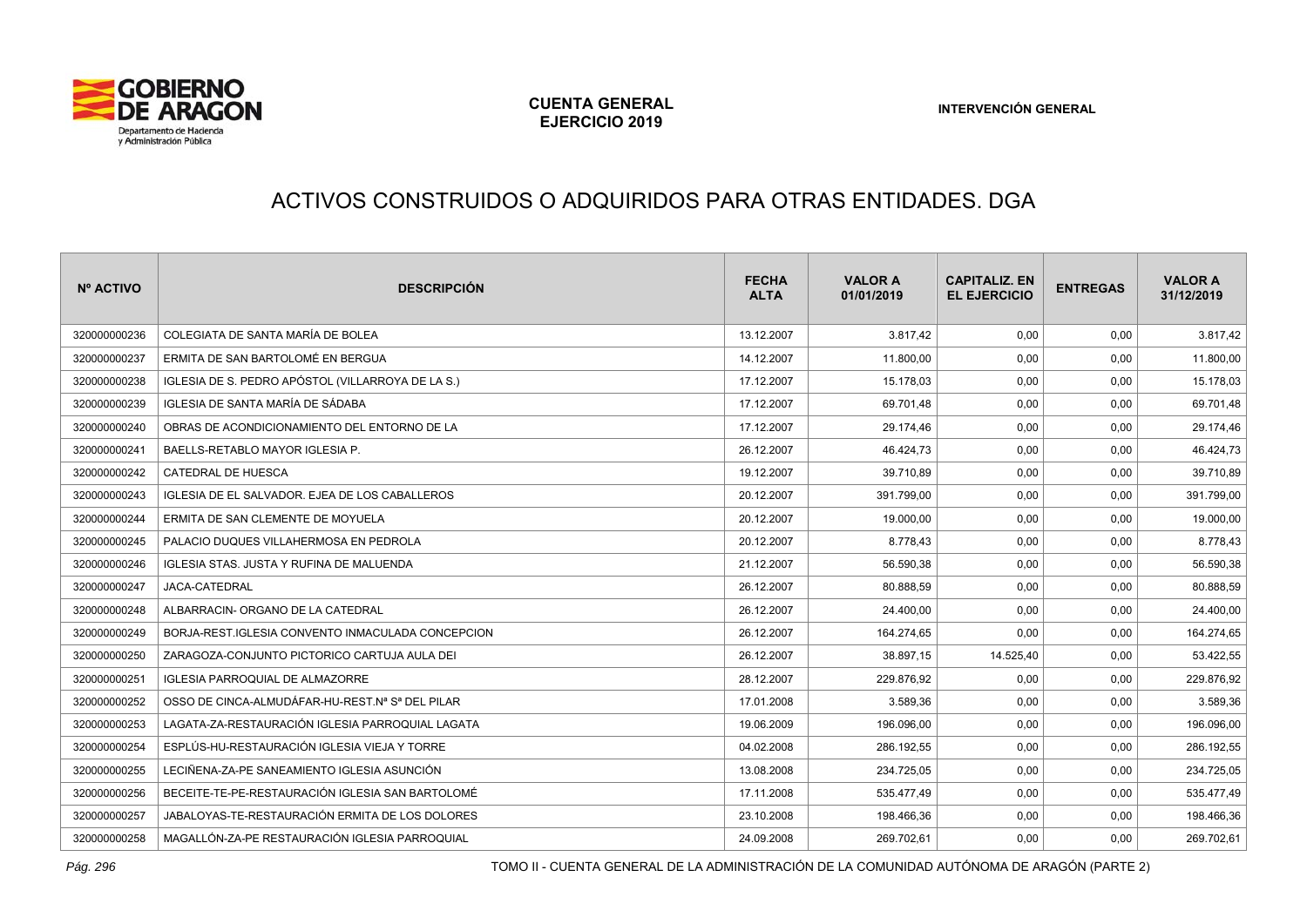# ACTIVOS CONSTRUIDOS O ADQUIRIDOS PARA OTRAS ENTIDADES. DGA

| Nº ACTIVO | DESCRIPCIÓN | FECHA ALTA | VALOR A 01/01/2019 | CAPITALIZ. EN EL EJERCICIO | ENTREGAS | VALOR A 31/12/2019 |
|---|---|---|---|---|---|---|
| 320000000236 | COLEGIATA DE SANTA MARÍA DE BOLEA | 13.12.2007 | 3.817,42 | 0,00 | 0,00 | 3.817,42 |
| 320000000237 | ERMITA DE SAN BARTOLOMÉ EN BERGUA | 14.12.2007 | 11.800,00 | 0,00 | 0,00 | 11.800,00 |
| 320000000238 | IGLESIA DE S. PEDRO APÓSTOL (VILLARROYA DE LA S.) | 17.12.2007 | 15.178,03 | 0,00 | 0,00 | 15.178,03 |
| 320000000239 | IGLESIA DE SANTA MARÍA DE SÁDABA | 17.12.2007 | 69.701,48 | 0,00 | 0,00 | 69.701,48 |
| 320000000240 | OBRAS DE ACONDICIONAMIENTO DEL ENTORNO DE LA | 17.12.2007 | 29.174,46 | 0,00 | 0,00 | 29.174,46 |
| 320000000241 | BAELLS-RETABLO MAYOR IGLESIA P. | 26.12.2007 | 46.424,73 | 0,00 | 0,00 | 46.424,73 |
| 320000000242 | CATEDRAL DE HUESCA | 19.12.2007 | 39.710,89 | 0,00 | 0,00 | 39.710,89 |
| 320000000243 | IGLESIA DE EL SALVADOR. EJEA DE LOS CABALLEROS | 20.12.2007 | 391.799,00 | 0,00 | 0,00 | 391.799,00 |
| 320000000244 | ERMITA DE SAN CLEMENTE DE MOYUELA | 20.12.2007 | 19.000,00 | 0,00 | 0,00 | 19.000,00 |
| 320000000245 | PALACIO DUQUES VILLAHERMOSA EN PEDROLA | 20.12.2007 | 8.778,43 | 0,00 | 0,00 | 8.778,43 |
| 320000000246 | IGLESIA STAS. JUSTA Y RUFINA DE MALUENDA | 21.12.2007 | 56.590,38 | 0,00 | 0,00 | 56.590,38 |
| 320000000247 | JACA-CATEDRAL | 26.12.2007 | 80.888,59 | 0,00 | 0,00 | 80.888,59 |
| 320000000248 | ALBARRACIN- ORGANO DE LA CATEDRAL | 26.12.2007 | 24.400,00 | 0,00 | 0,00 | 24.400,00 |
| 320000000249 | BORJA-REST.IGLESIA CONVENTO INMACULADA CONCEPCION | 26.12.2007 | 164.274,65 | 0,00 | 0,00 | 164.274,65 |
| 320000000250 | ZARAGOZA-CONJUNTO PICTORICO CARTUJA AULA DEI | 26.12.2007 | 38.897,15 | 14.525,40 | 0,00 | 53.422,55 |
| 320000000251 | IGLESIA PARROQUIAL DE ALMAZORRE | 28.12.2007 | 229.876,92 | 0,00 | 0,00 | 229.876,92 |
| 320000000252 | OSSO DE CINCA-ALMUDÁFAR-HU-REST.Nª Sª DEL PILAR | 17.01.2008 | 3.589,36 | 0,00 | 0,00 | 3.589,36 |
| 320000000253 | LAGATA-ZA-RESTAURACIÓN IGLESIA PARROQUIAL LAGATA | 19.06.2009 | 196.096,00 | 0,00 | 0,00 | 196.096,00 |
| 320000000254 | ESPLÚS-HU-RESTAURACIÓN IGLESIA VIEJA Y TORRE | 04.02.2008 | 286.192,55 | 0,00 | 0,00 | 286.192,55 |
| 320000000255 | LECIÑENA-ZA-PE SANEAMIENTO IGLESIA ASUNCIÓN | 13.08.2008 | 234.725,05 | 0,00 | 0,00 | 234.725,05 |
| 320000000256 | BECEITE-TE-PE-RESTAURACIÓN IGLESIA SAN BARTOLOMÉ | 17.11.2008 | 535.477,49 | 0,00 | 0,00 | 535.477,49 |
| 320000000257 | JABALOYAS-TE-RESTAURACIÓN ERMITA DE LOS DOLORES | 23.10.2008 | 198.466,36 | 0,00 | 0,00 | 198.466,36 |
| 320000000258 | MAGALLÓN-ZA-PE RESTAURACIÓN IGLESIA PARROQUIAL | 24.09.2008 | 269.702,61 | 0,00 | 0,00 | 269.702,61 |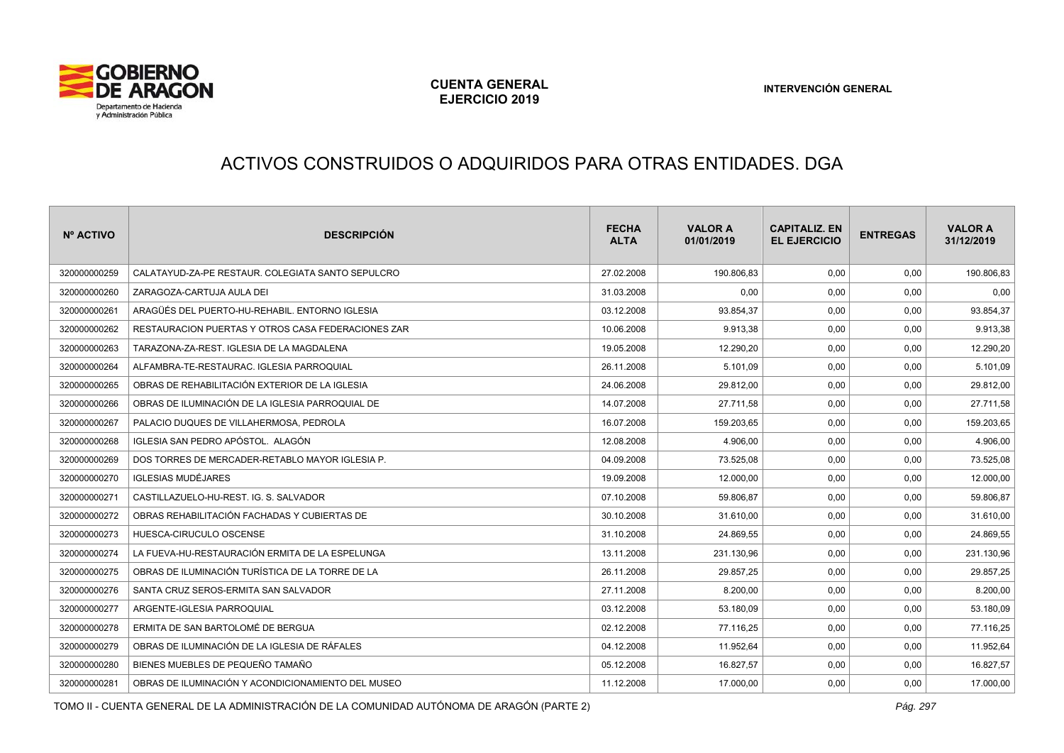# ACTIVOS CONSTRUIDOS O ADQUIRIDOS PARA OTRAS ENTIDADES. DGA

| Nº ACTIVO | DESCRIPCIÓN | FECHA ALTA | VALOR A 01/01/2019 | CAPITALIZ. EN EL EJERCICIO | ENTREGAS | VALOR A 31/12/2019 |
|---|---|---|---|---|---|---|
| 320000000259 | CALATAYUD-ZA-PE RESTAUR. COLEGIATA SANTO SEPULCRO | 27.02.2008 | 190.806,83 | 0,00 | 0,00 | 190.806,83 |
| 320000000260 | ZARAGOZA-CARTUJA AULA DEI | 31.03.2008 | 0,00 | 0,00 | 0,00 | 0,00 |
| 320000000261 | ARAGÜÉS DEL PUERTO-HU-REHABIL. ENTORNO IGLESIA | 03.12.2008 | 93.854,37 | 0,00 | 0,00 | 93.854,37 |
| 320000000262 | RESTAURACION PUERTAS Y OTROS CASA FEDERACIONES ZAR | 10.06.2008 | 9.913,38 | 0,00 | 0,00 | 9.913,38 |
| 320000000263 | TARAZONA-ZA-REST. IGLESIA DE LA MAGDALENA | 19.05.2008 | 12.290,20 | 0,00 | 0,00 | 12.290,20 |
| 320000000264 | ALFAMBRA-TE-RESTAURAC. IGLESIA PARROQUIAL | 26.11.2008 | 5.101,09 | 0,00 | 0,00 | 5.101,09 |
| 320000000265 | OBRAS DE REHABILITACIÓN EXTERIOR DE LA IGLESIA | 24.06.2008 | 29.812,00 | 0,00 | 0,00 | 29.812,00 |
| 320000000266 | OBRAS DE ILUMINACIÓN DE LA IGLESIA PARROQUIAL DE | 14.07.2008 | 27.711,58 | 0,00 | 0,00 | 27.711,58 |
| 320000000267 | PALACIO DUQUES DE VILLAHERMOSA, PEDROLA | 16.07.2008 | 159.203,65 | 0,00 | 0,00 | 159.203,65 |
| 320000000268 | IGLESIA SAN PEDRO APÓSTOL. ALAGÓN | 12.08.2008 | 4.906,00 | 0,00 | 0,00 | 4.906,00 |
| 320000000269 | DOS TORRES DE MERCADER-RETABLO MAYOR IGLESIA P. | 04.09.2008 | 73.525,08 | 0,00 | 0,00 | 73.525,08 |
| 320000000270 | IGLESIAS MUDÉJARES | 19.09.2008 | 12.000,00 | 0,00 | 0,00 | 12.000,00 |
| 320000000271 | CASTILLAZUELO-HU-REST. IG. S. SALVADOR | 07.10.2008 | 59.806,87 | 0,00 | 0,00 | 59.806,87 |
| 320000000272 | OBRAS REHABILITACIÓN FACHADAS Y CUBIERTAS DE | 30.10.2008 | 31.610,00 | 0,00 | 0,00 | 31.610,00 |
| 320000000273 | HUESCA-CIRUCULO OSCENSE | 31.10.2008 | 24.869,55 | 0,00 | 0,00 | 24.869,55 |
| 320000000274 | LA FUEVA-HU-RESTAURACIÓN ERMITA DE LA ESPELUNGA | 13.11.2008 | 231.130,96 | 0,00 | 0,00 | 231.130,96 |
| 320000000275 | OBRAS DE ILUMINACIÓN TURÍSTICA DE LA TORRE DE LA | 26.11.2008 | 29.857,25 | 0,00 | 0,00 | 29.857,25 |
| 320000000276 | SANTA CRUZ SEROS-ERMITA SAN SALVADOR | 27.11.2008 | 8.200,00 | 0,00 | 0,00 | 8.200,00 |
| 320000000277 | ARGENTE-IGLESIA PARROQUIAL | 03.12.2008 | 53.180,09 | 0,00 | 0,00 | 53.180,09 |
| 320000000278 | ERMITA DE SAN BARTOLOMÉ DE BERGUA | 02.12.2008 | 77.116,25 | 0,00 | 0,00 | 77.116,25 |
| 320000000279 | OBRAS DE ILUMINACIÓN DE LA IGLESIA DE RÁFALES | 04.12.2008 | 11.952,64 | 0,00 | 0,00 | 11.952,64 |
| 320000000280 | BIENES MUEBLES DE PEQUEÑO TAMAÑO | 05.12.2008 | 16.827,57 | 0,00 | 0,00 | 16.827,57 |
| 320000000281 | OBRAS DE ILUMINACIÓN Y ACONDICIONAMIENTO DEL MUSEO | 11.12.2008 | 17.000,00 | 0,00 | 0,00 | 17.000,00 |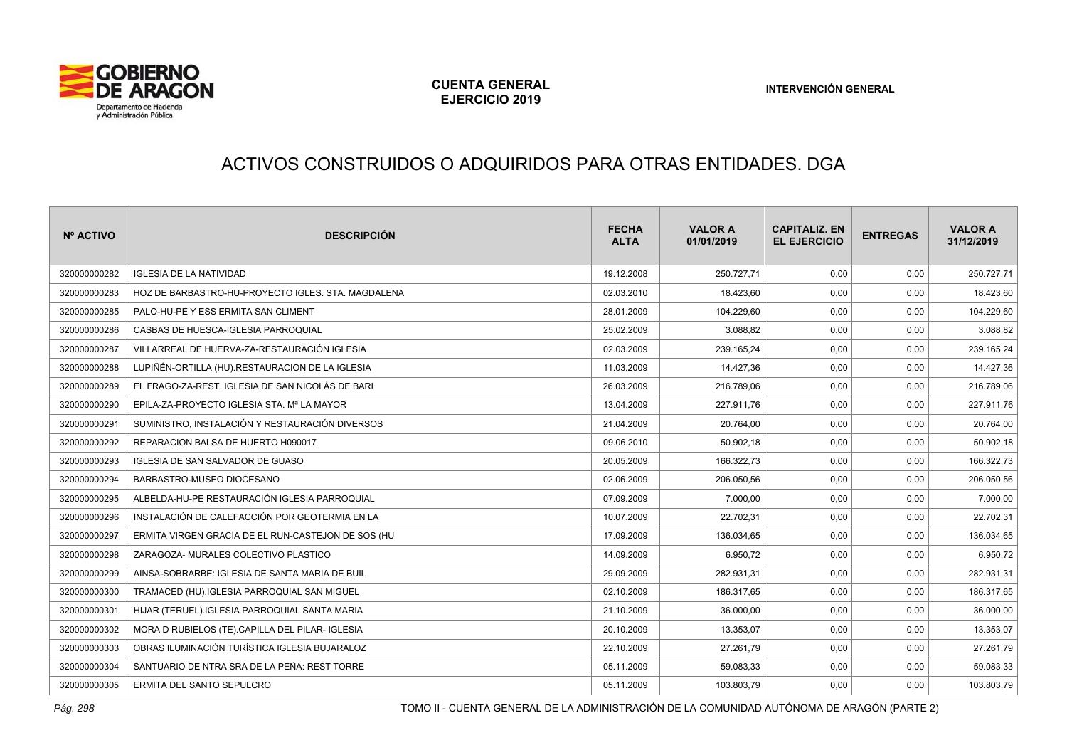# ACTIVOS CONSTRUIDOS O ADQUIRIDOS PARA OTRAS ENTIDADES. DGA

| Nº ACTIVO | DESCRIPCIÓN | FECHA ALTA | VALOR A 01/01/2019 | CAPITALIZ. EN EL EJERCICIO | ENTREGAS | VALOR A 31/12/2019 |
|---|---|---|---|---|---|---|
| 320000000282 | IGLESIA DE LA NATIVIDAD | 19.12.2008 | 250.727,71 | 0,00 | 0,00 | 250.727,71 |
| 320000000283 | HOZ DE BARBASTRO-HU-PROYECTO IGLES. STA. MAGDALENA | 02.03.2010 | 18.423,60 | 0,00 | 0,00 | 18.423,60 |
| 320000000285 | PALO-HU-PE Y ESS ERMITA SAN CLIMENT | 28.01.2009 | 104.229,60 | 0,00 | 0,00 | 104.229,60 |
| 320000000286 | CASBAS DE HUESCA-IGLESIA PARROQUIAL | 25.02.2009 | 3.088,82 | 0,00 | 0,00 | 3.088,82 |
| 320000000287 | VILLARREAL DE HUERVA-ZA-RESTAURACIÓN IGLESIA | 02.03.2009 | 239.165,24 | 0,00 | 0,00 | 239.165,24 |
| 320000000288 | LUPIÑÉN-ORTILLA (HU).RESTAURACION DE LA IGLESIA | 11.03.2009 | 14.427,36 | 0,00 | 0,00 | 14.427,36 |
| 320000000289 | EL FRAGO-ZA-REST. IGLESIA DE SAN NICOLÁS DE BARI | 26.03.2009 | 216.789,06 | 0,00 | 0,00 | 216.789,06 |
| 320000000290 | EPILA-ZA-PROYECTO IGLESIA STA. Mª LA MAYOR | 13.04.2009 | 227.911,76 | 0,00 | 0,00 | 227.911,76 |
| 320000000291 | SUMINISTRO, INSTALACIÓN Y RESTAURACIÓN DIVERSOS | 21.04.2009 | 20.764,00 | 0,00 | 0,00 | 20.764,00 |
| 320000000292 | REPARACION BALSA DE HUERTO H090017 | 09.06.2010 | 50.902,18 | 0,00 | 0,00 | 50.902,18 |
| 320000000293 | IGLESIA DE SAN SALVADOR DE GUASO | 20.05.2009 | 166.322,73 | 0,00 | 0,00 | 166.322,73 |
| 320000000294 | BARBASTRO-MUSEO DIOCESANO | 02.06.2009 | 206.050,56 | 0,00 | 0,00 | 206.050,56 |
| 320000000295 | ALBELDA-HU-PE RESTAURACIÓN IGLESIA PARROQUIAL | 07.09.2009 | 7.000,00 | 0,00 | 0,00 | 7.000,00 |
| 320000000296 | INSTALACIÓN DE CALEFACCIÓN POR GEOTERMIA EN LA | 10.07.2009 | 22.702,31 | 0,00 | 0,00 | 22.702,31 |
| 320000000297 | ERMITA VIRGEN GRACIA DE EL RUN-CASTEJON DE SOS (HU | 17.09.2009 | 136.034,65 | 0,00 | 0,00 | 136.034,65 |
| 320000000298 | ZARAGOZA- MURALES COLECTIVO PLASTICO | 14.09.2009 | 6.950,72 | 0,00 | 0,00 | 6.950,72 |
| 320000000299 | AINSA-SOBRARBE: IGLESIA DE SANTA MARIA DE BUIL | 29.09.2009 | 282.931,31 | 0,00 | 0,00 | 282.931,31 |
| 320000000300 | TRAMACED (HU).IGLESIA PARROQUIAL SAN MIGUEL | 02.10.2009 | 186.317,65 | 0,00 | 0,00 | 186.317,65 |
| 320000000301 | HIJAR (TERUEL).IGLESIA PARROQUIAL SANTA MARIA | 21.10.2009 | 36.000,00 | 0,00 | 0,00 | 36.000,00 |
| 320000000302 | MORA D RUBIELOS (TE).CAPILLA DEL PILAR- IGLESIA | 20.10.2009 | 13.353,07 | 0,00 | 0,00 | 13.353,07 |
| 320000000303 | OBRAS ILUMINACIÓN TURÍSTICA IGLESIA BUJARALOZ | 22.10.2009 | 27.261,79 | 0,00 | 0,00 | 27.261,79 |
| 320000000304 | SANTUARIO DE NTRA SRA DE LA PEÑA: REST TORRE | 05.11.2009 | 59.083,33 | 0,00 | 0,00 | 59.083,33 |
| 320000000305 | ERMITA DEL SANTO SEPULCRO | 05.11.2009 | 103.803,79 | 0,00 | 0,00 | 103.803,79 |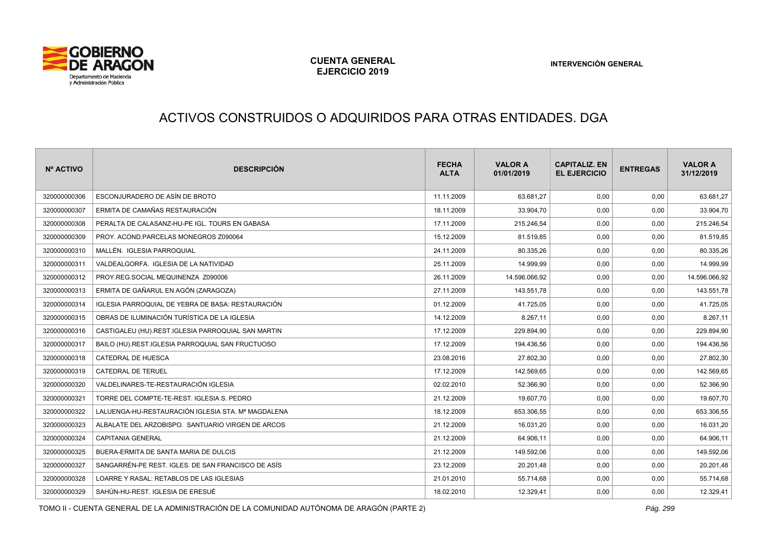# ACTIVOS CONSTRUIDOS O ADQUIRIDOS PARA OTRAS ENTIDADES. DGA

| Nº ACTIVO | DESCRIPCIÓN | FECHA ALTA | VALOR A 01/01/2019 | CAPITALIZ. EN EL EJERCICIO | ENTREGAS | VALOR A 31/12/2019 |
|---|---|---|---|---|---|---|
| 320000000306 | ESCONJURADERO DE ASÍN DE BROTO | 11.11.2009 | 63.681,27 | 0,00 | 0,00 | 63.681,27 |
| 320000000307 | ERMITA DE CAMAÑAS RESTAURACIÓN | 18.11.2009 | 33.904,70 | 0,00 | 0,00 | 33.904,70 |
| 320000000308 | PERALTA DE CALASANZ-HU-PE IGL. TOURS EN GABASA | 17.11.2009 | 215.246,54 | 0,00 | 0,00 | 215.246,54 |
| 320000000309 | PROY. ACOND.PARCELAS MONEGROS Z090064 | 15.12.2009 | 81.519,85 | 0,00 | 0,00 | 81.519,85 |
| 320000000310 | MALLÉN. IGLESIA PARROQUIAL | 24.11.2009 | 80.335,26 | 0,00 | 0,00 | 80.335,26 |
| 320000000311 | VALDEALGORFA. IGLESIA DE LA NATIVIDAD | 25.11.2009 | 14.999,99 | 0,00 | 0,00 | 14.999,99 |
| 320000000312 | PROY.REG.SOCIAL MEQUINENZA Z090006 | 26.11.2009 | 14.596.066,92 | 0,00 | 0,00 | 14.596.066,92 |
| 320000000313 | ERMITA DE GAÑARUL EN AGÓN (ZARAGOZA) | 27.11.2009 | 143.551,78 | 0,00 | 0,00 | 143.551,78 |
| 320000000314 | IGLESIA PARROQUIAL DE YEBRA DE BASA: RESTAURACIÓN | 01.12.2009 | 41.725,05 | 0,00 | 0,00 | 41.725,05 |
| 320000000315 | OBRAS DE ILUMINACIÓN TURÍSTICA DE LA IGLESIA | 14.12.2009 | 8.267,11 | 0,00 | 0,00 | 8.267,11 |
| 320000000316 | CASTIGALEU (HU).REST.IGLESIA PARROQUIAL SAN MARTIN | 17.12.2009 | 229.894,90 | 0,00 | 0,00 | 229.894,90 |
| 320000000317 | BAILO (HU).REST.IGLESIA PARROQUIAL SAN FRUCTUOSO | 17.12.2009 | 194.436,56 | 0,00 | 0,00 | 194.436,56 |
| 320000000318 | CATEDRAL DE HUESCA | 23.08.2016 | 27.802,30 | 0,00 | 0,00 | 27.802,30 |
| 320000000319 | CATEDRAL DE TERUEL | 17.12.2009 | 142.569,65 | 0,00 | 0,00 | 142.569,65 |
| 320000000320 | VALDELINARES-TE-RESTAURACIÓN IGLESIA | 02.02.2010 | 52.366,90 | 0,00 | 0,00 | 52.366,90 |
| 320000000321 | TORRE DEL COMPTE-TE-REST. IGLESIA S. PEDRO | 21.12.2009 | 19.607,70 | 0,00 | 0,00 | 19.607,70 |
| 320000000322 | LALUENGA-HU-RESTAURACIÓN IGLESIA STA. Mª MAGDALENA | 18.12.2009 | 653.306,55 | 0,00 | 0,00 | 653.306,55 |
| 320000000323 | ALBALATE DEL ARZOBISPO. SANTUARIO VIRGEN DE ARCOS | 21.12.2009 | 16.031,20 | 0,00 | 0,00 | 16.031,20 |
| 320000000324 | CAPITANIA GENERAL | 21.12.2009 | 64.906,11 | 0,00 | 0,00 | 64.906,11 |
| 320000000325 | BUERA-ERMITA DE SANTA MARIA DE DULCIS | 21.12.2009 | 149.592,06 | 0,00 | 0,00 | 149.592,06 |
| 320000000327 | SANGARRÉN-PE REST. IGLES. DE SAN FRANCISCO DE ASÍS | 23.12.2009 | 20.201,48 | 0,00 | 0,00 | 20.201,48 |
| 320000000328 | LOARRE Y RASAL: RETABLOS DE LAS IGLESIAS | 21.01.2010 | 55.714,68 | 0,00 | 0,00 | 55.714,68 |
| 320000000329 | SAHÚN-HU-REST. IGLESIA DE ERESUÉ | 18.02.2010 | 12.329,41 | 0,00 | 0,00 | 12.329,41 |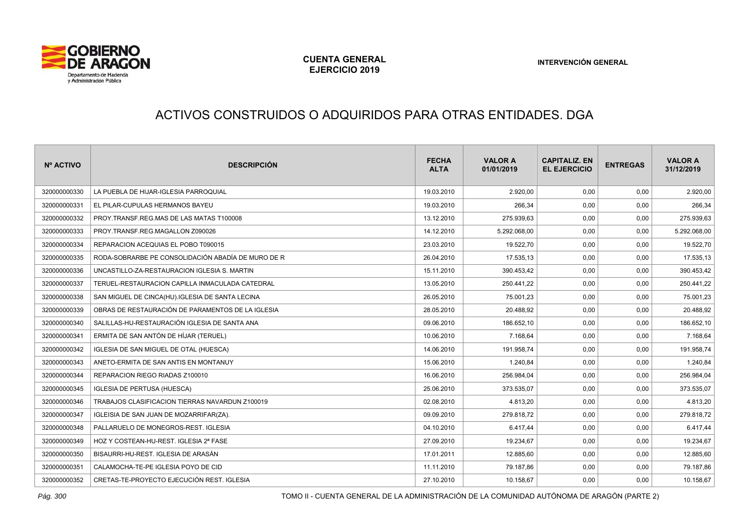# ACTIVOS CONSTRUIDOS O ADQUIRIDOS PARA OTRAS ENTIDADES. DGA

| Nº ACTIVO | DESCRIPCIÓN | FECHA ALTA | VALOR A 01/01/2019 | CAPITALIZ. EN EL EJERCICIO | ENTREGAS | VALOR A 31/12/2019 |
|---|---|---|---|---|---|---|
| 320000000330 | LA PUEBLA DE HIJAR-IGLESIA PARROQUIAL | 19.03.2010 | 2.920,00 | 0,00 | 0,00 | 2.920,00 |
| 320000000331 | EL PILAR-CUPULAS HERMANOS BAYEU | 19.03.2010 | 266,34 | 0,00 | 0,00 | 266,34 |
| 320000000332 | PROY.TRANSF.REG.MAS DE LAS MATAS T100008 | 13.12.2010 | 275.939,63 | 0,00 | 0,00 | 275.939,63 |
| 320000000333 | PROY.TRANSF.REG.MAGALLON Z090026 | 14.12.2010 | 5.292.068,00 | 0,00 | 0,00 | 5.292.068,00 |
| 320000000334 | REPARACION ACEQUIAS EL POBO T090015 | 23.03.2010 | 19.522,70 | 0,00 | 0,00 | 19.522,70 |
| 320000000335 | RODA-SOBRARBE PE CONSOLIDACIÓN ABADÍA DE MURO DE R | 26.04.2010 | 17.535,13 | 0,00 | 0,00 | 17.535,13 |
| 320000000336 | UNCASTILLO-ZA-RESTAURACION IGLESIA S. MARTIN | 15.11.2010 | 390.453,42 | 0,00 | 0,00 | 390.453,42 |
| 320000000337 | TERUEL-RESTAURACION CAPILLA INMACULADA CATEDRAL | 13.05.2010 | 250.441,22 | 0,00 | 0,00 | 250.441,22 |
| 320000000338 | SAN MIGUEL DE CINCA(HU).IGLESIA DE SANTA LECINA | 26.05.2010 | 75.001,23 | 0,00 | 0,00 | 75.001,23 |
| 320000000339 | OBRAS DE RESTAURACIÓN DE PARAMENTOS DE LA IGLESIA | 28.05.2010 | 20.488,92 | 0,00 | 0,00 | 20.488,92 |
| 320000000340 | SALILLAS-HU-RESTAURACIÓN IGLESIA DE SANTA ANA | 09.06.2010 | 186.652,10 | 0,00 | 0,00 | 186.652,10 |
| 320000000341 | ERMITA DE SAN ANTÓN DE HÍJAR (TERUEL) | 10.06.2010 | 7.168,64 | 0,00 | 0,00 | 7.168,64 |
| 320000000342 | IGLESIA DE SAN MIGUEL DE OTAL (HUESCA) | 14.06.2010 | 191.958,74 | 0,00 | 0,00 | 191.958,74 |
| 320000000343 | ANETO-ERMITA DE SAN ANTIS EN MONTANUY | 15.06.2010 | 1.240,84 | 0,00 | 0,00 | 1.240,84 |
| 320000000344 | REPARACION RIEGO RIADAS Z100010 | 16.06.2010 | 256.984,04 | 0,00 | 0,00 | 256.984,04 |
| 320000000345 | IGLESIA DE PERTUSA (HUESCA) | 25.06.2010 | 373.535,07 | 0,00 | 0,00 | 373.535,07 |
| 320000000346 | TRABAJOS CLASIFICACION TIERRAS NAVARDUN Z100019 | 02.08.2010 | 4.813,20 | 0,00 | 0,00 | 4.813,20 |
| 320000000347 | IGLEISIA DE SAN JUAN DE MOZARRIFAR(ZA). | 09.09.2010 | 279.818,72 | 0,00 | 0,00 | 279.818,72 |
| 320000000348 | PALLARUELO DE MONEGROS-REST. IGLESIA | 04.10.2010 | 6.417,44 | 0,00 | 0,00 | 6.417,44 |
| 320000000349 | HOZ Y COSTEAN-HU-REST. IGLESIA 2ª FASE | 27.09.2010 | 19.234,67 | 0,00 | 0,00 | 19.234,67 |
| 320000000350 | BISAURRI-HU-REST. IGLESIA DE ARASÁN | 17.01.2011 | 12.885,60 | 0,00 | 0,00 | 12.885,60 |
| 320000000351 | CALAMOCHA-TE-PE IGLESIA POYO DE CID | 11.11.2010 | 79.187,86 | 0,00 | 0,00 | 79.187,86 |
| 320000000352 | CRETAS-TE-PROYECTO EJECUCIÓN REST. IGLESIA | 27.10.2010 | 10.158,67 | 0,00 | 0,00 | 10.158,67 |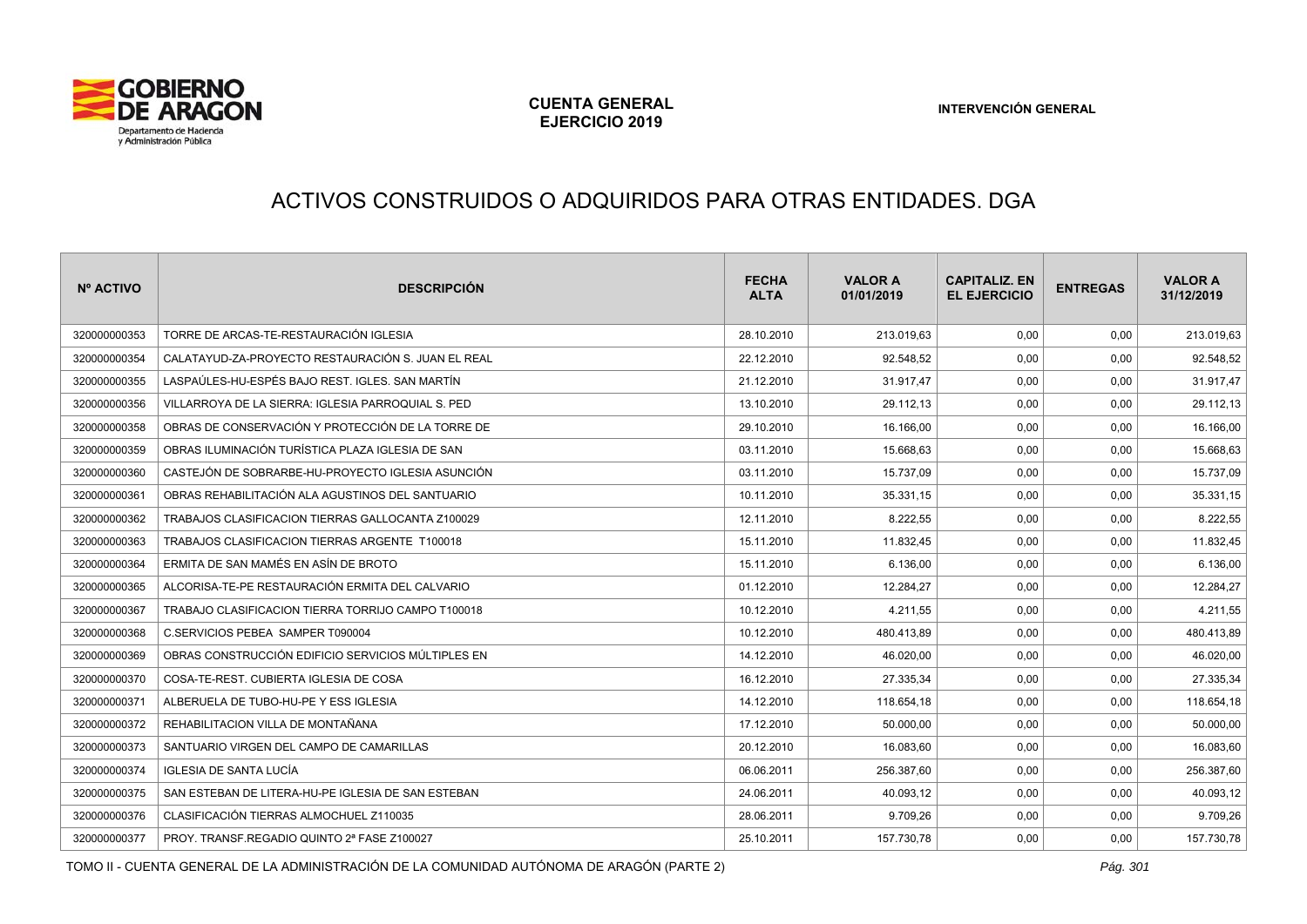# ACTIVOS CONSTRUIDOS O ADQUIRIDOS PARA OTRAS ENTIDADES. DGA

| Nº ACTIVO | DESCRIPCIÓN | FECHA ALTA | VALOR A 01/01/2019 | CAPITALIZ. EN EL EJERCICIO | ENTREGAS | VALOR A 31/12/2019 |
|---|---|---|---|---|---|---|
| 320000000353 | TORRE DE ARCAS-TE-RESTAURACIÓN IGLESIA | 28.10.2010 | 213.019,63 | 0,00 | 0,00 | 213.019,63 |
| 320000000354 | CALATAYUD-ZA-PROYECTO RESTAURACIÓN S. JUAN EL REAL | 22.12.2010 | 92.548,52 | 0,00 | 0,00 | 92.548,52 |
| 320000000355 | LASPAÚLES-HU-ESPÉS BAJO REST. IGLES. SAN MARTÍN | 21.12.2010 | 31.917,47 | 0,00 | 0,00 | 31.917,47 |
| 320000000356 | VILLARROYA DE LA SIERRA: IGLESIA PARROQUIAL S. PED | 13.10.2010 | 29.112,13 | 0,00 | 0,00 | 29.112,13 |
| 320000000358 | OBRAS DE CONSERVACIÓN Y PROTECCIÓN DE LA TORRE DE | 29.10.2010 | 16.166,00 | 0,00 | 0,00 | 16.166,00 |
| 320000000359 | OBRAS ILUMINACIÓN TURÍSTICA PLAZA IGLESIA DE SAN | 03.11.2010 | 15.668,63 | 0,00 | 0,00 | 15.668,63 |
| 320000000360 | CASTEJÓN DE SOBRARBE-HU-PROYECTO IGLESIA ASUNCIÓN | 03.11.2010 | 15.737,09 | 0,00 | 0,00 | 15.737,09 |
| 320000000361 | OBRAS REHABILITACIÓN ALA AGUSTINOS DEL SANTUARIO | 10.11.2010 | 35.331,15 | 0,00 | 0,00 | 35.331,15 |
| 320000000362 | TRABAJOS CLASIFICACION TIERRAS GALLOCANTA Z100029 | 12.11.2010 | 8.222,55 | 0,00 | 0,00 | 8.222,55 |
| 320000000363 | TRABAJOS CLASIFICACION TIERRAS ARGENTE T100018 | 15.11.2010 | 11.832,45 | 0,00 | 0,00 | 11.832,45 |
| 320000000364 | ERMITA DE SAN MAMÉS EN ASÍN DE BROTO | 15.11.2010 | 6.136,00 | 0,00 | 0,00 | 6.136,00 |
| 320000000365 | ALCORISA-TE-PE RESTAURACIÓN ERMITA DEL CALVARIO | 01.12.2010 | 12.284,27 | 0,00 | 0,00 | 12.284,27 |
| 320000000367 | TRABAJO CLASIFICACION TIERRA TORRIJO CAMPO T100018 | 10.12.2010 | 4.211,55 | 0,00 | 0,00 | 4.211,55 |
| 320000000368 | C.SERVICIOS PEBEA SAMPER T090004 | 10.12.2010 | 480.413,89 | 0,00 | 0,00 | 480.413,89 |
| 320000000369 | OBRAS CONSTRUCCIÓN EDIFICIO SERVICIOS MÚLTIPLES EN | 14.12.2010 | 46.020,00 | 0,00 | 0,00 | 46.020,00 |
| 320000000370 | COSA-TE-REST. CUBIERTA IGLESIA DE COSA | 16.12.2010 | 27.335,34 | 0,00 | 0,00 | 27.335,34 |
| 320000000371 | ALBERUELA DE TUBO-HU-PE Y ESS IGLESIA | 14.12.2010 | 118.654,18 | 0,00 | 0,00 | 118.654,18 |
| 320000000372 | REHABILITACION VILLA DE MONTAÑANA | 17.12.2010 | 50.000,00 | 0,00 | 0,00 | 50.000,00 |
| 320000000373 | SANTUARIO VIRGEN DEL CAMPO DE CAMARILLAS | 20.12.2010 | 16.083,60 | 0,00 | 0,00 | 16.083,60 |
| 320000000374 | IGLESIA DE SANTA LUCÍA | 06.06.2011 | 256.387,60 | 0,00 | 0,00 | 256.387,60 |
| 320000000375 | SAN ESTEBAN DE LITERA-HU-PE IGLESIA DE SAN ESTEBAN | 24.06.2011 | 40.093,12 | 0,00 | 0,00 | 40.093,12 |
| 320000000376 | CLASIFICACIÓN TIERRAS ALMOCHUEL Z110035 | 28.06.2011 | 9.709,26 | 0,00 | 0,00 | 9.709,26 |
| 320000000377 | PROY. TRANSF.REGADIO QUINTO 2ª FASE Z100027 | 25.10.2011 | 157.730,78 | 0,00 | 0,00 | 157.730,78 |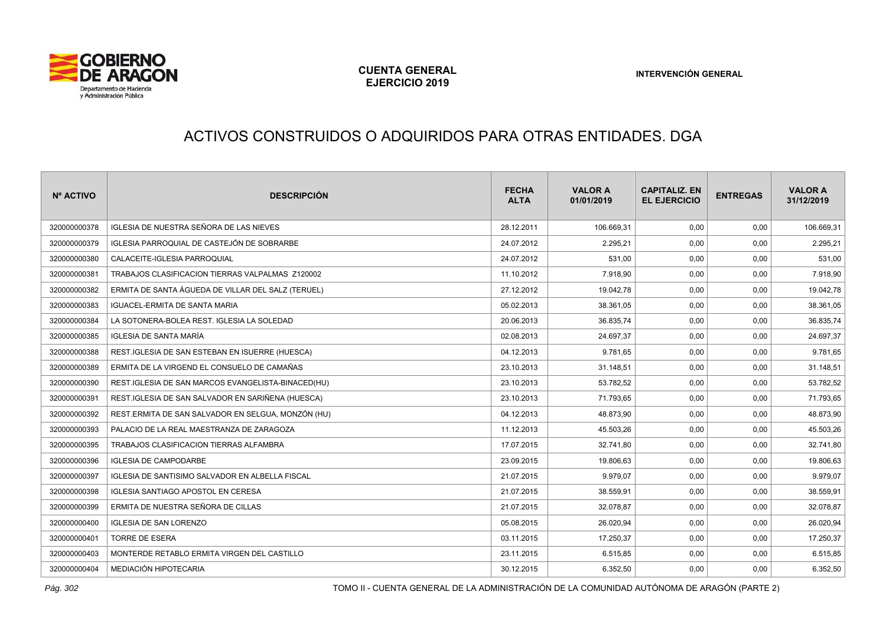# ACTIVOS CONSTRUIDOS O ADQUIRIDOS PARA OTRAS ENTIDADES. DGA

| Nº ACTIVO | DESCRIPCIÓN | FECHA ALTA | VALOR A 01/01/2019 | CAPITALIZ. EN EL EJERCICIO | ENTREGAS | VALOR A 31/12/2019 |
|---|---|---|---|---|---|---|
| 320000000378 | IGLESIA DE NUESTRA SEÑORA DE LAS NIEVES | 28.12.2011 | 106.669,31 | 0,00 | 0,00 | 106.669,31 |
| 320000000379 | IGLESIA PARROQUIAL DE CASTEJÓN DE SOBRARBE | 24.07.2012 | 2.295,21 | 0,00 | 0,00 | 2.295,21 |
| 320000000380 | CALACEITE-IGLESIA PARROQUIAL | 24.07.2012 | 531,00 | 0,00 | 0,00 | 531,00 |
| 320000000381 | TRABAJOS CLASIFICACION TIERRAS VALPALMAS Z120002 | 11.10.2012 | 7.918,90 | 0,00 | 0,00 | 7.918,90 |
| 320000000382 | ERMITA DE SANTA ÁGUEDA DE VILLAR DEL SALZ (TERUEL) | 27.12.2012 | 19.042,78 | 0,00 | 0,00 | 19.042,78 |
| 320000000383 | IGUACEL-ERMITA DE SANTA MARIA | 05.02.2013 | 38.361,05 | 0,00 | 0,00 | 38.361,05 |
| 320000000384 | LA SOTONERA-BOLEA REST. IGLESIA LA SOLEDAD | 20.06.2013 | 36.835,74 | 0,00 | 0,00 | 36.835,74 |
| 320000000385 | IGLESIA DE SANTA MARÍA | 02.08.2013 | 24.697,37 | 0,00 | 0,00 | 24.697,37 |
| 320000000388 | REST.IGLESIA DE SAN ESTEBAN EN ISUERRE (HUESCA) | 04.12.2013 | 9.781,65 | 0,00 | 0,00 | 9.781,65 |
| 320000000389 | ERMITA DE LA VIRGEND EL CONSUELO DE CAMAÑAS | 23.10.2013 | 31.148,51 | 0,00 | 0,00 | 31.148,51 |
| 320000000390 | REST.IGLESIA DE SAN MARCOS EVANGELISTA-BINACED(HU) | 23.10.2013 | 53.782,52 | 0,00 | 0,00 | 53.782,52 |
| 320000000391 | REST.IGLESIA DE SAN SALVADOR EN SARIÑENA (HUESCA) | 23.10.2013 | 71.793,65 | 0,00 | 0,00 | 71.793,65 |
| 320000000392 | REST.ERMITA DE SAN SALVADOR EN SELGUA, MONZÓN (HU) | 04.12.2013 | 48.873,90 | 0,00 | 0,00 | 48.873,90 |
| 320000000393 | PALACIO DE LA REAL MAESTRANZA DE ZARAGOZA | 11.12.2013 | 45.503,26 | 0,00 | 0,00 | 45.503,26 |
| 320000000395 | TRABAJOS CLASIFICACION TIERRAS ALFAMBRA | 17.07.2015 | 32.741,80 | 0,00 | 0,00 | 32.741,80 |
| 320000000396 | IGLESIA DE CAMPODARBE | 23.09.2015 | 19.806,63 | 0,00 | 0,00 | 19.806,63 |
| 320000000397 | IGLESIA DE SANTISIMO SALVADOR EN ALBELLA FISCAL | 21.07.2015 | 9.979,07 | 0,00 | 0,00 | 9.979,07 |
| 320000000398 | IGLESIA SANTIAGO APOSTOL EN CERESA | 21.07.2015 | 38.559,91 | 0,00 | 0,00 | 38.559,91 |
| 320000000399 | ERMITA DE NUESTRA SEÑORA DE CILLAS | 21.07.2015 | 32.078,87 | 0,00 | 0,00 | 32.078,87 |
| 320000000400 | IGLESIA DE SAN LORENZO | 05.08.2015 | 26.020,94 | 0,00 | 0,00 | 26.020,94 |
| 320000000401 | TORRE DE ESERA | 03.11.2015 | 17.250,37 | 0,00 | 0,00 | 17.250,37 |
| 320000000403 | MONTERDE RETABLO ERMITA VIRGEN DEL CASTILLO | 23.11.2015 | 6.515,85 | 0,00 | 0,00 | 6.515,85 |
| 320000000404 | MEDIACIÓN HIPOTECARIA | 30.12.2015 | 6.352,50 | 0,00 | 0,00 | 6.352,50 |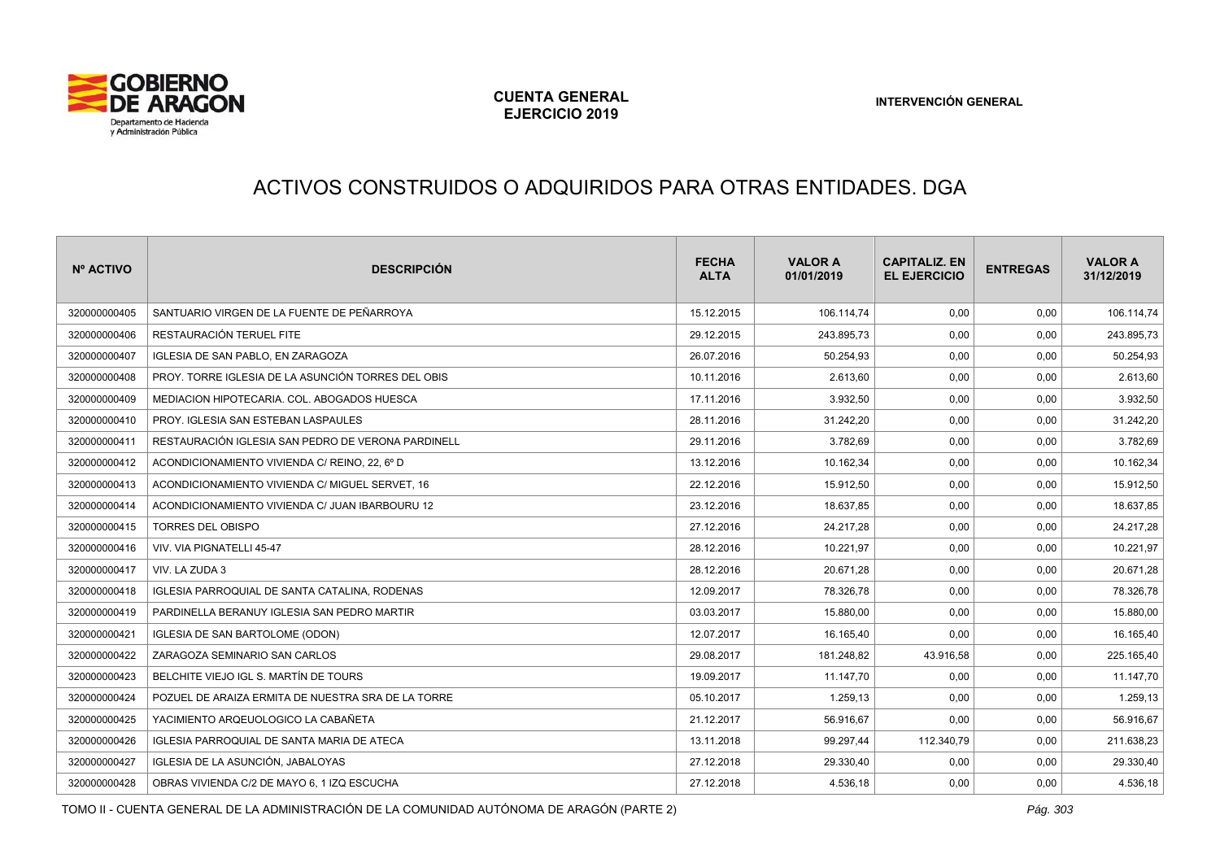# ACTIVOS CONSTRUIDOS O ADQUIRIDOS PARA OTRAS ENTIDADES. DGA

| Nº ACTIVO | DESCRIPCIÓN | FECHA ALTA | VALOR A 01/01/2019 | CAPITALIZ. EN EL EJERCICIO | ENTREGAS | VALOR A 31/12/2019 |
|---|---|---|---|---|---|---|
| 320000000405 | SANTUARIO VIRGEN DE LA FUENTE DE PEÑARROYA | 15.12.2015 | 106.114,74 | 0,00 | 0,00 | 106.114,74 |
| 320000000406 | RESTAURACIÓN TERUEL FITE | 29.12.2015 | 243.895,73 | 0,00 | 0,00 | 243.895,73 |
| 320000000407 | IGLESIA DE SAN PABLO, EN ZARAGOZA | 26.07.2016 | 50.254,93 | 0,00 | 0,00 | 50.254,93 |
| 320000000408 | PROY. TORRE IGLESIA DE LA ASUNCIÓN TORRES DEL OBIS | 10.11.2016 | 2.613,60 | 0,00 | 0,00 | 2.613,60 |
| 320000000409 | MEDIACION HIPOTECARIA. COL. ABOGADOS HUESCA | 17.11.2016 | 3.932,50 | 0,00 | 0,00 | 3.932,50 |
| 320000000410 | PROY. IGLESIA SAN ESTEBAN LASPAULES | 28.11.2016 | 31.242,20 | 0,00 | 0,00 | 31.242,20 |
| 320000000411 | RESTAURACIÓN IGLESIA SAN PEDRO DE VERONA PARDINELL | 29.11.2016 | 3.782,69 | 0,00 | 0,00 | 3.782,69 |
| 320000000412 | ACONDICIONAMIENTO VIVIENDA C/ REINO, 22, 6º D | 13.12.2016 | 10.162,34 | 0,00 | 0,00 | 10.162,34 |
| 320000000413 | ACONDICIONAMIENTO VIVIENDA C/ MIGUEL SERVET, 16 | 22.12.2016 | 15.912,50 | 0,00 | 0,00 | 15.912,50 |
| 320000000414 | ACONDICIONAMIENTO VIVIENDA C/ JUAN IBARBOURU 12 | 23.12.2016 | 18.637,85 | 0,00 | 0,00 | 18.637,85 |
| 320000000415 | TORRES DEL OBISPO | 27.12.2016 | 24.217,28 | 0,00 | 0,00 | 24.217,28 |
| 320000000416 | VIV. VIA PIGNATELLI 45-47 | 28.12.2016 | 10.221,97 | 0,00 | 0,00 | 10.221,97 |
| 320000000417 | VIV. LA ZUDA 3 | 28.12.2016 | 20.671,28 | 0,00 | 0,00 | 20.671,28 |
| 320000000418 | IGLESIA PARROQUIAL DE SANTA CATALINA, RODENAS | 12.09.2017 | 78.326,78 | 0,00 | 0,00 | 78.326,78 |
| 320000000419 | PARDINELLA BERANUY IGLESIA SAN PEDRO MARTIR | 03.03.2017 | 15.880,00 | 0,00 | 0,00 | 15.880,00 |
| 320000000421 | IGLESIA DE SAN BARTOLOME (ODON) | 12.07.2017 | 16.165,40 | 0,00 | 0,00 | 16.165,40 |
| 320000000422 | ZARAGOZA SEMINARIO SAN CARLOS | 29.08.2017 | 181.248,82 | 43.916,58 | 0,00 | 225.165,40 |
| 320000000423 | BELCHITE VIEJO IGL S. MARTÍN DE TOURS | 19.09.2017 | 11.147,70 | 0,00 | 0,00 | 11.147,70 |
| 320000000424 | POZUEL DE ARAIZA ERMITA DE NUESTRA SRA DE LA TORRE | 05.10.2017 | 1.259,13 | 0,00 | 0,00 | 1.259,13 |
| 320000000425 | YACIMIENTO ARQEUOLOGICO LA CABAÑETA | 21.12.2017 | 56.916,67 | 0,00 | 0,00 | 56.916,67 |
| 320000000426 | IGLESIA PARROQUIAL DE SANTA MARIA DE ATECA | 13.11.2018 | 99.297,44 | 112.340,79 | 0,00 | 211.638,23 |
| 320000000427 | IGLESIA DE LA ASUNCIÓN, JABALOYAS | 27.12.2018 | 29.330,40 | 0,00 | 0,00 | 29.330,40 |
| 320000000428 | OBRAS VIVIENDA C/2 DE MAYO 6, 1 IZQ ESCUCHA | 27.12.2018 | 4.536,18 | 0,00 | 0,00 | 4.536,18 |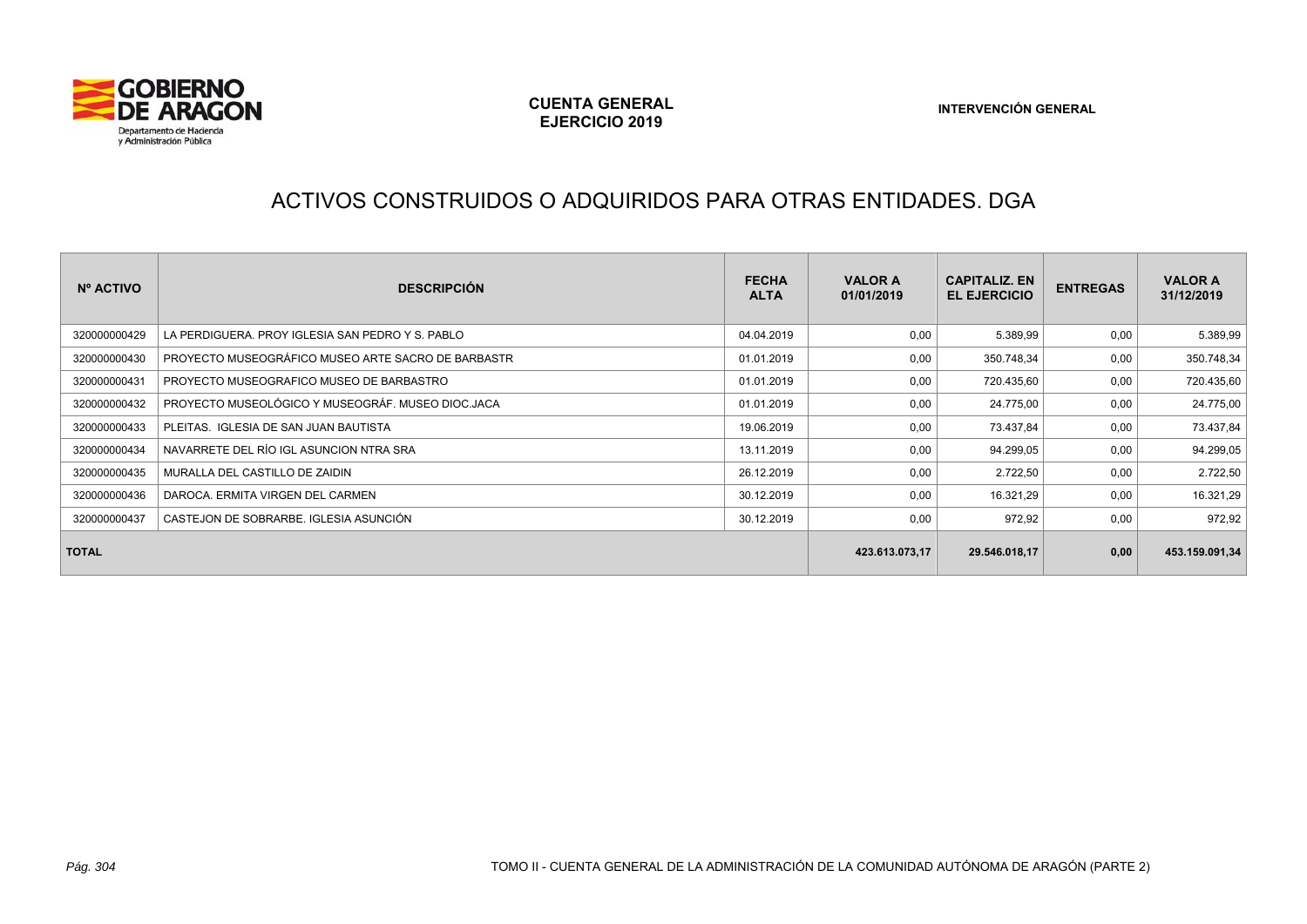# ACTIVOS CONSTRUIDOS O ADQUIRIDOS PARA OTRAS ENTIDADES. DGA

| Nº ACTIVO | DESCRIPCIÓN | FECHA ALTA | VALOR A 01/01/2019 | CAPITALIZ. EN EL EJERCICIO | ENTREGAS | VALOR A 31/12/2019 |
|---|---|---|---|---|---|---|
| 320000000429 | LA PERDIGUERA. PROY IGLESIA SAN PEDRO Y S. PABLO | 04.04.2019 | 0,00 | 5.389,99 | 0,00 | 5.389,99 |
| 320000000430 | PROYECTO MUSEOGRÁFICO MUSEO ARTE SACRO DE BARBASTR | 01.01.2019 | 0,00 | 350.748,34 | 0,00 | 350.748,34 |
| 320000000431 | PROYECTO MUSEOGRAFICO MUSEO DE BARBASTRO | 01.01.2019 | 0,00 | 720.435,60 | 0,00 | 720.435,60 |
| 320000000432 | PROYECTO MUSEOLÓGICO Y MUSEOGRÁF. MUSEO DIOC.JACA | 01.01.2019 | 0,00 | 24.775,00 | 0,00 | 24.775,00 |
| 320000000433 | PLEITAS. IGLESIA DE SAN JUAN BAUTISTA | 19.06.2019 | 0,00 | 73.437,84 | 0,00 | 73.437,84 |
| 320000000434 | NAVARRETE DEL RÍO IGL ASUNCION NTRA SRA | 13.11.2019 | 0,00 | 94.299,05 | 0,00 | 94.299,05 |
| 320000000435 | MURALLA DEL CASTILLO DE ZAIDIN | 26.12.2019 | 0,00 | 2.722,50 | 0,00 | 2.722,50 |
| 320000000436 | DAROCA. ERMITA VIRGEN DEL CARMEN | 30.12.2019 | 0,00 | 16.321,29 | 0,00 | 16.321,29 |
| 320000000437 | CASTEJON DE SOBRARBE. IGLESIA ASUNCIÓN | 30.12.2019 | 0,00 | 972,92 | 0,00 | 972,92 |
| **TOTAL** | | | **423.613.073,17** | **29.546.018,17** | **0,00** | **453.159.091,34** |